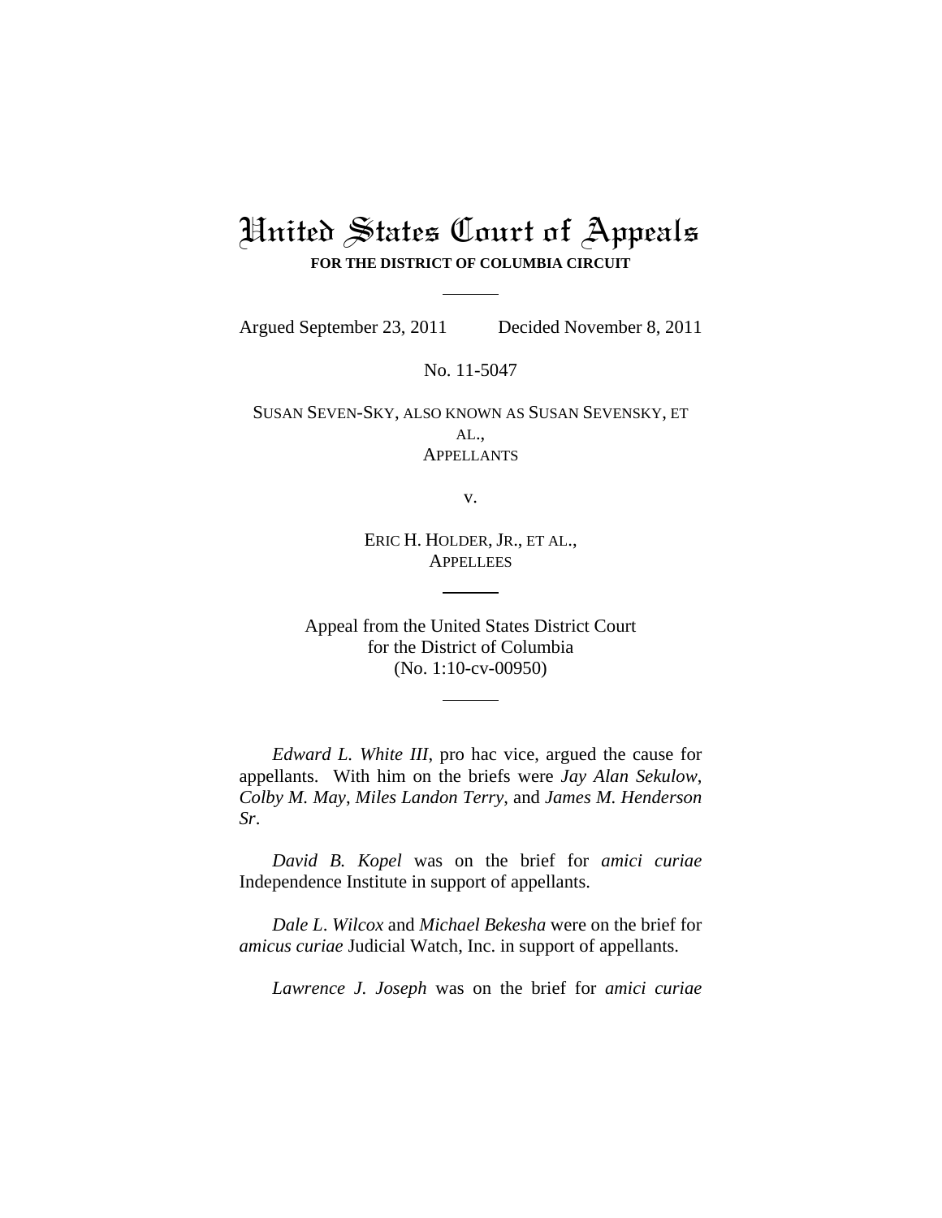# United States Court of Appeals

**FOR THE DISTRICT OF COLUMBIA CIRCUIT**

Argued September 23, 2011 Decided November 8, 2011

No. 11-5047

SUSAN SEVEN-SKY, ALSO KNOWN AS SUSAN SEVENSKY, ET AL.,
APPELLANTS

v.

ERIC H. HOLDER, JR., ET AL.,
APPELLEES

Appeal from the United States District Court
for the District of Columbia
(No. 1:10-cv-00950)

*Edward L. White III*, pro hac vice, argued the cause for appellants. With him on the briefs were *Jay Alan Sekulow*, *Colby M. May*, *Miles Landon Terry*, and *James M. Henderson Sr*.

*David B. Kopel* was on the brief for *amici curiae* Independence Institute in support of appellants.

*Dale L. Wilcox* and *Michael Bekesha* were on the brief for *amicus curiae* Judicial Watch, Inc. in support of appellants.

*Lawrence J. Joseph* was on the brief for *amici curiae*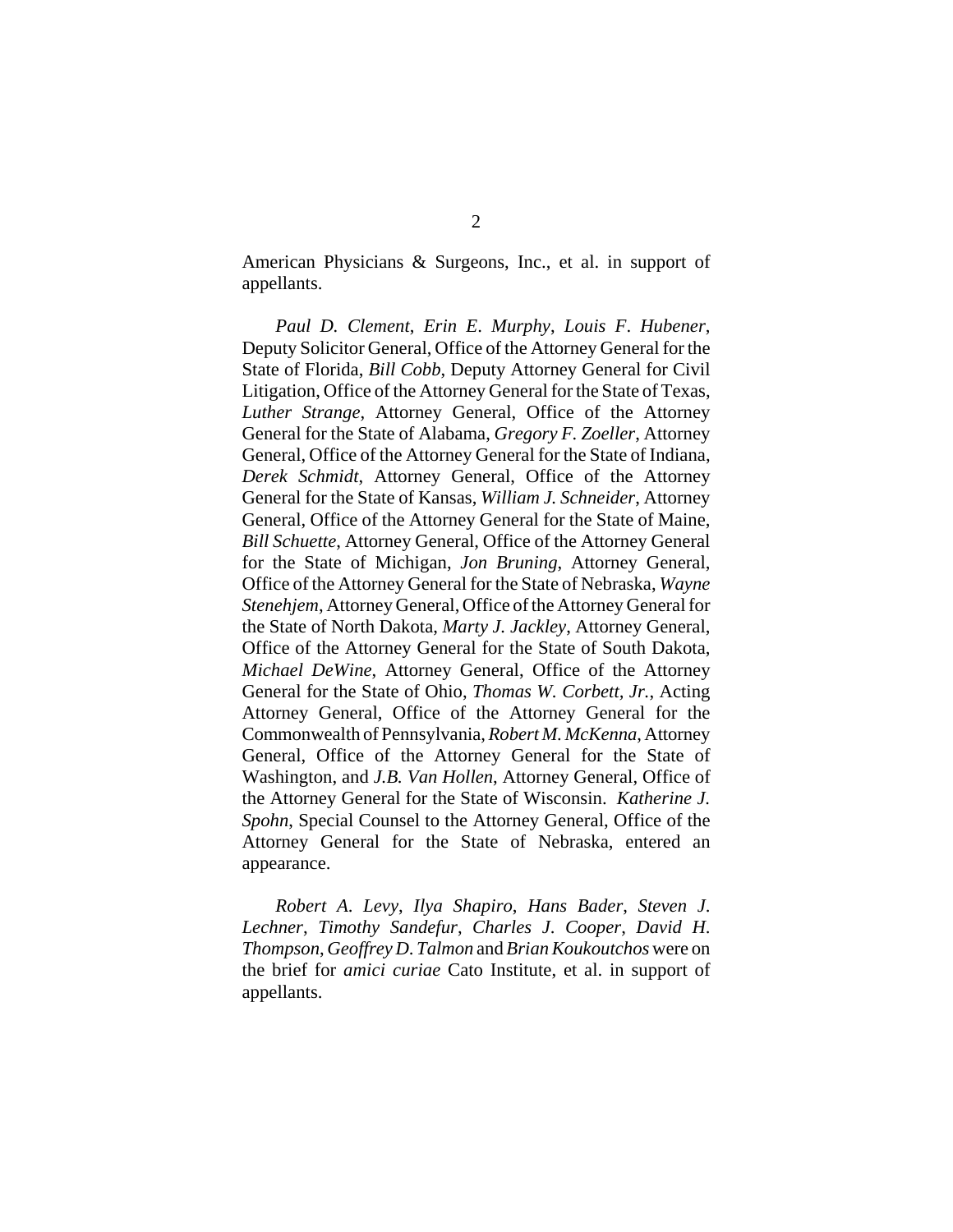American Physicians & Surgeons, Inc., et al. in support of appellants.

*Paul D. Clement*, *Erin E. Murphy*, *Louis F. Hubener*, Deputy Solicitor General, Office of the Attorney General for the State of Florida, *Bill Cobb*, Deputy Attorney General for Civil Litigation, Office of the Attorney General for the State of Texas, *Luther Strange*, Attorney General, Office of the Attorney General for the State of Alabama, *Gregory F. Zoeller*, Attorney General, Office of the Attorney General for the State of Indiana, *Derek Schmidt*, Attorney General, Office of the Attorney General for the State of Kansas, *William J. Schneider*, Attorney General, Office of the Attorney General for the State of Maine, *Bill Schuette*, Attorney General, Office of the Attorney General for the State of Michigan, *Jon Bruning*, Attorney General, Office of the Attorney General for the State of Nebraska, *Wayne Stenehjem*, Attorney General, Office of the Attorney General for the State of North Dakota, *Marty J. Jackley*, Attorney General, Office of the Attorney General for the State of South Dakota, *Michael DeWine*, Attorney General, Office of the Attorney General for the State of Ohio, *Thomas W. Corbett, Jr.*, Acting Attorney General, Office of the Attorney General for the Commonwealth of Pennsylvania, *Robert M. McKenna*, Attorney General, Office of the Attorney General for the State of Washington, and *J.B. Van Hollen*, Attorney General, Office of the Attorney General for the State of Wisconsin. *Katherine J. Spohn*, Special Counsel to the Attorney General, Office of the Attorney General for the State of Nebraska, entered an appearance.

*Robert A. Levy*, *Ilya Shapiro*, *Hans Bader*, *Steven J. Lechner*, *Timothy Sandefur*, *Charles J. Cooper*, *David H. Thompson*, *Geoffrey D. Talmon* and *Brian Koukoutchos* were on the brief for *amici curiae* Cato Institute, et al. in support of appellants.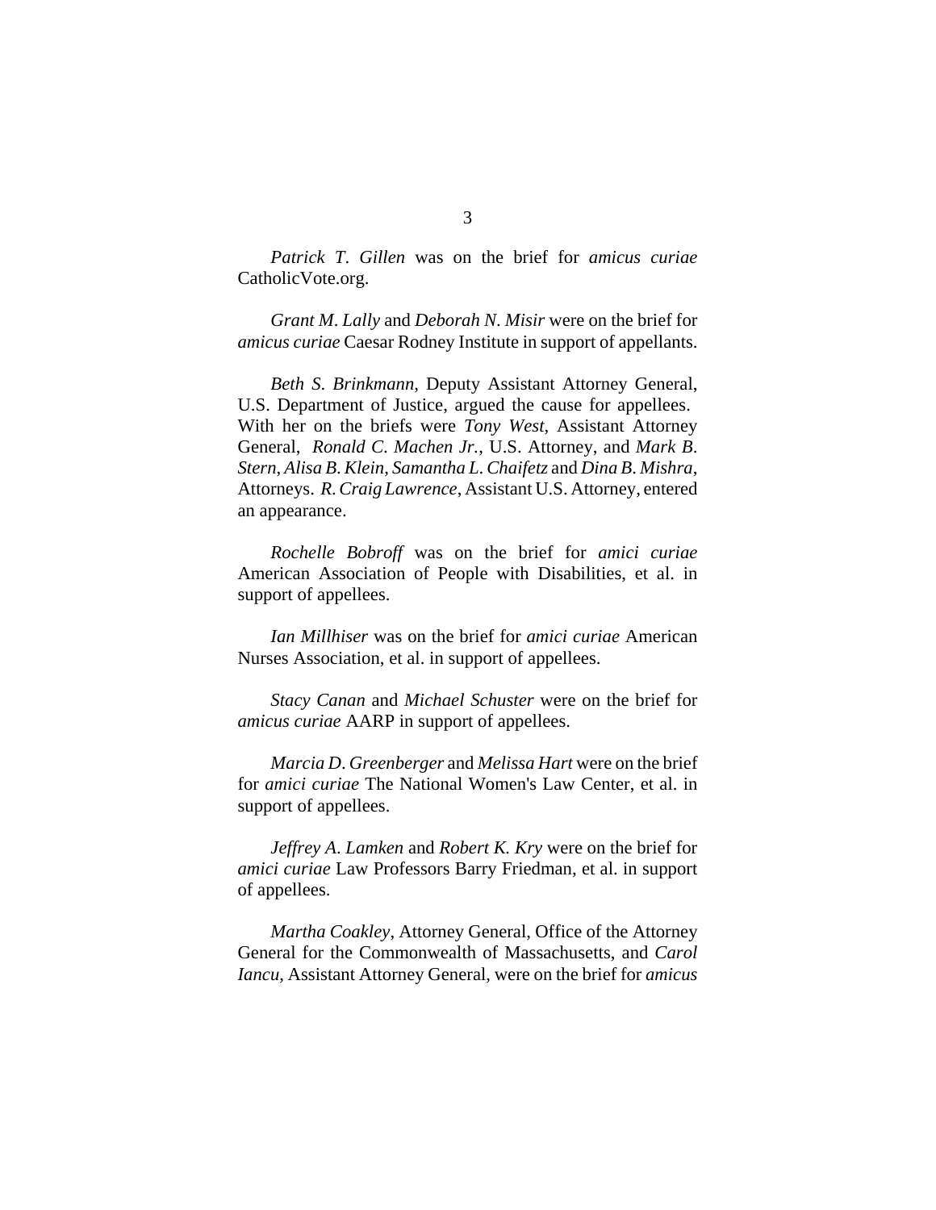*Patrick T. Gillen* was on the brief for *amicus curiae* CatholicVote.org.

*Grant M. Lally* and *Deborah N. Misir* were on the brief for *amicus curiae* Caesar Rodney Institute in support of appellants.

*Beth S. Brinkmann*, Deputy Assistant Attorney General, U.S. Department of Justice, argued the cause for appellees. With her on the briefs were *Tony West*, Assistant Attorney General, *Ronald C. Machen Jr.*, U.S. Attorney, and *Mark B. Stern*, *Alisa B. Klein*, *Samantha L. Chaifetz* and *Dina B. Mishra*, Attorneys. *R. Craig Lawrence*, Assistant U.S. Attorney, entered an appearance.

*Rochelle Bobroff* was on the brief for *amici curiae* American Association of People with Disabilities, et al. in support of appellees.

*Ian Millhiser* was on the brief for *amici curiae* American Nurses Association, et al. in support of appellees.

*Stacy Canan* and *Michael Schuster* were on the brief for *amicus curiae* AARP in support of appellees.

*Marcia D. Greenberger* and *Melissa Hart* were on the brief for *amici curiae* The National Women's Law Center, et al. in support of appellees.

*Jeffrey A. Lamken* and *Robert K. Kry* were on the brief for *amici curiae* Law Professors Barry Friedman, et al. in support of appellees.

*Martha Coakley*, Attorney General, Office of the Attorney General for the Commonwealth of Massachusetts, and *Carol Iancu*, Assistant Attorney General, were on the brief for *amicus*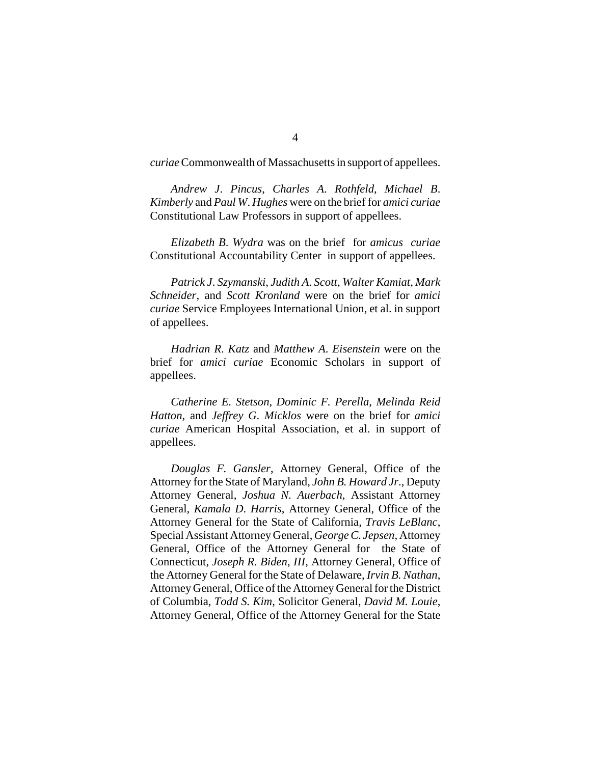*curiae* Commonwealth of Massachusetts in support of appellees.

*Andrew J. Pincus*, *Charles A. Rothfeld*, *Michael B. Kimberly* and *Paul W. Hughes* were on the brief for *amici curiae* Constitutional Law Professors in support of appellees.

*Elizabeth B. Wydra* was on the brief for *amicus curiae* Constitutional Accountability Center in support of appellees.

*Patrick J. Szymanski*, *Judith A. Scott*, *Walter Kamiat*, *Mark Schneider*, and *Scott Kronland* were on the brief for *amici curiae* Service Employees International Union, et al. in support of appellees.

*Hadrian R. Katz* and *Matthew A. Eisenstein* were on the brief for *amici curiae* Economic Scholars in support of appellees.

*Catherine E. Stetson*, *Dominic F. Perella*, *Melinda Reid Hatton*, and *Jeffrey G. Micklos* were on the brief for *amici curiae* American Hospital Association, et al. in support of appellees.

*Douglas F. Gansler*, Attorney General, Office of the Attorney for the State of Maryland, *John B. Howard Jr.*, Deputy Attorney General, *Joshua N. Auerbach*, Assistant Attorney General, *Kamala D. Harris*, Attorney General, Office of the Attorney General for the State of California, *Travis LeBlanc*, Special Assistant Attorney General, *George C. Jepsen*, Attorney General, Office of the Attorney General for the State of Connecticut, *Joseph R. Biden, III*, Attorney General, Office of the Attorney General for the State of Delaware, *Irvin B. Nathan*, Attorney General, Office of the Attorney General for the District of Columbia, *Todd S. Kim*, Solicitor General, *David M. Louie*, Attorney General, Office of the Attorney General for the State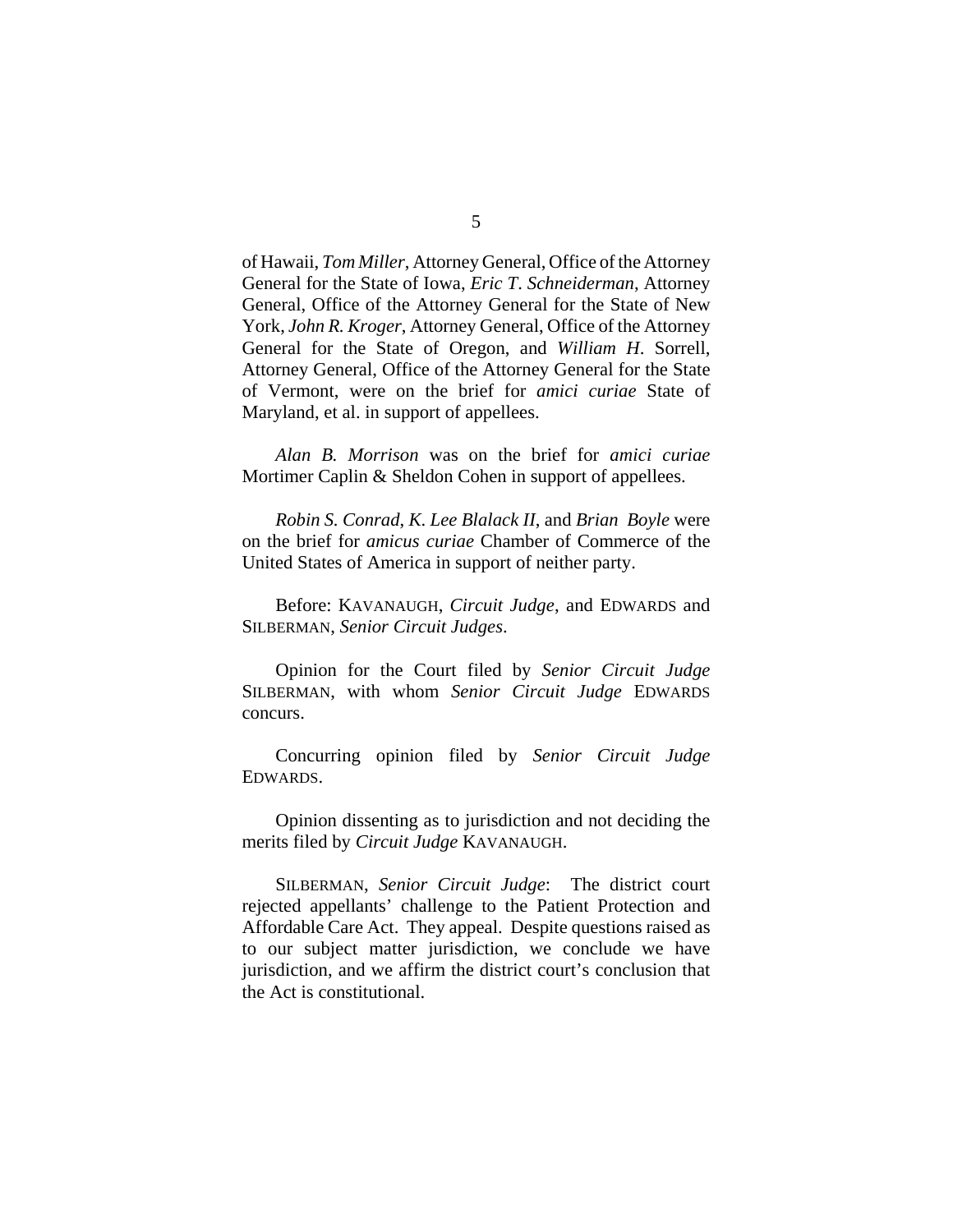of Hawaii, *Tom Miller*, Attorney General, Office of the Attorney General for the State of Iowa, *Eric T. Schneiderman*, Attorney General, Office of the Attorney General for the State of New York, *John R. Kroger*, Attorney General, Office of the Attorney General for the State of Oregon, and *William H*. Sorrell, Attorney General, Office of the Attorney General for the State of Vermont, were on the brief for *amici curiae* State of Maryland, et al. in support of appellees.

*Alan B. Morrison* was on the brief for *amici curiae* Mortimer Caplin & Sheldon Cohen in support of appellees.

*Robin S. Conrad*, *K. Lee Blalack II*, and *Brian Boyle* were on the brief for *amicus curiae* Chamber of Commerce of the United States of America in support of neither party.

Before: KAVANAUGH, *Circuit Judge*, and EDWARDS and SILBERMAN, *Senior Circuit Judges*.

Opinion for the Court filed by *Senior Circuit Judge* SILBERMAN, with whom *Senior Circuit Judge* EDWARDS concurs.

Concurring opinion filed by *Senior Circuit Judge* EDWARDS.

Opinion dissenting as to jurisdiction and not deciding the merits filed by *Circuit Judge* KAVANAUGH.

SILBERMAN, *Senior Circuit Judge*: The district court rejected appellants' challenge to the Patient Protection and Affordable Care Act. They appeal. Despite questions raised as to our subject matter jurisdiction, we conclude we have jurisdiction, and we affirm the district court's conclusion that the Act is constitutional.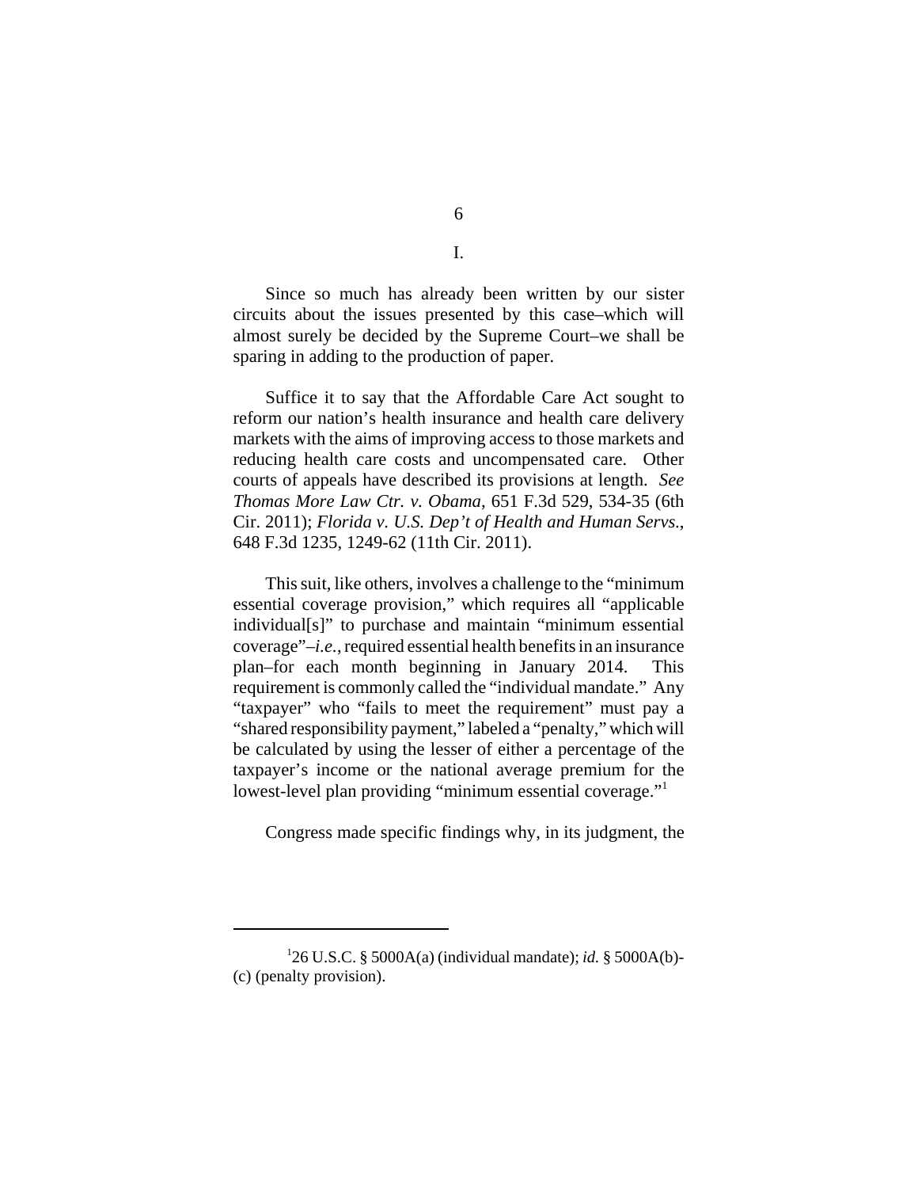I.

Since so much has already been written by our sister circuits about the issues presented by this case–which will almost surely be decided by the Supreme Court–we shall be sparing in adding to the production of paper.

Suffice it to say that the Affordable Care Act sought to reform our nation's health insurance and health care delivery markets with the aims of improving access to those markets and reducing health care costs and uncompensated care. Other courts of appeals have described its provisions at length. *See Thomas More Law Ctr. v. Obama*, 651 F.3d 529, 534-35 (6th Cir. 2011); *Florida v. U.S. Dep't of Health and Human Servs.*, 648 F.3d 1235, 1249-62 (11th Cir. 2011).

This suit, like others, involves a challenge to the "minimum essential coverage provision," which requires all "applicable individual[s]" to purchase and maintain "minimum essential coverage"–*i.e.*, required essential health benefits in an insurance plan–for each month beginning in January 2014. This requirement is commonly called the "individual mandate." Any "taxpayer" who "fails to meet the requirement" must pay a "shared responsibility payment," labeled a "penalty," which will be calculated by using the lesser of either a percentage of the taxpayer's income or the national average premium for the lowest-level plan providing "minimum essential coverage."[1]

Congress made specific findings why, in its judgment, the

[1] 26 U.S.C. § 5000A(a) (individual mandate); *id.* § 5000A(b)-(c) (penalty provision).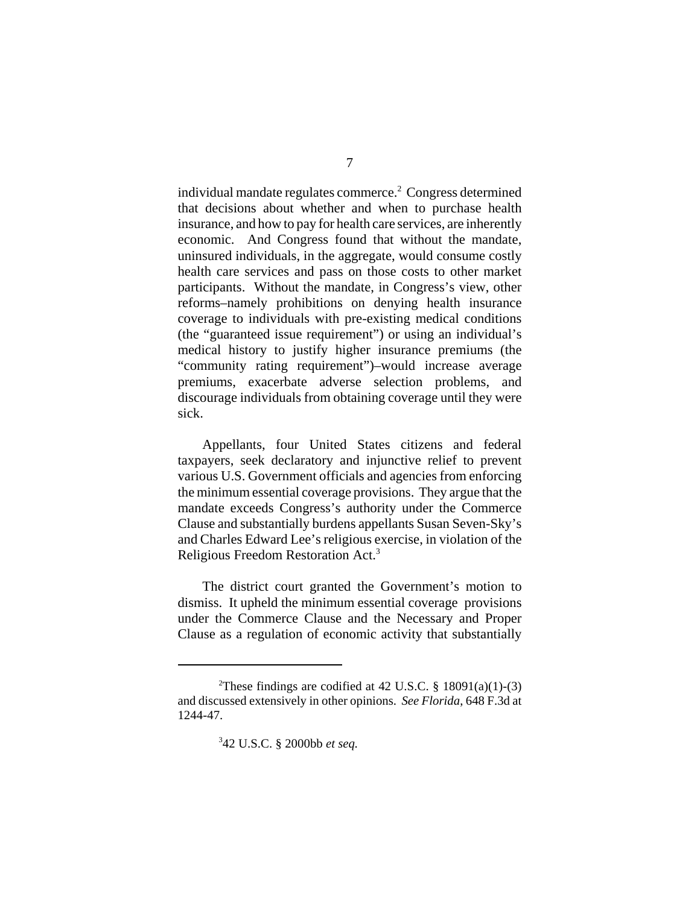individual mandate regulates commerce.[2] Congress determined that decisions about whether and when to purchase health insurance, and how to pay for health care services, are inherently economic. And Congress found that without the mandate, uninsured individuals, in the aggregate, would consume costly health care services and pass on those costs to other market participants. Without the mandate, in Congress's view, other reforms–namely prohibitions on denying health insurance coverage to individuals with pre-existing medical conditions (the "guaranteed issue requirement") or using an individual's medical history to justify higher insurance premiums (the "community rating requirement")–would increase average premiums, exacerbate adverse selection problems, and discourage individuals from obtaining coverage until they were sick.

Appellants, four United States citizens and federal taxpayers, seek declaratory and injunctive relief to prevent various U.S. Government officials and agencies from enforcing the minimum essential coverage provisions. They argue that the mandate exceeds Congress's authority under the Commerce Clause and substantially burdens appellants Susan Seven-Sky's and Charles Edward Lee's religious exercise, in violation of the Religious Freedom Restoration Act.[3]

The district court granted the Government's motion to dismiss. It upheld the minimum essential coverage provisions under the Commerce Clause and the Necessary and Proper Clause as a regulation of economic activity that substantially

---

[2]These findings are codified at 42 U.S.C. § 18091(a)(1)-(3) and discussed extensively in other opinions. *See Florida*, 648 F.3d at 1244-47.

[3]42 U.S.C. § 2000bb *et seq.*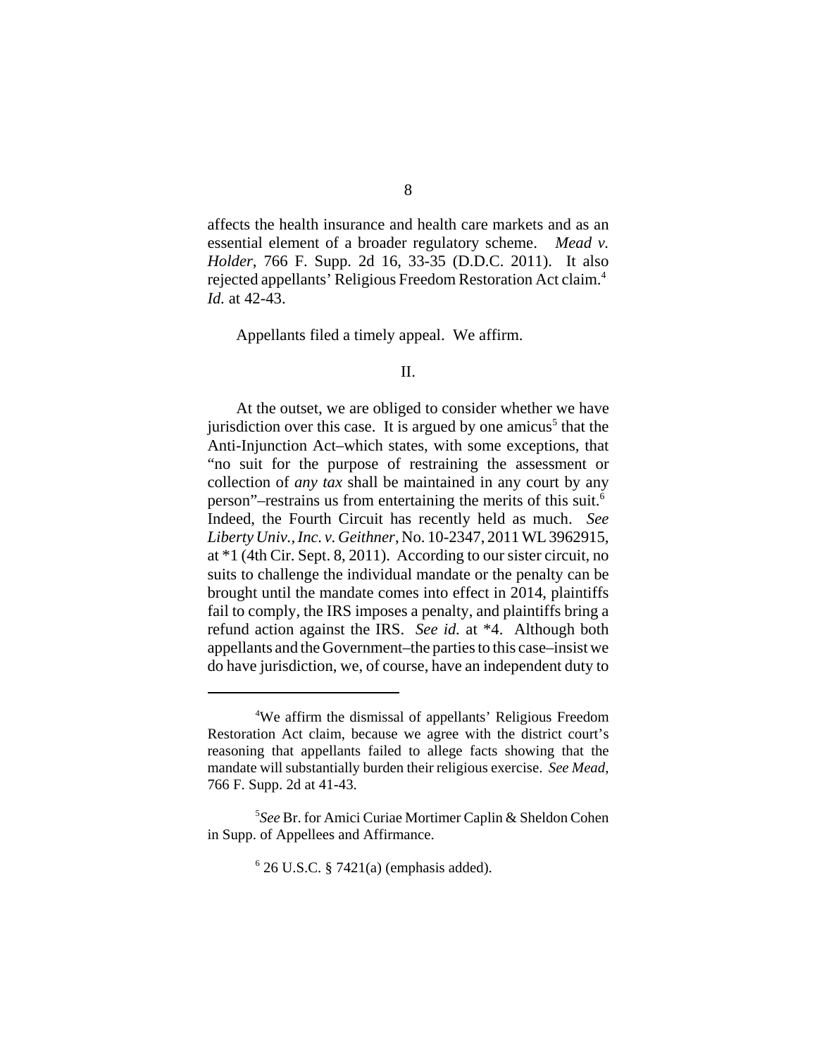affects the health insurance and health care markets and as an essential element of a broader regulatory scheme. *Mead v. Holder*, 766 F. Supp. 2d 16, 33-35 (D.D.C. 2011). It also rejected appellants' Religious Freedom Restoration Act claim.[4] *Id.* at 42-43.

Appellants filed a timely appeal. We affirm.

II.

At the outset, we are obliged to consider whether we have jurisdiction over this case. It is argued by one amicus[5] that the Anti-Injunction Act–which states, with some exceptions, that "no suit for the purpose of restraining the assessment or collection of *any tax* shall be maintained in any court by any person"–restrains us from entertaining the merits of this suit.[6] Indeed, the Fourth Circuit has recently held as much. *See Liberty Univ., Inc. v. Geithner*, No. 10-2347, 2011 WL 3962915, at *1 (4th Cir. Sept. 8, 2011). According to our sister circuit, no suits to challenge the individual mandate or the penalty can be brought until the mandate comes into effect in 2014, plaintiffs fail to comply, the IRS imposes a penalty, and plaintiffs bring a refund action against the IRS. *See id.* at *4. Although both appellants and the Government–the parties to this case–insist we do have jurisdiction, we, of course, have an independent duty to

---

[4] We affirm the dismissal of appellants' Religious Freedom Restoration Act claim, because we agree with the district court's reasoning that appellants failed to allege facts showing that the mandate will substantially burden their religious exercise. *See Mead*, 766 F. Supp. 2d at 41-43.

[5] *See* Br. for Amici Curiae Mortimer Caplin & Sheldon Cohen in Supp. of Appellees and Affirmance.

[6] 26 U.S.C. § 7421(a) (emphasis added).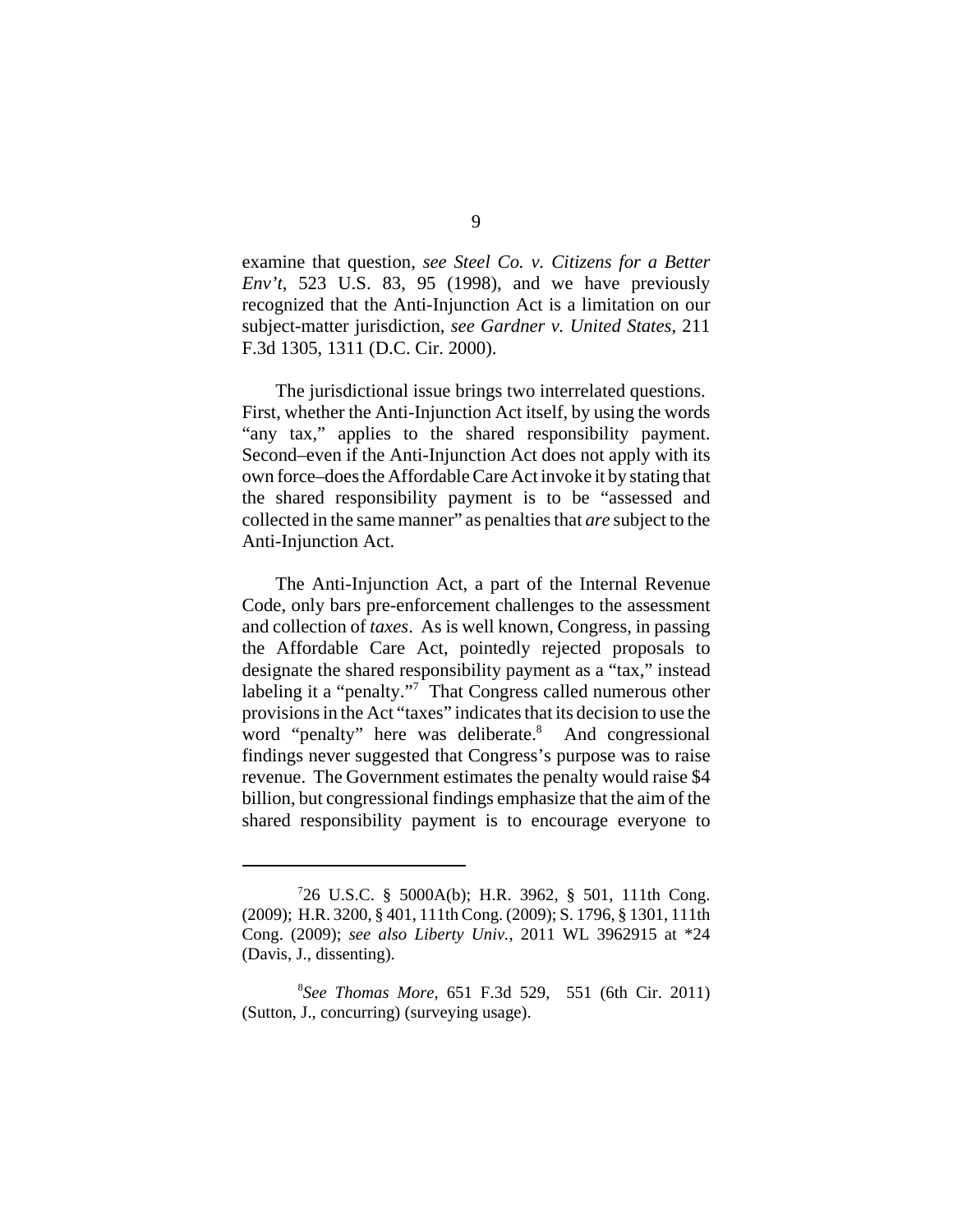examine that question, *see Steel Co. v. Citizens for a Better Env't*, 523 U.S. 83, 95 (1998), and we have previously recognized that the Anti-Injunction Act is a limitation on our subject-matter jurisdiction, *see Gardner v. United States*, 211 F.3d 1305, 1311 (D.C. Cir. 2000).

The jurisdictional issue brings two interrelated questions. First, whether the Anti-Injunction Act itself, by using the words "any tax," applies to the shared responsibility payment. Second–even if the Anti-Injunction Act does not apply with its own force–does the Affordable Care Act invoke it by stating that the shared responsibility payment is to be "assessed and collected in the same manner" as penalties that *are* subject to the Anti-Injunction Act.

The Anti-Injunction Act, a part of the Internal Revenue Code, only bars pre-enforcement challenges to the assessment and collection of *taxes*. As is well known, Congress, in passing the Affordable Care Act, pointedly rejected proposals to designate the shared responsibility payment as a "tax," instead labeling it a "penalty."[7] That Congress called numerous other provisions in the Act "taxes" indicates that its decision to use the word "penalty" here was deliberate.[8] And congressional findings never suggested that Congress's purpose was to raise revenue. The Government estimates the penalty would raise $4 billion, but congressional findings emphasize that the aim of the shared responsibility payment is to encourage everyone to

---

[7] 26 U.S.C. § 5000A(b); H.R. 3962, § 501, 111th Cong. (2009); H.R. 3200, § 401, 111th Cong. (2009); S. 1796, § 1301, 111th Cong. (2009); *see also Liberty Univ.*, 2011 WL 3962915 at *24 (Davis, J., dissenting).

[8] *See Thomas More*, 651 F.3d 529, 551 (6th Cir. 2011) (Sutton, J., concurring) (surveying usage).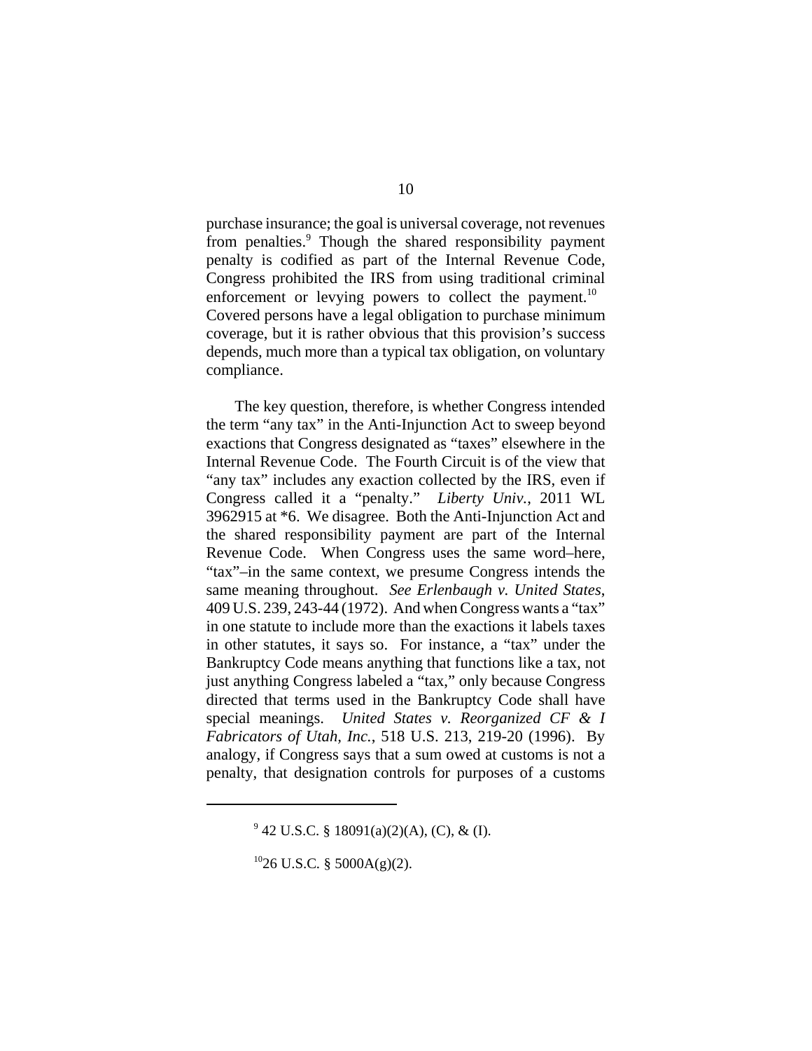purchase insurance; the goal is universal coverage, not revenues from penalties.[9] Though the shared responsibility payment penalty is codified as part of the Internal Revenue Code, Congress prohibited the IRS from using traditional criminal enforcement or levying powers to collect the payment.[10] Covered persons have a legal obligation to purchase minimum coverage, but it is rather obvious that this provision's success depends, much more than a typical tax obligation, on voluntary compliance.

The key question, therefore, is whether Congress intended the term "any tax" in the Anti-Injunction Act to sweep beyond exactions that Congress designated as "taxes" elsewhere in the Internal Revenue Code. The Fourth Circuit is of the view that "any tax" includes any exaction collected by the IRS, even if Congress called it a "penalty." *Liberty Univ.*, 2011 WL 3962915 at *6. We disagree. Both the Anti-Injunction Act and the shared responsibility payment are part of the Internal Revenue Code. When Congress uses the same word–here, "tax"–in the same context, we presume Congress intends the same meaning throughout. *See Erlenbaugh v. United States*, 409 U.S. 239, 243-44 (1972). And when Congress wants a "tax" in one statute to include more than the exactions it labels taxes in other statutes, it says so. For instance, a "tax" under the Bankruptcy Code means anything that functions like a tax, not just anything Congress labeled a "tax," only because Congress directed that terms used in the Bankruptcy Code shall have special meanings. *United States v. Reorganized CF & I Fabricators of Utah, Inc.*, 518 U.S. 213, 219-20 (1996). By analogy, if Congress says that a sum owed at customs is not a penalty, that designation controls for purposes of a customs

---

[9] 42 U.S.C. § 18091(a)(2)(A), (C), & (I).

[10] 26 U.S.C. § 5000A(g)(2).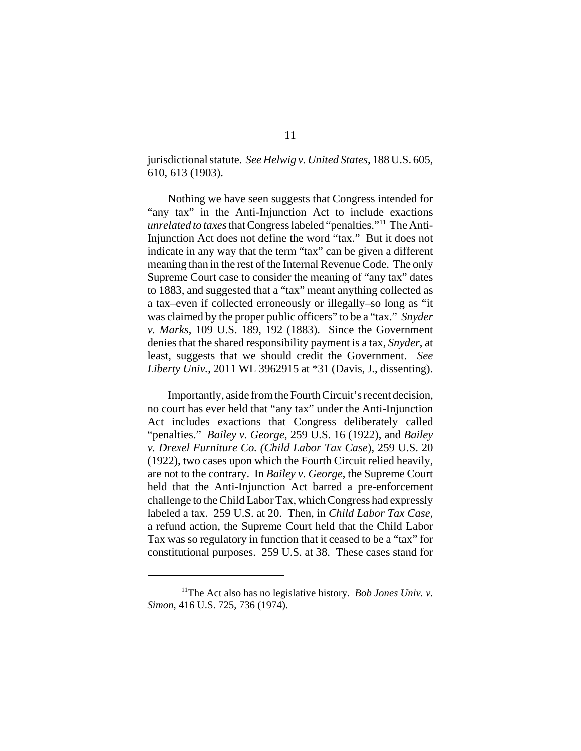jurisdictional statute. *See Helwig v. United States*, 188 U.S. 605, 610, 613 (1903).

Nothing we have seen suggests that Congress intended for "any tax" in the Anti-Injunction Act to include exactions *unrelated to taxes* that Congress labeled "penalties."[11] The Anti-Injunction Act does not define the word "tax." But it does not indicate in any way that the term "tax" can be given a different meaning than in the rest of the Internal Revenue Code. The only Supreme Court case to consider the meaning of "any tax" dates to 1883, and suggested that a "tax" meant anything collected as a tax–even if collected erroneously or illegally–so long as "it was claimed by the proper public officers" to be a "tax." *Snyder v. Marks*, 109 U.S. 189, 192 (1883). Since the Government denies that the shared responsibility payment is a tax, *Snyder*, at least, suggests that we should credit the Government. *See Liberty Univ.*, 2011 WL 3962915 at *31 (Davis, J., dissenting).

Importantly, aside from the Fourth Circuit's recent decision, no court has ever held that "any tax" under the Anti-Injunction Act includes exactions that Congress deliberately called "penalties." *Bailey v. George*, 259 U.S. 16 (1922), and *Bailey v. Drexel Furniture Co. (Child Labor Tax Case)*, 259 U.S. 20 (1922), two cases upon which the Fourth Circuit relied heavily, are not to the contrary. In *Bailey v. George*, the Supreme Court held that the Anti-Injunction Act barred a pre-enforcement challenge to the Child Labor Tax, which Congress had expressly labeled a tax. 259 U.S. at 20. Then, in *Child Labor Tax Case*, a refund action, the Supreme Court held that the Child Labor Tax was so regulatory in function that it ceased to be a "tax" for constitutional purposes. 259 U.S. at 38. These cases stand for

[11] The Act also has no legislative history. *Bob Jones Univ. v. Simon*, 416 U.S. 725, 736 (1974).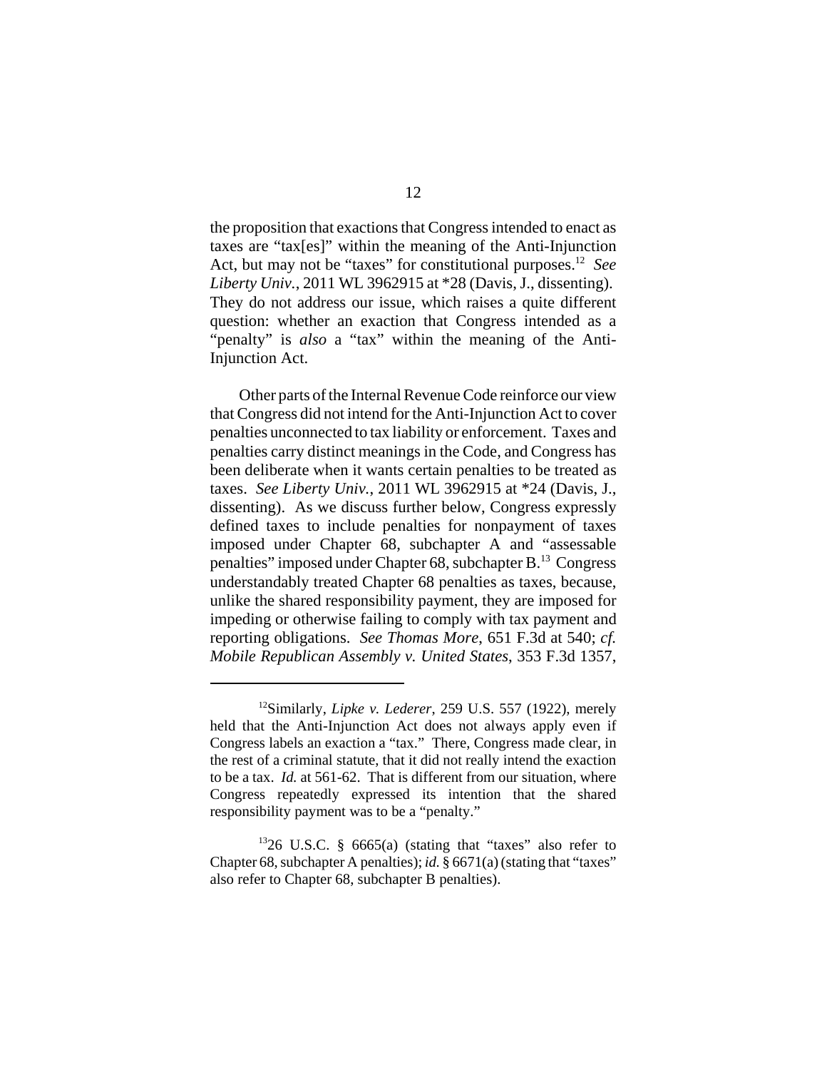the proposition that exactions that Congress intended to enact as taxes are "tax[es]" within the meaning of the Anti-Injunction Act, but may not be "taxes" for constitutional purposes.[12] *See Liberty Univ.*, 2011 WL 3962915 at *28 (Davis, J., dissenting). They do not address our issue, which raises a quite different question: whether an exaction that Congress intended as a "penalty" is *also* a "tax" within the meaning of the Anti-Injunction Act.

Other parts of the Internal Revenue Code reinforce our view that Congress did not intend for the Anti-Injunction Act to cover penalties unconnected to tax liability or enforcement. Taxes and penalties carry distinct meanings in the Code, and Congress has been deliberate when it wants certain penalties to be treated as taxes. *See Liberty Univ.*, 2011 WL 3962915 at *24 (Davis, J., dissenting). As we discuss further below, Congress expressly defined taxes to include penalties for nonpayment of taxes imposed under Chapter 68, subchapter A and "assessable penalties" imposed under Chapter 68, subchapter B.[13] Congress understandably treated Chapter 68 penalties as taxes, because, unlike the shared responsibility payment, they are imposed for impeding or otherwise failing to comply with tax payment and reporting obligations. *See Thomas More*, 651 F.3d at 540; *cf. Mobile Republican Assembly v. United States*, 353 F.3d 1357,

---

[12] Similarly, *Lipke v. Lederer*, 259 U.S. 557 (1922), merely held that the Anti-Injunction Act does not always apply even if Congress labels an exaction a "tax." There, Congress made clear, in the rest of a criminal statute, that it did not really intend the exaction to be a tax. *Id.* at 561-62. That is different from our situation, where Congress repeatedly expressed its intention that the shared responsibility payment was to be a "penalty."

[13] 26 U.S.C. § 6665(a) (stating that "taxes" also refer to Chapter 68, subchapter A penalties); *id.* § 6671(a) (stating that "taxes" also refer to Chapter 68, subchapter B penalties).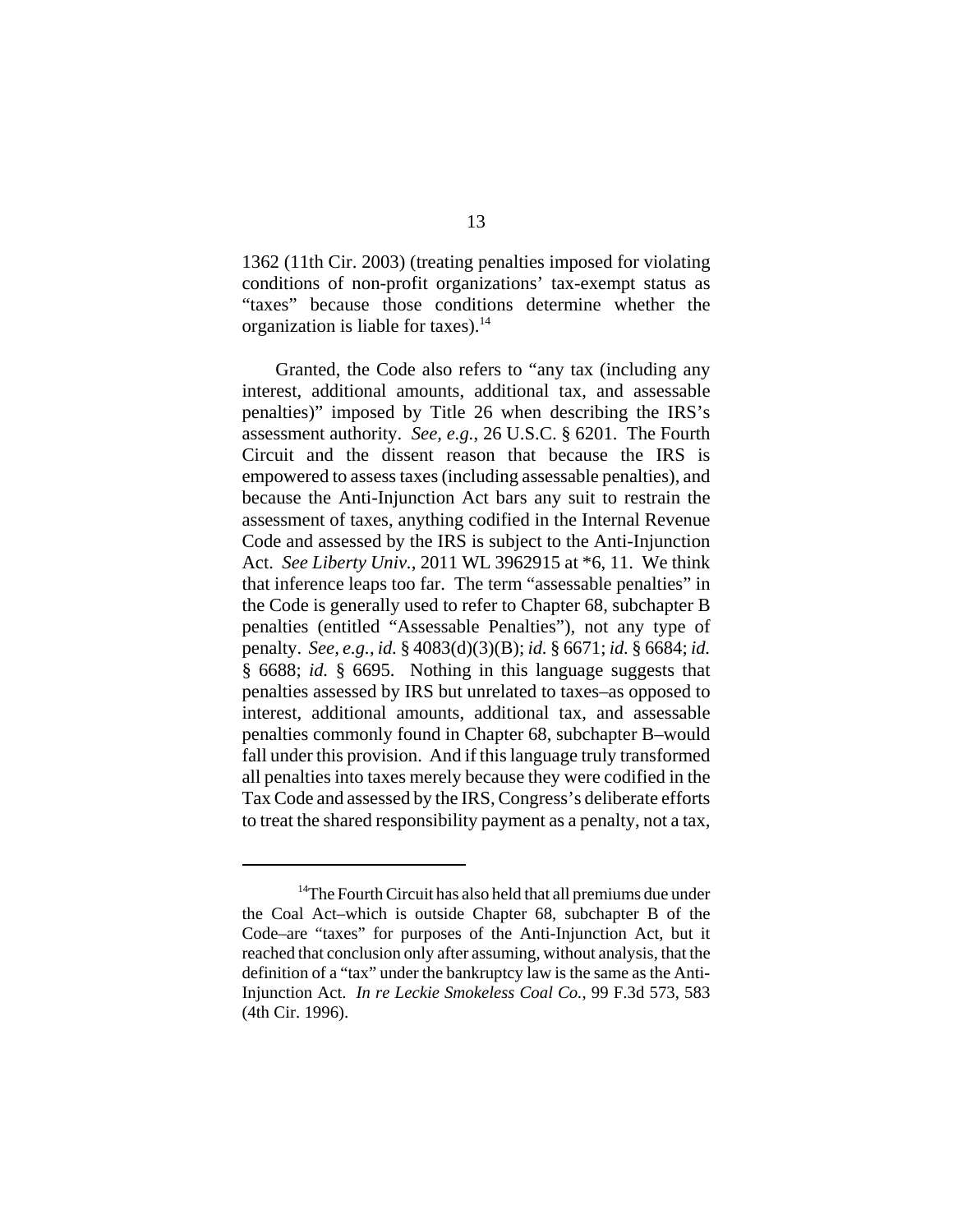1362 (11th Cir. 2003) (treating penalties imposed for violating conditions of non-profit organizations' tax-exempt status as "taxes" because those conditions determine whether the organization is liable for taxes).[14]

Granted, the Code also refers to "any tax (including any interest, additional amounts, additional tax, and assessable penalties)" imposed by Title 26 when describing the IRS's assessment authority. *See, e.g.*, 26 U.S.C. § 6201. The Fourth Circuit and the dissent reason that because the IRS is empowered to assess taxes (including assessable penalties), and because the Anti-Injunction Act bars any suit to restrain the assessment of taxes, anything codified in the Internal Revenue Code and assessed by the IRS is subject to the Anti-Injunction Act. *See Liberty Univ.*, 2011 WL 3962915 at *6, 11. We think that inference leaps too far. The term "assessable penalties" in the Code is generally used to refer to Chapter 68, subchapter B penalties (entitled "Assessable Penalties"), not any type of penalty. *See, e.g.*, *id.* § 4083(d)(3)(B); *id.* § 6671; *id.* § 6684; *id.* § 6688; *id.* § 6695. Nothing in this language suggests that penalties assessed by IRS but unrelated to taxes–as opposed to interest, additional amounts, additional tax, and assessable penalties commonly found in Chapter 68, subchapter B–would fall under this provision. And if this language truly transformed all penalties into taxes merely because they were codified in the Tax Code and assessed by the IRS, Congress's deliberate efforts to treat the shared responsibility payment as a penalty, not a tax,

---

[14] The Fourth Circuit has also held that all premiums due under the Coal Act–which is outside Chapter 68, subchapter B of the Code–are "taxes" for purposes of the Anti-Injunction Act, but it reached that conclusion only after assuming, without analysis, that the definition of a "tax" under the bankruptcy law is the same as the Anti-Injunction Act. *In re Leckie Smokeless Coal Co.*, 99 F.3d 573, 583 (4th Cir. 1996).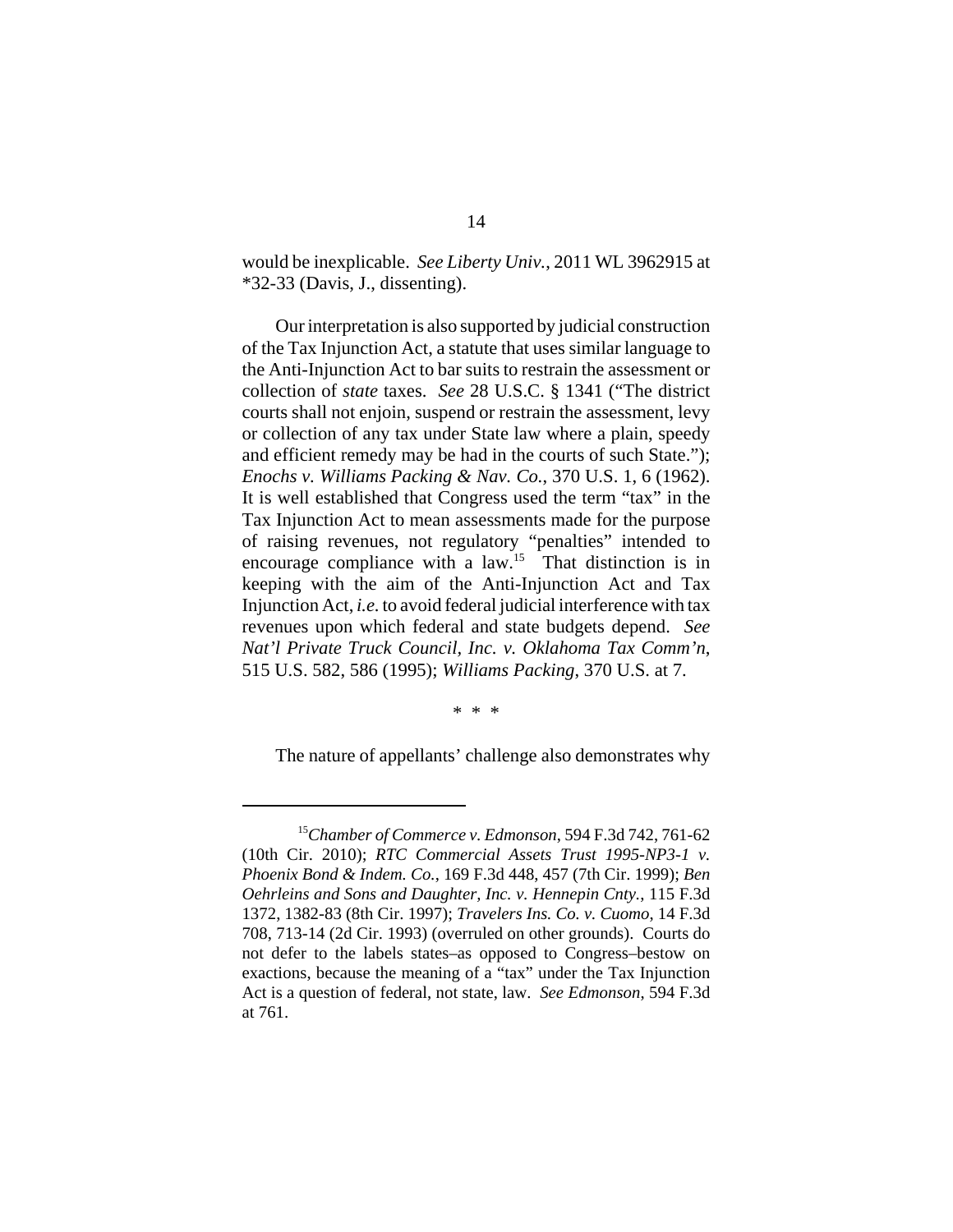would be inexplicable. *See Liberty Univ.*, 2011 WL 3962915 at *32-33 (Davis, J., dissenting).

Our interpretation is also supported by judicial construction of the Tax Injunction Act, a statute that uses similar language to the Anti-Injunction Act to bar suits to restrain the assessment or collection of *state* taxes. *See* 28 U.S.C. § 1341 ("The district courts shall not enjoin, suspend or restrain the assessment, levy or collection of any tax under State law where a plain, speedy and efficient remedy may be had in the courts of such State."); *Enochs v. Williams Packing & Nav. Co.*, 370 U.S. 1, 6 (1962). It is well established that Congress used the term "tax" in the Tax Injunction Act to mean assessments made for the purpose of raising revenues, not regulatory "penalties" intended to encourage compliance with a law.[15] That distinction is in keeping with the aim of the Anti-Injunction Act and Tax Injunction Act, *i.e.* to avoid federal judicial interference with tax revenues upon which federal and state budgets depend. *See Nat'l Private Truck Council, Inc. v. Oklahoma Tax Comm'n*, 515 U.S. 582, 586 (1995); *Williams Packing*, 370 U.S. at 7.

\* \* \*

The nature of appellants' challenge also demonstrates why

---

[15] *Chamber of Commerce v. Edmonson*, 594 F.3d 742, 761-62 (10th Cir. 2010); *RTC Commercial Assets Trust 1995-NP3-1 v. Phoenix Bond & Indem. Co.*, 169 F.3d 448, 457 (7th Cir. 1999); *Ben Oehrleins and Sons and Daughter, Inc. v. Hennepin Cnty.*, 115 F.3d 1372, 1382-83 (8th Cir. 1997); *Travelers Ins. Co. v. Cuomo*, 14 F.3d 708, 713-14 (2d Cir. 1993) (overruled on other grounds). Courts do not defer to the labels states–as opposed to Congress–bestow on exactions, because the meaning of a "tax" under the Tax Injunction Act is a question of federal, not state, law. *See Edmonson*, 594 F.3d at 761.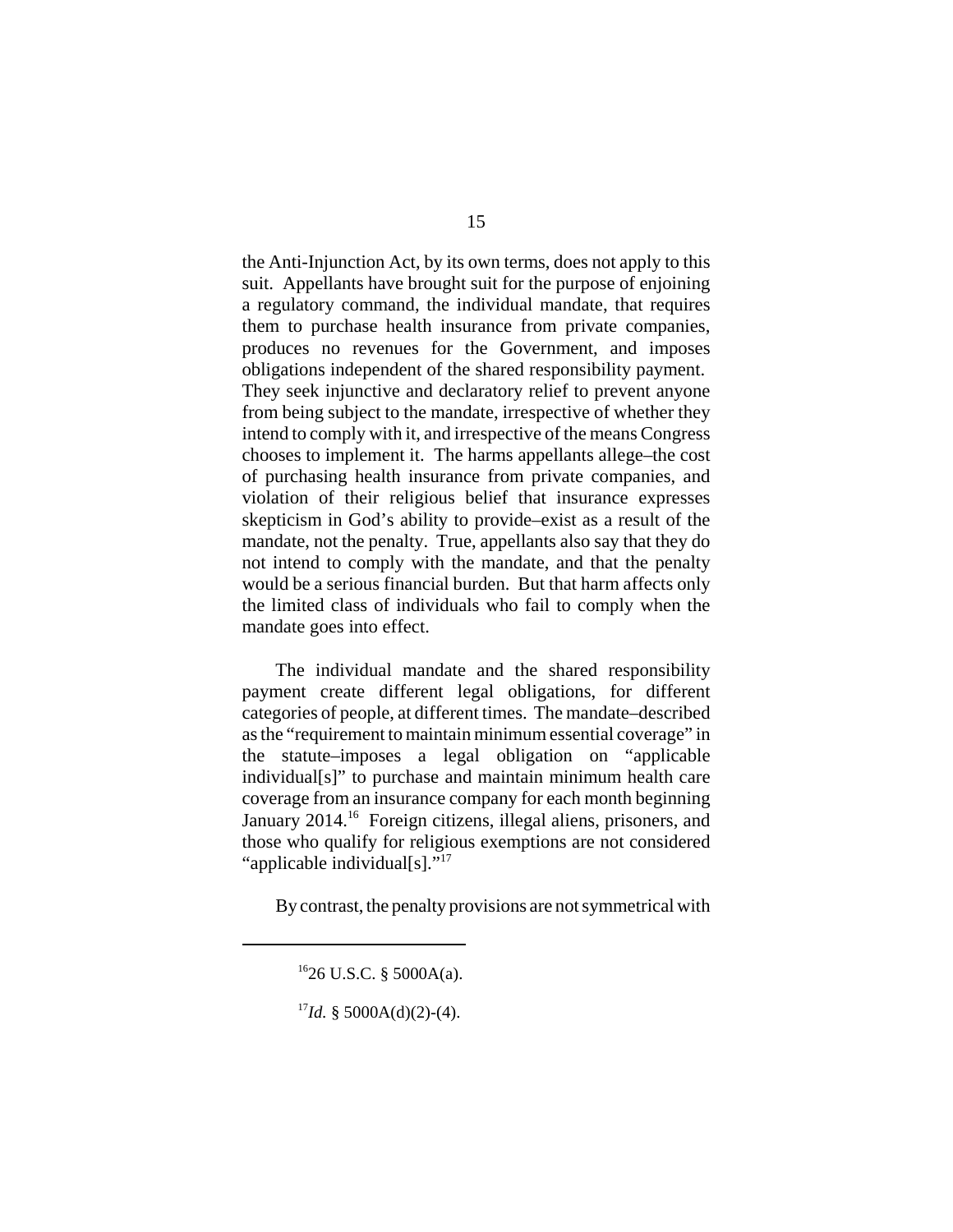the Anti-Injunction Act, by its own terms, does not apply to this suit. Appellants have brought suit for the purpose of enjoining a regulatory command, the individual mandate, that requires them to purchase health insurance from private companies, produces no revenues for the Government, and imposes obligations independent of the shared responsibility payment. They seek injunctive and declaratory relief to prevent anyone from being subject to the mandate, irrespective of whether they intend to comply with it, and irrespective of the means Congress chooses to implement it. The harms appellants allege–the cost of purchasing health insurance from private companies, and violation of their religious belief that insurance expresses skepticism in God's ability to provide–exist as a result of the mandate, not the penalty. True, appellants also say that they do not intend to comply with the mandate, and that the penalty would be a serious financial burden. But that harm affects only the limited class of individuals who fail to comply when the mandate goes into effect.

The individual mandate and the shared responsibility payment create different legal obligations, for different categories of people, at different times. The mandate–described as the "requirement to maintain minimum essential coverage" in the statute–imposes a legal obligation on "applicable individual[s]" to purchase and maintain minimum health care coverage from an insurance company for each month beginning January 2014.[16] Foreign citizens, illegal aliens, prisoners, and those who qualify for religious exemptions are not considered "applicable individual[s]."[17]

By contrast, the penalty provisions are not symmetrical with

---

[16] 26 U.S.C. § 5000A(a).

[17] *Id.* § 5000A(d)(2)-(4).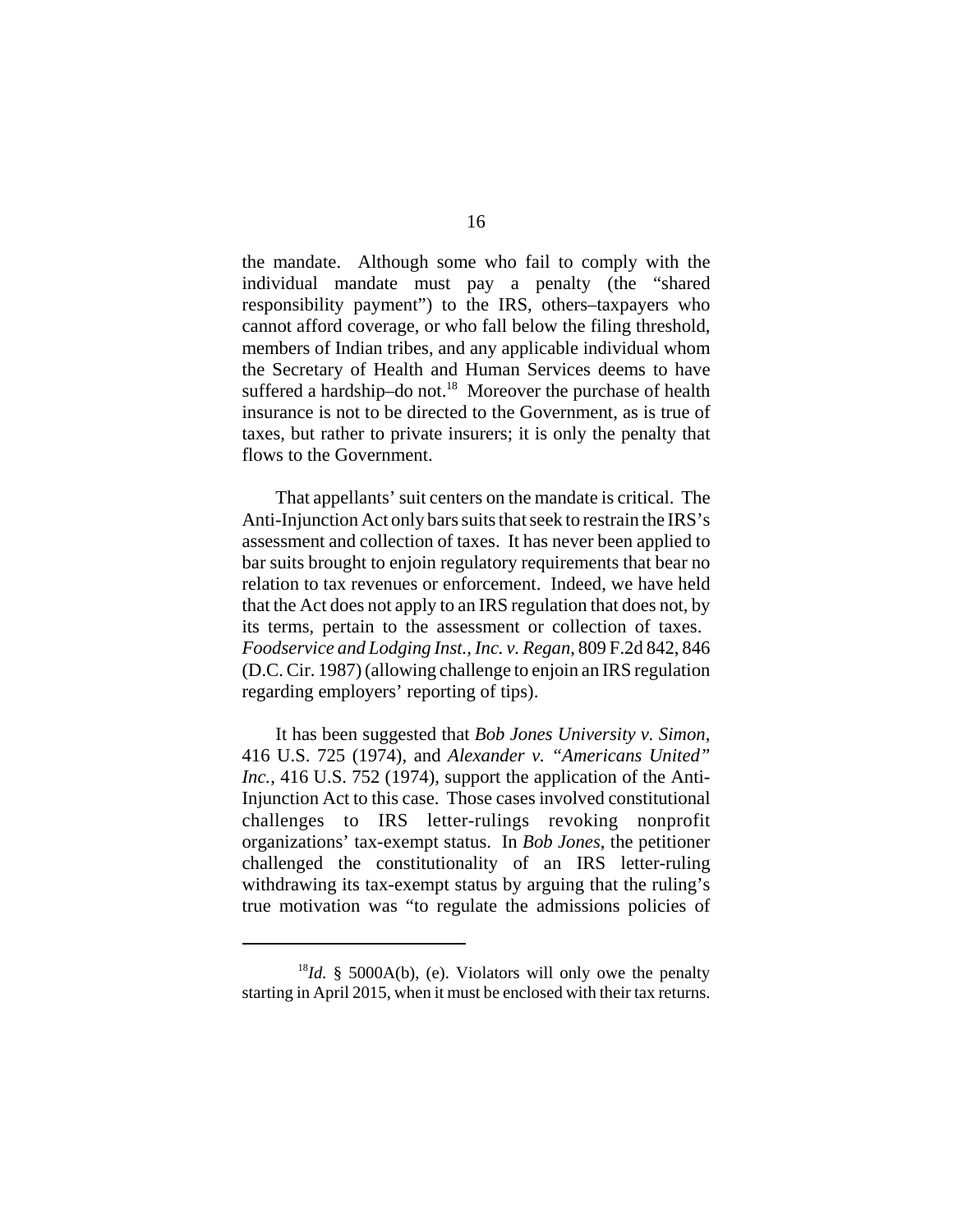the mandate. Although some who fail to comply with the individual mandate must pay a penalty (the "shared responsibility payment") to the IRS, others–taxpayers who cannot afford coverage, or who fall below the filing threshold, members of Indian tribes, and any applicable individual whom the Secretary of Health and Human Services deems to have suffered a hardship–do not.[18] Moreover the purchase of health insurance is not to be directed to the Government, as is true of taxes, but rather to private insurers; it is only the penalty that flows to the Government.

That appellants' suit centers on the mandate is critical. The Anti-Injunction Act only bars suits that seek to restrain the IRS's assessment and collection of taxes. It has never been applied to bar suits brought to enjoin regulatory requirements that bear no relation to tax revenues or enforcement. Indeed, we have held that the Act does not apply to an IRS regulation that does not, by its terms, pertain to the assessment or collection of taxes. *Foodservice and Lodging Inst., Inc. v. Regan*, 809 F.2d 842, 846 (D.C. Cir. 1987) (allowing challenge to enjoin an IRS regulation regarding employers' reporting of tips).

It has been suggested that *Bob Jones University v. Simon*, 416 U.S. 725 (1974), and *Alexander v. "Americans United" Inc.*, 416 U.S. 752 (1974), support the application of the Anti-Injunction Act to this case. Those cases involved constitutional challenges to IRS letter-rulings revoking nonprofit organizations' tax-exempt status. In *Bob Jones*, the petitioner challenged the constitutionality of an IRS letter-ruling withdrawing its tax-exempt status by arguing that the ruling's true motivation was "to regulate the admissions policies of

---

[18] *Id.* § 5000A(b), (e). Violators will only owe the penalty starting in April 2015, when it must be enclosed with their tax returns.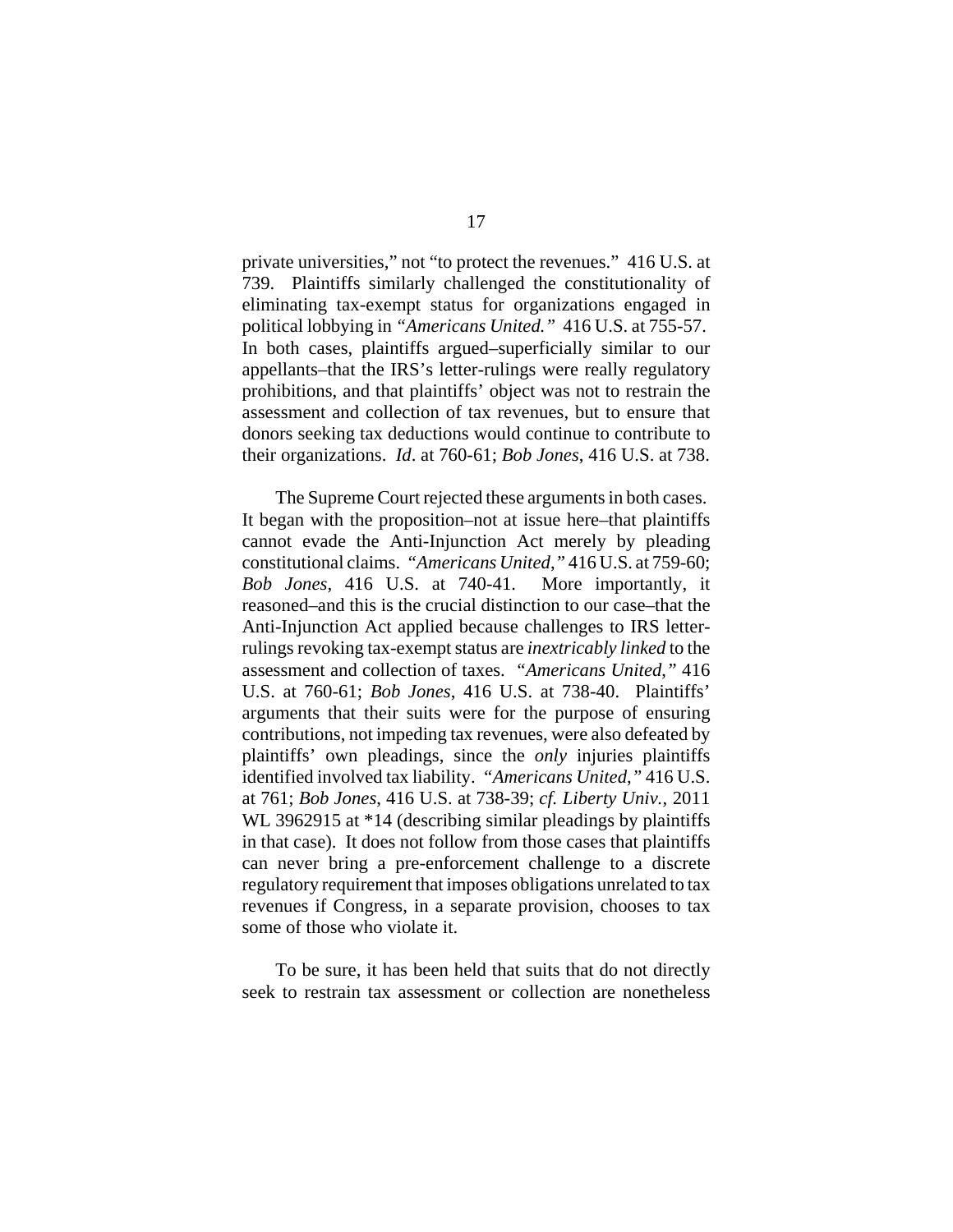private universities," not "to protect the revenues." 416 U.S. at 739. Plaintiffs similarly challenged the constitutionality of eliminating tax-exempt status for organizations engaged in political lobbying in *"Americans United."* 416 U.S. at 755-57. In both cases, plaintiffs argued–superficially similar to our appellants–that the IRS's letter-rulings were really regulatory prohibitions, and that plaintiffs' object was not to restrain the assessment and collection of tax revenues, but to ensure that donors seeking tax deductions would continue to contribute to their organizations. *Id*. at 760-61; *Bob Jones*, 416 U.S. at 738.

The Supreme Court rejected these arguments in both cases. It began with the proposition–not at issue here–that plaintiffs cannot evade the Anti-Injunction Act merely by pleading constitutional claims. *"Americans United,"* 416 U.S. at 759-60; *Bob Jones*, 416 U.S. at 740-41. More importantly, it reasoned–and this is the crucial distinction to our case–that the Anti-Injunction Act applied because challenges to IRS letter-rulings revoking tax-exempt status are *inextricably linked* to the assessment and collection of taxes. *"Americans United,"* 416 U.S. at 760-61; *Bob Jones*, 416 U.S. at 738-40. Plaintiffs' arguments that their suits were for the purpose of ensuring contributions, not impeding tax revenues, were also defeated by plaintiffs' own pleadings, since the *only* injuries plaintiffs identified involved tax liability. *"Americans United,"* 416 U.S. at 761; *Bob Jones*, 416 U.S. at 738-39; *cf. Liberty Univ.*, 2011 WL 3962915 at *14 (describing similar pleadings by plaintiffs in that case). It does not follow from those cases that plaintiffs can never bring a pre-enforcement challenge to a discrete regulatory requirement that imposes obligations unrelated to tax revenues if Congress, in a separate provision, chooses to tax some of those who violate it.

To be sure, it has been held that suits that do not directly seek to restrain tax assessment or collection are nonetheless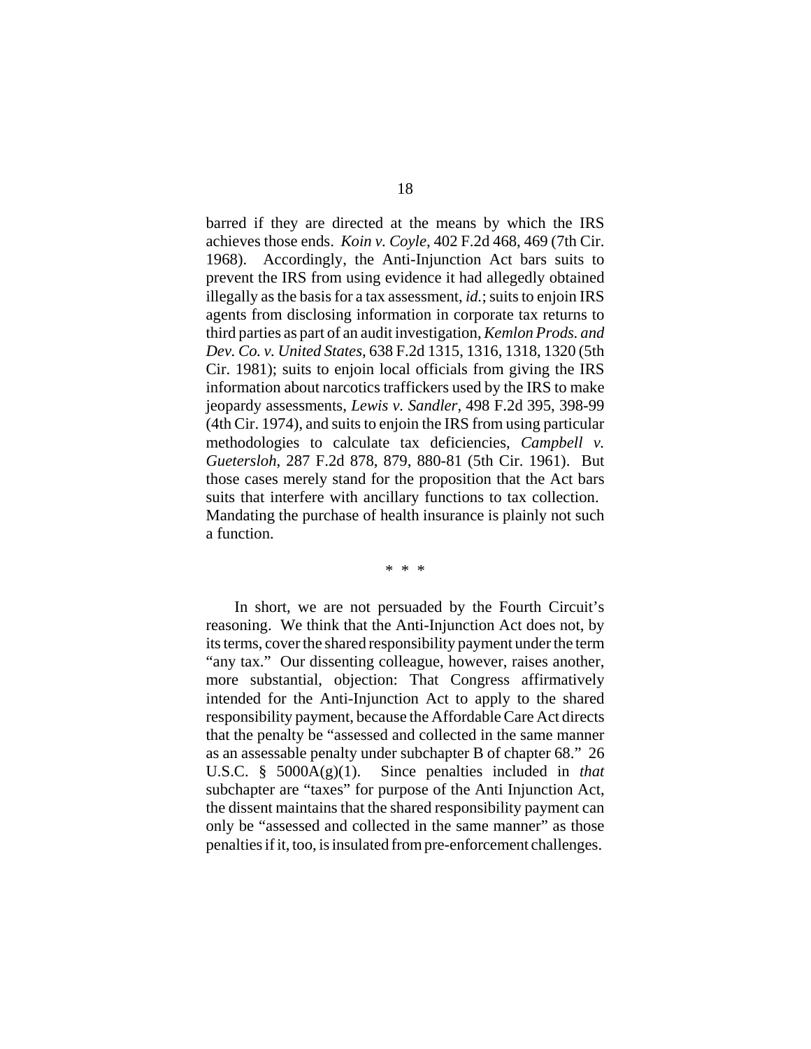barred if they are directed at the means by which the IRS achieves those ends. *Koin v. Coyle*, 402 F.2d 468, 469 (7th Cir. 1968). Accordingly, the Anti-Injunction Act bars suits to prevent the IRS from using evidence it had allegedly obtained illegally as the basis for a tax assessment, *id.*; suits to enjoin IRS agents from disclosing information in corporate tax returns to third parties as part of an audit investigation, *Kemlon Prods. and Dev. Co. v. United States*, 638 F.2d 1315, 1316, 1318, 1320 (5th Cir. 1981); suits to enjoin local officials from giving the IRS information about narcotics traffickers used by the IRS to make jeopardy assessments, *Lewis v. Sandler*, 498 F.2d 395, 398-99 (4th Cir. 1974), and suits to enjoin the IRS from using particular methodologies to calculate tax deficiencies, *Campbell v. Guetersloh*, 287 F.2d 878, 879, 880-81 (5th Cir. 1961). But those cases merely stand for the proposition that the Act bars suits that interfere with ancillary functions to tax collection. Mandating the purchase of health insurance is plainly not such a function.

\* \* \*

In short, we are not persuaded by the Fourth Circuit's reasoning. We think that the Anti-Injunction Act does not, by its terms, cover the shared responsibility payment under the term "any tax." Our dissenting colleague, however, raises another, more substantial, objection: That Congress affirmatively intended for the Anti-Injunction Act to apply to the shared responsibility payment, because the Affordable Care Act directs that the penalty be "assessed and collected in the same manner as an assessable penalty under subchapter B of chapter 68." 26 U.S.C. § 5000A(g)(1). Since penalties included in *that* subchapter are "taxes" for purpose of the Anti Injunction Act, the dissent maintains that the shared responsibility payment can only be "assessed and collected in the same manner" as those penalties if it, too, is insulated from pre-enforcement challenges.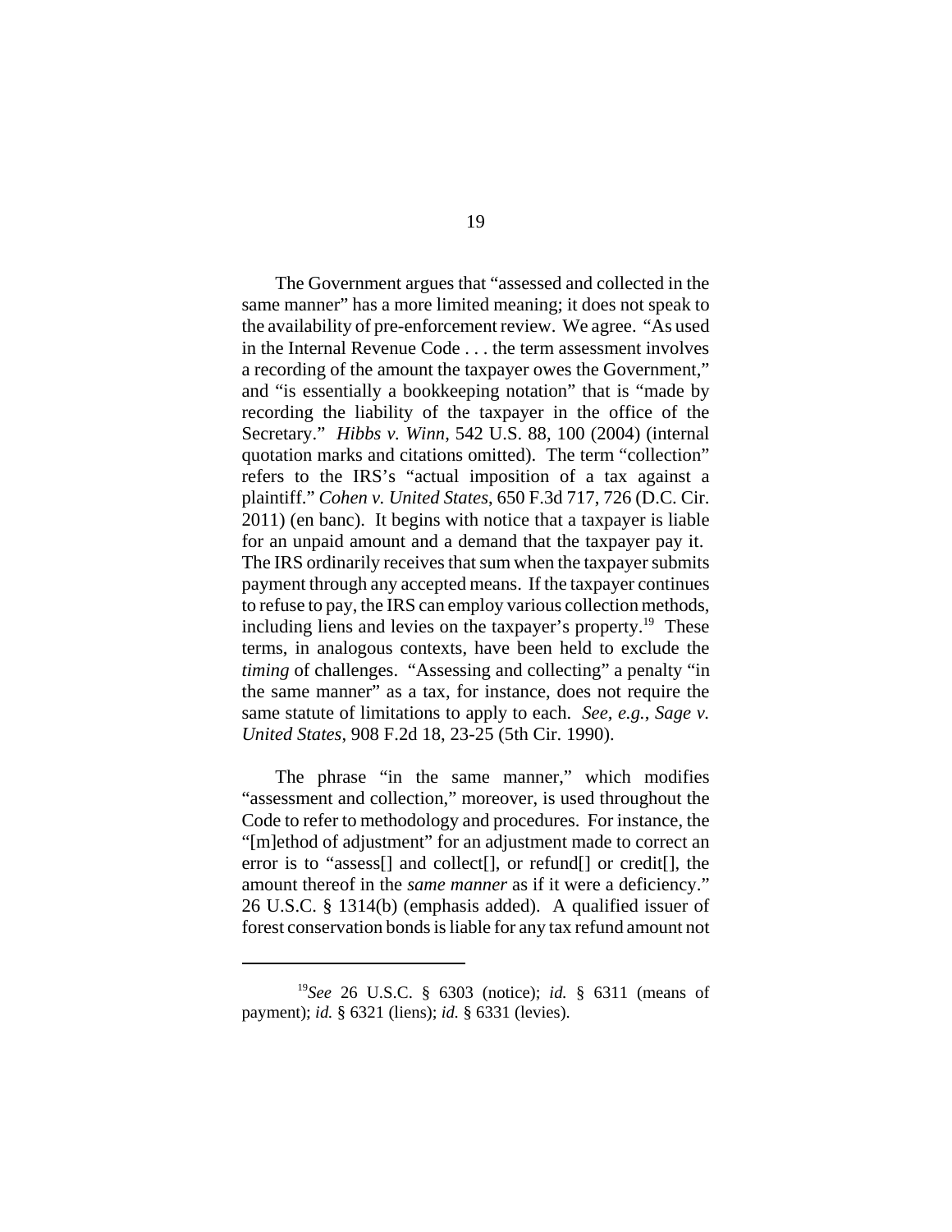The Government argues that "assessed and collected in the same manner" has a more limited meaning; it does not speak to the availability of pre-enforcement review. We agree. "As used in the Internal Revenue Code . . . the term assessment involves a recording of the amount the taxpayer owes the Government," and "is essentially a bookkeeping notation" that is "made by recording the liability of the taxpayer in the office of the Secretary." *Hibbs v. Winn*, 542 U.S. 88, 100 (2004) (internal quotation marks and citations omitted). The term "collection" refers to the IRS's "actual imposition of a tax against a plaintiff." *Cohen v. United States*, 650 F.3d 717, 726 (D.C. Cir. 2011) (en banc). It begins with notice that a taxpayer is liable for an unpaid amount and a demand that the taxpayer pay it. The IRS ordinarily receives that sum when the taxpayer submits payment through any accepted means. If the taxpayer continues to refuse to pay, the IRS can employ various collection methods, including liens and levies on the taxpayer's property.[19] These terms, in analogous contexts, have been held to exclude the *timing* of challenges. "Assessing and collecting" a penalty "in the same manner" as a tax, for instance, does not require the same statute of limitations to apply to each. *See, e.g.*, *Sage v. United States*, 908 F.2d 18, 23-25 (5th Cir. 1990).

The phrase "in the same manner," which modifies "assessment and collection," moreover, is used throughout the Code to refer to methodology and procedures. For instance, the "[m]ethod of adjustment" for an adjustment made to correct an error is to "assess[] and collect[], or refund[] or credit[], the amount thereof in the *same manner* as if it were a deficiency." 26 U.S.C. § 1314(b) (emphasis added). A qualified issuer of forest conservation bonds is liable for any tax refund amount not

[19] *See* 26 U.S.C. § 6303 (notice); *id.* § 6311 (means of payment); *id.* § 6321 (liens); *id.* § 6331 (levies).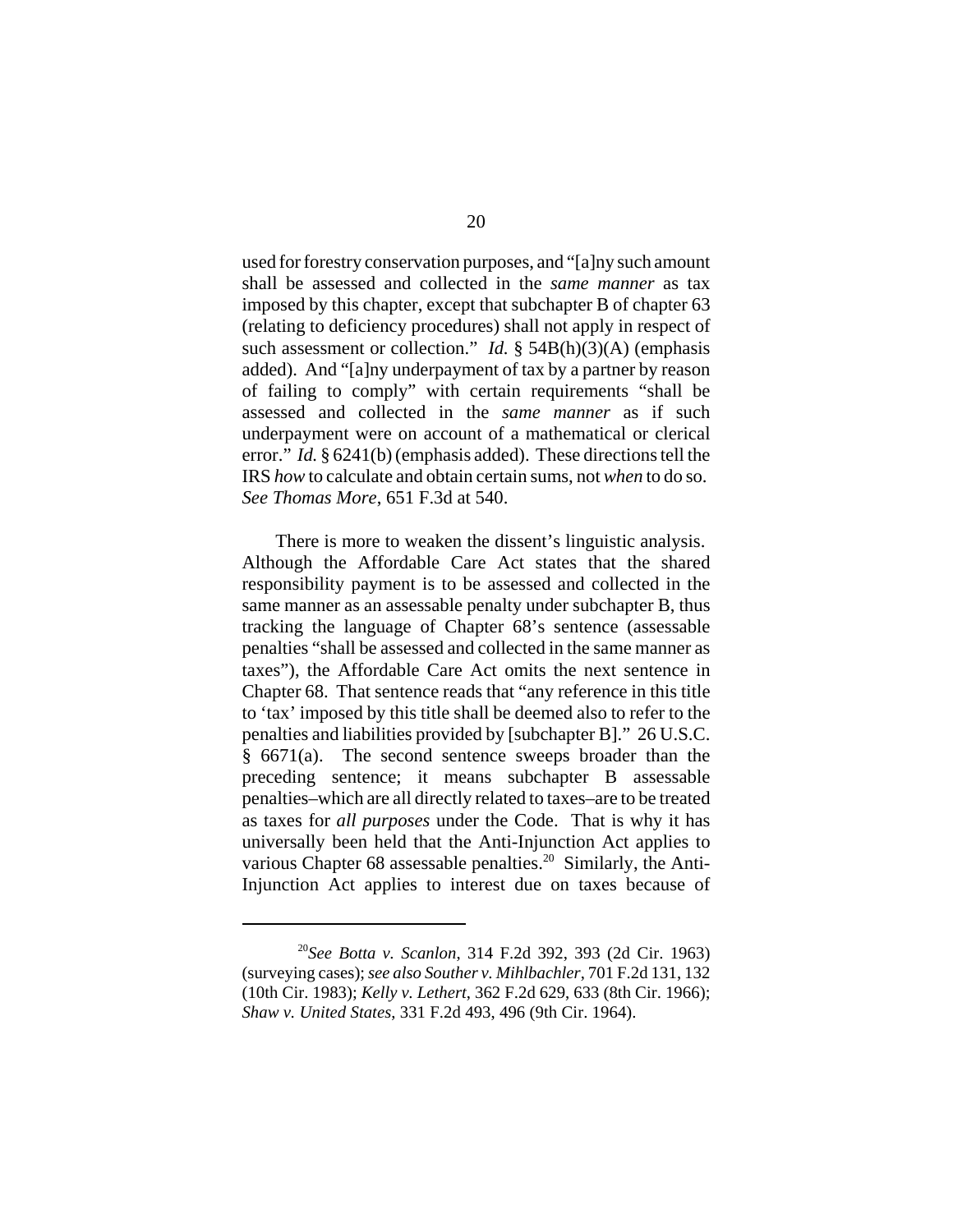used for forestry conservation purposes, and "[a]ny such amount shall be assessed and collected in the *same manner* as tax imposed by this chapter, except that subchapter B of chapter 63 (relating to deficiency procedures) shall not apply in respect of such assessment or collection." *Id.* § 54B(h)(3)(A) (emphasis added). And "[a]ny underpayment of tax by a partner by reason of failing to comply" with certain requirements "shall be assessed and collected in the *same manner* as if such underpayment were on account of a mathematical or clerical error." *Id.* § 6241(b) (emphasis added). These directions tell the IRS *how* to calculate and obtain certain sums, not *when* to do so. *See Thomas More*, 651 F.3d at 540.

There is more to weaken the dissent's linguistic analysis. Although the Affordable Care Act states that the shared responsibility payment is to be assessed and collected in the same manner as an assessable penalty under subchapter B, thus tracking the language of Chapter 68's sentence (assessable penalties "shall be assessed and collected in the same manner as taxes"), the Affordable Care Act omits the next sentence in Chapter 68. That sentence reads that "any reference in this title to 'tax' imposed by this title shall be deemed also to refer to the penalties and liabilities provided by [subchapter B]." 26 U.S.C. § 6671(a). The second sentence sweeps broader than the preceding sentence; it means subchapter B assessable penalties–which are all directly related to taxes–are to be treated as taxes for *all purposes* under the Code. That is why it has universally been held that the Anti-Injunction Act applies to various Chapter 68 assessable penalties.[20] Similarly, the Anti-Injunction Act applies to interest due on taxes because of

---

[20] *See Botta v. Scanlon*, 314 F.2d 392, 393 (2d Cir. 1963) (surveying cases); *see also Souther v. Mihlbachler*, 701 F.2d 131, 132 (10th Cir. 1983); *Kelly v. Lethert*, 362 F.2d 629, 633 (8th Cir. 1966); *Shaw v. United States*, 331 F.2d 493, 496 (9th Cir. 1964).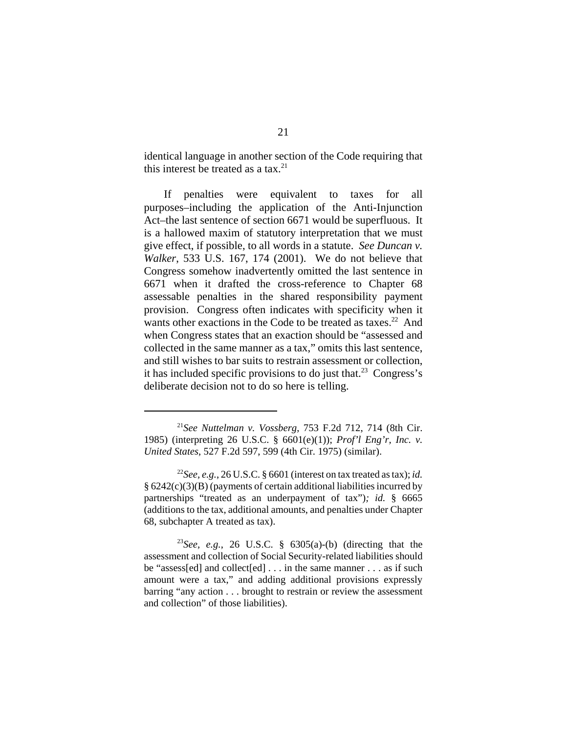identical language in another section of the Code requiring that this interest be treated as a tax.[21]

If penalties were equivalent to taxes for all purposes–including the application of the Anti-Injunction Act–the last sentence of section 6671 would be superfluous. It is a hallowed maxim of statutory interpretation that we must give effect, if possible, to all words in a statute. *See Duncan v. Walker*, 533 U.S. 167, 174 (2001). We do not believe that Congress somehow inadvertently omitted the last sentence in 6671 when it drafted the cross-reference to Chapter 68 assessable penalties in the shared responsibility payment provision. Congress often indicates with specificity when it wants other exactions in the Code to be treated as taxes.[22] And when Congress states that an exaction should be "assessed and collected in the same manner as a tax," omits this last sentence, and still wishes to bar suits to restrain assessment or collection, it has included specific provisions to do just that.[23] Congress's deliberate decision not to do so here is telling.

---

[21]*See Nuttelman v. Vossberg*, 753 F.2d 712, 714 (8th Cir. 1985) (interpreting 26 U.S.C. § 6601(e)(1)); *Prof'l Eng'r, Inc. v. United States*, 527 F.2d 597, 599 (4th Cir. 1975) (similar).

[22]*See, e.g.*, 26 U.S.C. § 6601 (interest on tax treated as tax); *id.* § 6242(c)(3)(B) (payments of certain additional liabilities incurred by partnerships "treated as an underpayment of tax")*; id.* § 6665 (additions to the tax, additional amounts, and penalties under Chapter 68, subchapter A treated as tax).

[23]*See, e.g.*, 26 U.S.C. § 6305(a)-(b) (directing that the assessment and collection of Social Security-related liabilities should be "assess[ed] and collect[ed] . . . in the same manner . . . as if such amount were a tax," and adding additional provisions expressly barring "any action . . . brought to restrain or review the assessment and collection" of those liabilities).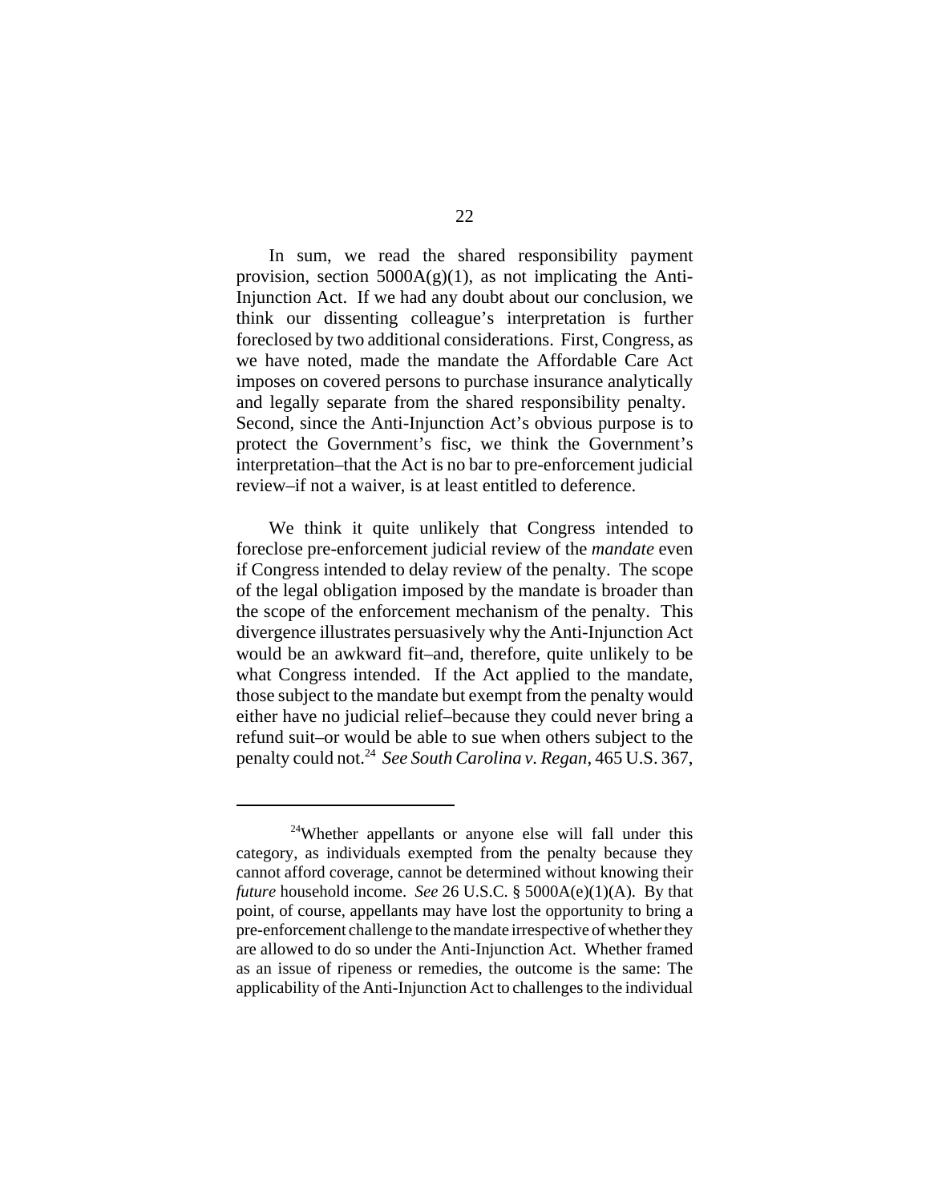In sum, we read the shared responsibility payment provision, section 5000A(g)(1), as not implicating the Anti-Injunction Act. If we had any doubt about our conclusion, we think our dissenting colleague's interpretation is further foreclosed by two additional considerations. First, Congress, as we have noted, made the mandate the Affordable Care Act imposes on covered persons to purchase insurance analytically and legally separate from the shared responsibility penalty. Second, since the Anti-Injunction Act's obvious purpose is to protect the Government's fisc, we think the Government's interpretation–that the Act is no bar to pre-enforcement judicial review–if not a waiver, is at least entitled to deference.

We think it quite unlikely that Congress intended to foreclose pre-enforcement judicial review of the *mandate* even if Congress intended to delay review of the penalty. The scope of the legal obligation imposed by the mandate is broader than the scope of the enforcement mechanism of the penalty. This divergence illustrates persuasively why the Anti-Injunction Act would be an awkward fit–and, therefore, quite unlikely to be what Congress intended. If the Act applied to the mandate, those subject to the mandate but exempt from the penalty would either have no judicial relief–because they could never bring a refund suit–or would be able to sue when others subject to the penalty could not.[24] *See South Carolina v. Regan*, 465 U.S. 367,

[24]Whether appellants or anyone else will fall under this category, as individuals exempted from the penalty because they cannot afford coverage, cannot be determined without knowing their *future* household income. *See* 26 U.S.C. § 5000A(e)(1)(A). By that point, of course, appellants may have lost the opportunity to bring a pre-enforcement challenge to the mandate irrespective of whether they are allowed to do so under the Anti-Injunction Act. Whether framed as an issue of ripeness or remedies, the outcome is the same: The applicability of the Anti-Injunction Act to challenges to the individual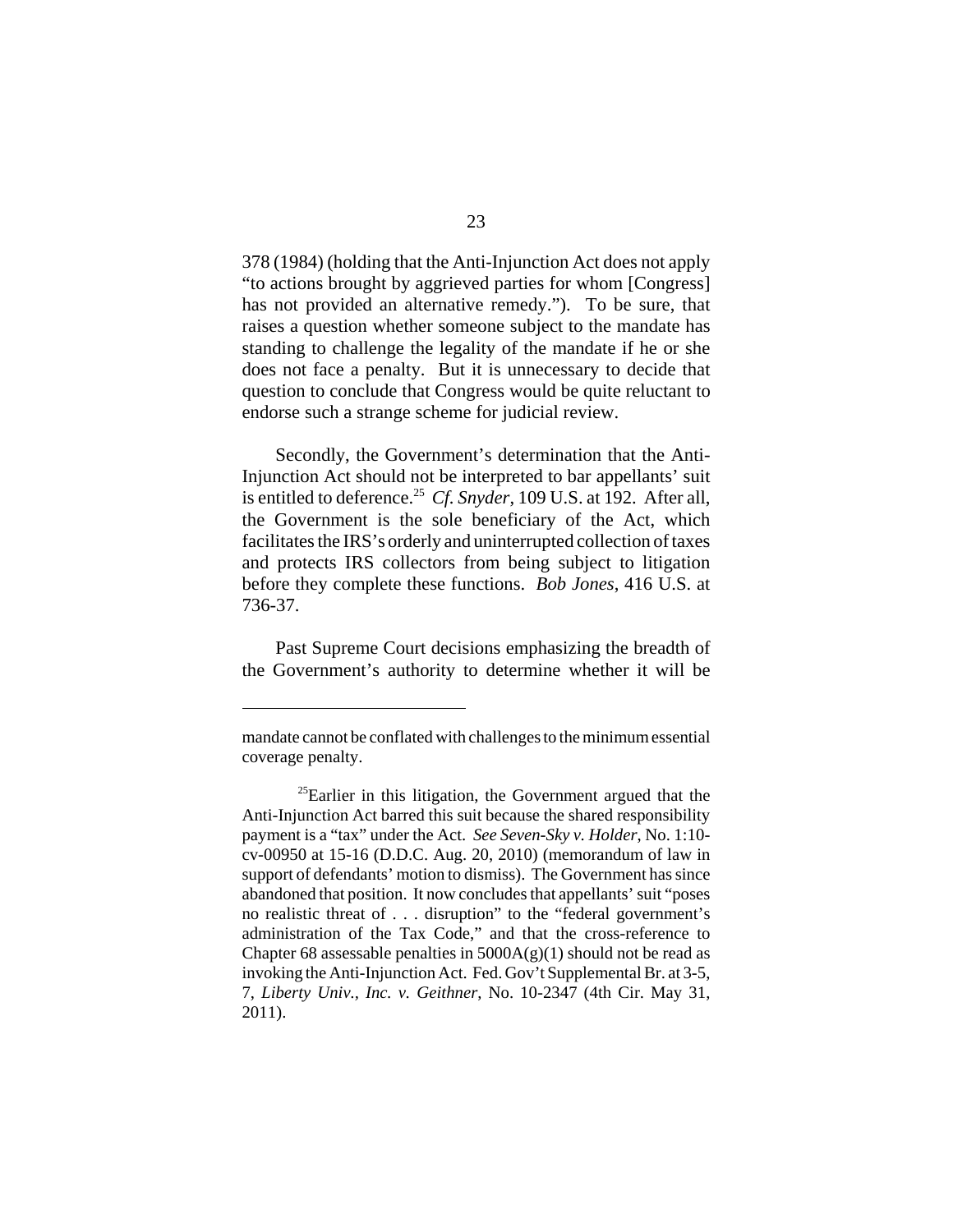378 (1984) (holding that the Anti-Injunction Act does not apply "to actions brought by aggrieved parties for whom [Congress] has not provided an alternative remedy."). To be sure, that raises a question whether someone subject to the mandate has standing to challenge the legality of the mandate if he or she does not face a penalty. But it is unnecessary to decide that question to conclude that Congress would be quite reluctant to endorse such a strange scheme for judicial review.

Secondly, the Government's determination that the Anti-Injunction Act should not be interpreted to bar appellants' suit is entitled to deference.[25] *Cf. Snyder*, 109 U.S. at 192. After all, the Government is the sole beneficiary of the Act, which facilitates the IRS's orderly and uninterrupted collection of taxes and protects IRS collectors from being subject to litigation before they complete these functions. *Bob Jones*, 416 U.S. at 736-37.

Past Supreme Court decisions emphasizing the breadth of the Government's authority to determine whether it will be

---

mandate cannot be conflated with challenges to the minimum essential coverage penalty.

[25]Earlier in this litigation, the Government argued that the Anti-Injunction Act barred this suit because the shared responsibility payment is a "tax" under the Act. *See Seven-Sky v. Holder*, No. 1:10-cv-00950 at 15-16 (D.D.C. Aug. 20, 2010) (memorandum of law in support of defendants' motion to dismiss). The Government has since abandoned that position. It now concludes that appellants' suit "poses no realistic threat of . . . disruption" to the "federal government's administration of the Tax Code," and that the cross-reference to Chapter 68 assessable penalties in 5000A(g)(1) should not be read as invoking the Anti-Injunction Act. Fed. Gov't Supplemental Br. at 3-5, 7, *Liberty Univ., Inc. v. Geithner*, No. 10-2347 (4th Cir. May 31, 2011).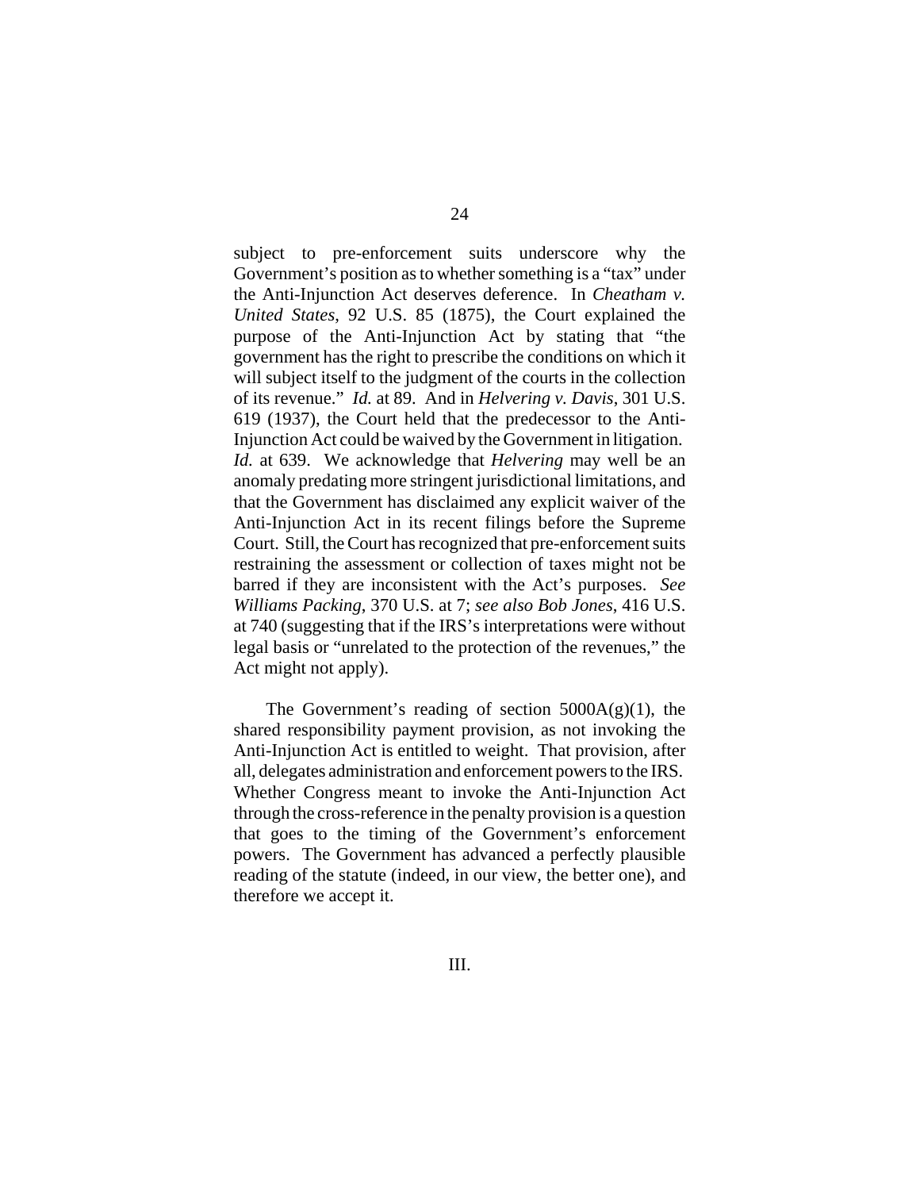subject to pre-enforcement suits underscore why the Government's position as to whether something is a "tax" under the Anti-Injunction Act deserves deference. In *Cheatham v. United States*, 92 U.S. 85 (1875), the Court explained the purpose of the Anti-Injunction Act by stating that "the government has the right to prescribe the conditions on which it will subject itself to the judgment of the courts in the collection of its revenue." *Id.* at 89. And in *Helvering v. Davis*, 301 U.S. 619 (1937), the Court held that the predecessor to the Anti-Injunction Act could be waived by the Government in litigation. *Id.* at 639. We acknowledge that *Helvering* may well be an anomaly predating more stringent jurisdictional limitations, and that the Government has disclaimed any explicit waiver of the Anti-Injunction Act in its recent filings before the Supreme Court. Still, the Court has recognized that pre-enforcement suits restraining the assessment or collection of taxes might not be barred if they are inconsistent with the Act's purposes. *See Williams Packing*, 370 U.S. at 7; *see also Bob Jones*, 416 U.S. at 740 (suggesting that if the IRS's interpretations were without legal basis or "unrelated to the protection of the revenues," the Act might not apply).

The Government's reading of section 5000A(g)(1), the shared responsibility payment provision, as not invoking the Anti-Injunction Act is entitled to weight. That provision, after all, delegates administration and enforcement powers to the IRS. Whether Congress meant to invoke the Anti-Injunction Act through the cross-reference in the penalty provision is a question that goes to the timing of the Government's enforcement powers. The Government has advanced a perfectly plausible reading of the statute (indeed, in our view, the better one), and therefore we accept it.

## III.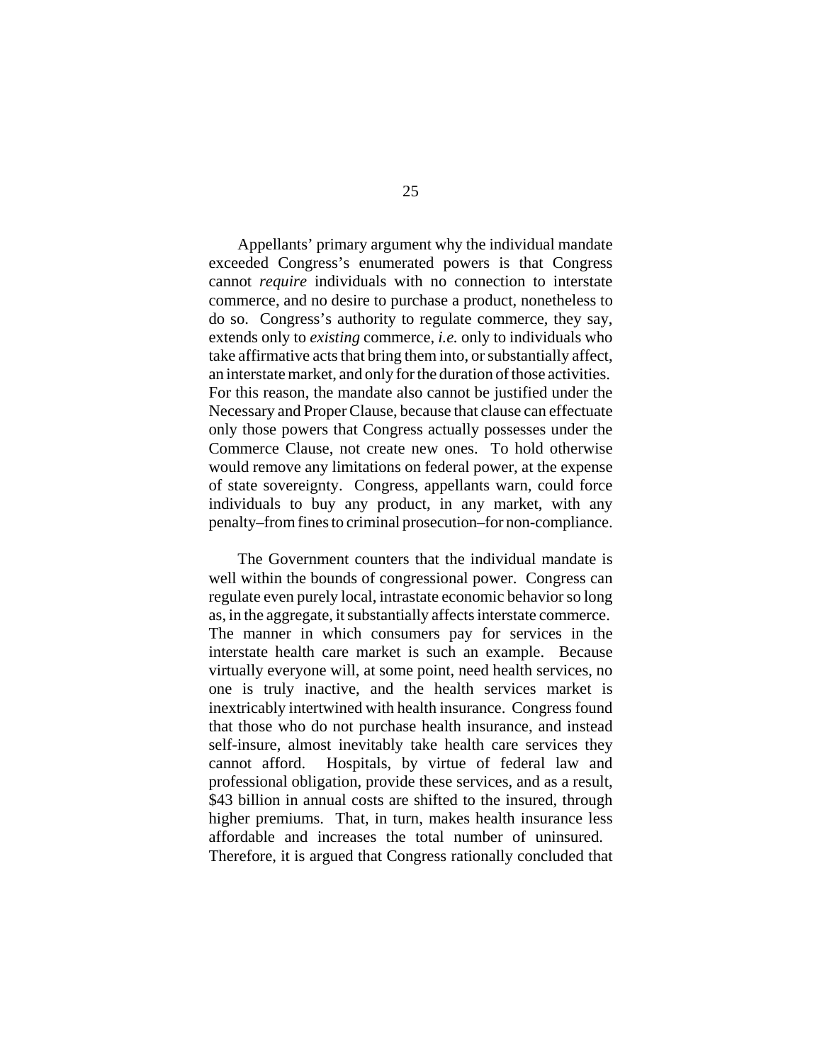Appellants' primary argument why the individual mandate exceeded Congress's enumerated powers is that Congress cannot *require* individuals with no connection to interstate commerce, and no desire to purchase a product, nonetheless to do so. Congress's authority to regulate commerce, they say, extends only to *existing* commerce, *i.e.* only to individuals who take affirmative acts that bring them into, or substantially affect, an interstate market, and only for the duration of those activities. For this reason, the mandate also cannot be justified under the Necessary and Proper Clause, because that clause can effectuate only those powers that Congress actually possesses under the Commerce Clause, not create new ones. To hold otherwise would remove any limitations on federal power, at the expense of state sovereignty. Congress, appellants warn, could force individuals to buy any product, in any market, with any penalty–from fines to criminal prosecution–for non-compliance.

The Government counters that the individual mandate is well within the bounds of congressional power. Congress can regulate even purely local, intrastate economic behavior so long as, in the aggregate, it substantially affects interstate commerce. The manner in which consumers pay for services in the interstate health care market is such an example. Because virtually everyone will, at some point, need health services, no one is truly inactive, and the health services market is inextricably intertwined with health insurance. Congress found that those who do not purchase health insurance, and instead self-insure, almost inevitably take health care services they cannot afford. Hospitals, by virtue of federal law and professional obligation, provide these services, and as a result, $43 billion in annual costs are shifted to the insured, through higher premiums. That, in turn, makes health insurance less affordable and increases the total number of uninsured. Therefore, it is argued that Congress rationally concluded that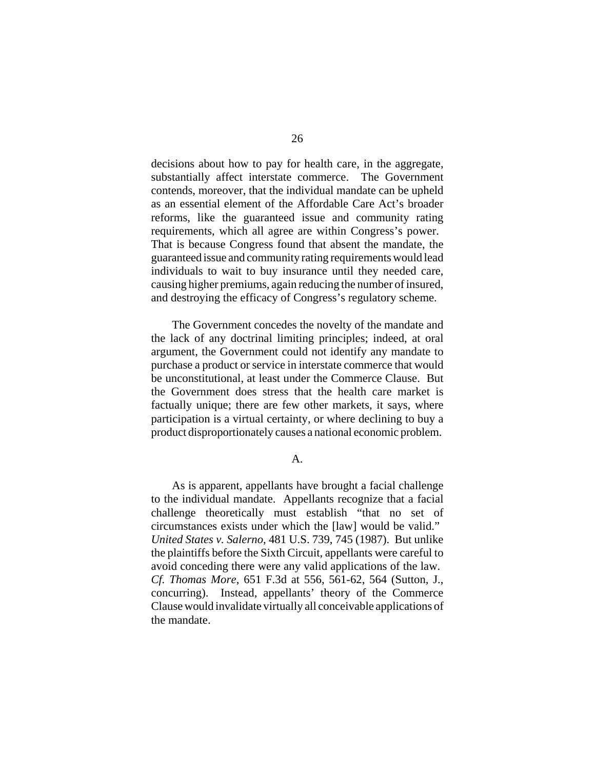decisions about how to pay for health care, in the aggregate, substantially affect interstate commerce. The Government contends, moreover, that the individual mandate can be upheld as an essential element of the Affordable Care Act's broader reforms, like the guaranteed issue and community rating requirements, which all agree are within Congress's power. That is because Congress found that absent the mandate, the guaranteed issue and community rating requirements would lead individuals to wait to buy insurance until they needed care, causing higher premiums, again reducing the number of insured, and destroying the efficacy of Congress's regulatory scheme.

The Government concedes the novelty of the mandate and the lack of any doctrinal limiting principles; indeed, at oral argument, the Government could not identify any mandate to purchase a product or service in interstate commerce that would be unconstitutional, at least under the Commerce Clause. But the Government does stress that the health care market is factually unique; there are few other markets, it says, where participation is a virtual certainty, or where declining to buy a product disproportionately causes a national economic problem.

## A.

As is apparent, appellants have brought a facial challenge to the individual mandate. Appellants recognize that a facial challenge theoretically must establish "that no set of circumstances exists under which the [law] would be valid." *United States v. Salerno*, 481 U.S. 739, 745 (1987). But unlike the plaintiffs before the Sixth Circuit, appellants were careful to avoid conceding there were any valid applications of the law. *Cf. Thomas More*, 651 F.3d at 556, 561-62, 564 (Sutton, J., concurring). Instead, appellants' theory of the Commerce Clause would invalidate virtually all conceivable applications of the mandate.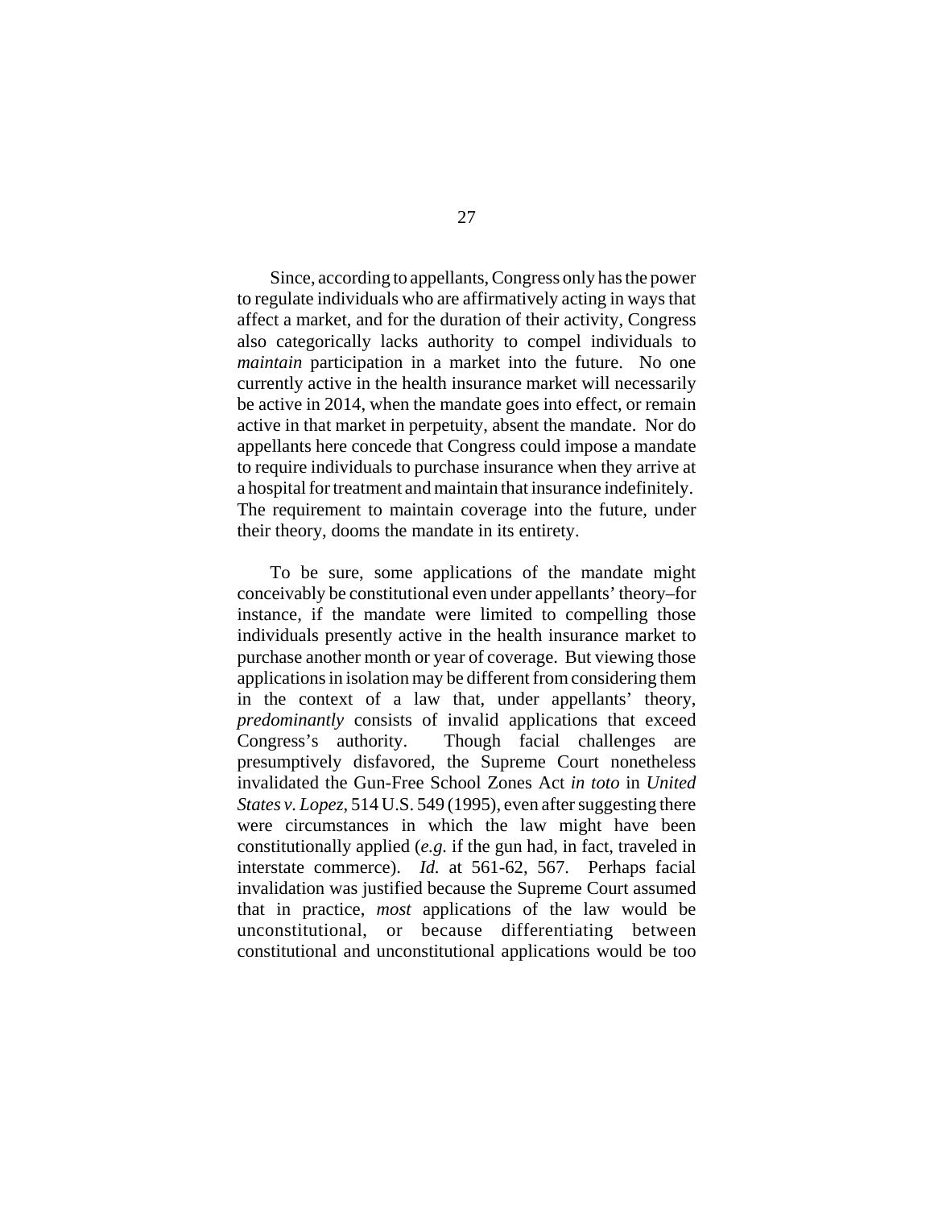Since, according to appellants, Congress only has the power to regulate individuals who are affirmatively acting in ways that affect a market, and for the duration of their activity, Congress also categorically lacks authority to compel individuals to *maintain* participation in a market into the future. No one currently active in the health insurance market will necessarily be active in 2014, when the mandate goes into effect, or remain active in that market in perpetuity, absent the mandate. Nor do appellants here concede that Congress could impose a mandate to require individuals to purchase insurance when they arrive at a hospital for treatment and maintain that insurance indefinitely. The requirement to maintain coverage into the future, under their theory, dooms the mandate in its entirety.

To be sure, some applications of the mandate might conceivably be constitutional even under appellants' theory–for instance, if the mandate were limited to compelling those individuals presently active in the health insurance market to purchase another month or year of coverage. But viewing those applications in isolation may be different from considering them in the context of a law that, under appellants' theory, *predominantly* consists of invalid applications that exceed Congress's authority. Though facial challenges are presumptively disfavored, the Supreme Court nonetheless invalidated the Gun-Free School Zones Act *in toto* in *United States v. Lopez*, 514 U.S. 549 (1995), even after suggesting there were circumstances in which the law might have been constitutionally applied (*e.g.* if the gun had, in fact, traveled in interstate commerce). *Id.* at 561-62, 567. Perhaps facial invalidation was justified because the Supreme Court assumed that in practice, *most* applications of the law would be unconstitutional, or because differentiating between constitutional and unconstitutional applications would be too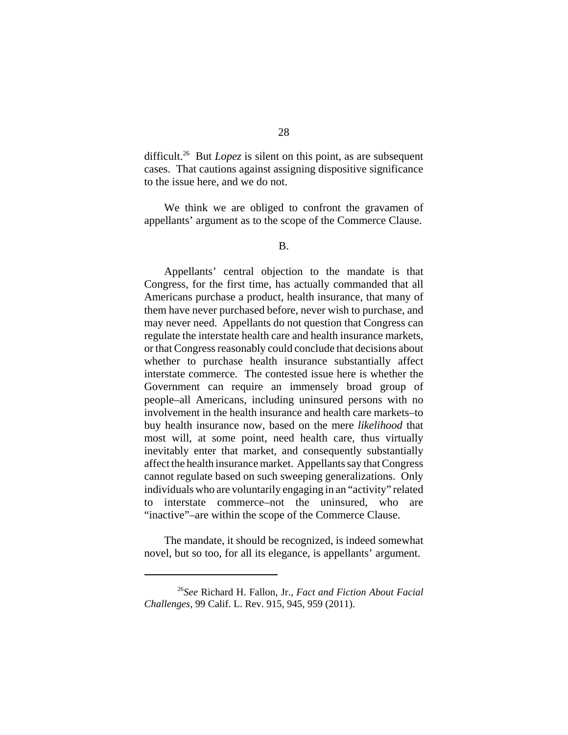difficult.[26] But *Lopez* is silent on this point, as are subsequent cases. That cautions against assigning dispositive significance to the issue here, and we do not.

We think we are obliged to confront the gravamen of appellants' argument as to the scope of the Commerce Clause.

B.

Appellants' central objection to the mandate is that Congress, for the first time, has actually commanded that all Americans purchase a product, health insurance, that many of them have never purchased before, never wish to purchase, and may never need. Appellants do not question that Congress can regulate the interstate health care and health insurance markets, or that Congress reasonably could conclude that decisions about whether to purchase health insurance substantially affect interstate commerce. The contested issue here is whether the Government can require an immensely broad group of people–all Americans, including uninsured persons with no involvement in the health insurance and health care markets–to buy health insurance now, based on the mere *likelihood* that most will, at some point, need health care, thus virtually inevitably enter that market, and consequently substantially affect the health insurance market. Appellants say that Congress cannot regulate based on such sweeping generalizations. Only individuals who are voluntarily engaging in an "activity" related to interstate commerce–not the uninsured, who are "inactive"–are within the scope of the Commerce Clause.

The mandate, it should be recognized, is indeed somewhat novel, but so too, for all its elegance, is appellants' argument.

---

[26] *See* Richard H. Fallon, Jr., *Fact and Fiction About Facial Challenges*, 99 Calif. L. Rev. 915, 945, 959 (2011).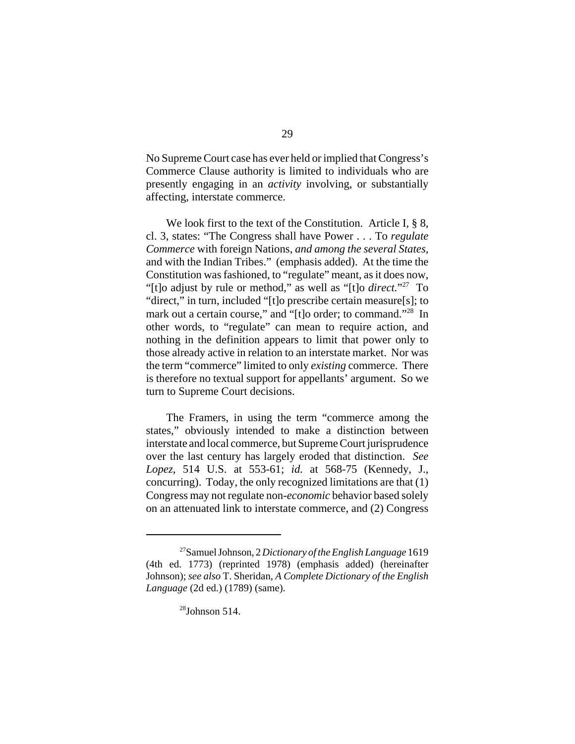No Supreme Court case has ever held or implied that Congress's Commerce Clause authority is limited to individuals who are presently engaging in an *activity* involving, or substantially affecting, interstate commerce.

We look first to the text of the Constitution. Article I, § 8, cl. 3, states: "The Congress shall have Power . . . To *regulate Commerce* with foreign Nations, *and among the several States,* and with the Indian Tribes." (emphasis added). At the time the Constitution was fashioned, to "regulate" meant, as it does now, "[t]o adjust by rule or method," as well as "[t]o *direct*."[27] To "direct," in turn, included "[t]o prescribe certain measure[s]; to mark out a certain course," and "[t]o order; to command."[28] In other words, to "regulate" can mean to require action, and nothing in the definition appears to limit that power only to those already active in relation to an interstate market. Nor was the term "commerce" limited to only *existing* commerce. There is therefore no textual support for appellants' argument. So we turn to Supreme Court decisions.

The Framers, in using the term "commerce among the states," obviously intended to make a distinction between interstate and local commerce, but Supreme Court jurisprudence over the last century has largely eroded that distinction. *See Lopez*, 514 U.S. at 553-61; *id.* at 568-75 (Kennedy, J., concurring). Today, the only recognized limitations are that (1) Congress may not regulate non-*economic* behavior based solely on an attenuated link to interstate commerce, and (2) Congress

---

[27] Samuel Johnson, 2 *Dictionary of the English Language* 1619 (4th ed. 1773) (reprinted 1978) (emphasis added) (hereinafter Johnson); *see also* T. Sheridan, *A Complete Dictionary of the English Language* (2d ed.) (1789) (same).

[28] Johnson 514.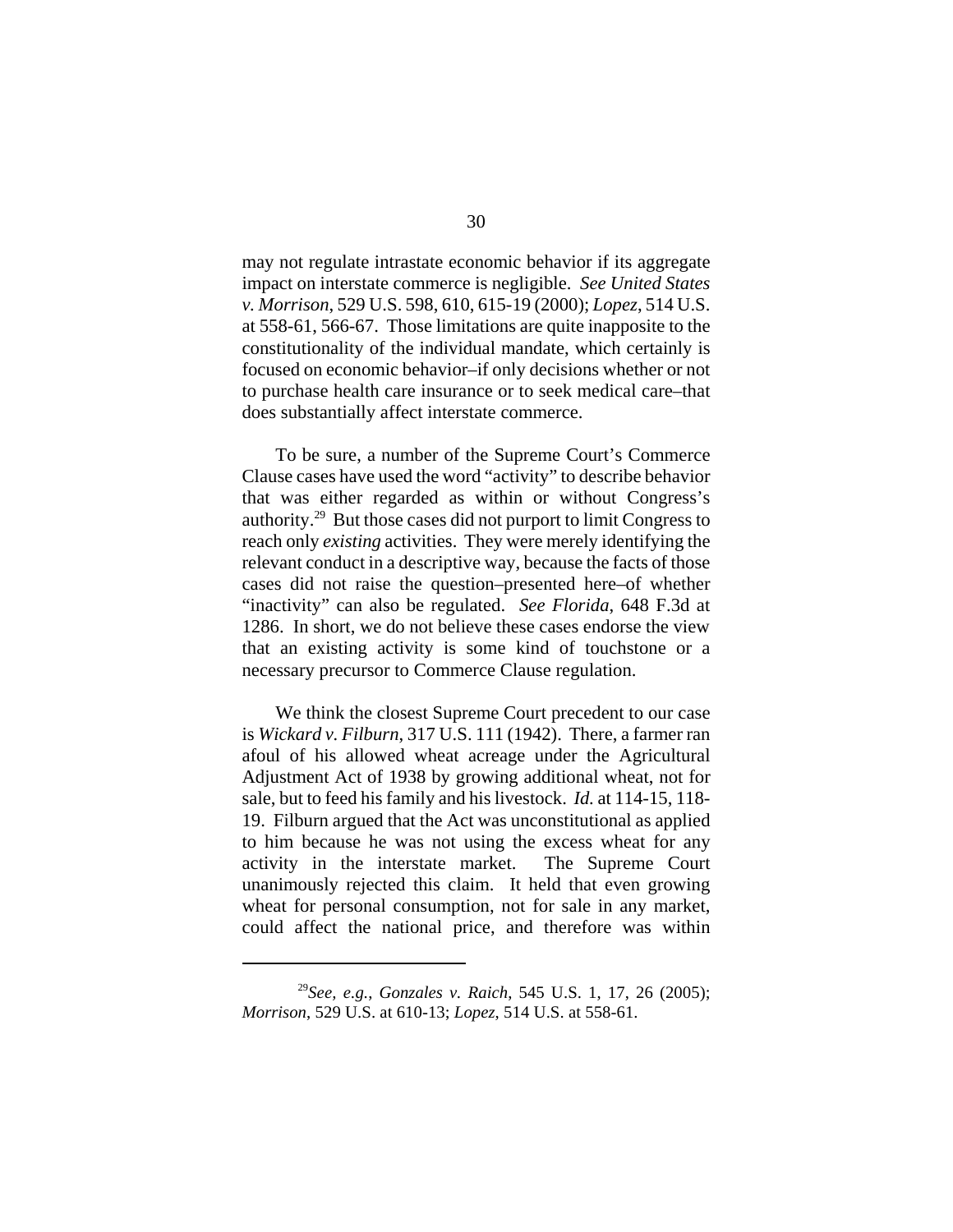may not regulate intrastate economic behavior if its aggregate impact on interstate commerce is negligible. *See United States v. Morrison*, 529 U.S. 598, 610, 615-19 (2000); *Lopez*, 514 U.S. at 558-61, 566-67. Those limitations are quite inapposite to the constitutionality of the individual mandate, which certainly is focused on economic behavior–if only decisions whether or not to purchase health care insurance or to seek medical care–that does substantially affect interstate commerce.

To be sure, a number of the Supreme Court's Commerce Clause cases have used the word "activity" to describe behavior that was either regarded as within or without Congress's authority.[29] But those cases did not purport to limit Congress to reach only *existing* activities. They were merely identifying the relevant conduct in a descriptive way, because the facts of those cases did not raise the question–presented here–of whether "inactivity" can also be regulated. *See Florida*, 648 F.3d at 1286. In short, we do not believe these cases endorse the view that an existing activity is some kind of touchstone or a necessary precursor to Commerce Clause regulation.

We think the closest Supreme Court precedent to our case is *Wickard v. Filburn*, 317 U.S. 111 (1942). There, a farmer ran afoul of his allowed wheat acreage under the Agricultural Adjustment Act of 1938 by growing additional wheat, not for sale, but to feed his family and his livestock. *Id.* at 114-15, 118-19. Filburn argued that the Act was unconstitutional as applied to him because he was not using the excess wheat for any activity in the interstate market. The Supreme Court unanimously rejected this claim. It held that even growing wheat for personal consumption, not for sale in any market, could affect the national price, and therefore was within

[29]*See, e.g.*, *Gonzales v. Raich*, 545 U.S. 1, 17, 26 (2005); *Morrison*, 529 U.S. at 610-13; *Lopez*, 514 U.S. at 558-61.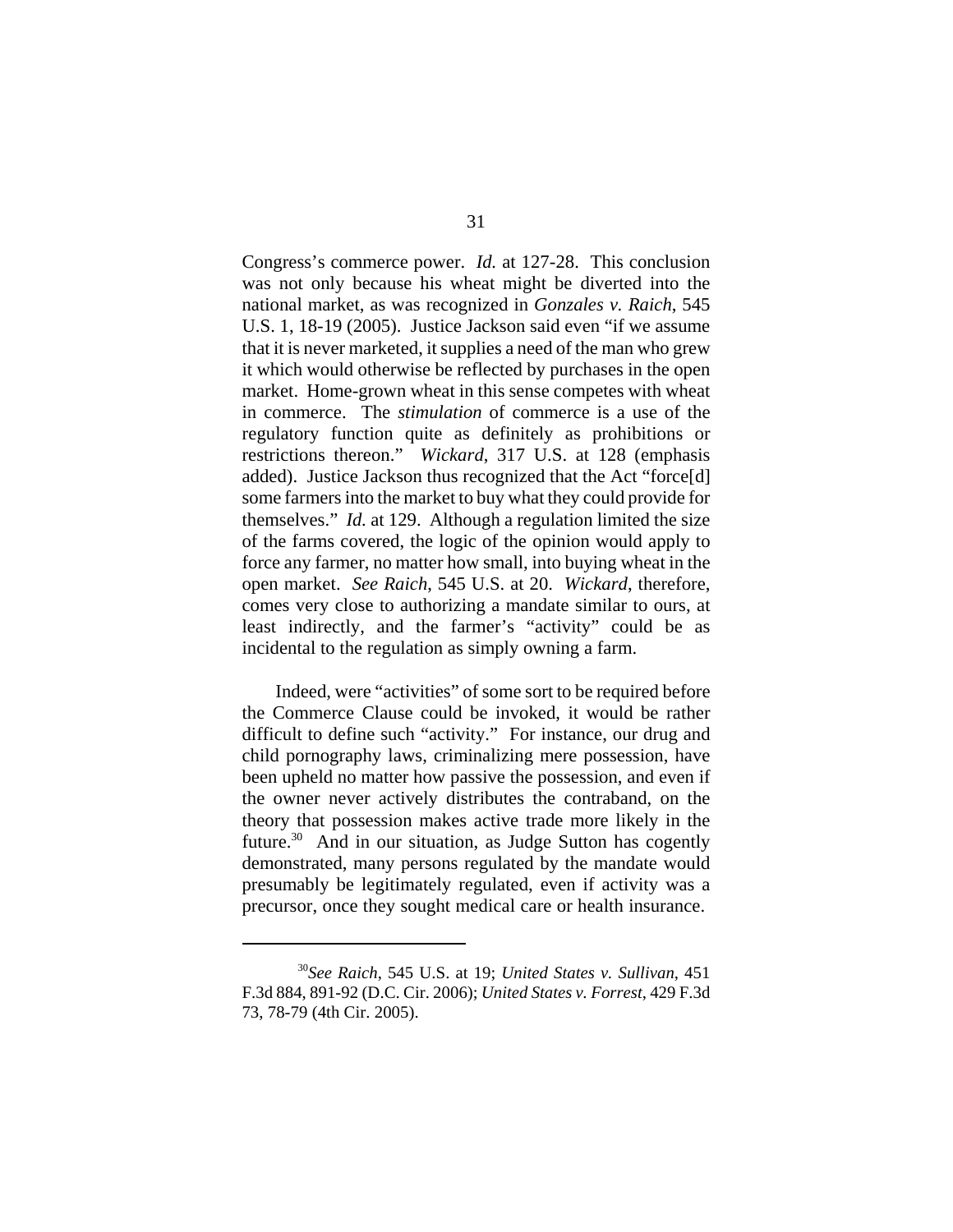Congress's commerce power. *Id.* at 127-28. This conclusion was not only because his wheat might be diverted into the national market, as was recognized in *Gonzales v. Raich*, 545 U.S. 1, 18-19 (2005). Justice Jackson said even "if we assume that it is never marketed, it supplies a need of the man who grew it which would otherwise be reflected by purchases in the open market. Home-grown wheat in this sense competes with wheat in commerce. The *stimulation* of commerce is a use of the regulatory function quite as definitely as prohibitions or restrictions thereon." *Wickard*, 317 U.S. at 128 (emphasis added). Justice Jackson thus recognized that the Act "force[d] some farmers into the market to buy what they could provide for themselves." *Id.* at 129. Although a regulation limited the size of the farms covered, the logic of the opinion would apply to force any farmer, no matter how small, into buying wheat in the open market. *See Raich*, 545 U.S. at 20. *Wickard*, therefore, comes very close to authorizing a mandate similar to ours, at least indirectly, and the farmer's "activity" could be as incidental to the regulation as simply owning a farm.

Indeed, were "activities" of some sort to be required before the Commerce Clause could be invoked, it would be rather difficult to define such "activity." For instance, our drug and child pornography laws, criminalizing mere possession, have been upheld no matter how passive the possession, and even if the owner never actively distributes the contraband, on the theory that possession makes active trade more likely in the future.[30] And in our situation, as Judge Sutton has cogently demonstrated, many persons regulated by the mandate would presumably be legitimately regulated, even if activity was a precursor, once they sought medical care or health insurance.

---

[30] *See Raich*, 545 U.S. at 19; *United States v. Sullivan*, 451 F.3d 884, 891-92 (D.C. Cir. 2006); *United States v. Forrest*, 429 F.3d 73, 78-79 (4th Cir. 2005).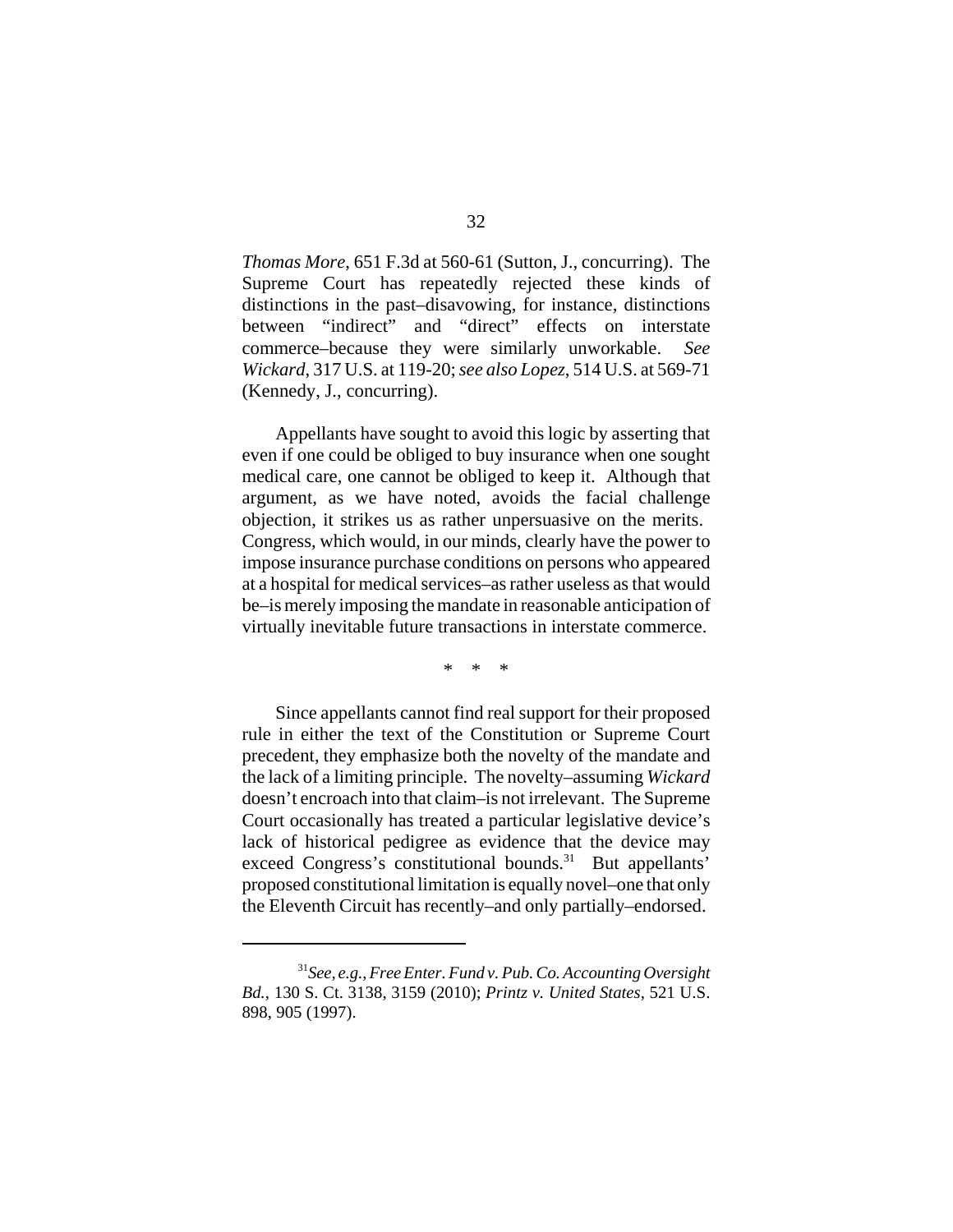*Thomas More*, 651 F.3d at 560-61 (Sutton, J., concurring). The Supreme Court has repeatedly rejected these kinds of distinctions in the past–disavowing, for instance, distinctions between "indirect" and "direct" effects on interstate commerce–because they were similarly unworkable. *See Wickard*, 317 U.S. at 119-20; *see also Lopez*, 514 U.S. at 569-71 (Kennedy, J., concurring).

Appellants have sought to avoid this logic by asserting that even if one could be obliged to buy insurance when one sought medical care, one cannot be obliged to keep it. Although that argument, as we have noted, avoids the facial challenge objection, it strikes us as rather unpersuasive on the merits. Congress, which would, in our minds, clearly have the power to impose insurance purchase conditions on persons who appeared at a hospital for medical services–as rather useless as that would be–is merely imposing the mandate in reasonable anticipation of virtually inevitable future transactions in interstate commerce.

\* \* \*

Since appellants cannot find real support for their proposed rule in either the text of the Constitution or Supreme Court precedent, they emphasize both the novelty of the mandate and the lack of a limiting principle. The novelty–assuming *Wickard* doesn't encroach into that claim–is not irrelevant. The Supreme Court occasionally has treated a particular legislative device's lack of historical pedigree as evidence that the device may exceed Congress's constitutional bounds.[31] But appellants' proposed constitutional limitation is equally novel–one that only the Eleventh Circuit has recently–and only partially–endorsed.

---

[31] *See, e.g.*, *Free Enter. Fund v. Pub. Co. Accounting Oversight Bd.*, 130 S. Ct. 3138, 3159 (2010); *Printz v. United States*, 521 U.S. 898, 905 (1997).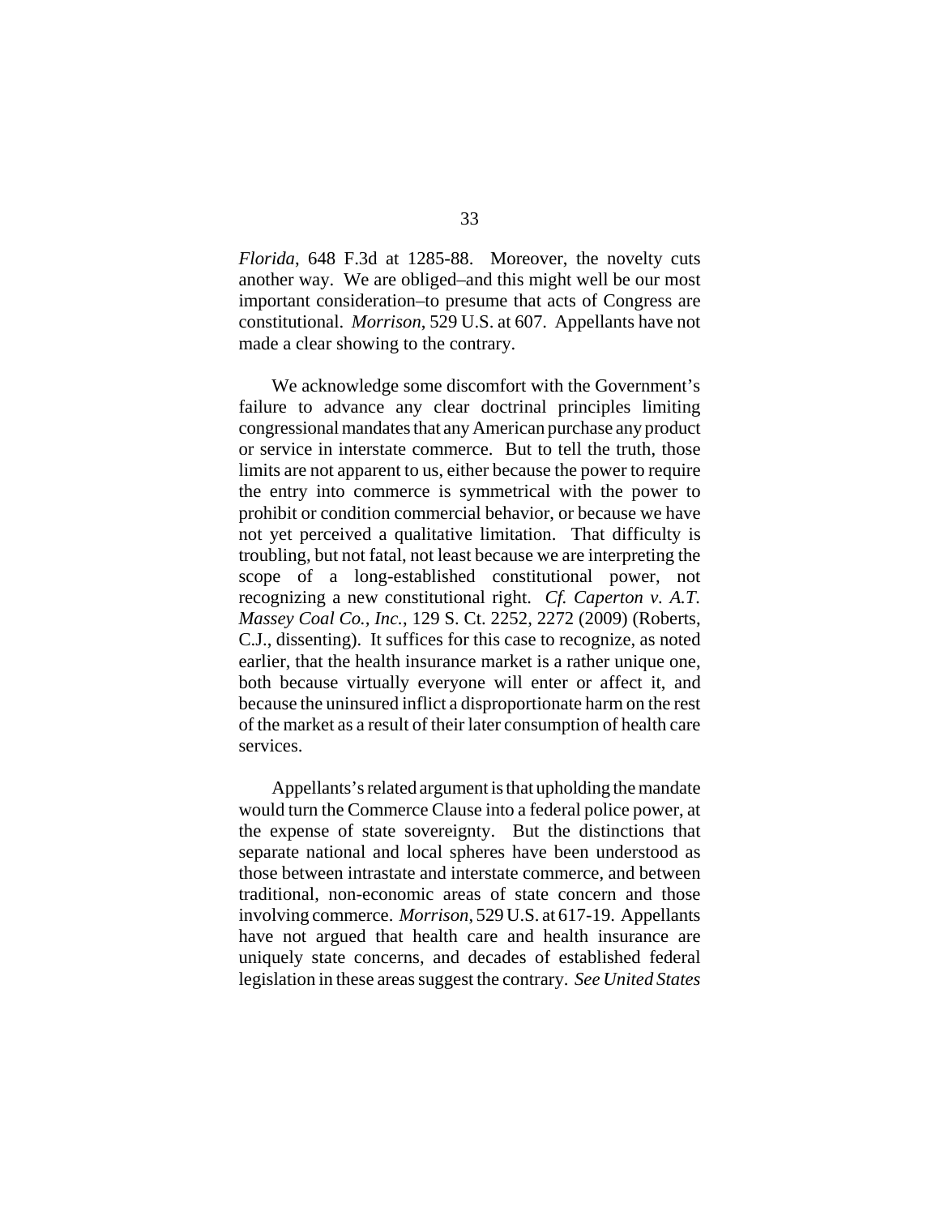*Florida*, 648 F.3d at 1285-88. Moreover, the novelty cuts another way. We are obliged–and this might well be our most important consideration–to presume that acts of Congress are constitutional. *Morrison*, 529 U.S. at 607. Appellants have not made a clear showing to the contrary.

We acknowledge some discomfort with the Government's failure to advance any clear doctrinal principles limiting congressional mandates that any American purchase any product or service in interstate commerce. But to tell the truth, those limits are not apparent to us, either because the power to require the entry into commerce is symmetrical with the power to prohibit or condition commercial behavior, or because we have not yet perceived a qualitative limitation. That difficulty is troubling, but not fatal, not least because we are interpreting the scope of a long-established constitutional power, not recognizing a new constitutional right. *Cf. Caperton v. A.T. Massey Coal Co., Inc.*, 129 S. Ct. 2252, 2272 (2009) (Roberts, C.J., dissenting). It suffices for this case to recognize, as noted earlier, that the health insurance market is a rather unique one, both because virtually everyone will enter or affect it, and because the uninsured inflict a disproportionate harm on the rest of the market as a result of their later consumption of health care services.

Appellants's related argument is that upholding the mandate would turn the Commerce Clause into a federal police power, at the expense of state sovereignty. But the distinctions that separate national and local spheres have been understood as those between intrastate and interstate commerce, and between traditional, non-economic areas of state concern and those involving commerce. *Morrison*, 529 U.S. at 617-19. Appellants have not argued that health care and health insurance are uniquely state concerns, and decades of established federal legislation in these areas suggest the contrary. *See United States*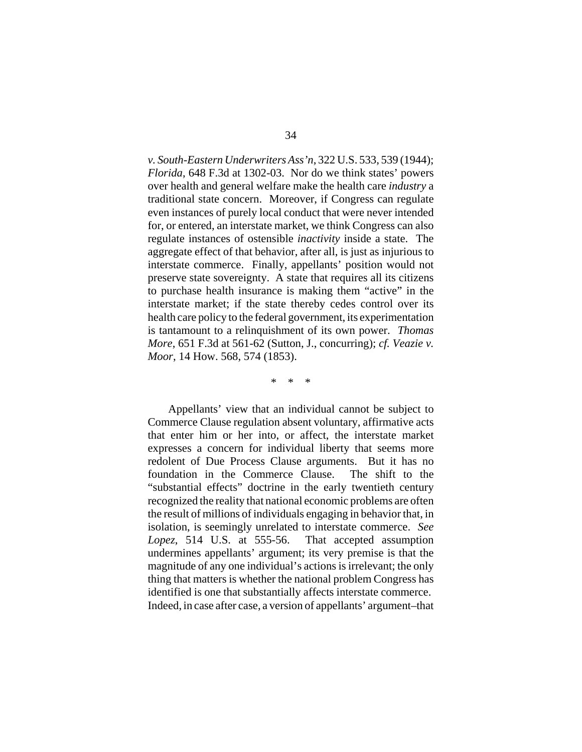*v. South-Eastern Underwriters Ass'n*, 322 U.S. 533, 539 (1944); *Florida*, 648 F.3d at 1302-03. Nor do we think states' powers over health and general welfare make the health care *industry* a traditional state concern. Moreover, if Congress can regulate even instances of purely local conduct that were never intended for, or entered, an interstate market, we think Congress can also regulate instances of ostensible *inactivity* inside a state. The aggregate effect of that behavior, after all, is just as injurious to interstate commerce. Finally, appellants' position would not preserve state sovereignty. A state that requires all its citizens to purchase health insurance is making them "active" in the interstate market; if the state thereby cedes control over its health care policy to the federal government, its experimentation is tantamount to a relinquishment of its own power. *Thomas More*, 651 F.3d at 561-62 (Sutton, J., concurring); *cf. Veazie v. Moor*, 14 How. 568, 574 (1853).

\* \* \*

Appellants' view that an individual cannot be subject to Commerce Clause regulation absent voluntary, affirmative acts that enter him or her into, or affect, the interstate market expresses a concern for individual liberty that seems more redolent of Due Process Clause arguments. But it has no foundation in the Commerce Clause. The shift to the "substantial effects" doctrine in the early twentieth century recognized the reality that national economic problems are often the result of millions of individuals engaging in behavior that, in isolation, is seemingly unrelated to interstate commerce. *See Lopez*, 514 U.S. at 555-56. That accepted assumption undermines appellants' argument; its very premise is that the magnitude of any one individual's actions is irrelevant; the only thing that matters is whether the national problem Congress has identified is one that substantially affects interstate commerce. Indeed, in case after case, a version of appellants' argument–that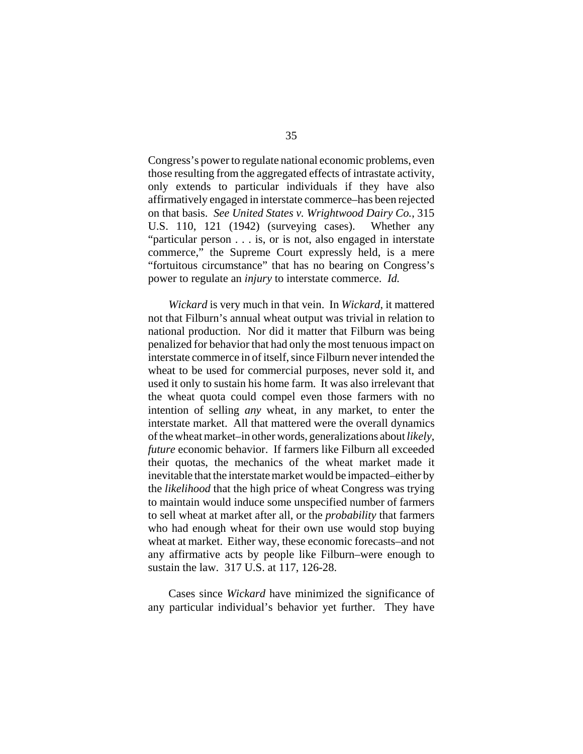Congress's power to regulate national economic problems, even those resulting from the aggregated effects of intrastate activity, only extends to particular individuals if they have also affirmatively engaged in interstate commerce–has been rejected on that basis. *See United States v. Wrightwood Dairy Co.*, 315 U.S. 110, 121 (1942) (surveying cases). Whether any "particular person . . . is, or is not, also engaged in interstate commerce," the Supreme Court expressly held, is a mere "fortuitous circumstance" that has no bearing on Congress's power to regulate an *injury* to interstate commerce. *Id.*

*Wickard* is very much in that vein. In *Wickard*, it mattered not that Filburn's annual wheat output was trivial in relation to national production. Nor did it matter that Filburn was being penalized for behavior that had only the most tenuous impact on interstate commerce in of itself, since Filburn never intended the wheat to be used for commercial purposes, never sold it, and used it only to sustain his home farm. It was also irrelevant that the wheat quota could compel even those farmers with no intention of selling *any* wheat, in any market, to enter the interstate market. All that mattered were the overall dynamics of the wheat market–in other words, generalizations about *likely*, *future* economic behavior. If farmers like Filburn all exceeded their quotas, the mechanics of the wheat market made it inevitable that the interstate market would be impacted–either by the *likelihood* that the high price of wheat Congress was trying to maintain would induce some unspecified number of farmers to sell wheat at market after all, or the *probability* that farmers who had enough wheat for their own use would stop buying wheat at market. Either way, these economic forecasts–and not any affirmative acts by people like Filburn–were enough to sustain the law. 317 U.S. at 117, 126-28.

Cases since *Wickard* have minimized the significance of any particular individual's behavior yet further. They have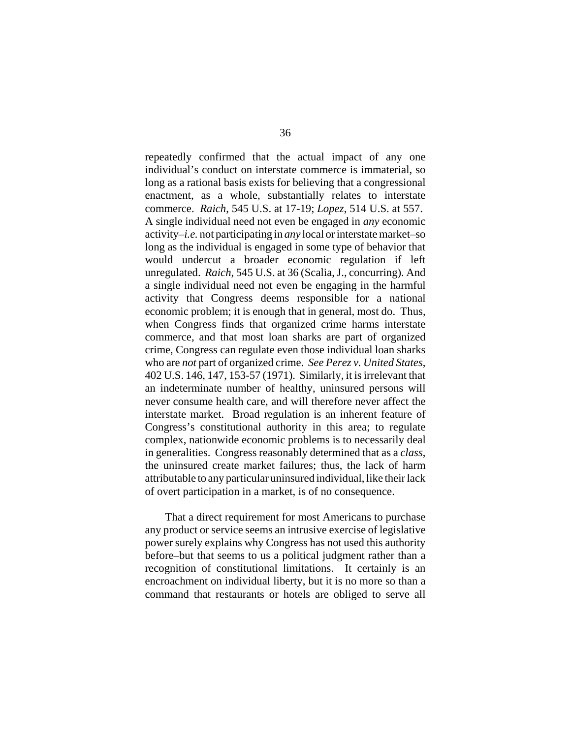repeatedly confirmed that the actual impact of any one individual's conduct on interstate commerce is immaterial, so long as a rational basis exists for believing that a congressional enactment, as a whole, substantially relates to interstate commerce. *Raich*, 545 U.S. at 17-19; *Lopez*, 514 U.S. at 557. A single individual need not even be engaged in *any* economic activity–*i.e.* not participating in *any* local or interstate market–so long as the individual is engaged in some type of behavior that would undercut a broader economic regulation if left unregulated. *Raich*, 545 U.S. at 36 (Scalia, J., concurring). And a single individual need not even be engaging in the harmful activity that Congress deems responsible for a national economic problem; it is enough that in general, most do. Thus, when Congress finds that organized crime harms interstate commerce, and that most loan sharks are part of organized crime, Congress can regulate even those individual loan sharks who are *not* part of organized crime. *See Perez v. United States*, 402 U.S. 146, 147, 153-57 (1971). Similarly, it is irrelevant that an indeterminate number of healthy, uninsured persons will never consume health care, and will therefore never affect the interstate market. Broad regulation is an inherent feature of Congress's constitutional authority in this area; to regulate complex, nationwide economic problems is to necessarily deal in generalities. Congress reasonably determined that as a *class*, the uninsured create market failures; thus, the lack of harm attributable to any particular uninsured individual, like their lack of overt participation in a market, is of no consequence.

That a direct requirement for most Americans to purchase any product or service seems an intrusive exercise of legislative power surely explains why Congress has not used this authority before–but that seems to us a political judgment rather than a recognition of constitutional limitations. It certainly is an encroachment on individual liberty, but it is no more so than a command that restaurants or hotels are obliged to serve all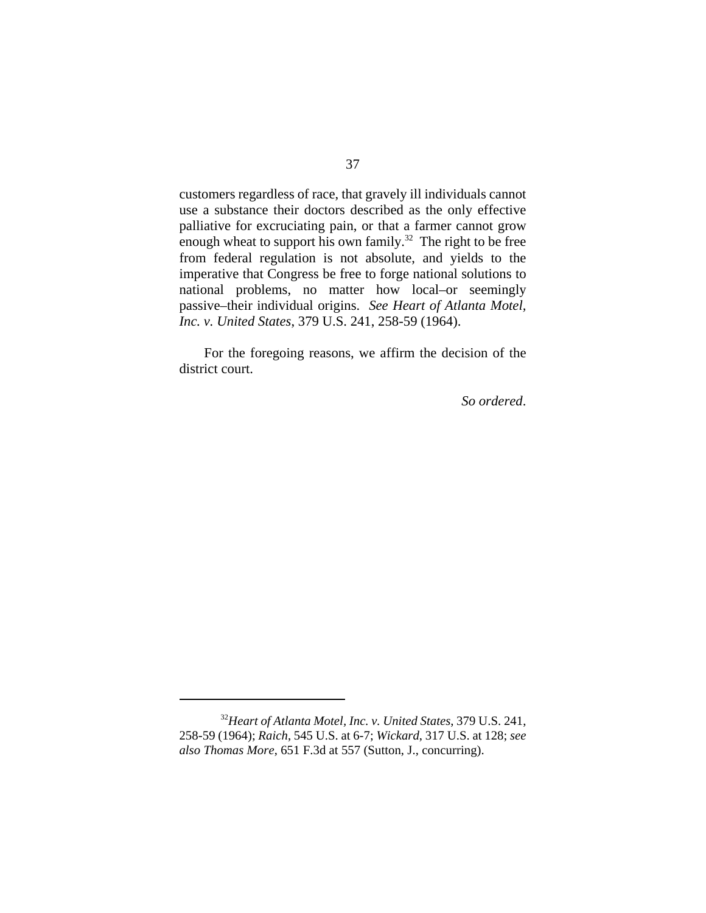customers regardless of race, that gravely ill individuals cannot use a substance their doctors described as the only effective palliative for excruciating pain, or that a farmer cannot grow enough wheat to support his own family.[32] The right to be free from federal regulation is not absolute, and yields to the imperative that Congress be free to forge national solutions to national problems, no matter how local–or seemingly passive–their individual origins. *See Heart of Atlanta Motel, Inc. v. United States*, 379 U.S. 241, 258-59 (1964).

For the foregoing reasons, we affirm the decision of the district court.

*So ordered*.

---

[32]*Heart of Atlanta Motel, Inc. v. United States*, 379 U.S. 241, 258-59 (1964); *Raich*, 545 U.S. at 6-7; *Wickard*, 317 U.S. at 128; *see also Thomas More*, 651 F.3d at 557 (Sutton, J., concurring).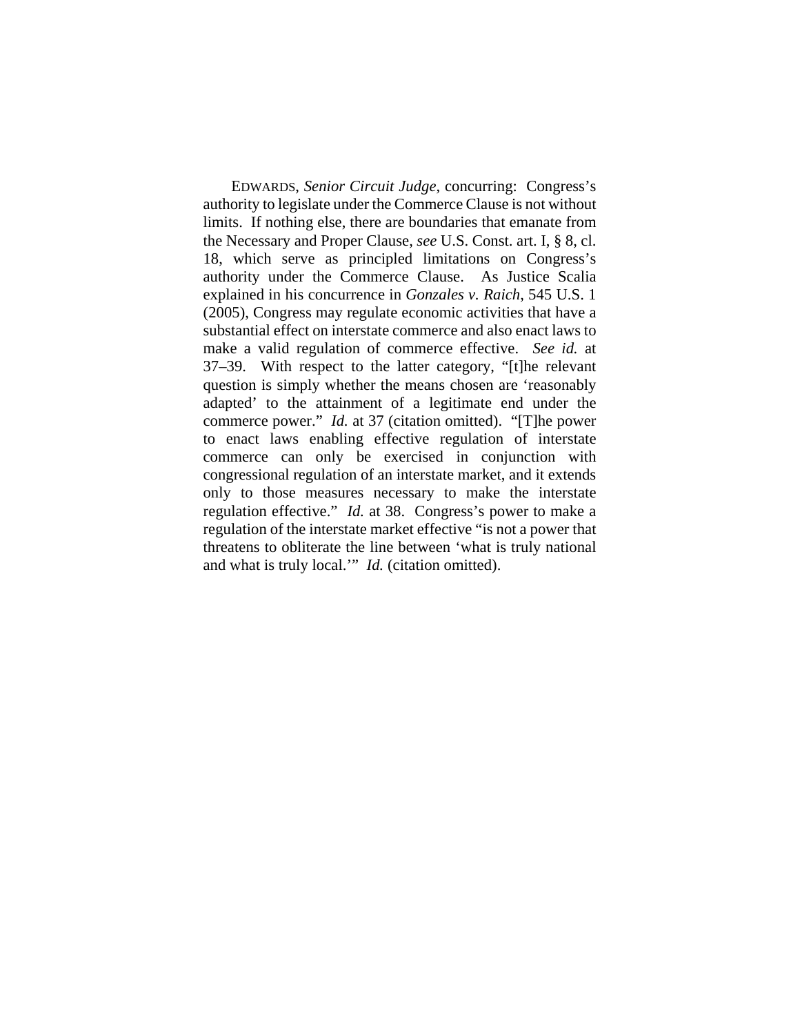EDWARDS, *Senior Circuit Judge*, concurring: Congress's authority to legislate under the Commerce Clause is not without limits. If nothing else, there are boundaries that emanate from the Necessary and Proper Clause, *see* U.S. Const. art. I, § 8, cl. 18, which serve as principled limitations on Congress's authority under the Commerce Clause. As Justice Scalia explained in his concurrence in *Gonzales v. Raich*, 545 U.S. 1 (2005), Congress may regulate economic activities that have a substantial effect on interstate commerce and also enact laws to make a valid regulation of commerce effective. *See id.* at 37–39. With respect to the latter category, "[t]he relevant question is simply whether the means chosen are 'reasonably adapted' to the attainment of a legitimate end under the commerce power." *Id.* at 37 (citation omitted). "[T]he power to enact laws enabling effective regulation of interstate commerce can only be exercised in conjunction with congressional regulation of an interstate market, and it extends only to those measures necessary to make the interstate regulation effective." *Id.* at 38. Congress's power to make a regulation of the interstate market effective "is not a power that threatens to obliterate the line between 'what is truly national and what is truly local.'" *Id.* (citation omitted).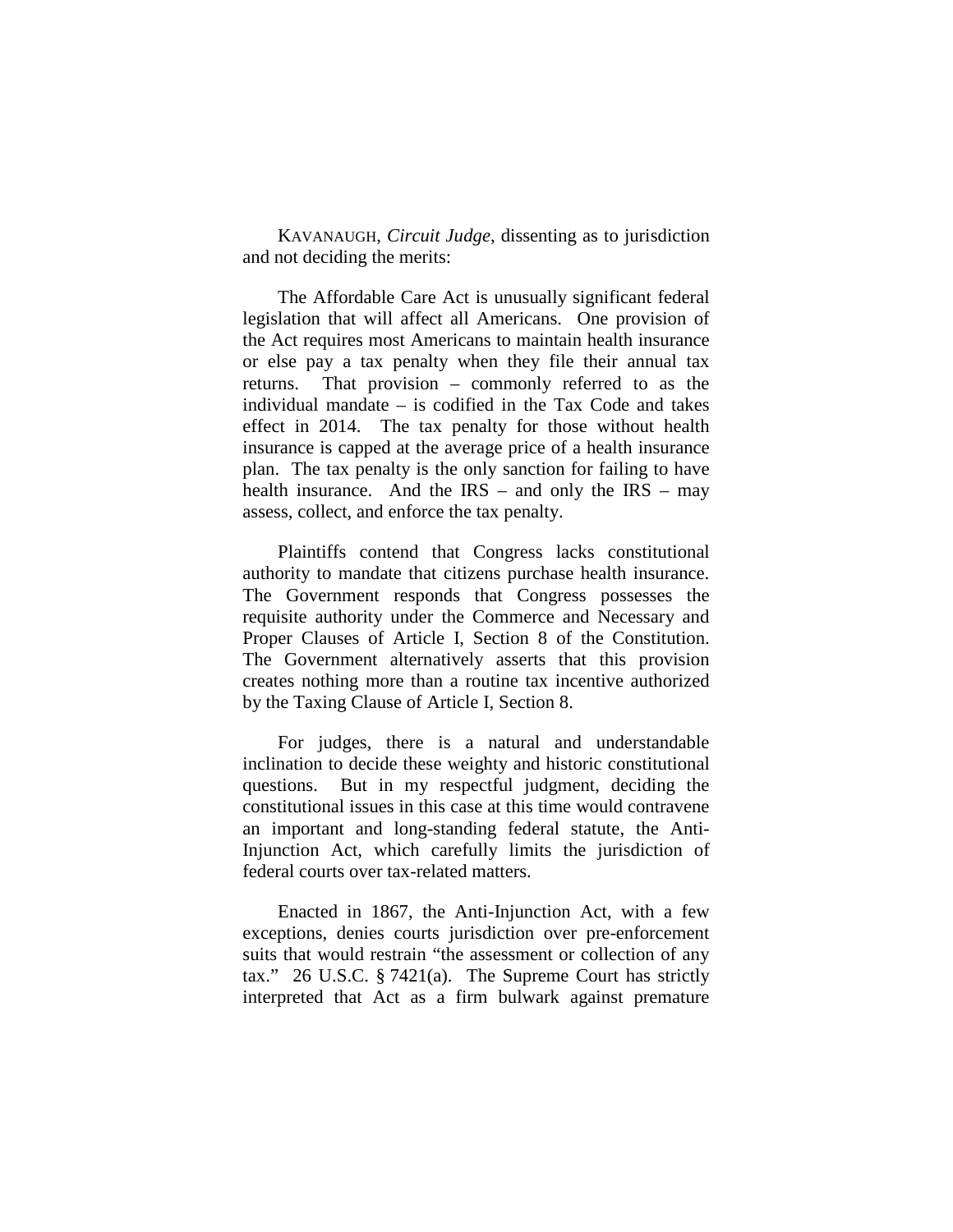KAVANAUGH, *Circuit Judge*, dissenting as to jurisdiction and not deciding the merits:

The Affordable Care Act is unusually significant federal legislation that will affect all Americans. One provision of the Act requires most Americans to maintain health insurance or else pay a tax penalty when they file their annual tax returns. That provision – commonly referred to as the individual mandate – is codified in the Tax Code and takes effect in 2014. The tax penalty for those without health insurance is capped at the average price of a health insurance plan. The tax penalty is the only sanction for failing to have health insurance. And the IRS – and only the IRS – may assess, collect, and enforce the tax penalty.

Plaintiffs contend that Congress lacks constitutional authority to mandate that citizens purchase health insurance. The Government responds that Congress possesses the requisite authority under the Commerce and Necessary and Proper Clauses of Article I, Section 8 of the Constitution. The Government alternatively asserts that this provision creates nothing more than a routine tax incentive authorized by the Taxing Clause of Article I, Section 8.

For judges, there is a natural and understandable inclination to decide these weighty and historic constitutional questions. But in my respectful judgment, deciding the constitutional issues in this case at this time would contravene an important and long-standing federal statute, the Anti-Injunction Act, which carefully limits the jurisdiction of federal courts over tax-related matters.

Enacted in 1867, the Anti-Injunction Act, with a few exceptions, denies courts jurisdiction over pre-enforcement suits that would restrain "the assessment or collection of any tax." 26 U.S.C. § 7421(a). The Supreme Court has strictly interpreted that Act as a firm bulwark against premature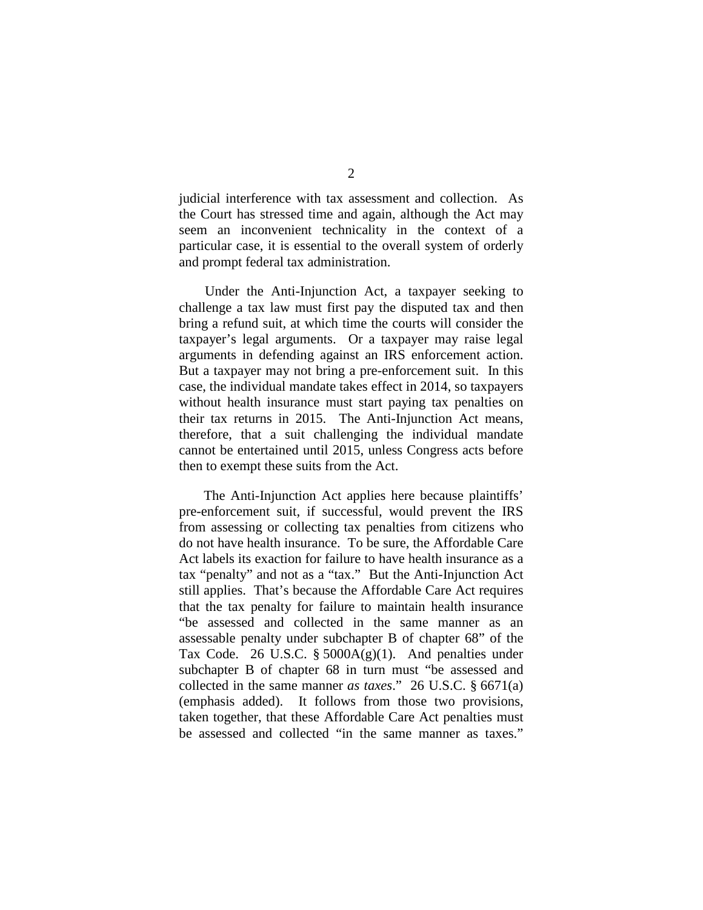judicial interference with tax assessment and collection. As the Court has stressed time and again, although the Act may seem an inconvenient technicality in the context of a particular case, it is essential to the overall system of orderly and prompt federal tax administration.

Under the Anti-Injunction Act, a taxpayer seeking to challenge a tax law must first pay the disputed tax and then bring a refund suit, at which time the courts will consider the taxpayer's legal arguments. Or a taxpayer may raise legal arguments in defending against an IRS enforcement action. But a taxpayer may not bring a pre-enforcement suit. In this case, the individual mandate takes effect in 2014, so taxpayers without health insurance must start paying tax penalties on their tax returns in 2015. The Anti-Injunction Act means, therefore, that a suit challenging the individual mandate cannot be entertained until 2015, unless Congress acts before then to exempt these suits from the Act.

The Anti-Injunction Act applies here because plaintiffs' pre-enforcement suit, if successful, would prevent the IRS from assessing or collecting tax penalties from citizens who do not have health insurance. To be sure, the Affordable Care Act labels its exaction for failure to have health insurance as a tax "penalty" and not as a "tax." But the Anti-Injunction Act still applies. That's because the Affordable Care Act requires that the tax penalty for failure to maintain health insurance "be assessed and collected in the same manner as an assessable penalty under subchapter B of chapter 68" of the Tax Code. 26 U.S.C. § 5000A(g)(1). And penalties under subchapter B of chapter 68 in turn must "be assessed and collected in the same manner *as taxes*." 26 U.S.C. § 6671(a) (emphasis added). It follows from those two provisions, taken together, that these Affordable Care Act penalties must be assessed and collected "in the same manner as taxes."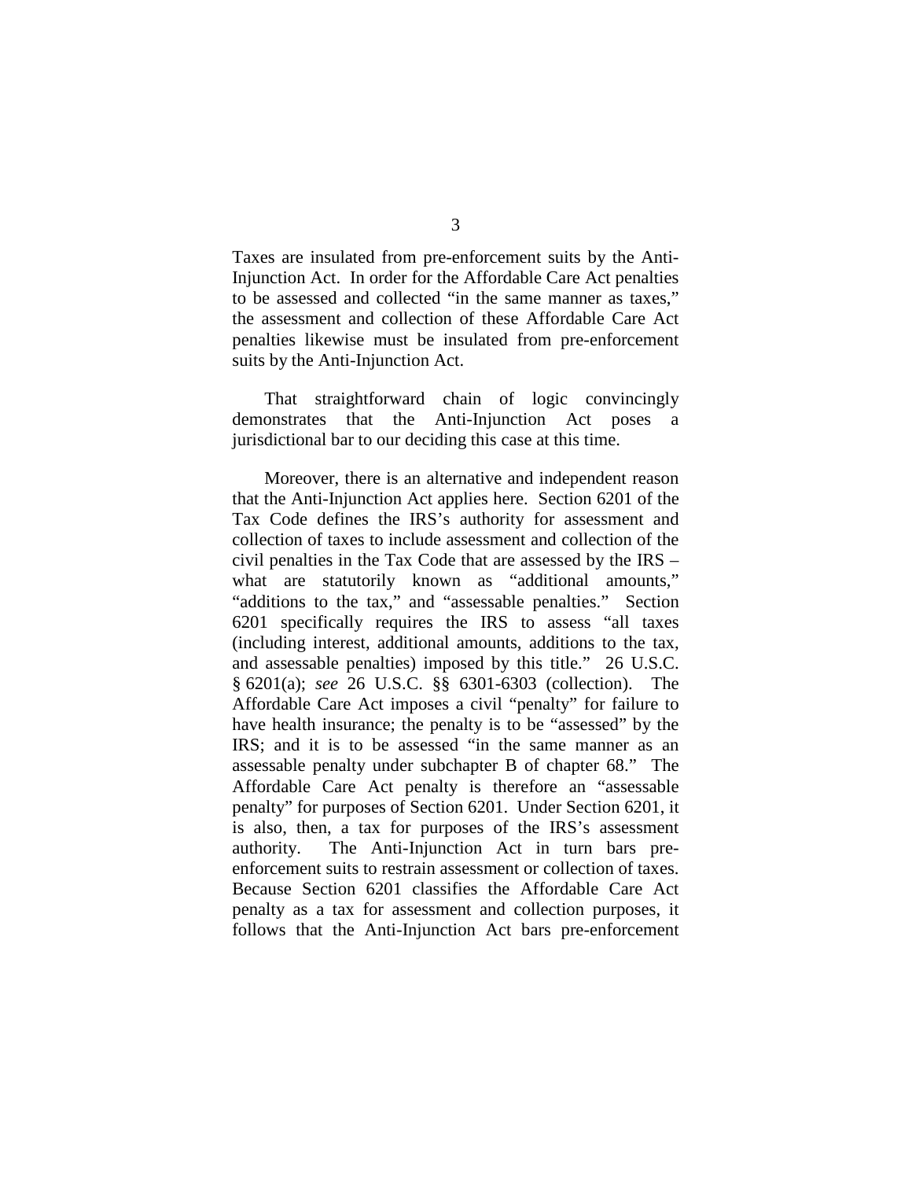Taxes are insulated from pre-enforcement suits by the Anti-Injunction Act. In order for the Affordable Care Act penalties to be assessed and collected "in the same manner as taxes," the assessment and collection of these Affordable Care Act penalties likewise must be insulated from pre-enforcement suits by the Anti-Injunction Act.

That straightforward chain of logic convincingly demonstrates that the Anti-Injunction Act poses a jurisdictional bar to our deciding this case at this time.

Moreover, there is an alternative and independent reason that the Anti-Injunction Act applies here. Section 6201 of the Tax Code defines the IRS's authority for assessment and collection of taxes to include assessment and collection of the civil penalties in the Tax Code that are assessed by the IRS – what are statutorily known as "additional amounts," "additions to the tax," and "assessable penalties." Section 6201 specifically requires the IRS to assess "all taxes (including interest, additional amounts, additions to the tax, and assessable penalties) imposed by this title." 26 U.S.C. § 6201(a); *see* 26 U.S.C. §§ 6301-6303 (collection). The Affordable Care Act imposes a civil "penalty" for failure to have health insurance; the penalty is to be "assessed" by the IRS; and it is to be assessed "in the same manner as an assessable penalty under subchapter B of chapter 68." The Affordable Care Act penalty is therefore an "assessable penalty" for purposes of Section 6201. Under Section 6201, it is also, then, a tax for purposes of the IRS's assessment authority. The Anti-Injunction Act in turn bars pre-enforcement suits to restrain assessment or collection of taxes. Because Section 6201 classifies the Affordable Care Act penalty as a tax for assessment and collection purposes, it follows that the Anti-Injunction Act bars pre-enforcement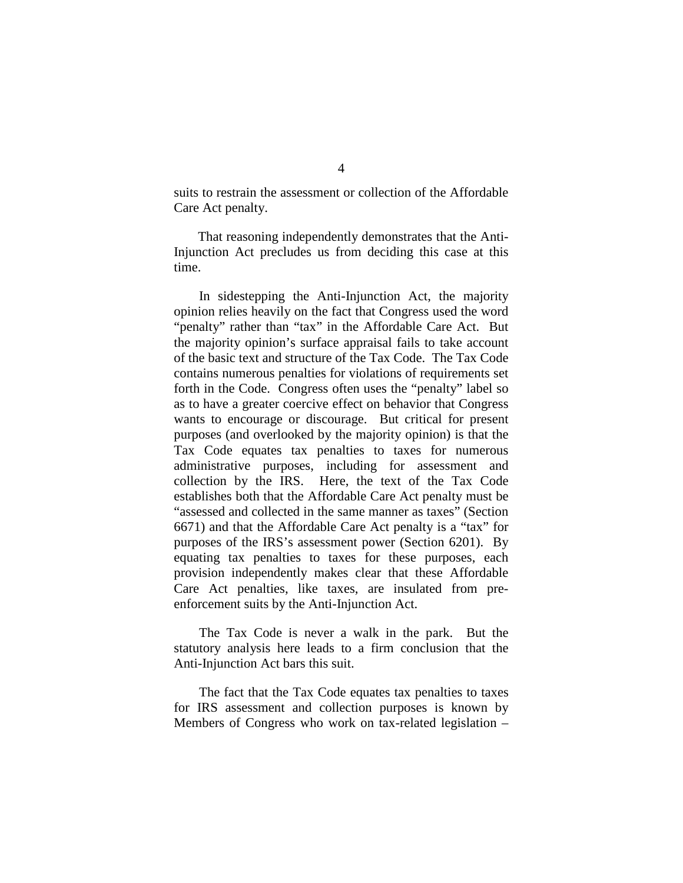suits to restrain the assessment or collection of the Affordable Care Act penalty.

That reasoning independently demonstrates that the Anti-Injunction Act precludes us from deciding this case at this time.

In sidestepping the Anti-Injunction Act, the majority opinion relies heavily on the fact that Congress used the word "penalty" rather than "tax" in the Affordable Care Act. But the majority opinion's surface appraisal fails to take account of the basic text and structure of the Tax Code. The Tax Code contains numerous penalties for violations of requirements set forth in the Code. Congress often uses the "penalty" label so as to have a greater coercive effect on behavior that Congress wants to encourage or discourage. But critical for present purposes (and overlooked by the majority opinion) is that the Tax Code equates tax penalties to taxes for numerous administrative purposes, including for assessment and collection by the IRS. Here, the text of the Tax Code establishes both that the Affordable Care Act penalty must be "assessed and collected in the same manner as taxes" (Section 6671) and that the Affordable Care Act penalty is a "tax" for purposes of the IRS's assessment power (Section 6201). By equating tax penalties to taxes for these purposes, each provision independently makes clear that these Affordable Care Act penalties, like taxes, are insulated from pre-enforcement suits by the Anti-Injunction Act.

The Tax Code is never a walk in the park. But the statutory analysis here leads to a firm conclusion that the Anti-Injunction Act bars this suit.

The fact that the Tax Code equates tax penalties to taxes for IRS assessment and collection purposes is known by Members of Congress who work on tax-related legislation –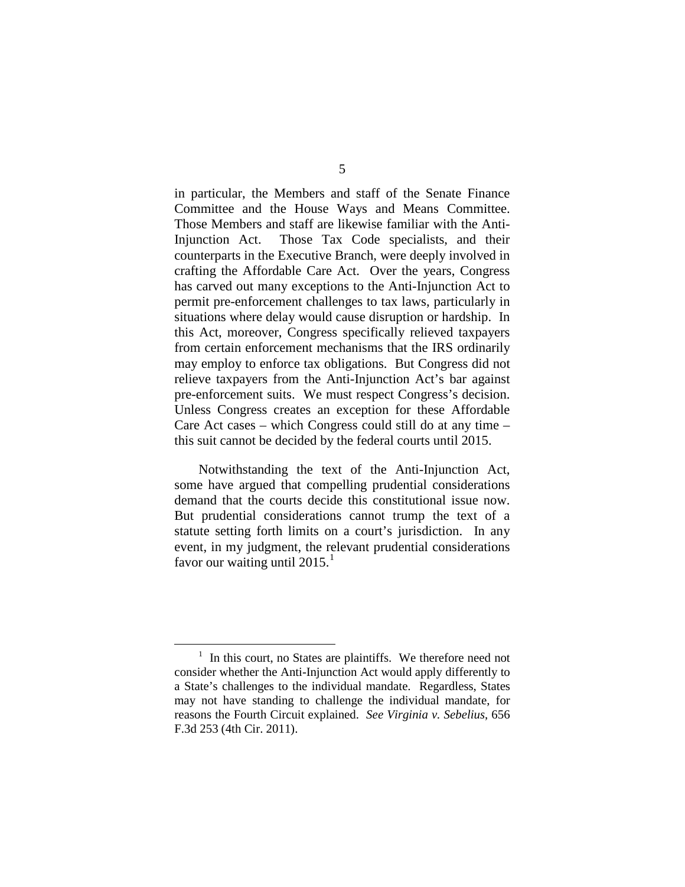in particular, the Members and staff of the Senate Finance Committee and the House Ways and Means Committee. Those Members and staff are likewise familiar with the Anti-Injunction Act. Those Tax Code specialists, and their counterparts in the Executive Branch, were deeply involved in crafting the Affordable Care Act. Over the years, Congress has carved out many exceptions to the Anti-Injunction Act to permit pre-enforcement challenges to tax laws, particularly in situations where delay would cause disruption or hardship. In this Act, moreover, Congress specifically relieved taxpayers from certain enforcement mechanisms that the IRS ordinarily may employ to enforce tax obligations. But Congress did not relieve taxpayers from the Anti-Injunction Act's bar against pre-enforcement suits. We must respect Congress's decision. Unless Congress creates an exception for these Affordable Care Act cases – which Congress could still do at any time – this suit cannot be decided by the federal courts until 2015.

Notwithstanding the text of the Anti-Injunction Act, some have argued that compelling prudential considerations demand that the courts decide this constitutional issue now. But prudential considerations cannot trump the text of a statute setting forth limits on a court's jurisdiction. In any event, in my judgment, the relevant prudential considerations favor our waiting until 2015.[1]

[1] In this court, no States are plaintiffs. We therefore need not consider whether the Anti-Injunction Act would apply differently to a State's challenges to the individual mandate. Regardless, States may not have standing to challenge the individual mandate, for reasons the Fourth Circuit explained. *See Virginia v. Sebelius*, 656 F.3d 253 (4th Cir. 2011).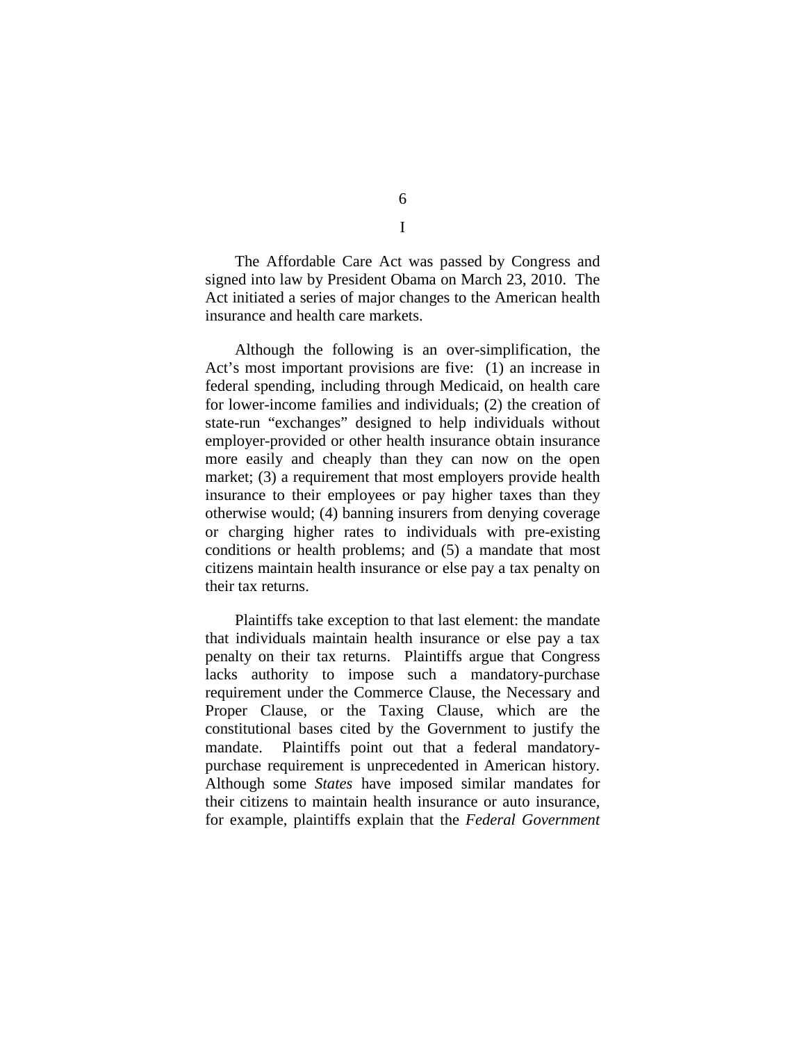# I

The Affordable Care Act was passed by Congress and signed into law by President Obama on March 23, 2010. The Act initiated a series of major changes to the American health insurance and health care markets.

Although the following is an over-simplification, the Act's most important provisions are five: (1) an increase in federal spending, including through Medicaid, on health care for lower-income families and individuals; (2) the creation of state-run "exchanges" designed to help individuals without employer-provided or other health insurance obtain insurance more easily and cheaply than they can now on the open market; (3) a requirement that most employers provide health insurance to their employees or pay higher taxes than they otherwise would; (4) banning insurers from denying coverage or charging higher rates to individuals with pre-existing conditions or health problems; and (5) a mandate that most citizens maintain health insurance or else pay a tax penalty on their tax returns.

Plaintiffs take exception to that last element: the mandate that individuals maintain health insurance or else pay a tax penalty on their tax returns. Plaintiffs argue that Congress lacks authority to impose such a mandatory-purchase requirement under the Commerce Clause, the Necessary and Proper Clause, or the Taxing Clause, which are the constitutional bases cited by the Government to justify the mandate. Plaintiffs point out that a federal mandatory-purchase requirement is unprecedented in American history. Although some *States* have imposed similar mandates for their citizens to maintain health insurance or auto insurance, for example, plaintiffs explain that the *Federal Government*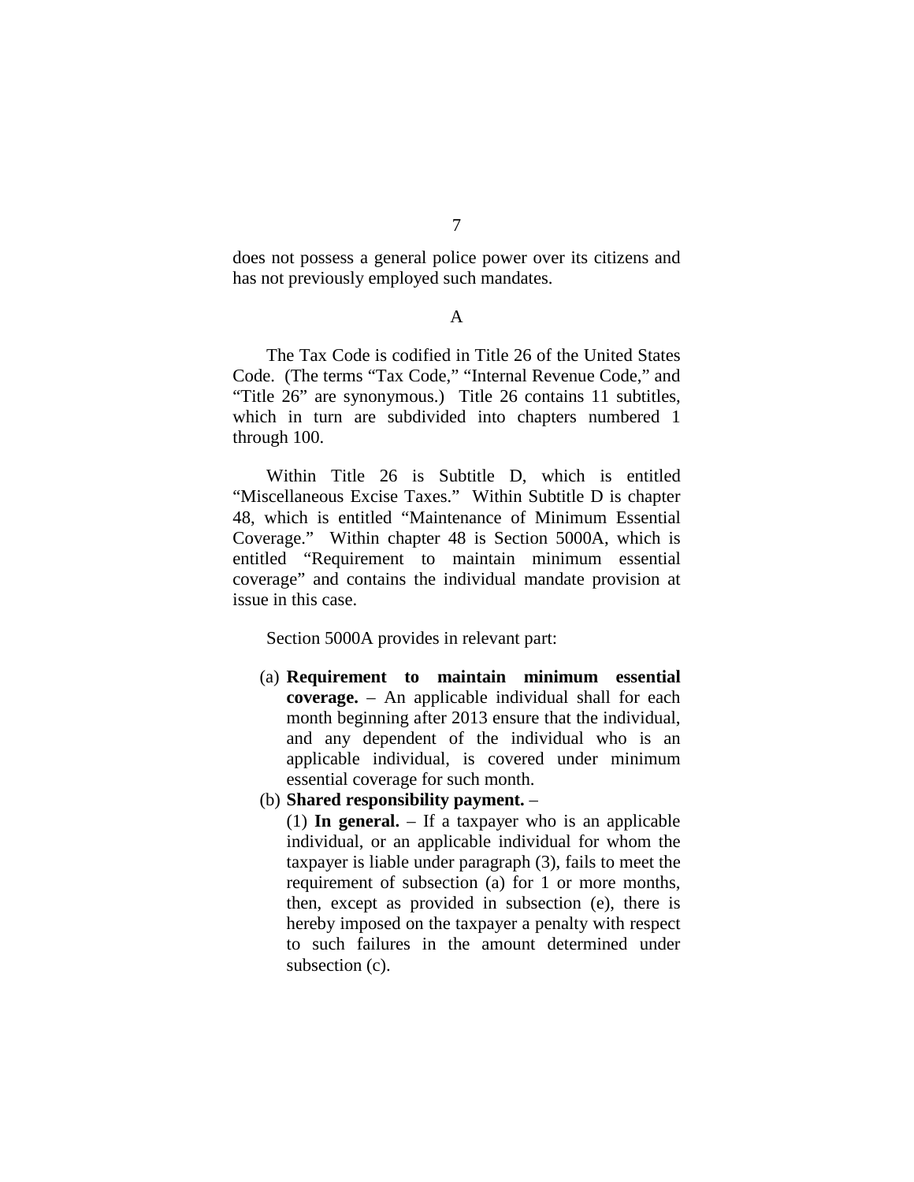does not possess a general police power over its citizens and has not previously employed such mandates.

A

The Tax Code is codified in Title 26 of the United States Code. (The terms "Tax Code," "Internal Revenue Code," and "Title 26" are synonymous.) Title 26 contains 11 subtitles, which in turn are subdivided into chapters numbered 1 through 100.

Within Title 26 is Subtitle D, which is entitled "Miscellaneous Excise Taxes." Within Subtitle D is chapter 48, which is entitled "Maintenance of Minimum Essential Coverage." Within chapter 48 is Section 5000A, which is entitled "Requirement to maintain minimum essential coverage" and contains the individual mandate provision at issue in this case.

Section 5000A provides in relevant part:

(a) **Requirement to maintain minimum essential coverage.** – An applicable individual shall for each month beginning after 2013 ensure that the individual, and any dependent of the individual who is an applicable individual, is covered under minimum essential coverage for such month.

(b) **Shared responsibility payment.** –

(1) **In general.** – If a taxpayer who is an applicable individual, or an applicable individual for whom the taxpayer is liable under paragraph (3), fails to meet the requirement of subsection (a) for 1 or more months, then, except as provided in subsection (e), there is hereby imposed on the taxpayer a penalty with respect to such failures in the amount determined under subsection (c).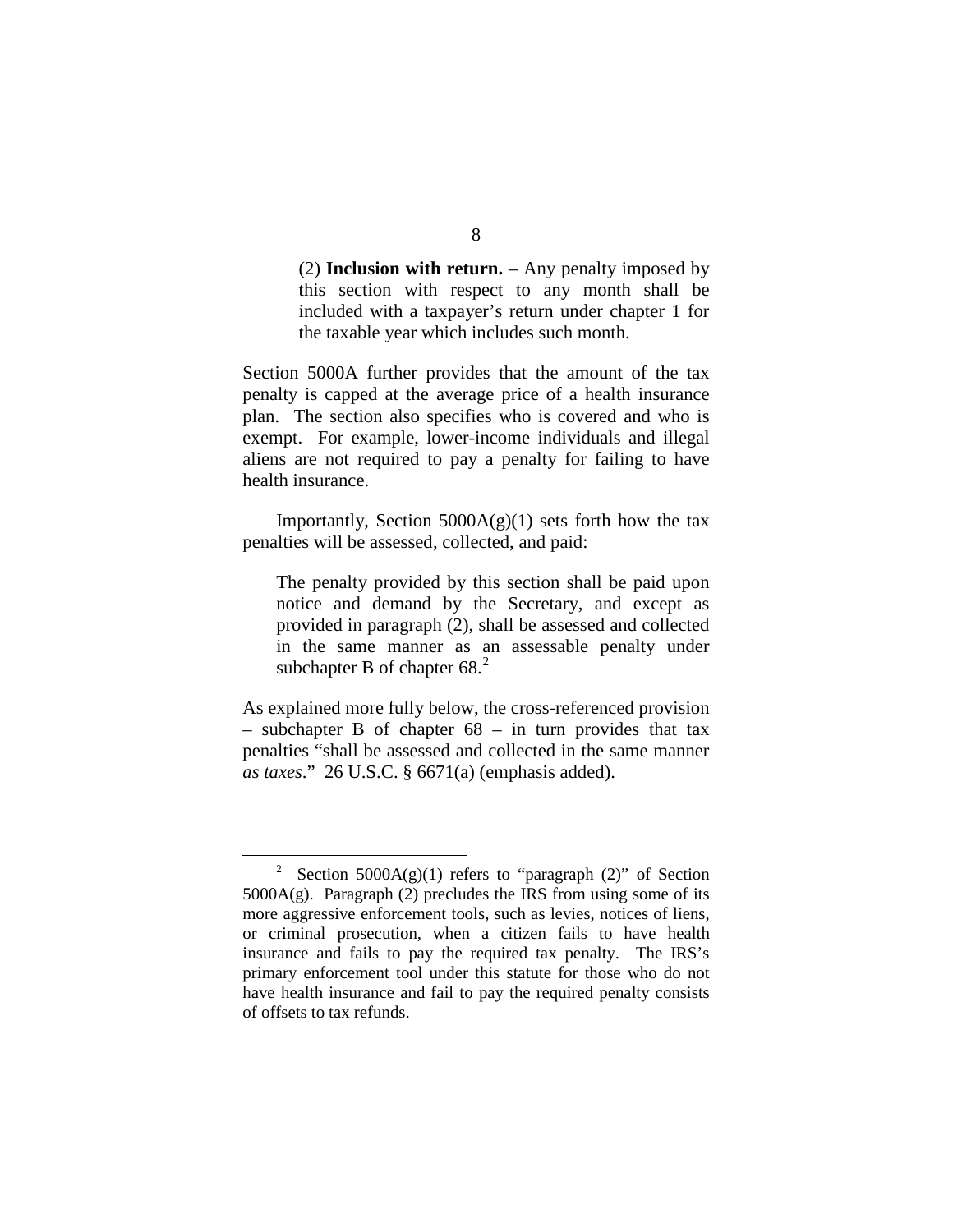> (2) **Inclusion with return.** – Any penalty imposed by this section with respect to any month shall be included with a taxpayer's return under chapter 1 for the taxable year which includes such month.

Section 5000A further provides that the amount of the tax penalty is capped at the average price of a health insurance plan. The section also specifies who is covered and who is exempt. For example, lower-income individuals and illegal aliens are not required to pay a penalty for failing to have health insurance.

Importantly, Section 5000A(g)(1) sets forth how the tax penalties will be assessed, collected, and paid:

> The penalty provided by this section shall be paid upon notice and demand by the Secretary, and except as provided in paragraph (2), shall be assessed and collected in the same manner as an assessable penalty under subchapter B of chapter 68.[2]

As explained more fully below, the cross-referenced provision – subchapter B of chapter 68 – in turn provides that tax penalties "shall be assessed and collected in the same manner *as taxes*." 26 U.S.C. § 6671(a) (emphasis added).

---

[2] Section 5000A(g)(1) refers to "paragraph (2)" of Section 5000A(g). Paragraph (2) precludes the IRS from using some of its more aggressive enforcement tools, such as levies, notices of liens, or criminal prosecution, when a citizen fails to have health insurance and fails to pay the required tax penalty. The IRS's primary enforcement tool under this statute for those who do not have health insurance and fail to pay the required penalty consists of offsets to tax refunds.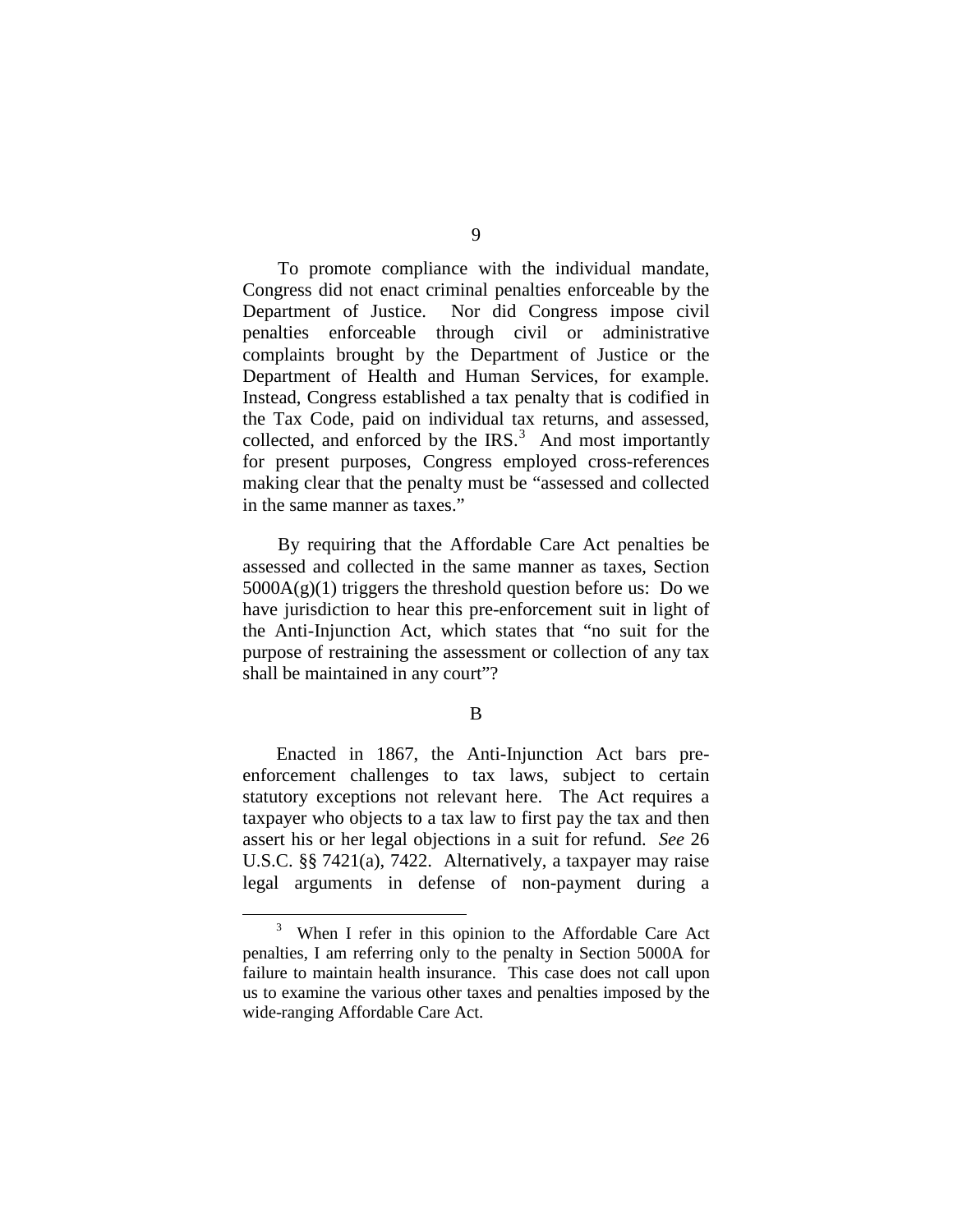To promote compliance with the individual mandate, Congress did not enact criminal penalties enforceable by the Department of Justice. Nor did Congress impose civil penalties enforceable through civil or administrative complaints brought by the Department of Justice or the Department of Health and Human Services, for example. Instead, Congress established a tax penalty that is codified in the Tax Code, paid on individual tax returns, and assessed, collected, and enforced by the IRS.[3] And most importantly for present purposes, Congress employed cross-references making clear that the penalty must be "assessed and collected in the same manner as taxes."

By requiring that the Affordable Care Act penalties be assessed and collected in the same manner as taxes, Section 5000A(g)(1) triggers the threshold question before us: Do we have jurisdiction to hear this pre-enforcement suit in light of the Anti-Injunction Act, which states that "no suit for the purpose of restraining the assessment or collection of any tax shall be maintained in any court"?

## B

Enacted in 1867, the Anti-Injunction Act bars pre-enforcement challenges to tax laws, subject to certain statutory exceptions not relevant here. The Act requires a taxpayer who objects to a tax law to first pay the tax and then assert his or her legal objections in a suit for refund. *See* 26 U.S.C. §§ 7421(a), 7422. Alternatively, a taxpayer may raise legal arguments in defense of non-payment during a

---

[3] When I refer in this opinion to the Affordable Care Act penalties, I am referring only to the penalty in Section 5000A for failure to maintain health insurance. This case does not call upon us to examine the various other taxes and penalties imposed by the wide-ranging Affordable Care Act.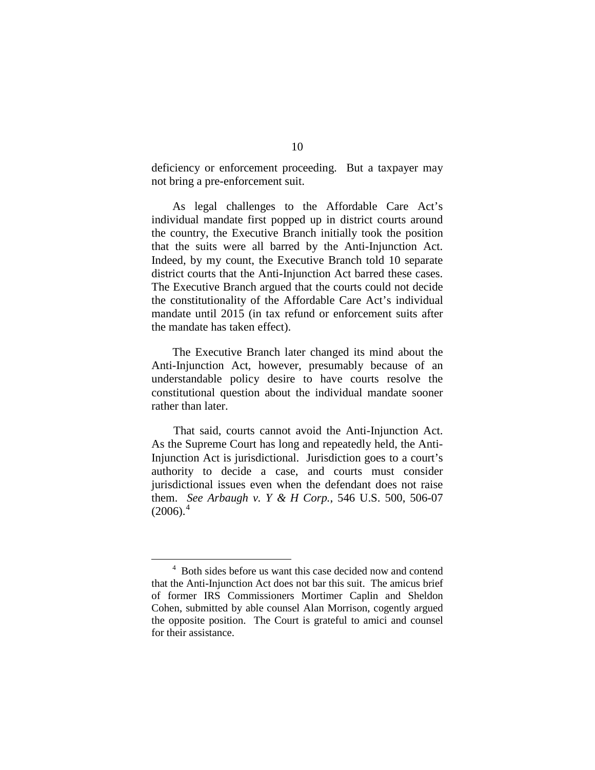deficiency or enforcement proceeding. But a taxpayer may not bring a pre-enforcement suit.

As legal challenges to the Affordable Care Act's individual mandate first popped up in district courts around the country, the Executive Branch initially took the position that the suits were all barred by the Anti-Injunction Act. Indeed, by my count, the Executive Branch told 10 separate district courts that the Anti-Injunction Act barred these cases. The Executive Branch argued that the courts could not decide the constitutionality of the Affordable Care Act's individual mandate until 2015 (in tax refund or enforcement suits after the mandate has taken effect).

The Executive Branch later changed its mind about the Anti-Injunction Act, however, presumably because of an understandable policy desire to have courts resolve the constitutional question about the individual mandate sooner rather than later.

That said, courts cannot avoid the Anti-Injunction Act. As the Supreme Court has long and repeatedly held, the Anti-Injunction Act is jurisdictional. Jurisdiction goes to a court's authority to decide a case, and courts must consider jurisdictional issues even when the defendant does not raise them. *See Arbaugh v. Y & H Corp.*, 546 U.S. 500, 506-07 (2006).[4]

---

[4] Both sides before us want this case decided now and contend that the Anti-Injunction Act does not bar this suit. The amicus brief of former IRS Commissioners Mortimer Caplin and Sheldon Cohen, submitted by able counsel Alan Morrison, cogently argued the opposite position. The Court is grateful to amici and counsel for their assistance.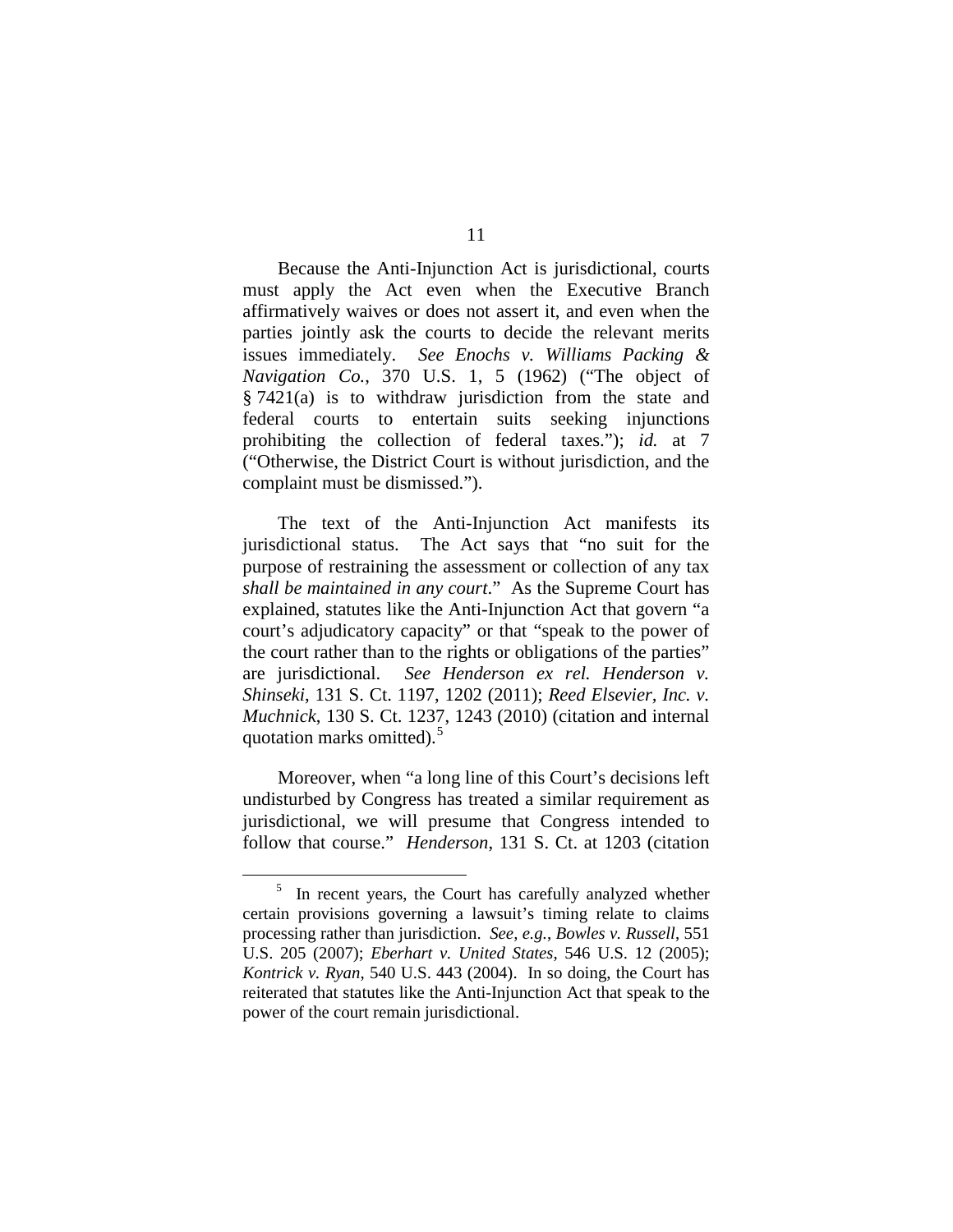Because the Anti-Injunction Act is jurisdictional, courts must apply the Act even when the Executive Branch affirmatively waives or does not assert it, and even when the parties jointly ask the courts to decide the relevant merits issues immediately. *See Enochs v. Williams Packing & Navigation Co.*, 370 U.S. 1, 5 (1962) ("The object of § 7421(a) is to withdraw jurisdiction from the state and federal courts to entertain suits seeking injunctions prohibiting the collection of federal taxes."); *id.* at 7 ("Otherwise, the District Court is without jurisdiction, and the complaint must be dismissed.").

The text of the Anti-Injunction Act manifests its jurisdictional status. The Act says that "no suit for the purpose of restraining the assessment or collection of any tax *shall be maintained in any court*." As the Supreme Court has explained, statutes like the Anti-Injunction Act that govern "a court's adjudicatory capacity" or that "speak to the power of the court rather than to the rights or obligations of the parties" are jurisdictional. *See Henderson ex rel. Henderson v. Shinseki*, 131 S. Ct. 1197, 1202 (2011); *Reed Elsevier, Inc. v. Muchnick*, 130 S. Ct. 1237, 1243 (2010) (citation and internal quotation marks omitted).[5]

Moreover, when "a long line of this Court's decisions left undisturbed by Congress has treated a similar requirement as jurisdictional, we will presume that Congress intended to follow that course." *Henderson*, 131 S. Ct. at 1203 (citation

---

[5] In recent years, the Court has carefully analyzed whether certain provisions governing a lawsuit's timing relate to claims processing rather than jurisdiction. *See, e.g.*, *Bowles v. Russell*, 551 U.S. 205 (2007); *Eberhart v. United States*, 546 U.S. 12 (2005); *Kontrick v. Ryan*, 540 U.S. 443 (2004). In so doing, the Court has reiterated that statutes like the Anti-Injunction Act that speak to the power of the court remain jurisdictional.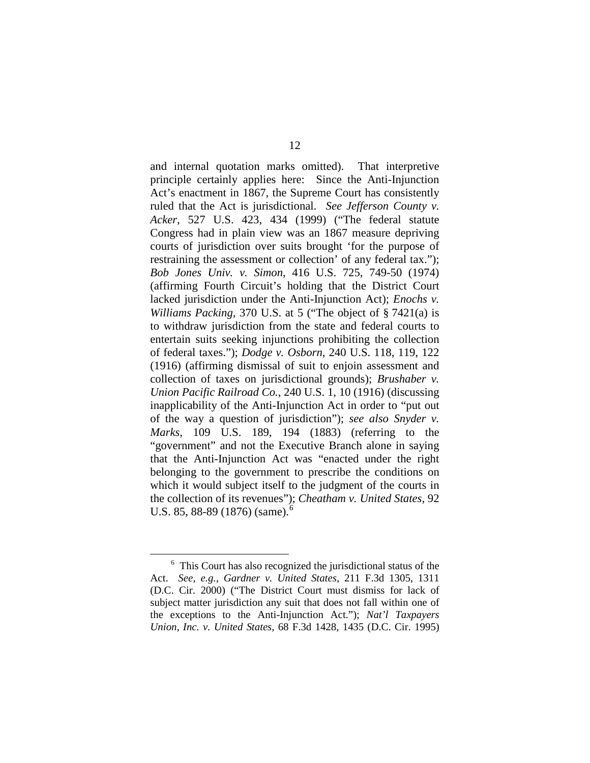and internal quotation marks omitted). That interpretive principle certainly applies here: Since the Anti-Injunction Act's enactment in 1867, the Supreme Court has consistently ruled that the Act is jurisdictional. *See Jefferson County v. Acker*, 527 U.S. 423, 434 (1999) ("The federal statute Congress had in plain view was an 1867 measure depriving courts of jurisdiction over suits brought 'for the purpose of restraining the assessment or collection' of any federal tax."); *Bob Jones Univ. v. Simon*, 416 U.S. 725, 749-50 (1974) (affirming Fourth Circuit's holding that the District Court lacked jurisdiction under the Anti-Injunction Act); *Enochs v. Williams Packing*, 370 U.S. at 5 ("The object of § 7421(a) is to withdraw jurisdiction from the state and federal courts to entertain suits seeking injunctions prohibiting the collection of federal taxes."); *Dodge v. Osborn*, 240 U.S. 118, 119, 122 (1916) (affirming dismissal of suit to enjoin assessment and collection of taxes on jurisdictional grounds); *Brushaber v. Union Pacific Railroad Co.*, 240 U.S. 1, 10 (1916) (discussing inapplicability of the Anti-Injunction Act in order to "put out of the way a question of jurisdiction"); *see also Snyder v. Marks*, 109 U.S. 189, 194 (1883) (referring to the "government" and not the Executive Branch alone in saying that the Anti-Injunction Act was "enacted under the right belonging to the government to prescribe the conditions on which it would subject itself to the judgment of the courts in the collection of its revenues"); *Cheatham v. United States*, 92 U.S. 85, 88-89 (1876) (same).[6]

---

[6] This Court has also recognized the jurisdictional status of the Act. *See, e.g.*, *Gardner v. United States*, 211 F.3d 1305, 1311 (D.C. Cir. 2000) ("The District Court must dismiss for lack of subject matter jurisdiction any suit that does not fall within one of the exceptions to the Anti-Injunction Act."); *Nat'l Taxpayers Union, Inc. v. United States*, 68 F.3d 1428, 1435 (D.C. Cir. 1995)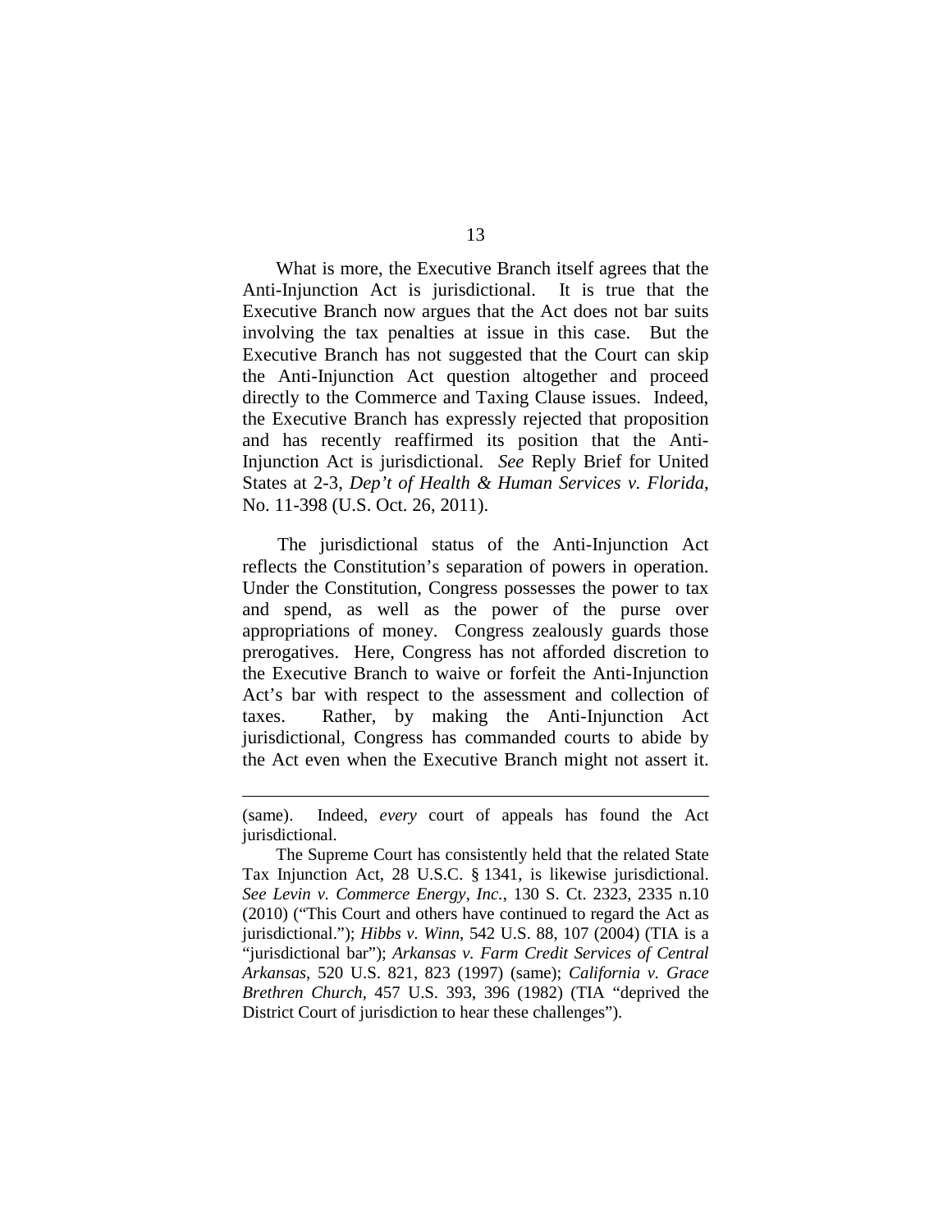What is more, the Executive Branch itself agrees that the Anti-Injunction Act is jurisdictional. It is true that the Executive Branch now argues that the Act does not bar suits involving the tax penalties at issue in this case. But the Executive Branch has not suggested that the Court can skip the Anti-Injunction Act question altogether and proceed directly to the Commerce and Taxing Clause issues. Indeed, the Executive Branch has expressly rejected that proposition and has recently reaffirmed its position that the Anti-Injunction Act is jurisdictional. *See* Reply Brief for United States at 2-3, *Dep't of Health & Human Services v. Florida*, No. 11-398 (U.S. Oct. 26, 2011).

The jurisdictional status of the Anti-Injunction Act reflects the Constitution's separation of powers in operation. Under the Constitution, Congress possesses the power to tax and spend, as well as the power of the purse over appropriations of money. Congress zealously guards those prerogatives. Here, Congress has not afforded discretion to the Executive Branch to waive or forfeit the Anti-Injunction Act's bar with respect to the assessment and collection of taxes. Rather, by making the Anti-Injunction Act jurisdictional, Congress has commanded courts to abide by the Act even when the Executive Branch might not assert it.

---

(same). Indeed, *every* court of appeals has found the Act jurisdictional.

The Supreme Court has consistently held that the related State Tax Injunction Act, 28 U.S.C. § 1341, is likewise jurisdictional. *See Levin v. Commerce Energy, Inc.*, 130 S. Ct. 2323, 2335 n.10 (2010) ("This Court and others have continued to regard the Act as jurisdictional."); *Hibbs v. Winn*, 542 U.S. 88, 107 (2004) (TIA is a "jurisdictional bar"); *Arkansas v. Farm Credit Services of Central Arkansas*, 520 U.S. 821, 823 (1997) (same); *California v. Grace Brethren Church*, 457 U.S. 393, 396 (1982) (TIA "deprived the District Court of jurisdiction to hear these challenges").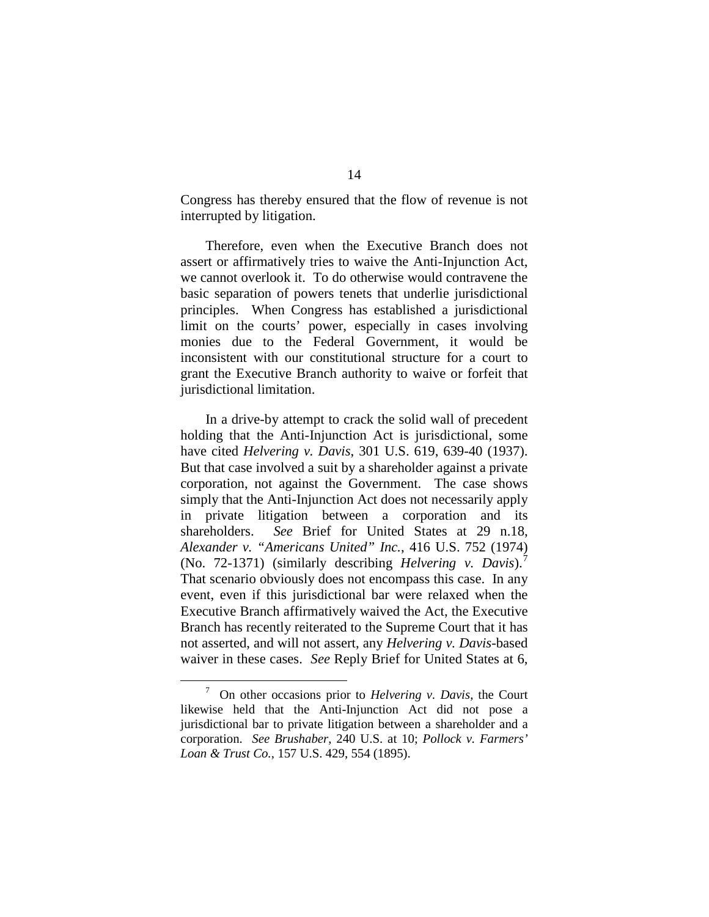Congress has thereby ensured that the flow of revenue is not interrupted by litigation.

Therefore, even when the Executive Branch does not assert or affirmatively tries to waive the Anti-Injunction Act, we cannot overlook it. To do otherwise would contravene the basic separation of powers tenets that underlie jurisdictional principles. When Congress has established a jurisdictional limit on the courts' power, especially in cases involving monies due to the Federal Government, it would be inconsistent with our constitutional structure for a court to grant the Executive Branch authority to waive or forfeit that jurisdictional limitation.

In a drive-by attempt to crack the solid wall of precedent holding that the Anti-Injunction Act is jurisdictional, some have cited *Helvering v. Davis*, 301 U.S. 619, 639-40 (1937). But that case involved a suit by a shareholder against a private corporation, not against the Government. The case shows simply that the Anti-Injunction Act does not necessarily apply in private litigation between a corporation and its shareholders. *See* Brief for United States at 29 n.18, *Alexander v. "Americans United" Inc.*, 416 U.S. 752 (1974) (No. 72-1371) (similarly describing *Helvering v. Davis*).[7] That scenario obviously does not encompass this case. In any event, even if this jurisdictional bar were relaxed when the Executive Branch affirmatively waived the Act, the Executive Branch has recently reiterated to the Supreme Court that it has not asserted, and will not assert, any *Helvering v. Davis*-based waiver in these cases. *See* Reply Brief for United States at 6,

[7] On other occasions prior to *Helvering v. Davis*, the Court likewise held that the Anti-Injunction Act did not pose a jurisdictional bar to private litigation between a shareholder and a corporation. *See Brushaber*, 240 U.S. at 10; *Pollock v. Farmers' Loan & Trust Co.*, 157 U.S. 429, 554 (1895).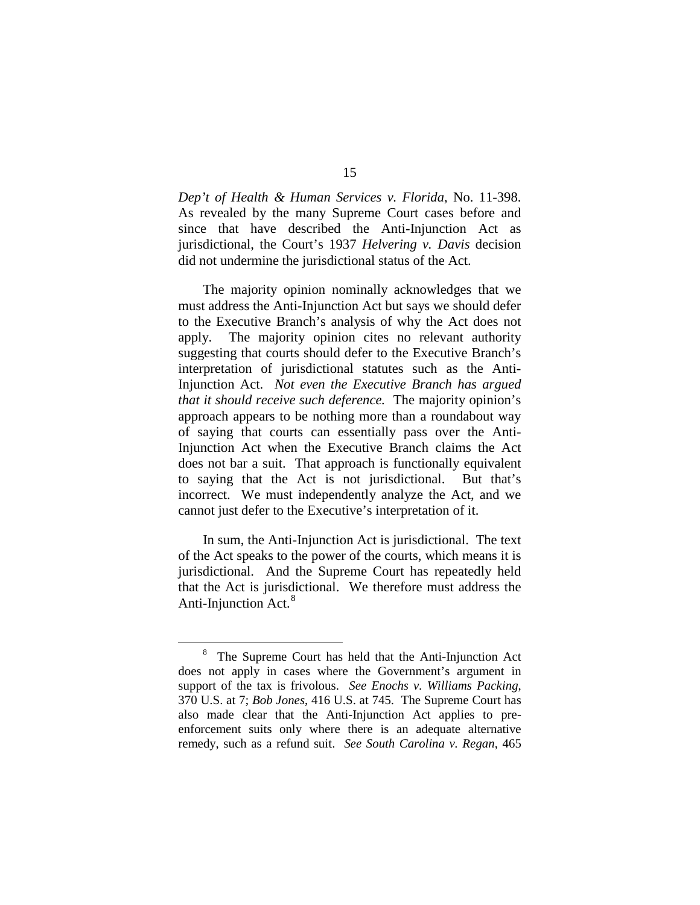*Dep't of Health & Human Services v. Florida*, No. 11-398. As revealed by the many Supreme Court cases before and since that have described the Anti-Injunction Act as jurisdictional, the Court's 1937 *Helvering v. Davis* decision did not undermine the jurisdictional status of the Act.

The majority opinion nominally acknowledges that we must address the Anti-Injunction Act but says we should defer to the Executive Branch's analysis of why the Act does not apply. The majority opinion cites no relevant authority suggesting that courts should defer to the Executive Branch's interpretation of jurisdictional statutes such as the Anti-Injunction Act. *Not even the Executive Branch has argued that it should receive such deference.* The majority opinion's approach appears to be nothing more than a roundabout way of saying that courts can essentially pass over the Anti-Injunction Act when the Executive Branch claims the Act does not bar a suit. That approach is functionally equivalent to saying that the Act is not jurisdictional. But that's incorrect. We must independently analyze the Act, and we cannot just defer to the Executive's interpretation of it.

In sum, the Anti-Injunction Act is jurisdictional. The text of the Act speaks to the power of the courts, which means it is jurisdictional. And the Supreme Court has repeatedly held that the Act is jurisdictional. We therefore must address the Anti-Injunction Act.[8]

---

[8] The Supreme Court has held that the Anti-Injunction Act does not apply in cases where the Government's argument in support of the tax is frivolous. *See Enochs v. Williams Packing*, 370 U.S. at 7; *Bob Jones*, 416 U.S. at 745. The Supreme Court has also made clear that the Anti-Injunction Act applies to pre-enforcement suits only where there is an adequate alternative remedy, such as a refund suit. *See South Carolina v. Regan*, 465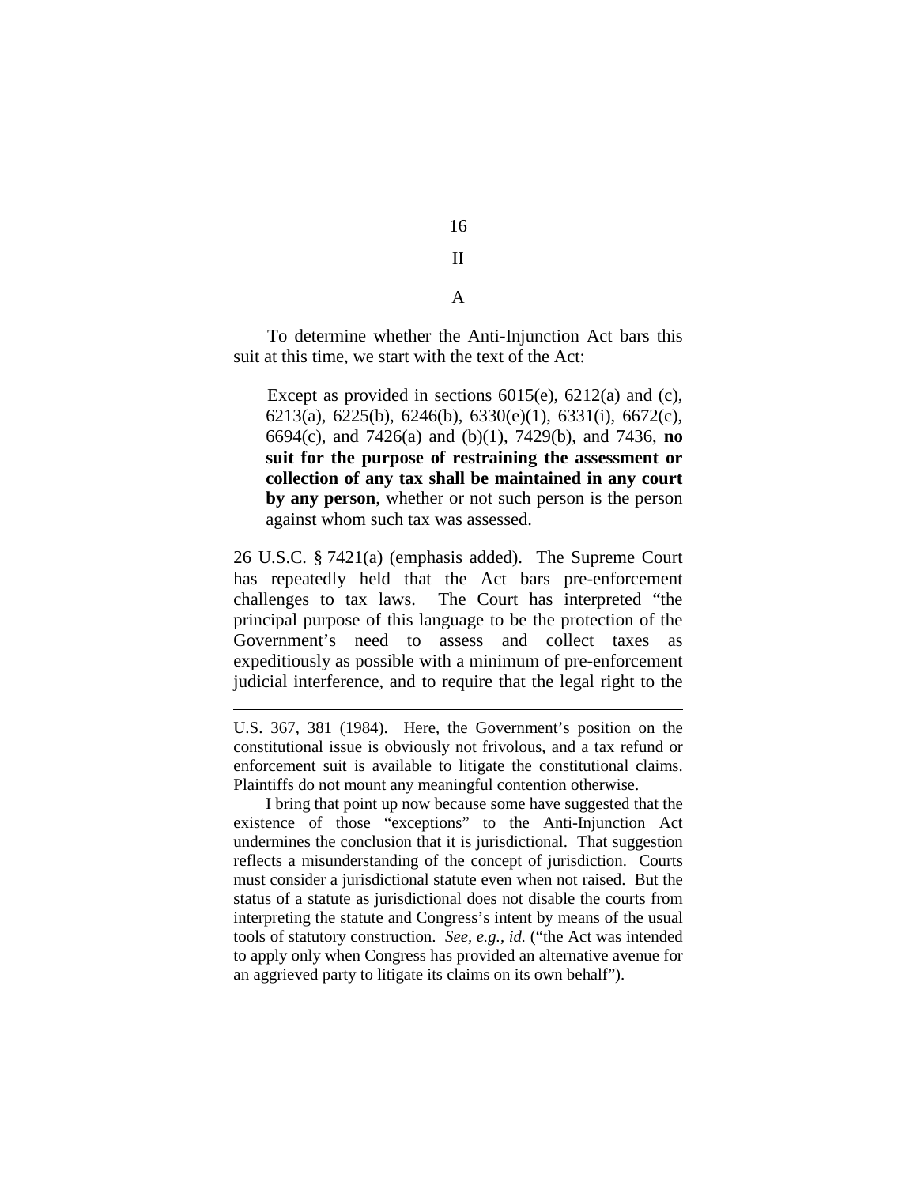## II

### A

To determine whether the Anti-Injunction Act bars this suit at this time, we start with the text of the Act:

> Except as provided in sections 6015(e), 6212(a) and (c), 6213(a), 6225(b), 6246(b), 6330(e)(1), 6331(i), 6672(c), 6694(c), and 7426(a) and (b)(1), 7429(b), and 7436, **no suit for the purpose of restraining the assessment or collection of any tax shall be maintained in any court by any person**, whether or not such person is the person against whom such tax was assessed.

26 U.S.C. § 7421(a) (emphasis added). The Supreme Court has repeatedly held that the Act bars pre-enforcement challenges to tax laws. The Court has interpreted "the principal purpose of this language to be the protection of the Government's need to assess and collect taxes as expeditiously as possible with a minimum of pre-enforcement judicial interference, and to require that the legal right to the

---

U.S. 367, 381 (1984). Here, the Government's position on the constitutional issue is obviously not frivolous, and a tax refund or enforcement suit is available to litigate the constitutional claims. Plaintiffs do not mount any meaningful contention otherwise.

I bring that point up now because some have suggested that the existence of those "exceptions" to the Anti-Injunction Act undermines the conclusion that it is jurisdictional. That suggestion reflects a misunderstanding of the concept of jurisdiction. Courts must consider a jurisdictional statute even when not raised. But the status of a statute as jurisdictional does not disable the courts from interpreting the statute and Congress's intent by means of the usual tools of statutory construction. *See, e.g.*, *id.* ("the Act was intended to apply only when Congress has provided an alternative avenue for an aggrieved party to litigate its claims on its own behalf").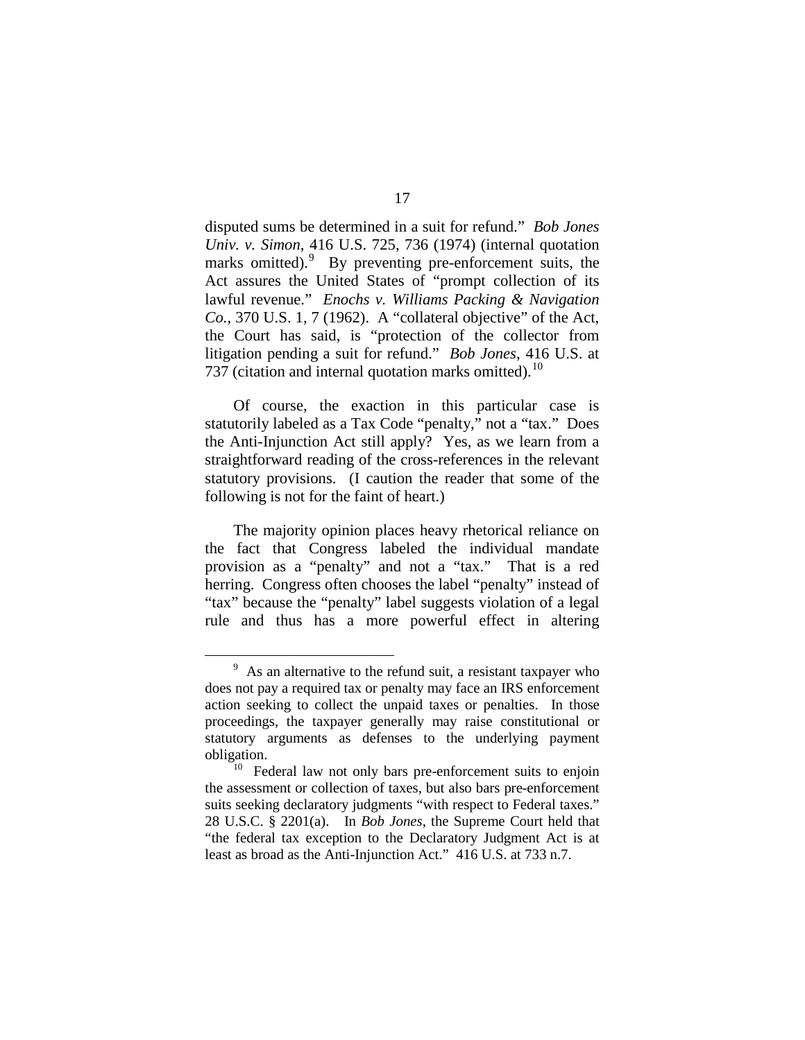disputed sums be determined in a suit for refund." *Bob Jones Univ. v. Simon*, 416 U.S. 725, 736 (1974) (internal quotation marks omitted).[9] By preventing pre-enforcement suits, the Act assures the United States of "prompt collection of its lawful revenue." *Enochs v. Williams Packing & Navigation Co.*, 370 U.S. 1, 7 (1962). A "collateral objective" of the Act, the Court has said, is "protection of the collector from litigation pending a suit for refund." *Bob Jones*, 416 U.S. at 737 (citation and internal quotation marks omitted).[10]

Of course, the exaction in this particular case is statutorily labeled as a Tax Code "penalty," not a "tax." Does the Anti-Injunction Act still apply? Yes, as we learn from a straightforward reading of the cross-references in the relevant statutory provisions. (I caution the reader that some of the following is not for the faint of heart.)

The majority opinion places heavy rhetorical reliance on the fact that Congress labeled the individual mandate provision as a "penalty" and not a "tax." That is a red herring. Congress often chooses the label "penalty" instead of "tax" because the "penalty" label suggests violation of a legal rule and thus has a more powerful effect in altering

---

[9] As an alternative to the refund suit, a resistant taxpayer who does not pay a required tax or penalty may face an IRS enforcement action seeking to collect the unpaid taxes or penalties. In those proceedings, the taxpayer generally may raise constitutional or statutory arguments as defenses to the underlying payment obligation.

[10] Federal law not only bars pre-enforcement suits to enjoin the assessment or collection of taxes, but also bars pre-enforcement suits seeking declaratory judgments "with respect to Federal taxes." 28 U.S.C. § 2201(a). In *Bob Jones*, the Supreme Court held that "the federal tax exception to the Declaratory Judgment Act is at least as broad as the Anti-Injunction Act." 416 U.S. at 733 n.7.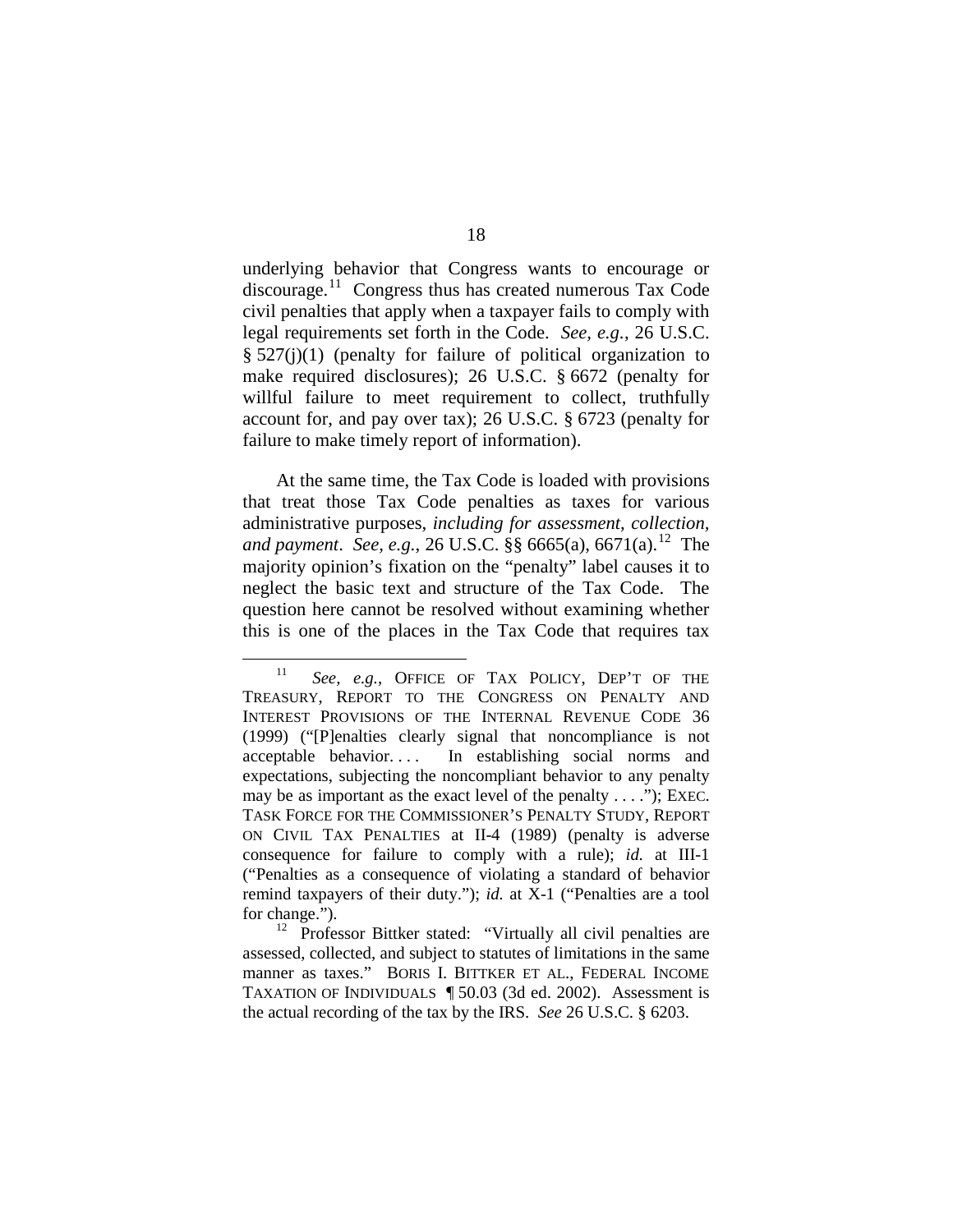underlying behavior that Congress wants to encourage or discourage.[11] Congress thus has created numerous Tax Code civil penalties that apply when a taxpayer fails to comply with legal requirements set forth in the Code. *See, e.g.*, 26 U.S.C. § 527(j)(1) (penalty for failure of political organization to make required disclosures); 26 U.S.C. § 6672 (penalty for willful failure to meet requirement to collect, truthfully account for, and pay over tax); 26 U.S.C. § 6723 (penalty for failure to make timely report of information).

At the same time, the Tax Code is loaded with provisions that treat those Tax Code penalties as taxes for various administrative purposes, *including for assessment, collection, and payment*. *See, e.g.*, 26 U.S.C. §§ 6665(a), 6671(a).[12] The majority opinion's fixation on the "penalty" label causes it to neglect the basic text and structure of the Tax Code. The question here cannot be resolved without examining whether this is one of the places in the Tax Code that requires tax

---

[11] *See, e.g.*, OFFICE OF TAX POLICY, DEP'T OF THE TREASURY, REPORT TO THE CONGRESS ON PENALTY AND INTEREST PROVISIONS OF THE INTERNAL REVENUE CODE 36 (1999) ("[P]enalties clearly signal that noncompliance is not acceptable behavior. . . . In establishing social norms and expectations, subjecting the noncompliant behavior to any penalty may be as important as the exact level of the penalty . . . ."); EXEC. TASK FORCE FOR THE COMMISSIONER'S PENALTY STUDY, REPORT ON CIVIL TAX PENALTIES at II-4 (1989) (penalty is adverse consequence for failure to comply with a rule); *id.* at III-1 ("Penalties as a consequence of violating a standard of behavior remind taxpayers of their duty."); *id.* at X-1 ("Penalties are a tool for change.").

[12] Professor Bittker stated: "Virtually all civil penalties are assessed, collected, and subject to statutes of limitations in the same manner as taxes." BORIS I. BITTKER ET AL., FEDERAL INCOME TAXATION OF INDIVIDUALS ¶ 50.03 (3d ed. 2002). Assessment is the actual recording of the tax by the IRS. *See* 26 U.S.C. § 6203.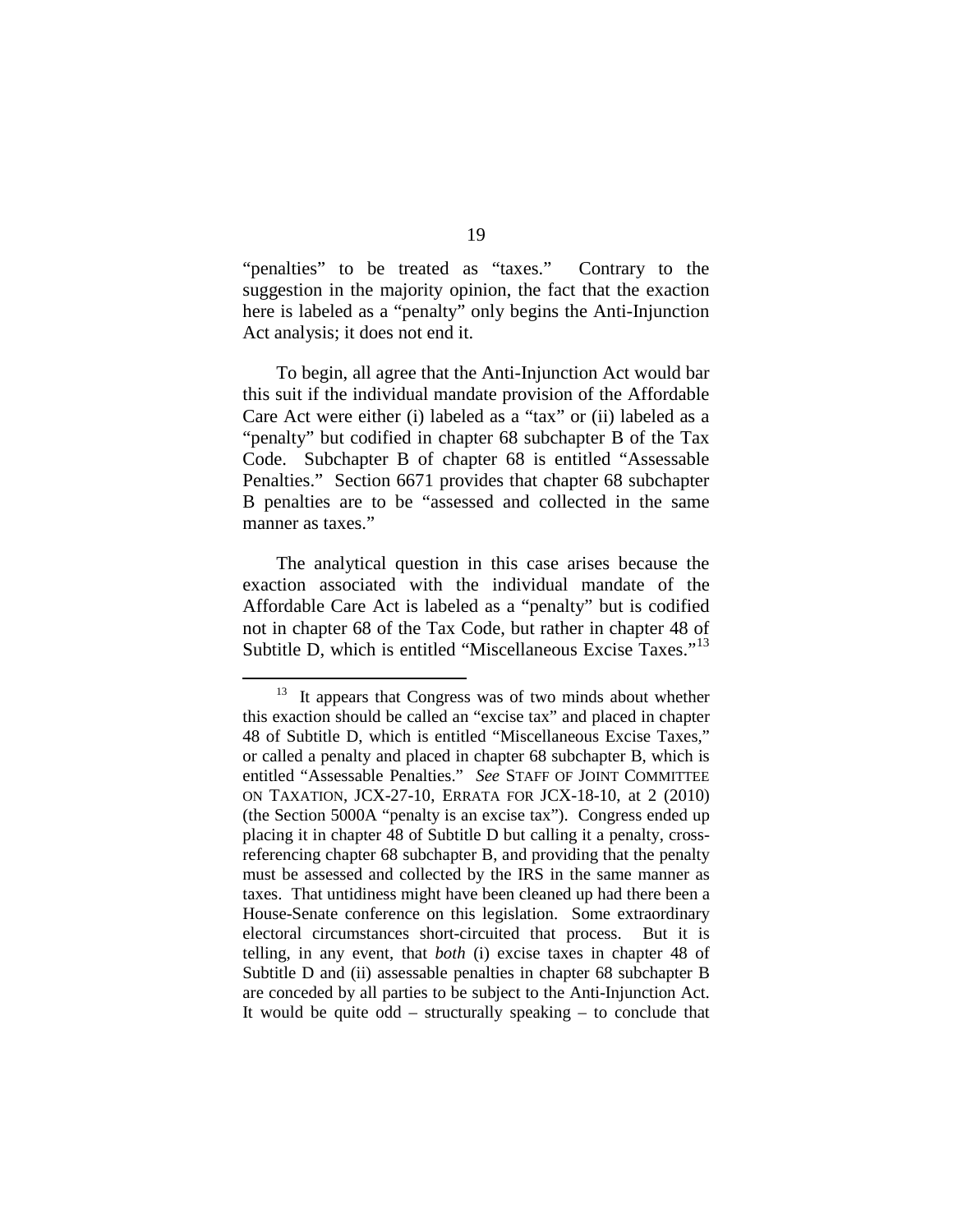"penalties" to be treated as "taxes." Contrary to the suggestion in the majority opinion, the fact that the exaction here is labeled as a "penalty" only begins the Anti-Injunction Act analysis; it does not end it.

To begin, all agree that the Anti-Injunction Act would bar this suit if the individual mandate provision of the Affordable Care Act were either (i) labeled as a "tax" or (ii) labeled as a "penalty" but codified in chapter 68 subchapter B of the Tax Code. Subchapter B of chapter 68 is entitled "Assessable Penalties." Section 6671 provides that chapter 68 subchapter B penalties are to be "assessed and collected in the same manner as taxes."

The analytical question in this case arises because the exaction associated with the individual mandate of the Affordable Care Act is labeled as a "penalty" but is codified not in chapter 68 of the Tax Code, but rather in chapter 48 of Subtitle D, which is entitled "Miscellaneous Excise Taxes."[13]

---

[13] It appears that Congress was of two minds about whether this exaction should be called an "excise tax" and placed in chapter 48 of Subtitle D, which is entitled "Miscellaneous Excise Taxes," or called a penalty and placed in chapter 68 subchapter B, which is entitled "Assessable Penalties." *See* STAFF OF JOINT COMMITTEE ON TAXATION, JCX-27-10, ERRATA FOR JCX-18-10, at 2 (2010) (the Section 5000A "penalty is an excise tax"). Congress ended up placing it in chapter 48 of Subtitle D but calling it a penalty, cross-referencing chapter 68 subchapter B, and providing that the penalty must be assessed and collected by the IRS in the same manner as taxes. That untidiness might have been cleaned up had there been a House-Senate conference on this legislation. Some extraordinary electoral circumstances short-circuited that process. But it is telling, in any event, that *both* (i) excise taxes in chapter 48 of Subtitle D and (ii) assessable penalties in chapter 68 subchapter B are conceded by all parties to be subject to the Anti-Injunction Act. It would be quite odd – structurally speaking – to conclude that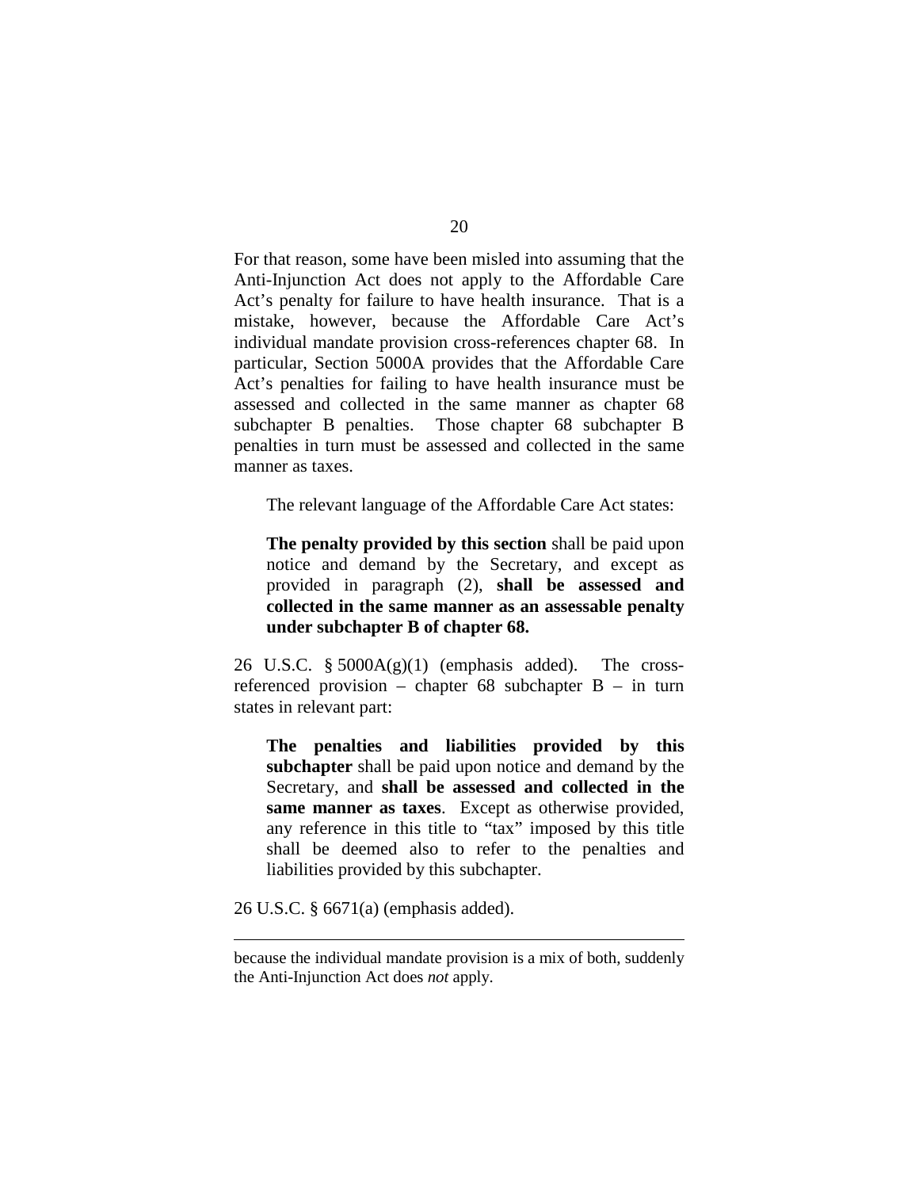For that reason, some have been misled into assuming that the Anti-Injunction Act does not apply to the Affordable Care Act's penalty for failure to have health insurance. That is a mistake, however, because the Affordable Care Act's individual mandate provision cross-references chapter 68. In particular, Section 5000A provides that the Affordable Care Act's penalties for failing to have health insurance must be assessed and collected in the same manner as chapter 68 subchapter B penalties. Those chapter 68 subchapter B penalties in turn must be assessed and collected in the same manner as taxes.

The relevant language of the Affordable Care Act states:

> **The penalty provided by this section** shall be paid upon notice and demand by the Secretary, and except as provided in paragraph (2), **shall be assessed and collected in the same manner as an assessable penalty under subchapter B of chapter 68.**

26 U.S.C. § 5000A(g)(1) (emphasis added). The cross-referenced provision – chapter 68 subchapter B – in turn states in relevant part:

> **The penalties and liabilities provided by this subchapter** shall be paid upon notice and demand by the Secretary, and **shall be assessed and collected in the same manner as taxes**. Except as otherwise provided, any reference in this title to "tax" imposed by this title shall be deemed also to refer to the penalties and liabilities provided by this subchapter.

26 U.S.C. § 6671(a) (emphasis added).

---

because the individual mandate provision is a mix of both, suddenly the Anti-Injunction Act does *not* apply.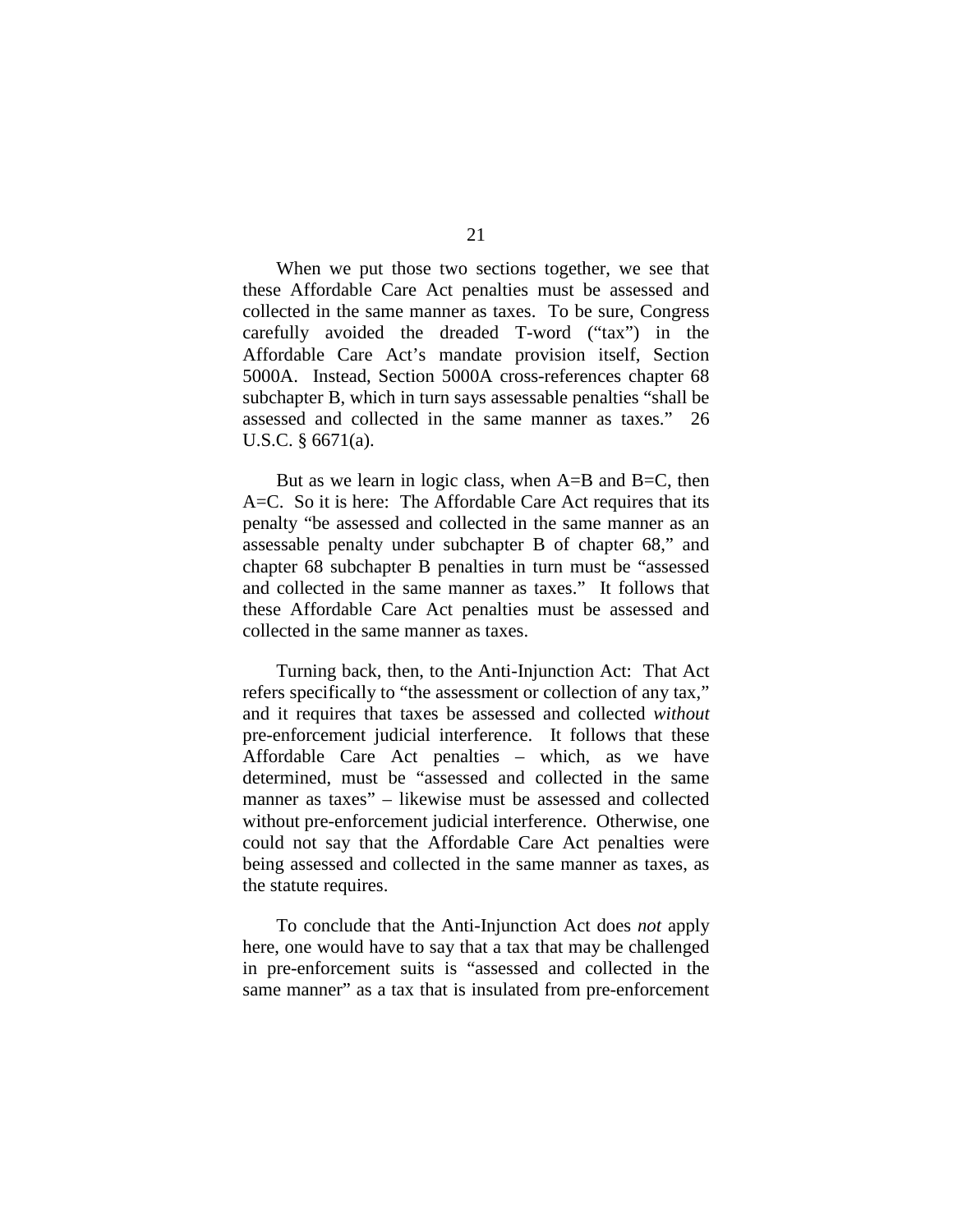When we put those two sections together, we see that these Affordable Care Act penalties must be assessed and collected in the same manner as taxes. To be sure, Congress carefully avoided the dreaded T-word ("tax") in the Affordable Care Act's mandate provision itself, Section 5000A. Instead, Section 5000A cross-references chapter 68 subchapter B, which in turn says assessable penalties "shall be assessed and collected in the same manner as taxes." 26 U.S.C. § 6671(a).

But as we learn in logic class, when A=B and B=C, then A=C. So it is here: The Affordable Care Act requires that its penalty "be assessed and collected in the same manner as an assessable penalty under subchapter B of chapter 68," and chapter 68 subchapter B penalties in turn must be "assessed and collected in the same manner as taxes." It follows that these Affordable Care Act penalties must be assessed and collected in the same manner as taxes.

Turning back, then, to the Anti-Injunction Act: That Act refers specifically to "the assessment or collection of any tax," and it requires that taxes be assessed and collected *without* pre-enforcement judicial interference. It follows that these Affordable Care Act penalties – which, as we have determined, must be "assessed and collected in the same manner as taxes" – likewise must be assessed and collected without pre-enforcement judicial interference. Otherwise, one could not say that the Affordable Care Act penalties were being assessed and collected in the same manner as taxes, as the statute requires.

To conclude that the Anti-Injunction Act does *not* apply here, one would have to say that a tax that may be challenged in pre-enforcement suits is "assessed and collected in the same manner" as a tax that is insulated from pre-enforcement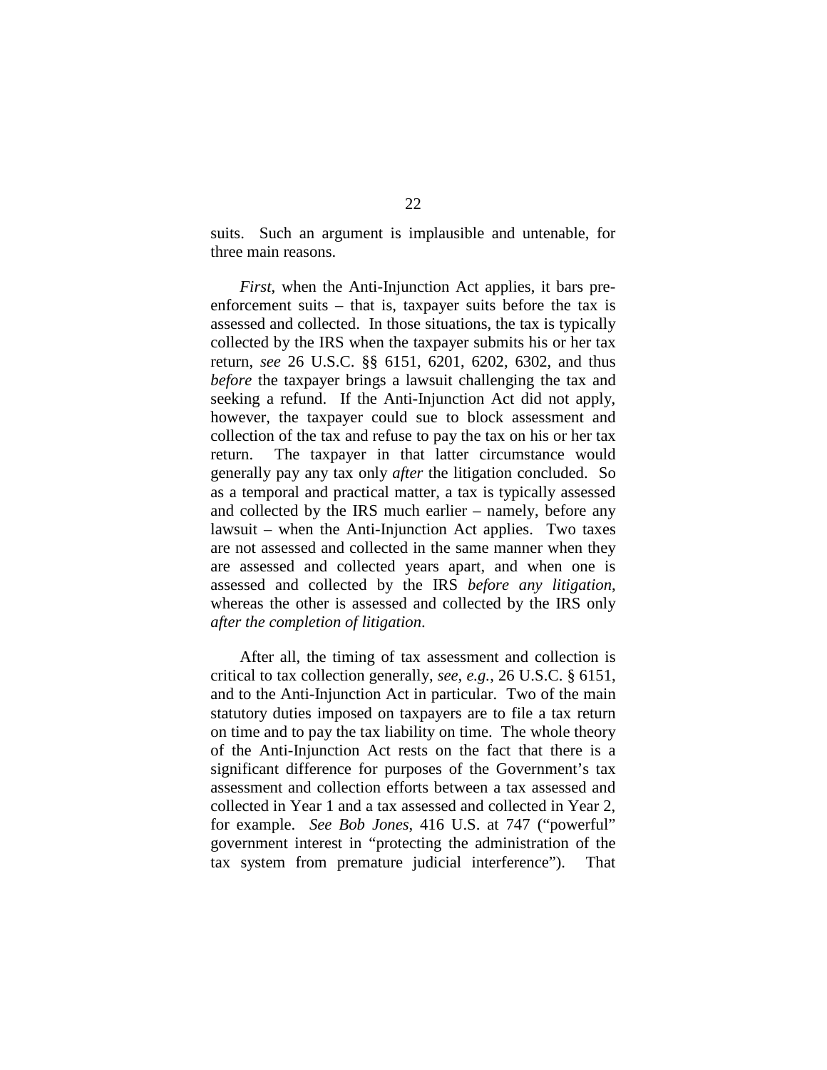suits. Such an argument is implausible and untenable, for three main reasons.

*First*, when the Anti-Injunction Act applies, it bars pre-enforcement suits – that is, taxpayer suits before the tax is assessed and collected. In those situations, the tax is typically collected by the IRS when the taxpayer submits his or her tax return, *see* 26 U.S.C. §§ 6151, 6201, 6202, 6302, and thus *before* the taxpayer brings a lawsuit challenging the tax and seeking a refund. If the Anti-Injunction Act did not apply, however, the taxpayer could sue to block assessment and collection of the tax and refuse to pay the tax on his or her tax return. The taxpayer in that latter circumstance would generally pay any tax only *after* the litigation concluded. So as a temporal and practical matter, a tax is typically assessed and collected by the IRS much earlier – namely, before any lawsuit – when the Anti-Injunction Act applies. Two taxes are not assessed and collected in the same manner when they are assessed and collected years apart, and when one is assessed and collected by the IRS *before any litigation*, whereas the other is assessed and collected by the IRS only *after the completion of litigation*.

After all, the timing of tax assessment and collection is critical to tax collection generally, *see, e.g.*, 26 U.S.C. § 6151, and to the Anti-Injunction Act in particular. Two of the main statutory duties imposed on taxpayers are to file a tax return on time and to pay the tax liability on time. The whole theory of the Anti-Injunction Act rests on the fact that there is a significant difference for purposes of the Government's tax assessment and collection efforts between a tax assessed and collected in Year 1 and a tax assessed and collected in Year 2, for example. *See Bob Jones*, 416 U.S. at 747 ("powerful" government interest in "protecting the administration of the tax system from premature judicial interference"). That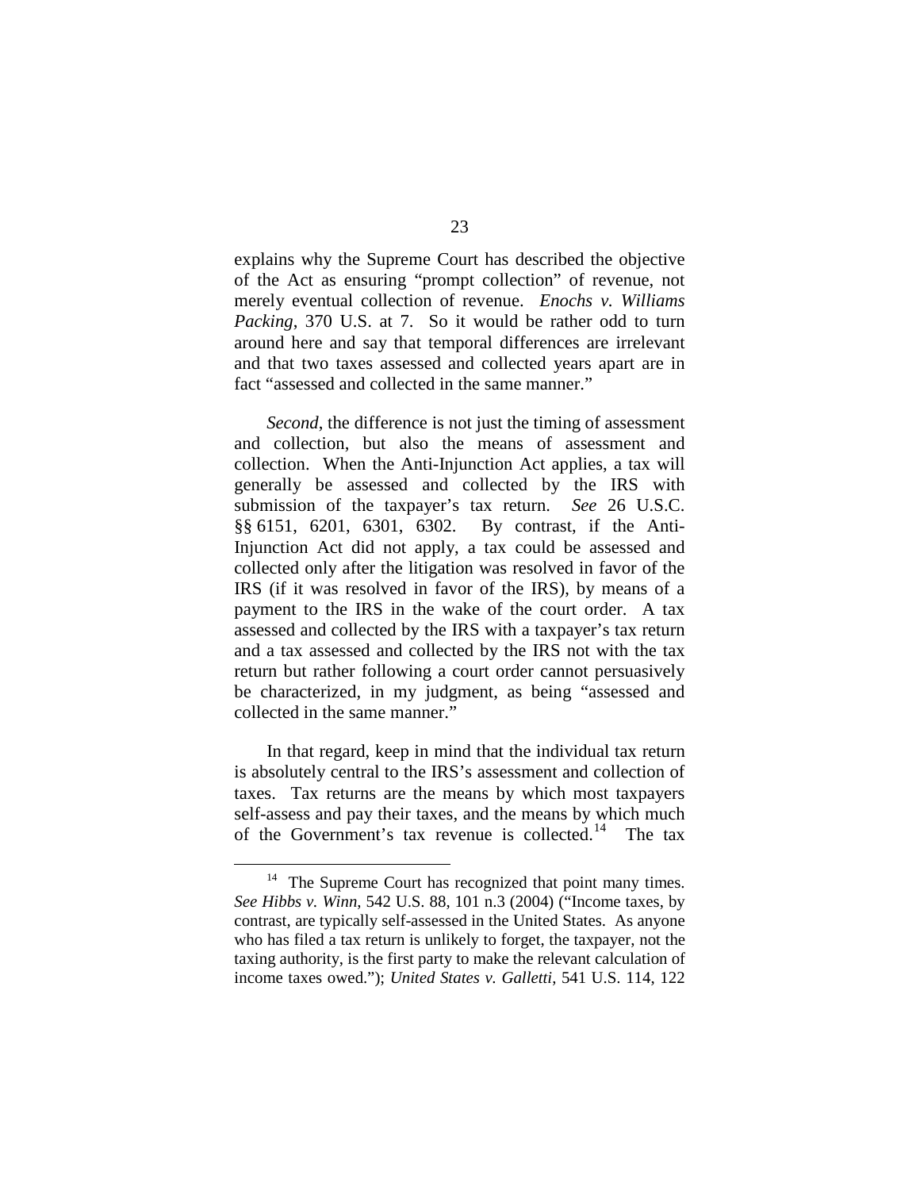explains why the Supreme Court has described the objective of the Act as ensuring "prompt collection" of revenue, not merely eventual collection of revenue. *Enochs v. Williams Packing*, 370 U.S. at 7. So it would be rather odd to turn around here and say that temporal differences are irrelevant and that two taxes assessed and collected years apart are in fact "assessed and collected in the same manner."

*Second*, the difference is not just the timing of assessment and collection, but also the means of assessment and collection. When the Anti-Injunction Act applies, a tax will generally be assessed and collected by the IRS with submission of the taxpayer's tax return. *See* 26 U.S.C. §§ 6151, 6201, 6301, 6302. By contrast, if the Anti-Injunction Act did not apply, a tax could be assessed and collected only after the litigation was resolved in favor of the IRS (if it was resolved in favor of the IRS), by means of a payment to the IRS in the wake of the court order. A tax assessed and collected by the IRS with a taxpayer's tax return and a tax assessed and collected by the IRS not with the tax return but rather following a court order cannot persuasively be characterized, in my judgment, as being "assessed and collected in the same manner."

In that regard, keep in mind that the individual tax return is absolutely central to the IRS's assessment and collection of taxes. Tax returns are the means by which most taxpayers self-assess and pay their taxes, and the means by which much of the Government's tax revenue is collected.[14] The tax

[14] The Supreme Court has recognized that point many times. *See Hibbs v. Winn*, 542 U.S. 88, 101 n.3 (2004) ("Income taxes, by contrast, are typically self-assessed in the United States. As anyone who has filed a tax return is unlikely to forget, the taxpayer, not the taxing authority, is the first party to make the relevant calculation of income taxes owed."); *United States v. Galletti*, 541 U.S. 114, 122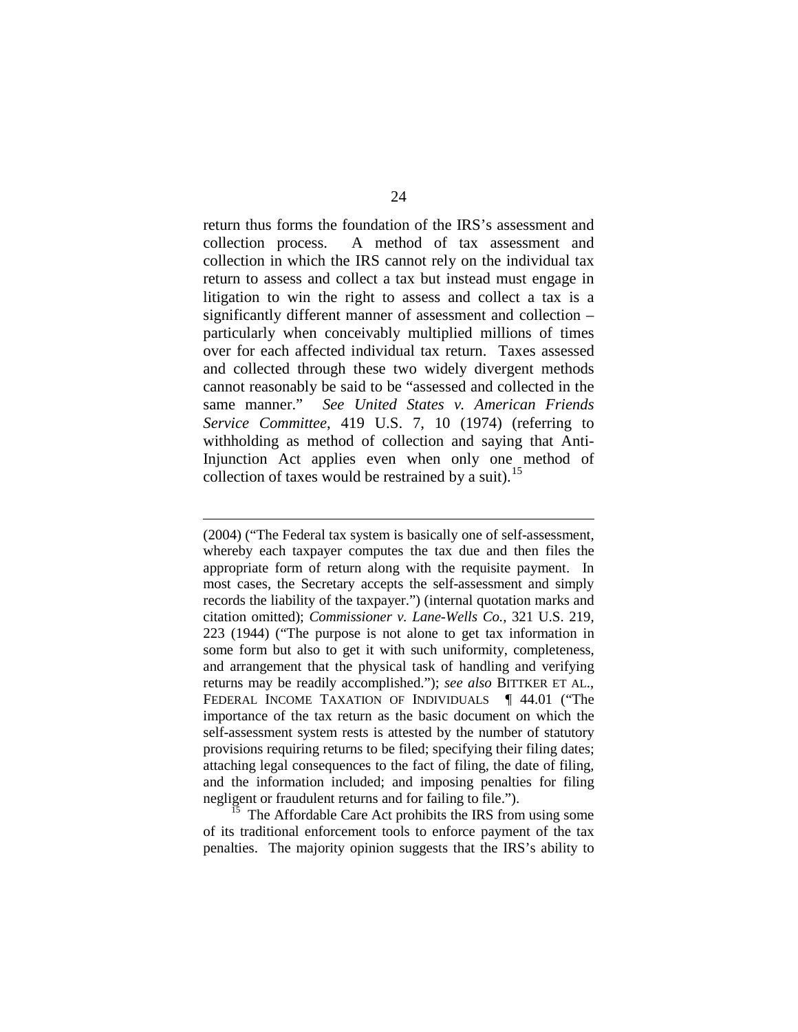return thus forms the foundation of the IRS's assessment and collection process. A method of tax assessment and collection in which the IRS cannot rely on the individual tax return to assess and collect a tax but instead must engage in litigation to win the right to assess and collect a tax is a significantly different manner of assessment and collection – particularly when conceivably multiplied millions of times over for each affected individual tax return. Taxes assessed and collected through these two widely divergent methods cannot reasonably be said to be "assessed and collected in the same manner." *See United States v. American Friends Service Committee*, 419 U.S. 7, 10 (1974) (referring to withholding as method of collection and saying that Anti-Injunction Act applies even when only one method of collection of taxes would be restrained by a suit).[15]

---

(2004) ("The Federal tax system is basically one of self-assessment, whereby each taxpayer computes the tax due and then files the appropriate form of return along with the requisite payment. In most cases, the Secretary accepts the self-assessment and simply records the liability of the taxpayer.") (internal quotation marks and citation omitted); *Commissioner v. Lane-Wells Co.*, 321 U.S. 219, 223 (1944) ("The purpose is not alone to get tax information in some form but also to get it with such uniformity, completeness, and arrangement that the physical task of handling and verifying returns may be readily accomplished."); *see also* BITTKER ET AL., FEDERAL INCOME TAXATION OF INDIVIDUALS ¶ 44.01 ("The importance of the tax return as the basic document on which the self-assessment system rests is attested by the number of statutory provisions requiring returns to be filed; specifying their filing dates; attaching legal consequences to the fact of filing, the date of filing, and the information included; and imposing penalties for filing negligent or fraudulent returns and for failing to file.").

[15] The Affordable Care Act prohibits the IRS from using some of its traditional enforcement tools to enforce payment of the tax penalties. The majority opinion suggests that the IRS's ability to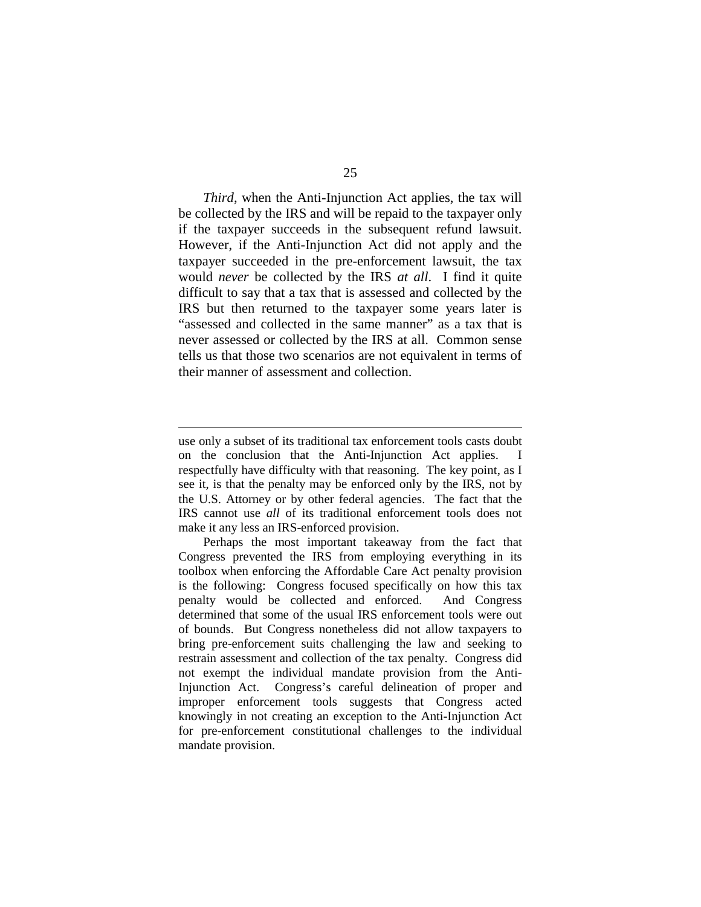*Third*, when the Anti-Injunction Act applies, the tax will be collected by the IRS and will be repaid to the taxpayer only if the taxpayer succeeds in the subsequent refund lawsuit. However, if the Anti-Injunction Act did not apply and the taxpayer succeeded in the pre-enforcement lawsuit, the tax would *never* be collected by the IRS *at all*. I find it quite difficult to say that a tax that is assessed and collected by the IRS but then returned to the taxpayer some years later is "assessed and collected in the same manner" as a tax that is never assessed or collected by the IRS at all. Common sense tells us that those two scenarios are not equivalent in terms of their manner of assessment and collection.

---

use only a subset of its traditional tax enforcement tools casts doubt on the conclusion that the Anti-Injunction Act applies. I respectfully have difficulty with that reasoning. The key point, as I see it, is that the penalty may be enforced only by the IRS, not by the U.S. Attorney or by other federal agencies. The fact that the IRS cannot use *all* of its traditional enforcement tools does not make it any less an IRS-enforced provision.

Perhaps the most important takeaway from the fact that Congress prevented the IRS from employing everything in its toolbox when enforcing the Affordable Care Act penalty provision is the following: Congress focused specifically on how this tax penalty would be collected and enforced. And Congress determined that some of the usual IRS enforcement tools were out of bounds. But Congress nonetheless did not allow taxpayers to bring pre-enforcement suits challenging the law and seeking to restrain assessment and collection of the tax penalty. Congress did not exempt the individual mandate provision from the Anti-Injunction Act. Congress's careful delineation of proper and improper enforcement tools suggests that Congress acted knowingly in not creating an exception to the Anti-Injunction Act for pre-enforcement constitutional challenges to the individual mandate provision.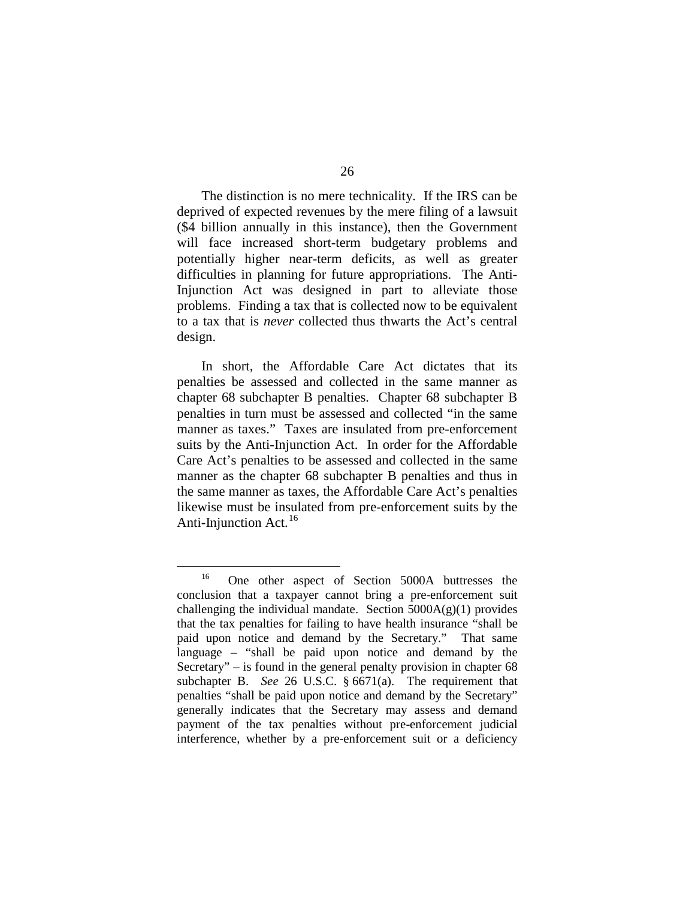The distinction is no mere technicality. If the IRS can be deprived of expected revenues by the mere filing of a lawsuit ($4 billion annually in this instance), then the Government will face increased short-term budgetary problems and potentially higher near-term deficits, as well as greater difficulties in planning for future appropriations. The Anti-Injunction Act was designed in part to alleviate those problems. Finding a tax that is collected now to be equivalent to a tax that is *never* collected thus thwarts the Act's central design.

In short, the Affordable Care Act dictates that its penalties be assessed and collected in the same manner as chapter 68 subchapter B penalties. Chapter 68 subchapter B penalties in turn must be assessed and collected "in the same manner as taxes." Taxes are insulated from pre-enforcement suits by the Anti-Injunction Act. In order for the Affordable Care Act's penalties to be assessed and collected in the same manner as the chapter 68 subchapter B penalties and thus in the same manner as taxes, the Affordable Care Act's penalties likewise must be insulated from pre-enforcement suits by the Anti-Injunction Act.[16]

---

[16] One other aspect of Section 5000A buttresses the conclusion that a taxpayer cannot bring a pre-enforcement suit challenging the individual mandate. Section 5000A(g)(1) provides that the tax penalties for failing to have health insurance "shall be paid upon notice and demand by the Secretary." That same language – "shall be paid upon notice and demand by the Secretary" – is found in the general penalty provision in chapter 68 subchapter B. *See* 26 U.S.C. § 6671(a). The requirement that penalties "shall be paid upon notice and demand by the Secretary" generally indicates that the Secretary may assess and demand payment of the tax penalties without pre-enforcement judicial interference, whether by a pre-enforcement suit or a deficiency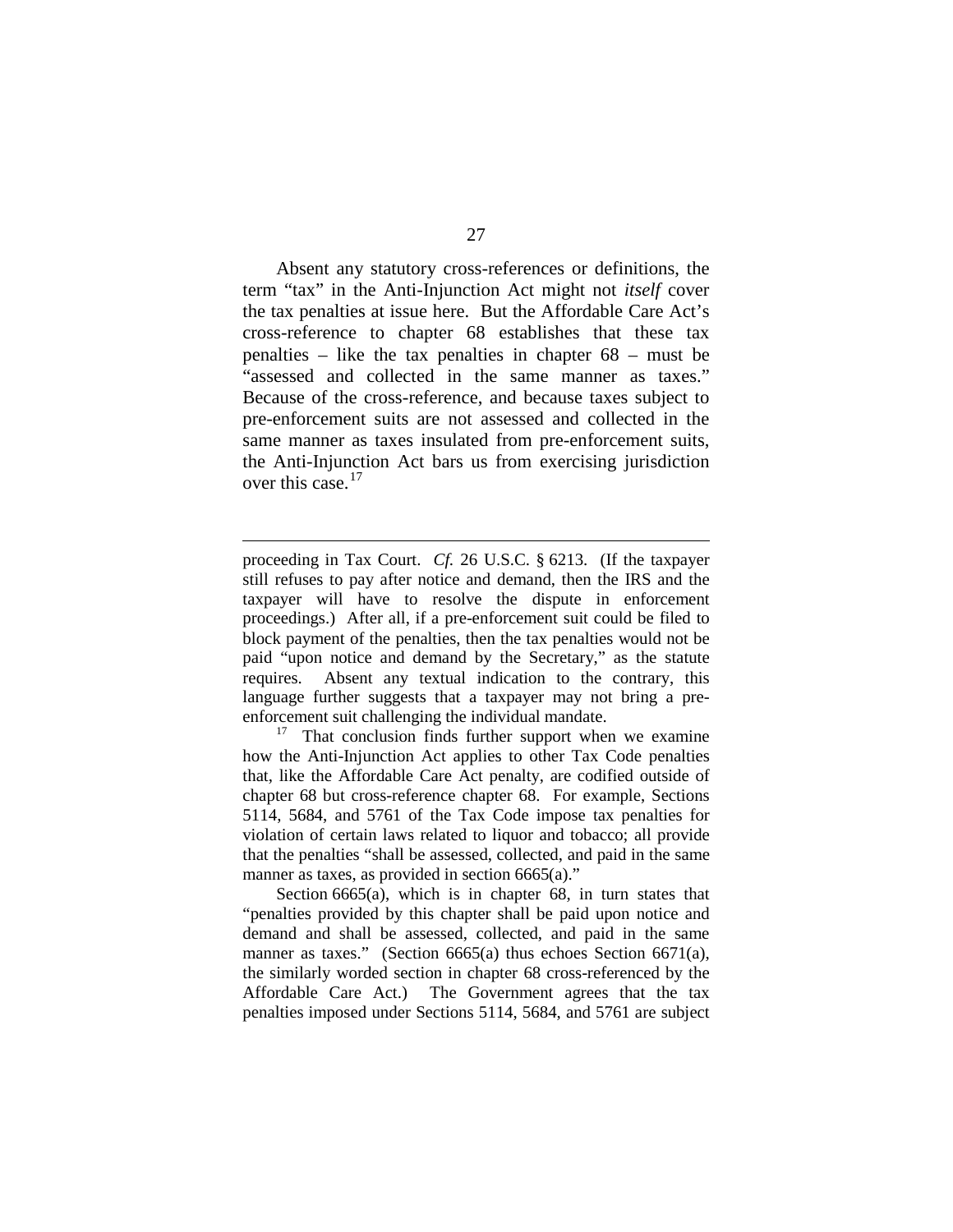Absent any statutory cross-references or definitions, the term "tax" in the Anti-Injunction Act might not *itself* cover the tax penalties at issue here. But the Affordable Care Act's cross-reference to chapter 68 establishes that these tax penalties – like the tax penalties in chapter 68 – must be "assessed and collected in the same manner as taxes." Because of the cross-reference, and because taxes subject to pre-enforcement suits are not assessed and collected in the same manner as taxes insulated from pre-enforcement suits, the Anti-Injunction Act bars us from exercising jurisdiction over this case.[17]

---

proceeding in Tax Court. *Cf.* 26 U.S.C. § 6213. (If the taxpayer still refuses to pay after notice and demand, then the IRS and the taxpayer will have to resolve the dispute in enforcement proceedings.) After all, if a pre-enforcement suit could be filed to block payment of the penalties, then the tax penalties would not be paid "upon notice and demand by the Secretary," as the statute requires. Absent any textual indication to the contrary, this language further suggests that a taxpayer may not bring a pre-enforcement suit challenging the individual mandate.

[17] That conclusion finds further support when we examine how the Anti-Injunction Act applies to other Tax Code penalties that, like the Affordable Care Act penalty, are codified outside of chapter 68 but cross-reference chapter 68. For example, Sections 5114, 5684, and 5761 of the Tax Code impose tax penalties for violation of certain laws related to liquor and tobacco; all provide that the penalties "shall be assessed, collected, and paid in the same manner as taxes, as provided in section 6665(a)."

Section 6665(a), which is in chapter 68, in turn states that "penalties provided by this chapter shall be paid upon notice and demand and shall be assessed, collected, and paid in the same manner as taxes." (Section 6665(a) thus echoes Section 6671(a), the similarly worded section in chapter 68 cross-referenced by the Affordable Care Act.) The Government agrees that the tax penalties imposed under Sections 5114, 5684, and 5761 are subject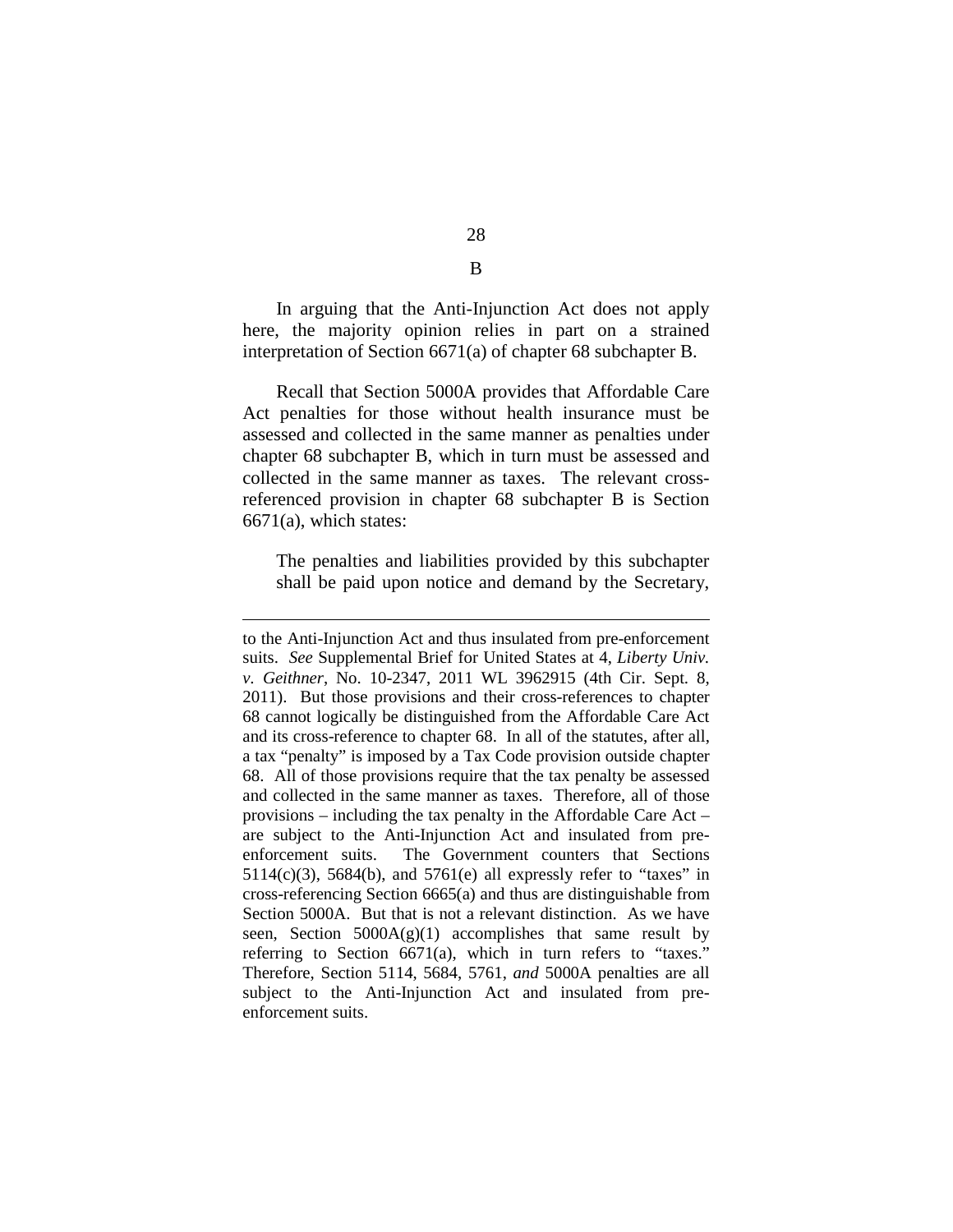B

In arguing that the Anti-Injunction Act does not apply here, the majority opinion relies in part on a strained interpretation of Section 6671(a) of chapter 68 subchapter B.

Recall that Section 5000A provides that Affordable Care Act penalties for those without health insurance must be assessed and collected in the same manner as penalties under chapter 68 subchapter B, which in turn must be assessed and collected in the same manner as taxes. The relevant cross-referenced provision in chapter 68 subchapter B is Section 6671(a), which states:

> The penalties and liabilities provided by this subchapter shall be paid upon notice and demand by the Secretary,

---

to the Anti-Injunction Act and thus insulated from pre-enforcement suits. *See* Supplemental Brief for United States at 4, *Liberty Univ. v. Geithner*, No. 10-2347, 2011 WL 3962915 (4th Cir. Sept. 8, 2011). But those provisions and their cross-references to chapter 68 cannot logically be distinguished from the Affordable Care Act and its cross-reference to chapter 68. In all of the statutes, after all, a tax "penalty" is imposed by a Tax Code provision outside chapter 68. All of those provisions require that the tax penalty be assessed and collected in the same manner as taxes. Therefore, all of those provisions – including the tax penalty in the Affordable Care Act – are subject to the Anti-Injunction Act and insulated from pre-enforcement suits. The Government counters that Sections 5114(c)(3), 5684(b), and 5761(e) all expressly refer to "taxes" in cross-referencing Section 6665(a) and thus are distinguishable from Section 5000A. But that is not a relevant distinction. As we have seen, Section 5000A(g)(1) accomplishes that same result by referring to Section 6671(a), which in turn refers to "taxes." Therefore, Section 5114, 5684, 5761, *and* 5000A penalties are all subject to the Anti-Injunction Act and insulated from pre-enforcement suits.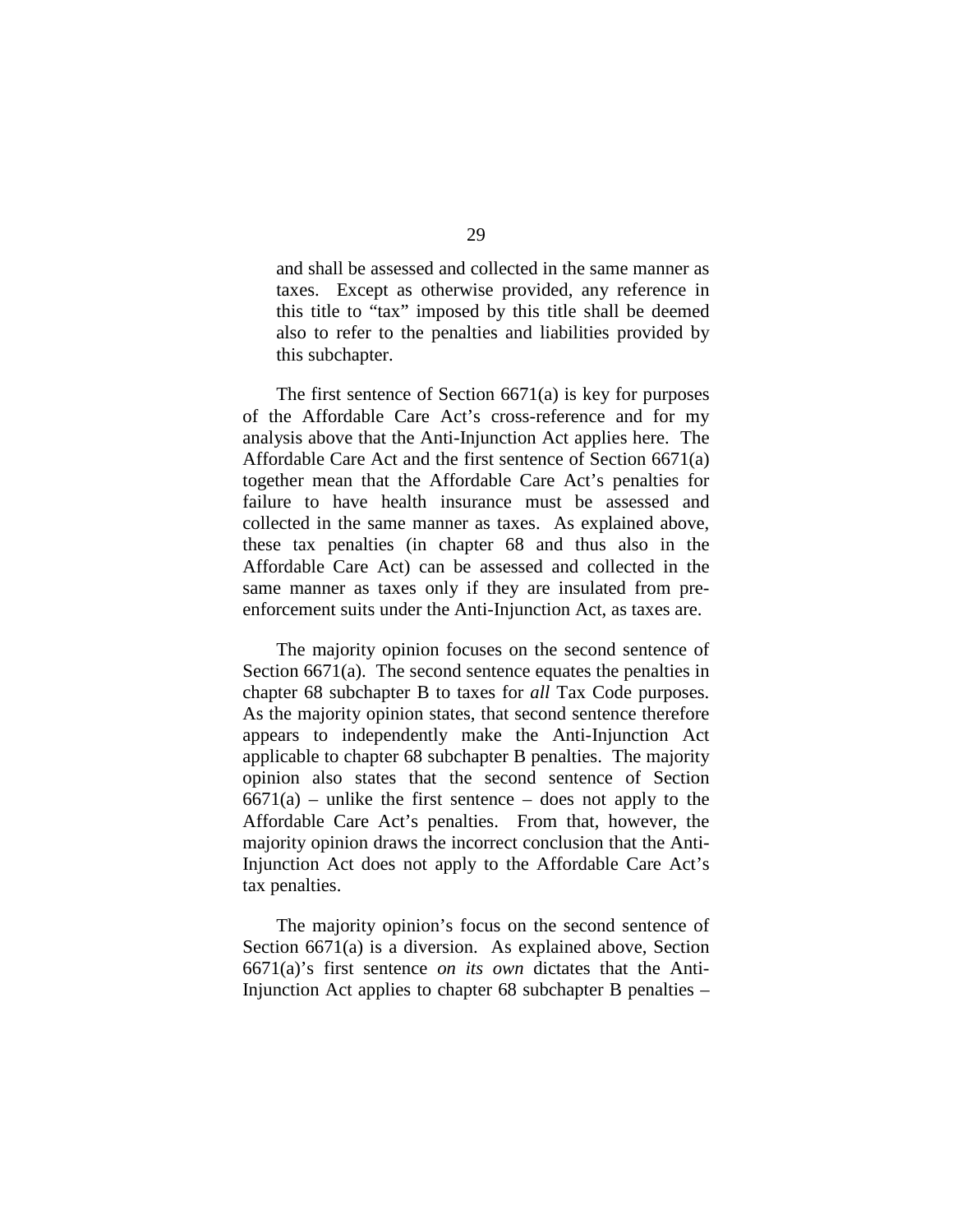> and shall be assessed and collected in the same manner as taxes. Except as otherwise provided, any reference in this title to "tax" imposed by this title shall be deemed also to refer to the penalties and liabilities provided by this subchapter.

The first sentence of Section 6671(a) is key for purposes of the Affordable Care Act's cross-reference and for my analysis above that the Anti-Injunction Act applies here. The Affordable Care Act and the first sentence of Section 6671(a) together mean that the Affordable Care Act's penalties for failure to have health insurance must be assessed and collected in the same manner as taxes. As explained above, these tax penalties (in chapter 68 and thus also in the Affordable Care Act) can be assessed and collected in the same manner as taxes only if they are insulated from pre-enforcement suits under the Anti-Injunction Act, as taxes are.

The majority opinion focuses on the second sentence of Section 6671(a). The second sentence equates the penalties in chapter 68 subchapter B to taxes for *all* Tax Code purposes. As the majority opinion states, that second sentence therefore appears to independently make the Anti-Injunction Act applicable to chapter 68 subchapter B penalties. The majority opinion also states that the second sentence of Section 6671(a) – unlike the first sentence – does not apply to the Affordable Care Act's penalties. From that, however, the majority opinion draws the incorrect conclusion that the Anti-Injunction Act does not apply to the Affordable Care Act's tax penalties.

The majority opinion's focus on the second sentence of Section 6671(a) is a diversion. As explained above, Section 6671(a)'s first sentence *on its own* dictates that the Anti-Injunction Act applies to chapter 68 subchapter B penalties –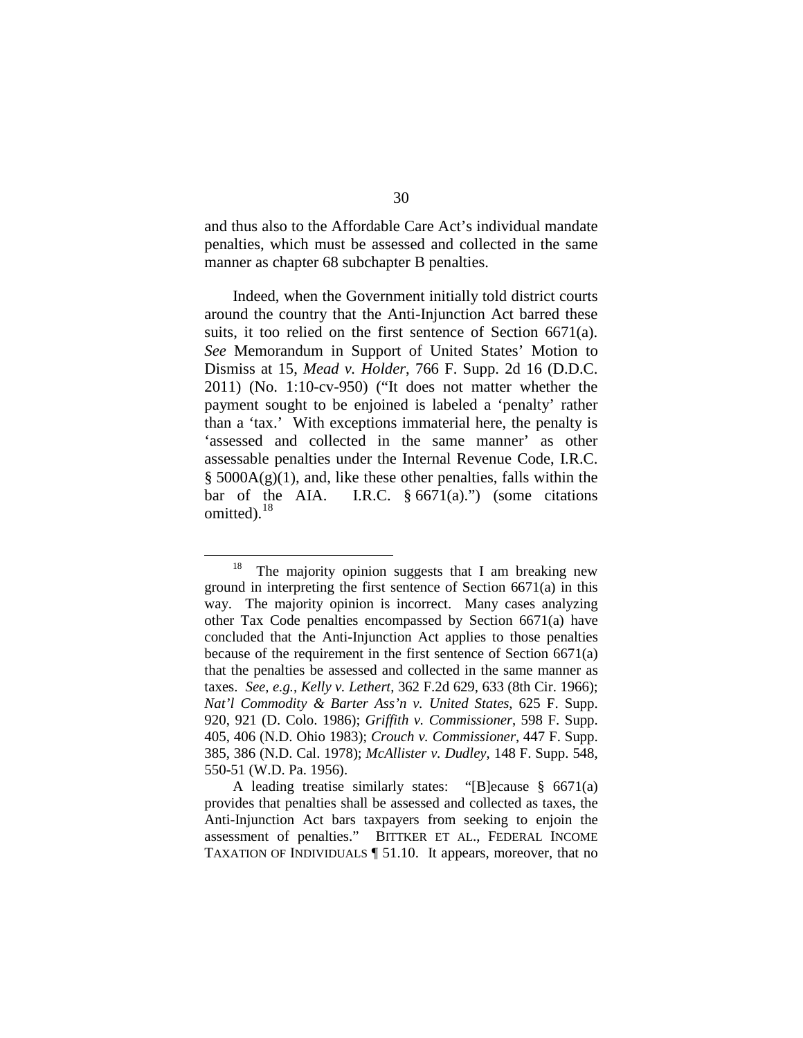and thus also to the Affordable Care Act's individual mandate penalties, which must be assessed and collected in the same manner as chapter 68 subchapter B penalties.

Indeed, when the Government initially told district courts around the country that the Anti-Injunction Act barred these suits, it too relied on the first sentence of Section 6671(a). *See* Memorandum in Support of United States' Motion to Dismiss at 15, *Mead v. Holder*, 766 F. Supp. 2d 16 (D.D.C. 2011) (No. 1:10-cv-950) ("It does not matter whether the payment sought to be enjoined is labeled a 'penalty' rather than a 'tax.' With exceptions immaterial here, the penalty is 'assessed and collected in the same manner' as other assessable penalties under the Internal Revenue Code, I.R.C. § 5000A(g)(1), and, like these other penalties, falls within the bar of the AIA. I.R.C. § 6671(a).") (some citations omitted).[18]

---

[18] The majority opinion suggests that I am breaking new ground in interpreting the first sentence of Section 6671(a) in this way. The majority opinion is incorrect. Many cases analyzing other Tax Code penalties encompassed by Section 6671(a) have concluded that the Anti-Injunction Act applies to those penalties because of the requirement in the first sentence of Section 6671(a) that the penalties be assessed and collected in the same manner as taxes. *See, e.g.*, *Kelly v. Lethert*, 362 F.2d 629, 633 (8th Cir. 1966); *Nat'l Commodity & Barter Ass'n v. United States*, 625 F. Supp. 920, 921 (D. Colo. 1986); *Griffith v. Commissioner*, 598 F. Supp. 405, 406 (N.D. Ohio 1983); *Crouch v. Commissioner*, 447 F. Supp. 385, 386 (N.D. Cal. 1978); *McAllister v. Dudley*, 148 F. Supp. 548, 550-51 (W.D. Pa. 1956).

A leading treatise similarly states: "[B]ecause § 6671(a) provides that penalties shall be assessed and collected as taxes, the Anti-Injunction Act bars taxpayers from seeking to enjoin the assessment of penalties." BITTKER ET AL., FEDERAL INCOME TAXATION OF INDIVIDUALS ¶ 51.10. It appears, moreover, that no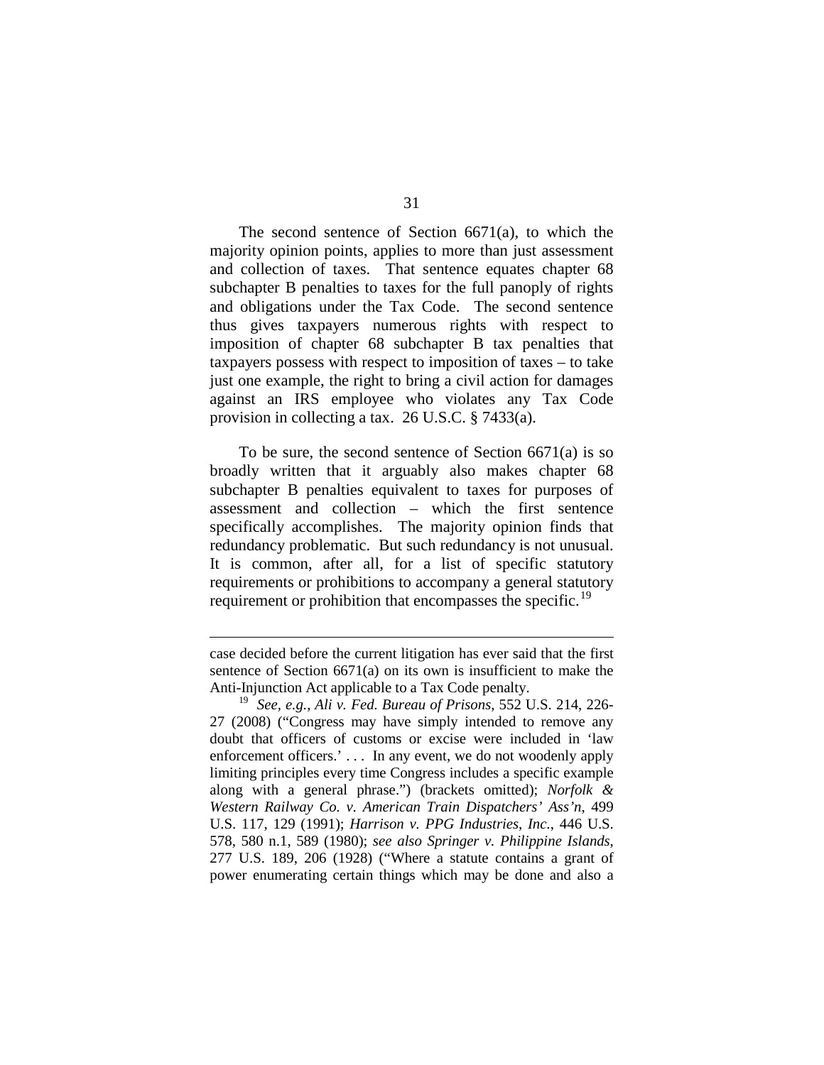The second sentence of Section 6671(a), to which the majority opinion points, applies to more than just assessment and collection of taxes. That sentence equates chapter 68 subchapter B penalties to taxes for the full panoply of rights and obligations under the Tax Code. The second sentence thus gives taxpayers numerous rights with respect to imposition of chapter 68 subchapter B tax penalties that taxpayers possess with respect to imposition of taxes – to take just one example, the right to bring a civil action for damages against an IRS employee who violates any Tax Code provision in collecting a tax. 26 U.S.C. § 7433(a).

To be sure, the second sentence of Section 6671(a) is so broadly written that it arguably also makes chapter 68 subchapter B penalties equivalent to taxes for purposes of assessment and collection – which the first sentence specifically accomplishes. The majority opinion finds that redundancy problematic. But such redundancy is not unusual. It is common, after all, for a list of specific statutory requirements or prohibitions to accompany a general statutory requirement or prohibition that encompasses the specific.[19]

---

case decided before the current litigation has ever said that the first sentence of Section 6671(a) on its own is insufficient to make the Anti-Injunction Act applicable to a Tax Code penalty.

[19] *See, e.g.*, *Ali v. Fed. Bureau of Prisons*, 552 U.S. 214, 226-27 (2008) ("Congress may have simply intended to remove any doubt that officers of customs or excise were included in 'law enforcement officers.' . . . In any event, we do not woodenly apply limiting principles every time Congress includes a specific example along with a general phrase.") (brackets omitted); *Norfolk & Western Railway Co. v. American Train Dispatchers' Ass'n*, 499 U.S. 117, 129 (1991); *Harrison v. PPG Industries, Inc.*, 446 U.S. 578, 580 n.1, 589 (1980); *see also Springer v. Philippine Islands*, 277 U.S. 189, 206 (1928) ("Where a statute contains a grant of power enumerating certain things which may be done and also a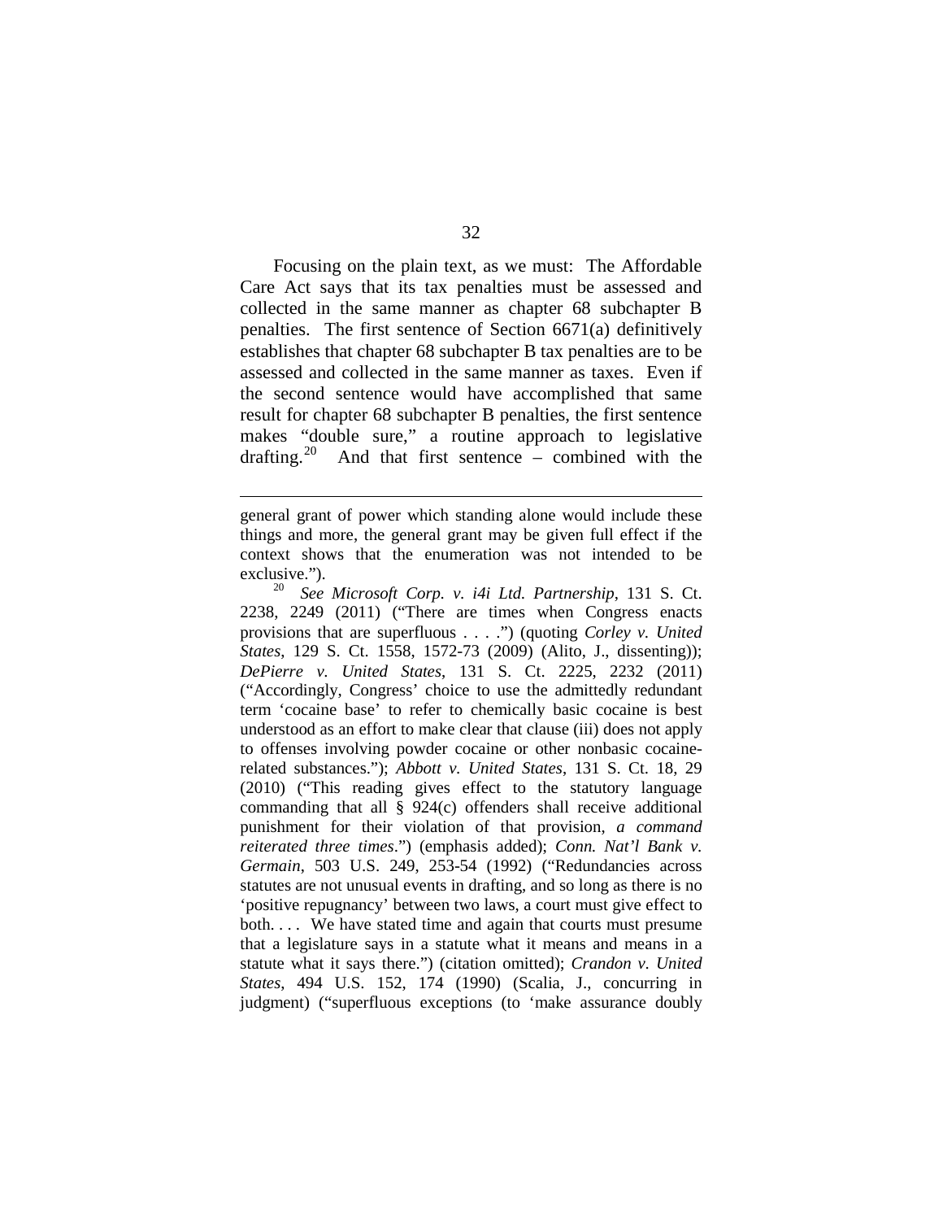Focusing on the plain text, as we must: The Affordable Care Act says that its tax penalties must be assessed and collected in the same manner as chapter 68 subchapter B penalties. The first sentence of Section 6671(a) definitively establishes that chapter 68 subchapter B tax penalties are to be assessed and collected in the same manner as taxes. Even if the second sentence would have accomplished that same result for chapter 68 subchapter B penalties, the first sentence makes "double sure," a routine approach to legislative drafting.[20] And that first sentence – combined with the

---

general grant of power which standing alone would include these things and more, the general grant may be given full effect if the context shows that the enumeration was not intended to be exclusive.").

[20] *See Microsoft Corp. v. i4i Ltd. Partnership*, 131 S. Ct. 2238, 2249 (2011) ("There are times when Congress enacts provisions that are superfluous . . . .") (quoting *Corley v. United States*, 129 S. Ct. 1558, 1572-73 (2009) (Alito, J., dissenting)); *DePierre v. United States*, 131 S. Ct. 2225, 2232 (2011) ("Accordingly, Congress' choice to use the admittedly redundant term 'cocaine base' to refer to chemically basic cocaine is best understood as an effort to make clear that clause (iii) does not apply to offenses involving powder cocaine or other nonbasic cocaine-related substances."); *Abbott v. United States*, 131 S. Ct. 18, 29 (2010) ("This reading gives effect to the statutory language commanding that all § 924(c) offenders shall receive additional punishment for their violation of that provision, *a command reiterated three times*.") (emphasis added); *Conn. Nat'l Bank v. Germain*, 503 U.S. 249, 253-54 (1992) ("Redundancies across statutes are not unusual events in drafting, and so long as there is no 'positive repugnancy' between two laws, a court must give effect to both. . . . We have stated time and again that courts must presume that a legislature says in a statute what it means and means in a statute what it says there.") (citation omitted); *Crandon v. United States*, 494 U.S. 152, 174 (1990) (Scalia, J., concurring in judgment) ("superfluous exceptions (to 'make assurance doubly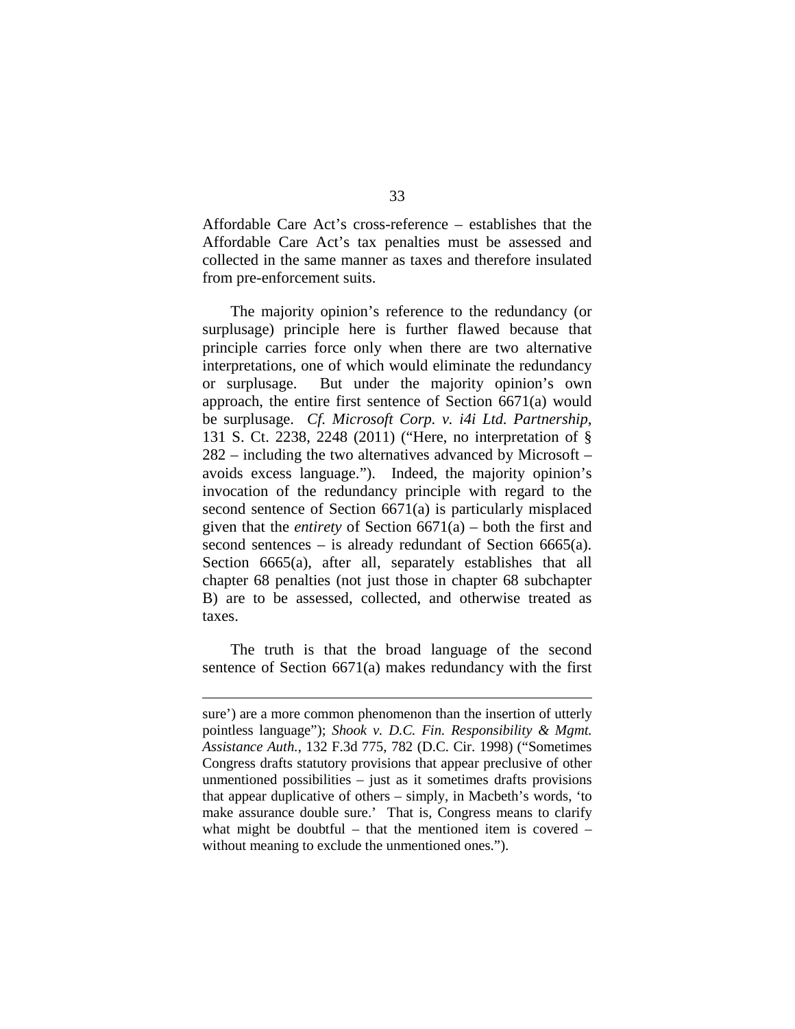Affordable Care Act's cross-reference – establishes that the Affordable Care Act's tax penalties must be assessed and collected in the same manner as taxes and therefore insulated from pre-enforcement suits.

The majority opinion's reference to the redundancy (or surplusage) principle here is further flawed because that principle carries force only when there are two alternative interpretations, one of which would eliminate the redundancy or surplusage. But under the majority opinion's own approach, the entire first sentence of Section 6671(a) would be surplusage. *Cf. Microsoft Corp. v. i4i Ltd. Partnership*, 131 S. Ct. 2238, 2248 (2011) ("Here, no interpretation of § 282 – including the two alternatives advanced by Microsoft – avoids excess language."). Indeed, the majority opinion's invocation of the redundancy principle with regard to the second sentence of Section 6671(a) is particularly misplaced given that the *entirety* of Section 6671(a) – both the first and second sentences – is already redundant of Section 6665(a). Section 6665(a), after all, separately establishes that all chapter 68 penalties (not just those in chapter 68 subchapter B) are to be assessed, collected, and otherwise treated as taxes.

The truth is that the broad language of the second sentence of Section 6671(a) makes redundancy with the first

---

sure') are a more common phenomenon than the insertion of utterly pointless language"); *Shook v. D.C. Fin. Responsibility & Mgmt. Assistance Auth.*, 132 F.3d 775, 782 (D.C. Cir. 1998) ("Sometimes Congress drafts statutory provisions that appear preclusive of other unmentioned possibilities – just as it sometimes drafts provisions that appear duplicative of others – simply, in Macbeth's words, 'to make assurance double sure.' That is, Congress means to clarify what might be doubtful – that the mentioned item is covered – without meaning to exclude the unmentioned ones.").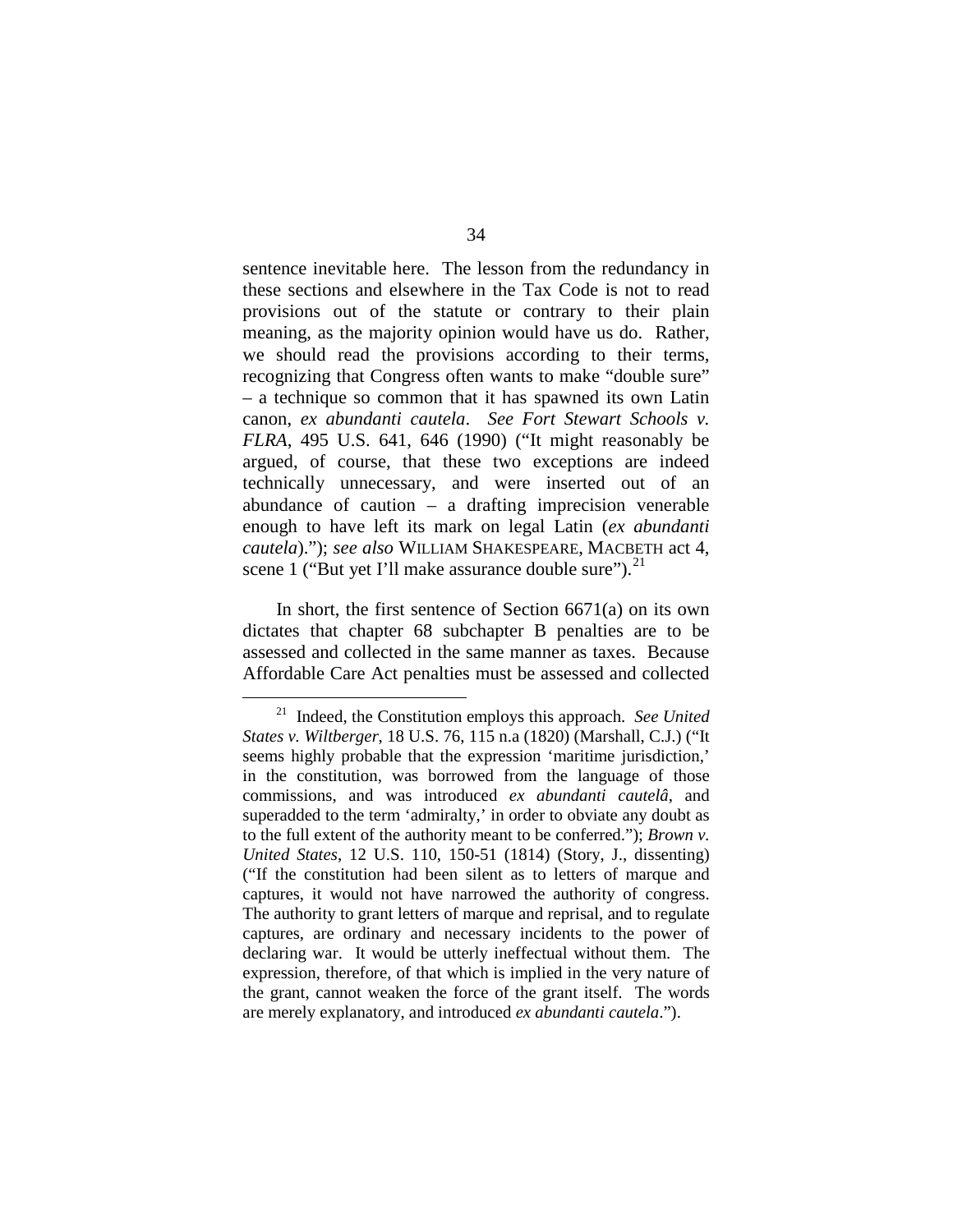sentence inevitable here. The lesson from the redundancy in these sections and elsewhere in the Tax Code is not to read provisions out of the statute or contrary to their plain meaning, as the majority opinion would have us do. Rather, we should read the provisions according to their terms, recognizing that Congress often wants to make "double sure" – a technique so common that it has spawned its own Latin canon, *ex abundanti cautela*. *See Fort Stewart Schools v. FLRA*, 495 U.S. 641, 646 (1990) ("It might reasonably be argued, of course, that these two exceptions are indeed technically unnecessary, and were inserted out of an abundance of caution – a drafting imprecision venerable enough to have left its mark on legal Latin (*ex abundanti cautela*)."); *see also* WILLIAM SHAKESPEARE, MACBETH act 4, scene 1 ("But yet I'll make assurance double sure").[21]

In short, the first sentence of Section 6671(a) on its own dictates that chapter 68 subchapter B penalties are to be assessed and collected in the same manner as taxes. Because Affordable Care Act penalties must be assessed and collected

---

[21] Indeed, the Constitution employs this approach. *See United States v. Wiltberger*, 18 U.S. 76, 115 n.a (1820) (Marshall, C.J.) ("It seems highly probable that the expression 'maritime jurisdiction,' in the constitution, was borrowed from the language of those commissions, and was introduced *ex abundanti cautelâ*, and superadded to the term 'admiralty,' in order to obviate any doubt as to the full extent of the authority meant to be conferred."); *Brown v. United States*, 12 U.S. 110, 150-51 (1814) (Story, J., dissenting) ("If the constitution had been silent as to letters of marque and captures, it would not have narrowed the authority of congress. The authority to grant letters of marque and reprisal, and to regulate captures, are ordinary and necessary incidents to the power of declaring war. It would be utterly ineffectual without them. The expression, therefore, of that which is implied in the very nature of the grant, cannot weaken the force of the grant itself. The words are merely explanatory, and introduced *ex abundanti cautela*.").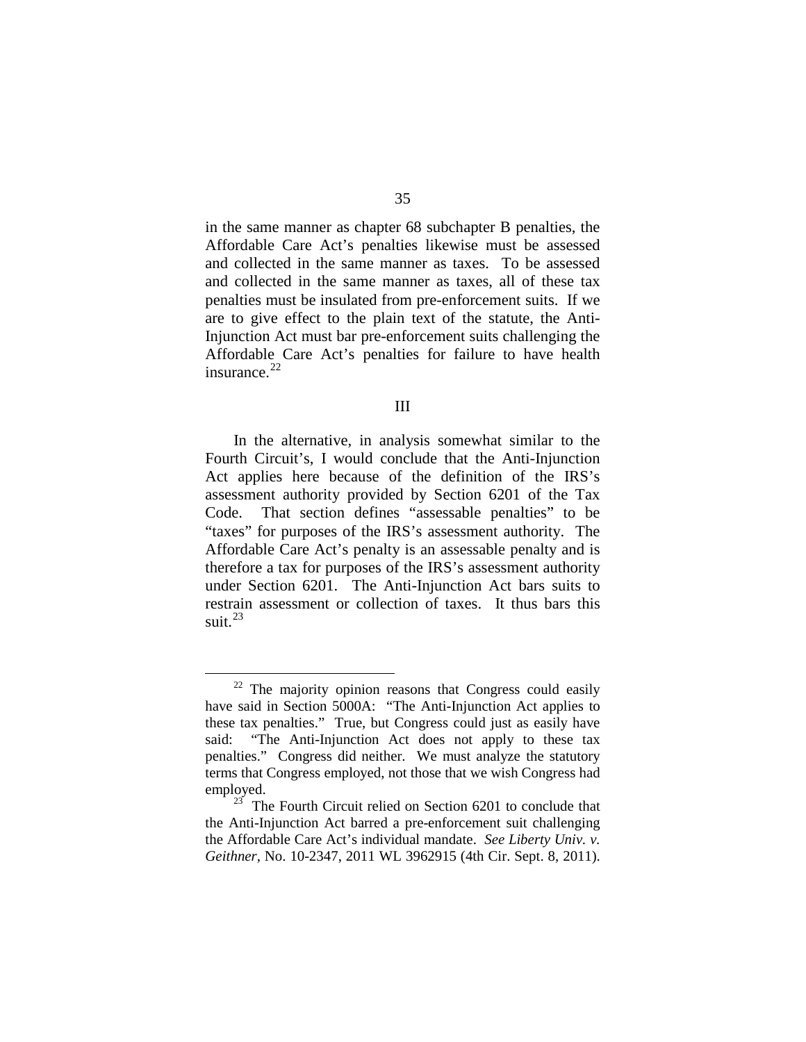in the same manner as chapter 68 subchapter B penalties, the Affordable Care Act's penalties likewise must be assessed and collected in the same manner as taxes. To be assessed and collected in the same manner as taxes, all of these tax penalties must be insulated from pre-enforcement suits. If we are to give effect to the plain text of the statute, the Anti-Injunction Act must bar pre-enforcement suits challenging the Affordable Care Act's penalties for failure to have health insurance.[22]

## III

In the alternative, in analysis somewhat similar to the Fourth Circuit's, I would conclude that the Anti-Injunction Act applies here because of the definition of the IRS's assessment authority provided by Section 6201 of the Tax Code. That section defines "assessable penalties" to be "taxes" for purposes of the IRS's assessment authority. The Affordable Care Act's penalty is an assessable penalty and is therefore a tax for purposes of the IRS's assessment authority under Section 6201. The Anti-Injunction Act bars suits to restrain assessment or collection of taxes. It thus bars this suit.[23]

---

[22] The majority opinion reasons that Congress could easily have said in Section 5000A: "The Anti-Injunction Act applies to these tax penalties." True, but Congress could just as easily have said: "The Anti-Injunction Act does not apply to these tax penalties." Congress did neither. We must analyze the statutory terms that Congress employed, not those that we wish Congress had employed.

[23] The Fourth Circuit relied on Section 6201 to conclude that the Anti-Injunction Act barred a pre-enforcement suit challenging the Affordable Care Act's individual mandate. *See Liberty Univ. v. Geithner*, No. 10-2347, 2011 WL 3962915 (4th Cir. Sept. 8, 2011).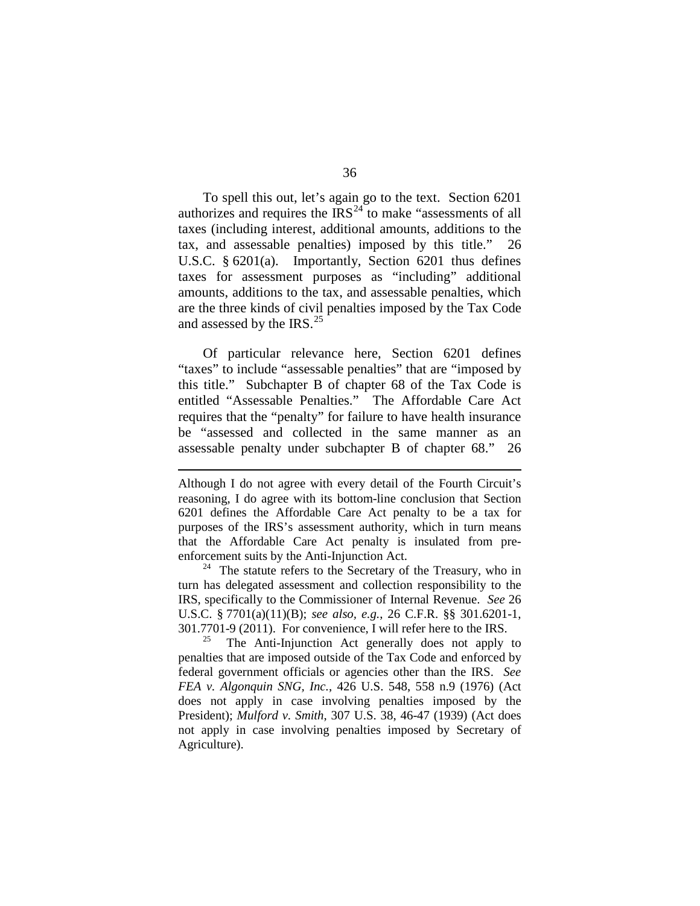To spell this out, let's again go to the text. Section 6201 authorizes and requires the IRS[24] to make "assessments of all taxes (including interest, additional amounts, additions to the tax, and assessable penalties) imposed by this title." 26 U.S.C. § 6201(a). Importantly, Section 6201 thus defines taxes for assessment purposes as "including" additional amounts, additions to the tax, and assessable penalties, which are the three kinds of civil penalties imposed by the Tax Code and assessed by the IRS.[25]

Of particular relevance here, Section 6201 defines "taxes" to include "assessable penalties" that are "imposed by this title." Subchapter B of chapter 68 of the Tax Code is entitled "Assessable Penalties." The Affordable Care Act requires that the "penalty" for failure to have health insurance be "assessed and collected in the same manner as an assessable penalty under subchapter B of chapter 68." 26

---

Although I do not agree with every detail of the Fourth Circuit's reasoning, I do agree with its bottom-line conclusion that Section 6201 defines the Affordable Care Act penalty to be a tax for purposes of the IRS's assessment authority, which in turn means that the Affordable Care Act penalty is insulated from pre-enforcement suits by the Anti-Injunction Act.

[24] The statute refers to the Secretary of the Treasury, who in turn has delegated assessment and collection responsibility to the IRS, specifically to the Commissioner of Internal Revenue. *See* 26 U.S.C. § 7701(a)(11)(B); *see also, e.g.*, 26 C.F.R. §§ 301.6201-1, 301.7701-9 (2011). For convenience, I will refer here to the IRS.

[25] The Anti-Injunction Act generally does not apply to penalties that are imposed outside of the Tax Code and enforced by federal government officials or agencies other than the IRS. *See FEA v. Algonquin SNG, Inc.*, 426 U.S. 548, 558 n.9 (1976) (Act does not apply in case involving penalties imposed by the President); *Mulford v. Smith*, 307 U.S. 38, 46-47 (1939) (Act does not apply in case involving penalties imposed by Secretary of Agriculture).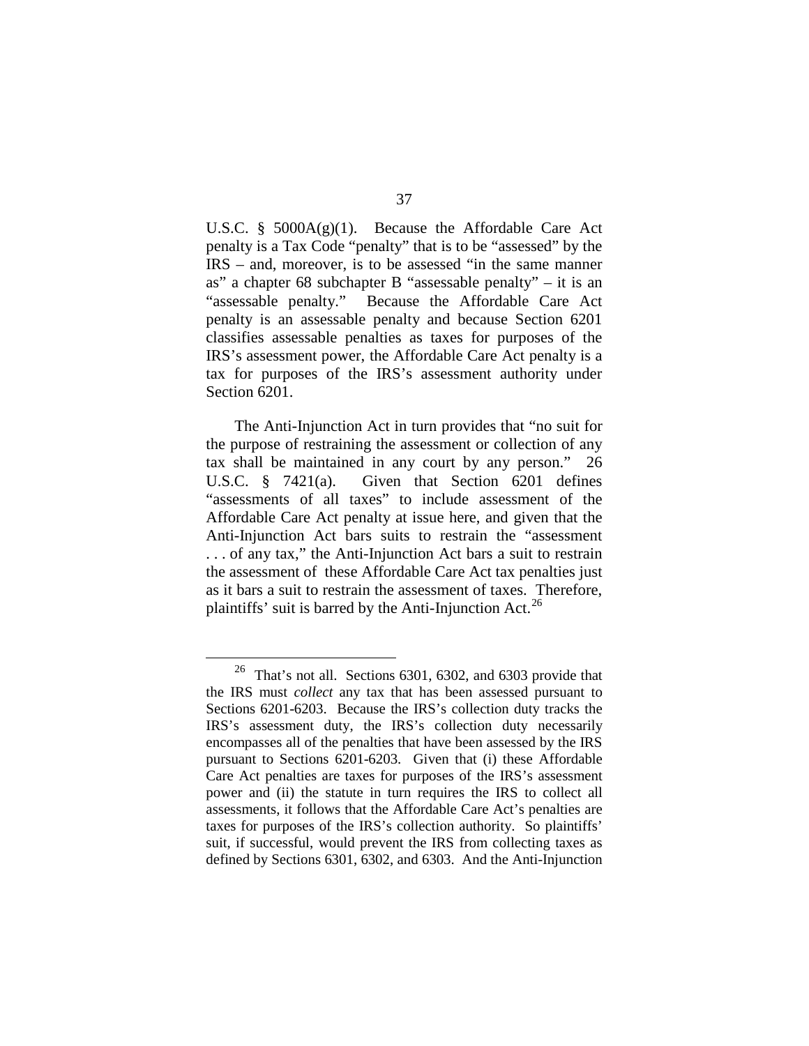U.S.C. § 5000A(g)(1). Because the Affordable Care Act penalty is a Tax Code "penalty" that is to be "assessed" by the IRS – and, moreover, is to be assessed "in the same manner as" a chapter 68 subchapter B "assessable penalty" – it is an "assessable penalty." Because the Affordable Care Act penalty is an assessable penalty and because Section 6201 classifies assessable penalties as taxes for purposes of the IRS's assessment power, the Affordable Care Act penalty is a tax for purposes of the IRS's assessment authority under Section 6201.

The Anti-Injunction Act in turn provides that "no suit for the purpose of restraining the assessment or collection of any tax shall be maintained in any court by any person." 26 U.S.C. § 7421(a). Given that Section 6201 defines "assessments of all taxes" to include assessment of the Affordable Care Act penalty at issue here, and given that the Anti-Injunction Act bars suits to restrain the "assessment . . . of any tax," the Anti-Injunction Act bars a suit to restrain the assessment of these Affordable Care Act tax penalties just as it bars a suit to restrain the assessment of taxes. Therefore, plaintiffs' suit is barred by the Anti-Injunction Act.[26]

---

[26] That's not all. Sections 6301, 6302, and 6303 provide that the IRS must *collect* any tax that has been assessed pursuant to Sections 6201-6203. Because the IRS's collection duty tracks the IRS's assessment duty, the IRS's collection duty necessarily encompasses all of the penalties that have been assessed by the IRS pursuant to Sections 6201-6203. Given that (i) these Affordable Care Act penalties are taxes for purposes of the IRS's assessment power and (ii) the statute in turn requires the IRS to collect all assessments, it follows that the Affordable Care Act's penalties are taxes for purposes of the IRS's collection authority. So plaintiffs' suit, if successful, would prevent the IRS from collecting taxes as defined by Sections 6301, 6302, and 6303. And the Anti-Injunction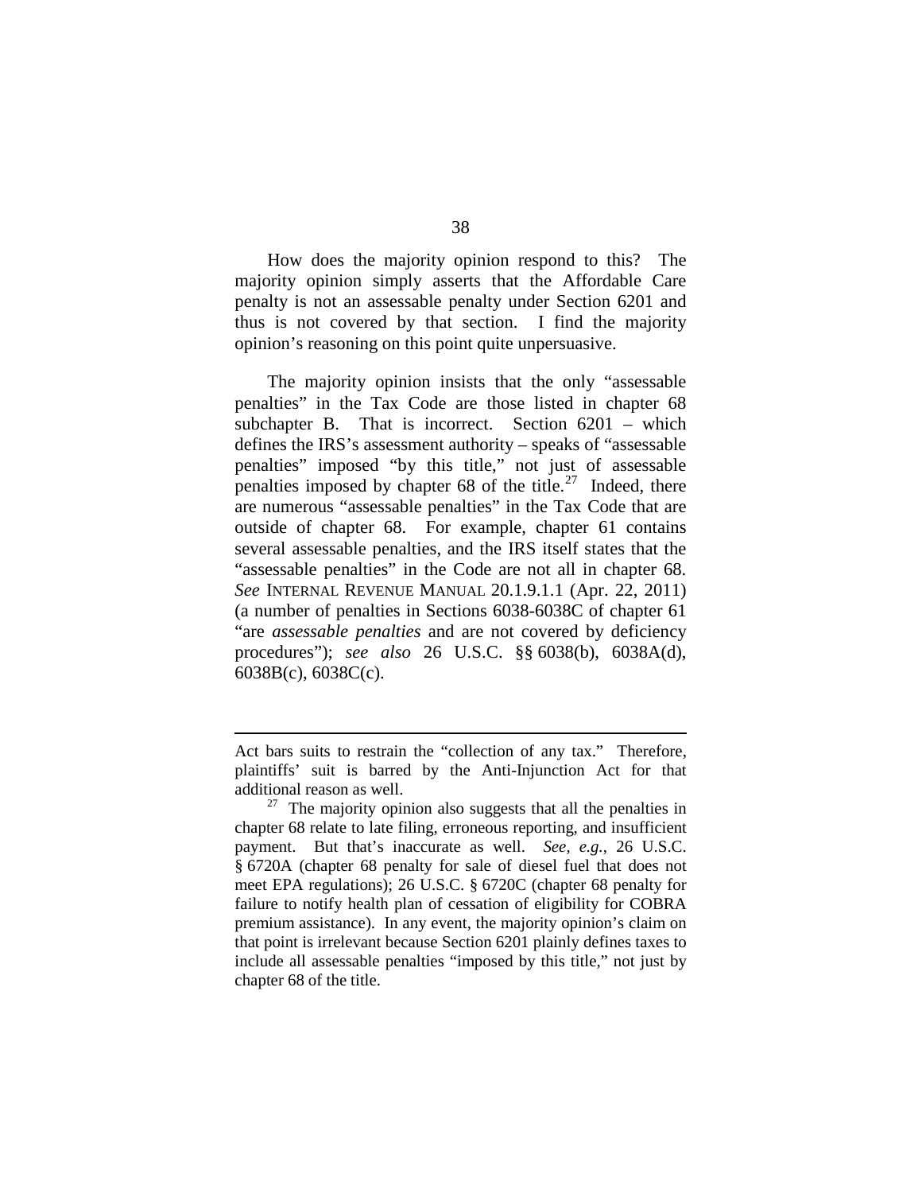How does the majority opinion respond to this? The majority opinion simply asserts that the Affordable Care penalty is not an assessable penalty under Section 6201 and thus is not covered by that section. I find the majority opinion's reasoning on this point quite unpersuasive.

The majority opinion insists that the only "assessable penalties" in the Tax Code are those listed in chapter 68 subchapter B. That is incorrect. Section 6201 – which defines the IRS's assessment authority – speaks of "assessable penalties" imposed "by this title," not just of assessable penalties imposed by chapter 68 of the title.[27] Indeed, there are numerous "assessable penalties" in the Tax Code that are outside of chapter 68. For example, chapter 61 contains several assessable penalties, and the IRS itself states that the "assessable penalties" in the Code are not all in chapter 68. *See* INTERNAL REVENUE MANUAL 20.1.9.1.1 (Apr. 22, 2011) (a number of penalties in Sections 6038-6038C of chapter 61 "are *assessable penalties* and are not covered by deficiency procedures"); *see also* 26 U.S.C. §§ 6038(b), 6038A(d), 6038B(c), 6038C(c).

---

Act bars suits to restrain the "collection of any tax." Therefore, plaintiffs' suit is barred by the Anti-Injunction Act for that additional reason as well.

[27] The majority opinion also suggests that all the penalties in chapter 68 relate to late filing, erroneous reporting, and insufficient payment. But that's inaccurate as well. *See, e.g.*, 26 U.S.C. § 6720A (chapter 68 penalty for sale of diesel fuel that does not meet EPA regulations); 26 U.S.C. § 6720C (chapter 68 penalty for failure to notify health plan of cessation of eligibility for COBRA premium assistance). In any event, the majority opinion's claim on that point is irrelevant because Section 6201 plainly defines taxes to include all assessable penalties "imposed by this title," not just by chapter 68 of the title.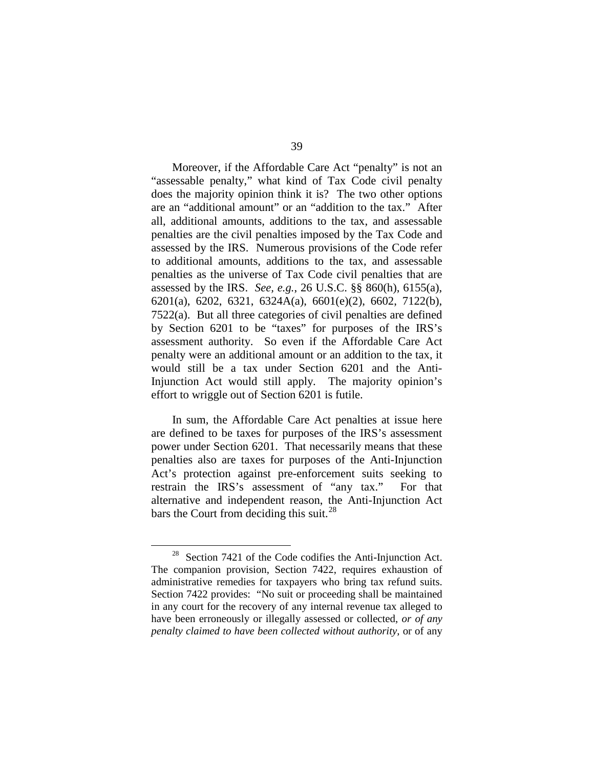Moreover, if the Affordable Care Act "penalty" is not an "assessable penalty," what kind of Tax Code civil penalty does the majority opinion think it is? The two other options are an "additional amount" or an "addition to the tax." After all, additional amounts, additions to the tax, and assessable penalties are the civil penalties imposed by the Tax Code and assessed by the IRS. Numerous provisions of the Code refer to additional amounts, additions to the tax, and assessable penalties as the universe of Tax Code civil penalties that are assessed by the IRS. *See, e.g.*, 26 U.S.C. §§ 860(h), 6155(a), 6201(a), 6202, 6321, 6324A(a), 6601(e)(2), 6602, 7122(b), 7522(a). But all three categories of civil penalties are defined by Section 6201 to be "taxes" for purposes of the IRS's assessment authority. So even if the Affordable Care Act penalty were an additional amount or an addition to the tax, it would still be a tax under Section 6201 and the Anti-Injunction Act would still apply. The majority opinion's effort to wriggle out of Section 6201 is futile.

In sum, the Affordable Care Act penalties at issue here are defined to be taxes for purposes of the IRS's assessment power under Section 6201. That necessarily means that these penalties also are taxes for purposes of the Anti-Injunction Act's protection against pre-enforcement suits seeking to restrain the IRS's assessment of "any tax." For that alternative and independent reason, the Anti-Injunction Act bars the Court from deciding this suit.[28]

---

[28] Section 7421 of the Code codifies the Anti-Injunction Act. The companion provision, Section 7422, requires exhaustion of administrative remedies for taxpayers who bring tax refund suits. Section 7422 provides: "No suit or proceeding shall be maintained in any court for the recovery of any internal revenue tax alleged to have been erroneously or illegally assessed or collected, *or of any penalty claimed to have been collected without authority*, or of any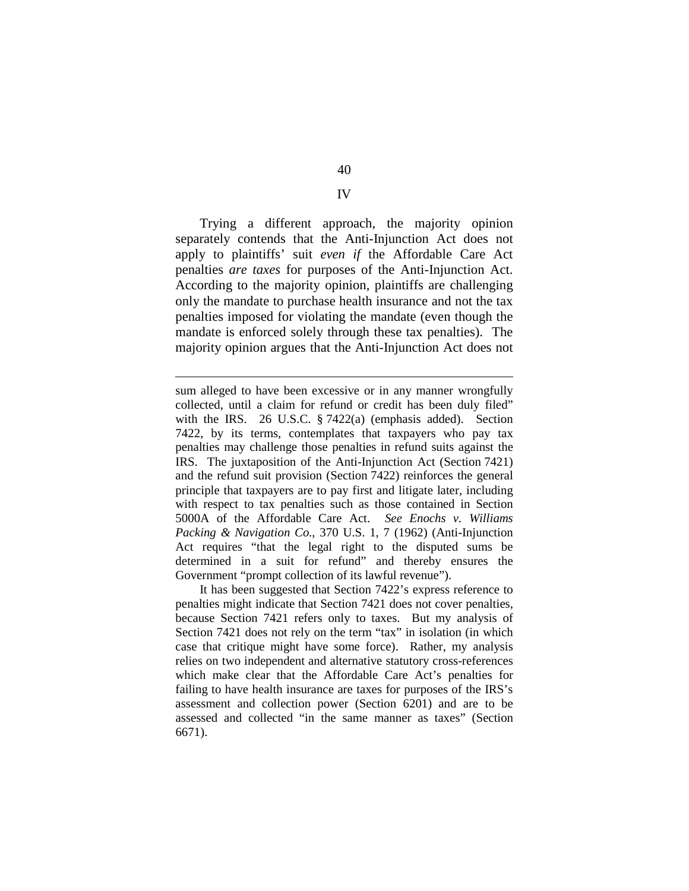## IV

Trying a different approach, the majority opinion separately contends that the Anti-Injunction Act does not apply to plaintiffs' suit *even if* the Affordable Care Act penalties *are taxes* for purposes of the Anti-Injunction Act. According to the majority opinion, plaintiffs are challenging only the mandate to purchase health insurance and not the tax penalties imposed for violating the mandate (even though the mandate is enforced solely through these tax penalties). The majority opinion argues that the Anti-Injunction Act does not

---

sum alleged to have been excessive or in any manner wrongfully collected, until a claim for refund or credit has been duly filed" with the IRS. 26 U.S.C. § 7422(a) (emphasis added). Section 7422, by its terms, contemplates that taxpayers who pay tax penalties may challenge those penalties in refund suits against the IRS. The juxtaposition of the Anti-Injunction Act (Section 7421) and the refund suit provision (Section 7422) reinforces the general principle that taxpayers are to pay first and litigate later, including with respect to tax penalties such as those contained in Section 5000A of the Affordable Care Act. *See Enochs v. Williams Packing & Navigation Co.*, 370 U.S. 1, 7 (1962) (Anti-Injunction Act requires "that the legal right to the disputed sums be determined in a suit for refund" and thereby ensures the Government "prompt collection of its lawful revenue").

It has been suggested that Section 7422's express reference to penalties might indicate that Section 7421 does not cover penalties, because Section 7421 refers only to taxes. But my analysis of Section 7421 does not rely on the term "tax" in isolation (in which case that critique might have some force). Rather, my analysis relies on two independent and alternative statutory cross-references which make clear that the Affordable Care Act's penalties for failing to have health insurance are taxes for purposes of the IRS's assessment and collection power (Section 6201) and are to be assessed and collected "in the same manner as taxes" (Section 6671).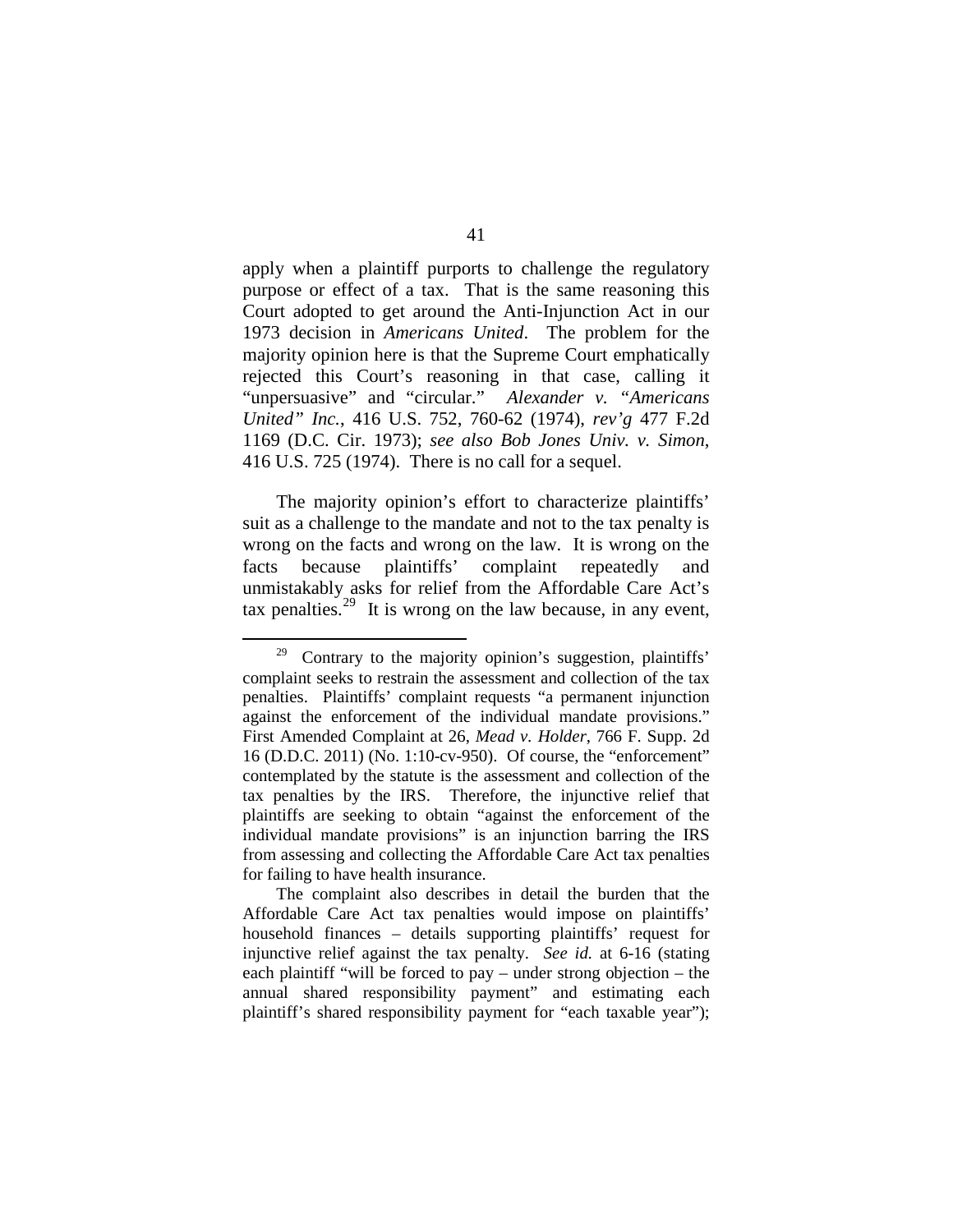apply when a plaintiff purports to challenge the regulatory purpose or effect of a tax. That is the same reasoning this Court adopted to get around the Anti-Injunction Act in our 1973 decision in *Americans United*. The problem for the majority opinion here is that the Supreme Court emphatically rejected this Court's reasoning in that case, calling it "unpersuasive" and "circular." *Alexander v. "Americans United" Inc.*, 416 U.S. 752, 760-62 (1974), *rev'g* 477 F.2d 1169 (D.C. Cir. 1973); *see also Bob Jones Univ. v. Simon*, 416 U.S. 725 (1974). There is no call for a sequel.

The majority opinion's effort to characterize plaintiffs' suit as a challenge to the mandate and not to the tax penalty is wrong on the facts and wrong on the law. It is wrong on the facts because plaintiffs' complaint repeatedly and unmistakably asks for relief from the Affordable Care Act's tax penalties.[29] It is wrong on the law because, in any event,

[29] Contrary to the majority opinion's suggestion, plaintiffs' complaint seeks to restrain the assessment and collection of the tax penalties. Plaintiffs' complaint requests "a permanent injunction against the enforcement of the individual mandate provisions." First Amended Complaint at 26, *Mead v. Holder*, 766 F. Supp. 2d 16 (D.D.C. 2011) (No. 1:10-cv-950). Of course, the "enforcement" contemplated by the statute is the assessment and collection of the tax penalties by the IRS. Therefore, the injunctive relief that plaintiffs are seeking to obtain "against the enforcement of the individual mandate provisions" is an injunction barring the IRS from assessing and collecting the Affordable Care Act tax penalties for failing to have health insurance.

The complaint also describes in detail the burden that the Affordable Care Act tax penalties would impose on plaintiffs' household finances – details supporting plaintiffs' request for injunctive relief against the tax penalty. *See id.* at 6-16 (stating each plaintiff "will be forced to pay – under strong objection – the annual shared responsibility payment" and estimating each plaintiff's shared responsibility payment for "each taxable year");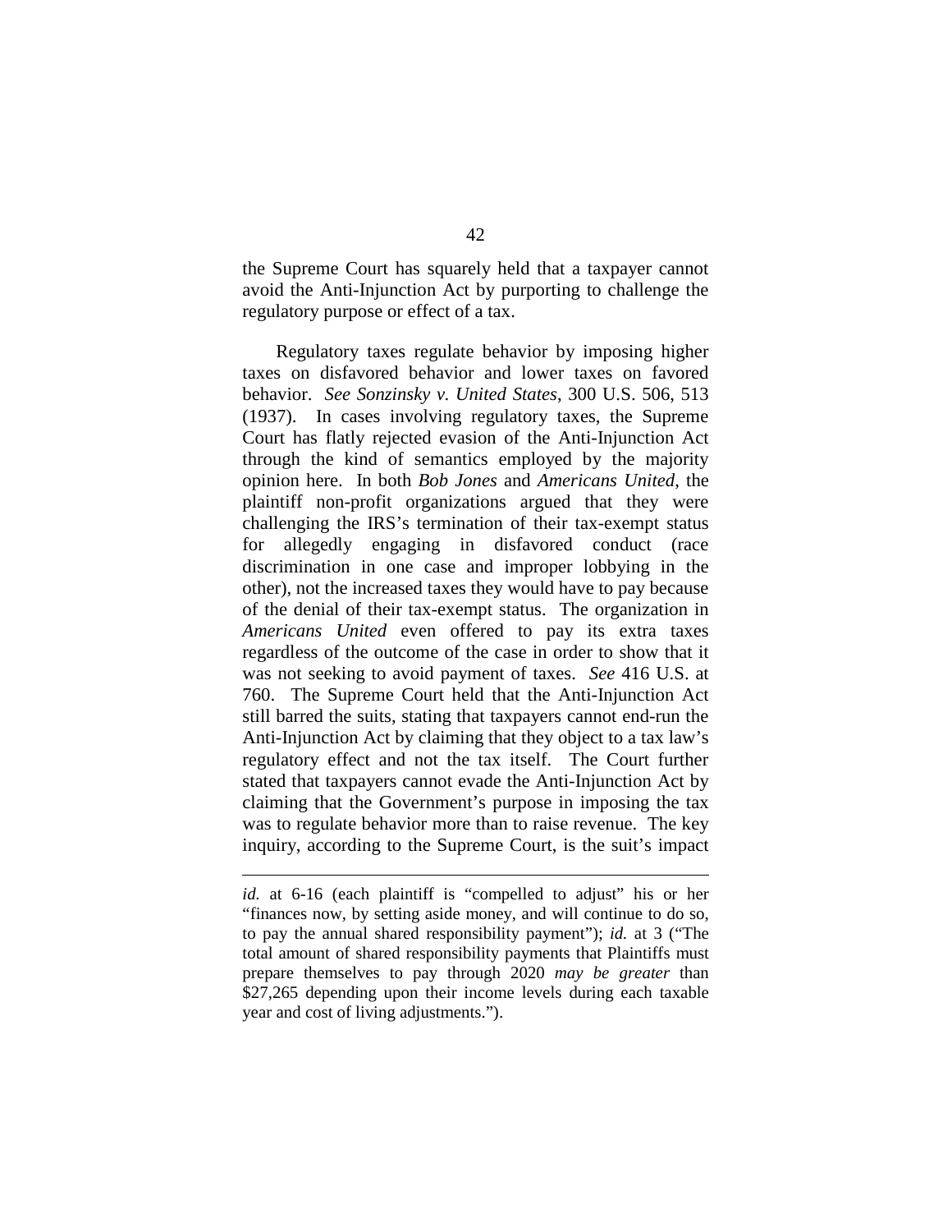the Supreme Court has squarely held that a taxpayer cannot avoid the Anti-Injunction Act by purporting to challenge the regulatory purpose or effect of a tax.

Regulatory taxes regulate behavior by imposing higher taxes on disfavored behavior and lower taxes on favored behavior. *See Sonzinsky v. United States*, 300 U.S. 506, 513 (1937). In cases involving regulatory taxes, the Supreme Court has flatly rejected evasion of the Anti-Injunction Act through the kind of semantics employed by the majority opinion here. In both *Bob Jones* and *Americans United*, the plaintiff non-profit organizations argued that they were challenging the IRS's termination of their tax-exempt status for allegedly engaging in disfavored conduct (race discrimination in one case and improper lobbying in the other), not the increased taxes they would have to pay because of the denial of their tax-exempt status. The organization in *Americans United* even offered to pay its extra taxes regardless of the outcome of the case in order to show that it was not seeking to avoid payment of taxes. *See* 416 U.S. at 760. The Supreme Court held that the Anti-Injunction Act still barred the suits, stating that taxpayers cannot end-run the Anti-Injunction Act by claiming that they object to a tax law's regulatory effect and not the tax itself. The Court further stated that taxpayers cannot evade the Anti-Injunction Act by claiming that the Government's purpose in imposing the tax was to regulate behavior more than to raise revenue. The key inquiry, according to the Supreme Court, is the suit's impact

---

*id.* at 6-16 (each plaintiff is "compelled to adjust" his or her "finances now, by setting aside money, and will continue to do so, to pay the annual shared responsibility payment"); *id.* at 3 ("The total amount of shared responsibility payments that Plaintiffs must prepare themselves to pay through 2020 *may be greater* than $27,265 depending upon their income levels during each taxable year and cost of living adjustments.").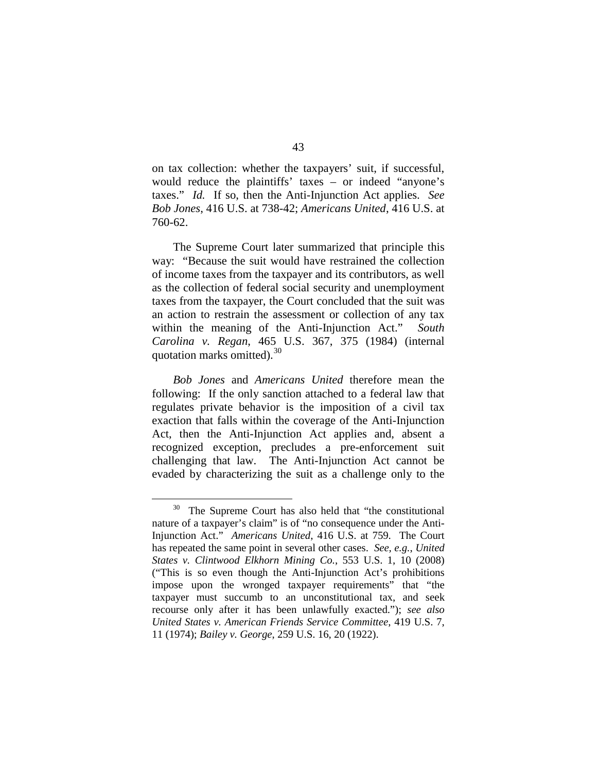on tax collection: whether the taxpayers' suit, if successful, would reduce the plaintiffs' taxes – or indeed "anyone's taxes." *Id.* If so, then the Anti-Injunction Act applies. *See Bob Jones*, 416 U.S. at 738-42; *Americans United*, 416 U.S. at 760-62.

The Supreme Court later summarized that principle this way: "Because the suit would have restrained the collection of income taxes from the taxpayer and its contributors, as well as the collection of federal social security and unemployment taxes from the taxpayer, the Court concluded that the suit was an action to restrain the assessment or collection of any tax within the meaning of the Anti-Injunction Act." *South Carolina v. Regan*, 465 U.S. 367, 375 (1984) (internal quotation marks omitted).[30]

*Bob Jones* and *Americans United* therefore mean the following: If the only sanction attached to a federal law that regulates private behavior is the imposition of a civil tax exaction that falls within the coverage of the Anti-Injunction Act, then the Anti-Injunction Act applies and, absent a recognized exception, precludes a pre-enforcement suit challenging that law. The Anti-Injunction Act cannot be evaded by characterizing the suit as a challenge only to the

---

[30] The Supreme Court has also held that "the constitutional nature of a taxpayer's claim" is of "no consequence under the Anti-Injunction Act." *Americans United*, 416 U.S. at 759. The Court has repeated the same point in several other cases. *See, e.g.*, *United States v. Clintwood Elkhorn Mining Co.*, 553 U.S. 1, 10 (2008) ("This is so even though the Anti-Injunction Act's prohibitions impose upon the wronged taxpayer requirements" that "the taxpayer must succumb to an unconstitutional tax, and seek recourse only after it has been unlawfully exacted."); *see also United States v. American Friends Service Committee*, 419 U.S. 7, 11 (1974); *Bailey v. George*, 259 U.S. 16, 20 (1922).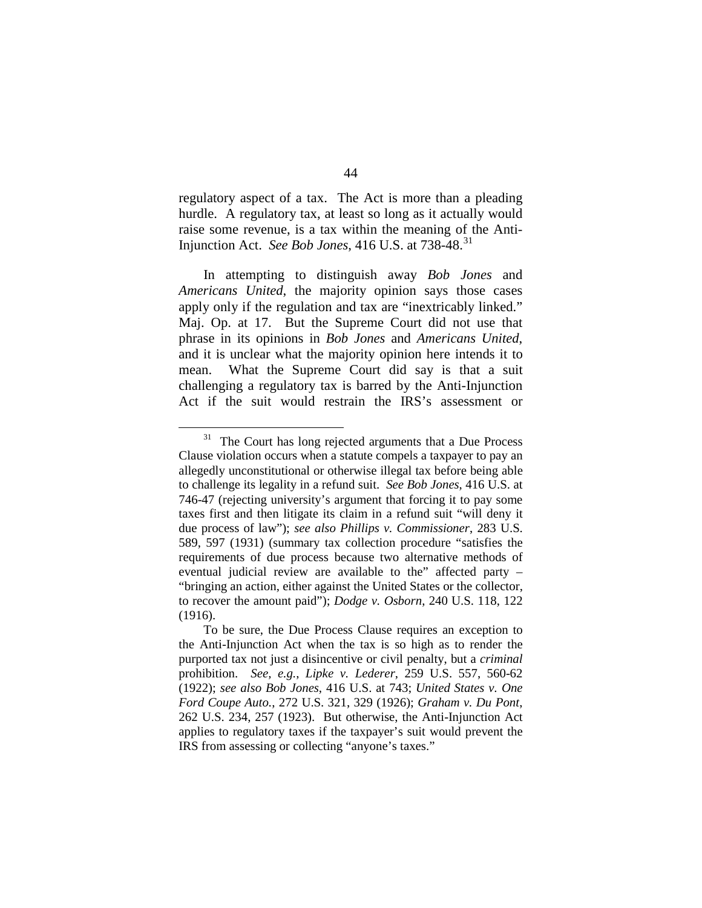regulatory aspect of a tax. The Act is more than a pleading hurdle. A regulatory tax, at least so long as it actually would raise some revenue, is a tax within the meaning of the Anti-Injunction Act. *See Bob Jones*, 416 U.S. at 738-48.[31]

In attempting to distinguish away *Bob Jones* and *Americans United*, the majority opinion says those cases apply only if the regulation and tax are "inextricably linked." Maj. Op. at 17. But the Supreme Court did not use that phrase in its opinions in *Bob Jones* and *Americans United*, and it is unclear what the majority opinion here intends it to mean. What the Supreme Court did say is that a suit challenging a regulatory tax is barred by the Anti-Injunction Act if the suit would restrain the IRS's assessment or

---

[31] The Court has long rejected arguments that a Due Process Clause violation occurs when a statute compels a taxpayer to pay an allegedly unconstitutional or otherwise illegal tax before being able to challenge its legality in a refund suit. *See Bob Jones*, 416 U.S. at 746-47 (rejecting university's argument that forcing it to pay some taxes first and then litigate its claim in a refund suit "will deny it due process of law"); *see also Phillips v. Commissioner*, 283 U.S. 589, 597 (1931) (summary tax collection procedure "satisfies the requirements of due process because two alternative methods of eventual judicial review are available to the" affected party – "bringing an action, either against the United States or the collector, to recover the amount paid"); *Dodge v. Osborn*, 240 U.S. 118, 122 (1916).

To be sure, the Due Process Clause requires an exception to the Anti-Injunction Act when the tax is so high as to render the purported tax not just a disincentive or civil penalty, but a *criminal* prohibition. *See, e.g.*, *Lipke v. Lederer*, 259 U.S. 557, 560-62 (1922); *see also Bob Jones*, 416 U.S. at 743; *United States v. One Ford Coupe Auto.*, 272 U.S. 321, 329 (1926); *Graham v. Du Pont*, 262 U.S. 234, 257 (1923). But otherwise, the Anti-Injunction Act applies to regulatory taxes if the taxpayer's suit would prevent the IRS from assessing or collecting "anyone's taxes."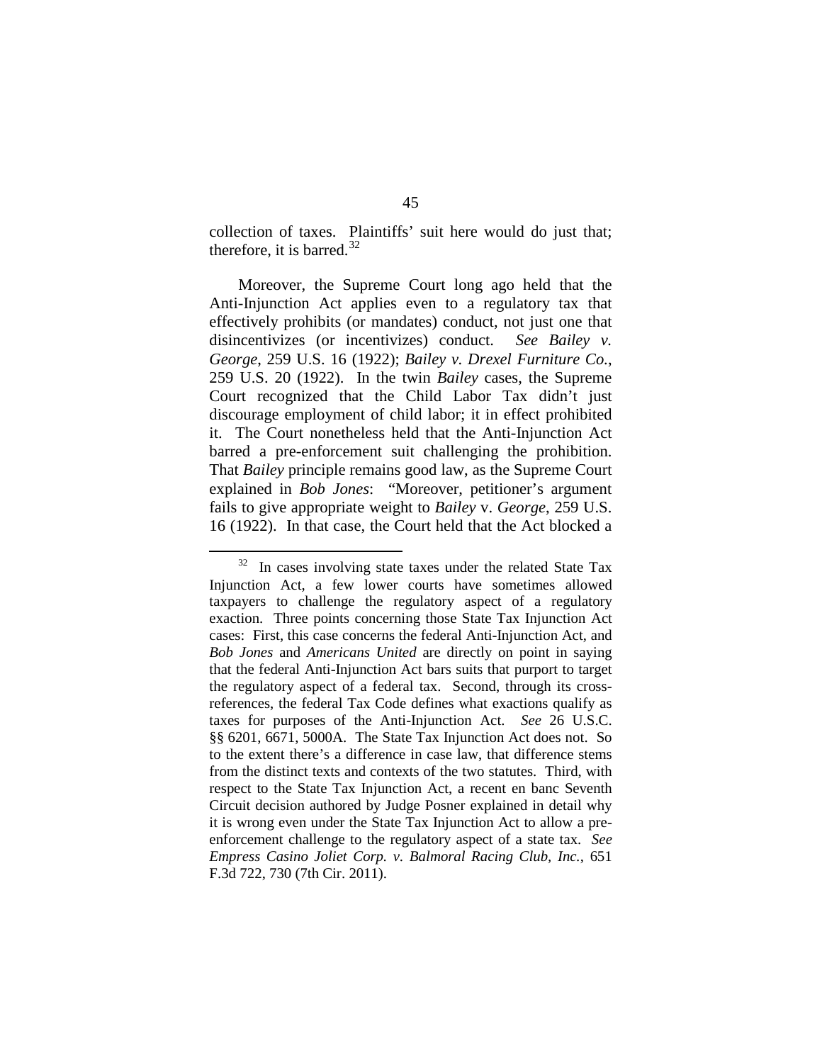collection of taxes. Plaintiffs' suit here would do just that; therefore, it is barred.[32]

Moreover, the Supreme Court long ago held that the Anti-Injunction Act applies even to a regulatory tax that effectively prohibits (or mandates) conduct, not just one that disincentivizes (or incentivizes) conduct. *See Bailey v. George*, 259 U.S. 16 (1922); *Bailey v. Drexel Furniture Co.*, 259 U.S. 20 (1922). In the twin *Bailey* cases, the Supreme Court recognized that the Child Labor Tax didn't just discourage employment of child labor; it in effect prohibited it. The Court nonetheless held that the Anti-Injunction Act barred a pre-enforcement suit challenging the prohibition. That *Bailey* principle remains good law, as the Supreme Court explained in *Bob Jones*: "Moreover, petitioner's argument fails to give appropriate weight to *Bailey* v. *George*, 259 U.S. 16 (1922). In that case, the Court held that the Act blocked a

---

[32] In cases involving state taxes under the related State Tax Injunction Act, a few lower courts have sometimes allowed taxpayers to challenge the regulatory aspect of a regulatory exaction. Three points concerning those State Tax Injunction Act cases: First, this case concerns the federal Anti-Injunction Act, and *Bob Jones* and *Americans United* are directly on point in saying that the federal Anti-Injunction Act bars suits that purport to target the regulatory aspect of a federal tax. Second, through its cross-references, the federal Tax Code defines what exactions qualify as taxes for purposes of the Anti-Injunction Act. *See* 26 U.S.C. §§ 6201, 6671, 5000A. The State Tax Injunction Act does not. So to the extent there's a difference in case law, that difference stems from the distinct texts and contexts of the two statutes. Third, with respect to the State Tax Injunction Act, a recent en banc Seventh Circuit decision authored by Judge Posner explained in detail why it is wrong even under the State Tax Injunction Act to allow a pre-enforcement challenge to the regulatory aspect of a state tax. *See Empress Casino Joliet Corp. v. Balmoral Racing Club, Inc.*, 651 F.3d 722, 730 (7th Cir. 2011).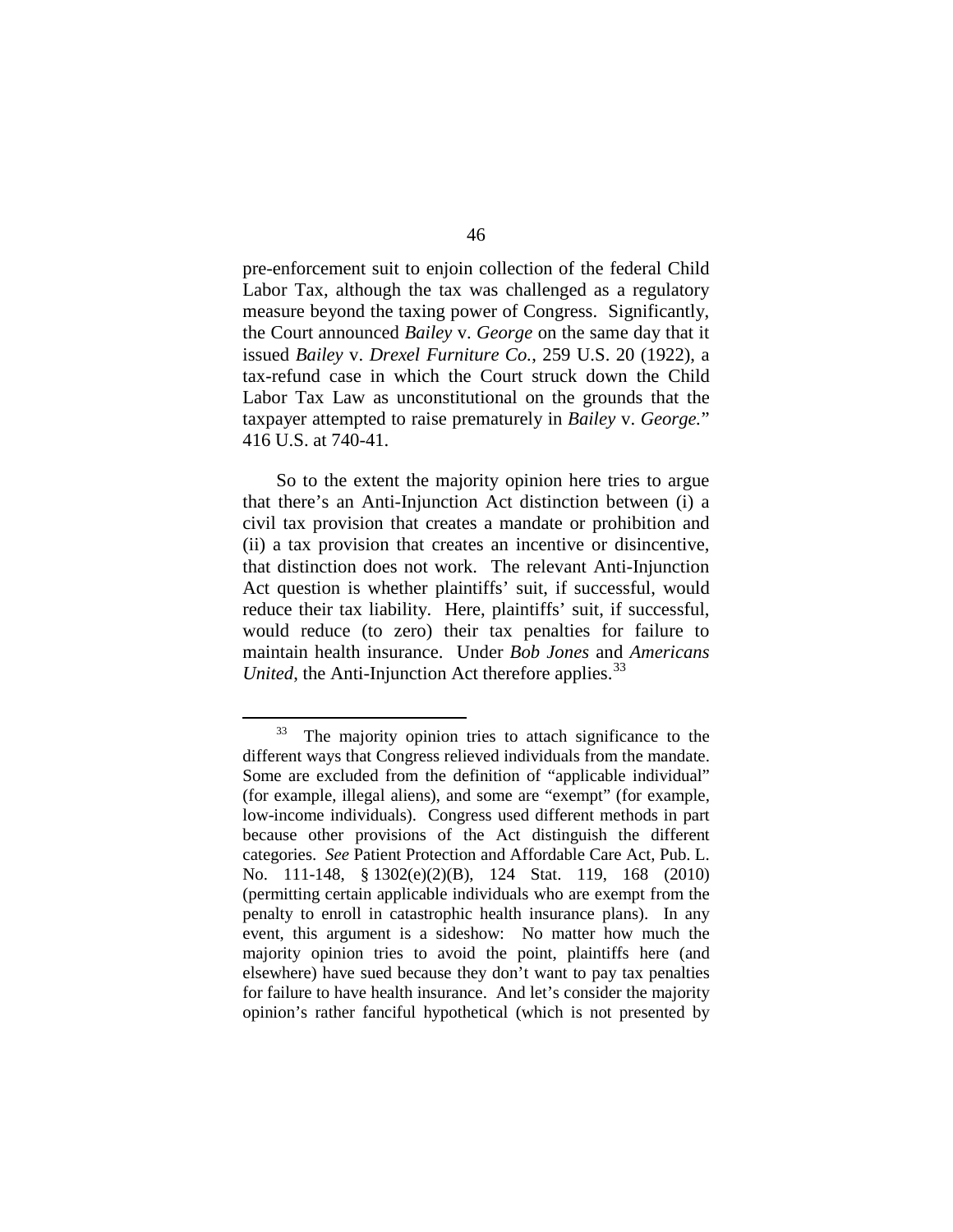pre-enforcement suit to enjoin collection of the federal Child Labor Tax, although the tax was challenged as a regulatory measure beyond the taxing power of Congress. Significantly, the Court announced *Bailey* v. *George* on the same day that it issued *Bailey* v. *Drexel Furniture Co.*, 259 U.S. 20 (1922), a tax-refund case in which the Court struck down the Child Labor Tax Law as unconstitutional on the grounds that the taxpayer attempted to raise prematurely in *Bailey* v. *George.*" 416 U.S. at 740-41.

So to the extent the majority opinion here tries to argue that there's an Anti-Injunction Act distinction between (i) a civil tax provision that creates a mandate or prohibition and (ii) a tax provision that creates an incentive or disincentive, that distinction does not work. The relevant Anti-Injunction Act question is whether plaintiffs' suit, if successful, would reduce their tax liability. Here, plaintiffs' suit, if successful, would reduce (to zero) their tax penalties for failure to maintain health insurance. Under *Bob Jones* and *Americans United*, the Anti-Injunction Act therefore applies.[33]

[33] The majority opinion tries to attach significance to the different ways that Congress relieved individuals from the mandate. Some are excluded from the definition of "applicable individual" (for example, illegal aliens), and some are "exempt" (for example, low-income individuals). Congress used different methods in part because other provisions of the Act distinguish the different categories. *See* Patient Protection and Affordable Care Act, Pub. L. No. 111-148, § 1302(e)(2)(B), 124 Stat. 119, 168 (2010) (permitting certain applicable individuals who are exempt from the penalty to enroll in catastrophic health insurance plans). In any event, this argument is a sideshow: No matter how much the majority opinion tries to avoid the point, plaintiffs here (and elsewhere) have sued because they don't want to pay tax penalties for failure to have health insurance. And let's consider the majority opinion's rather fanciful hypothetical (which is not presented by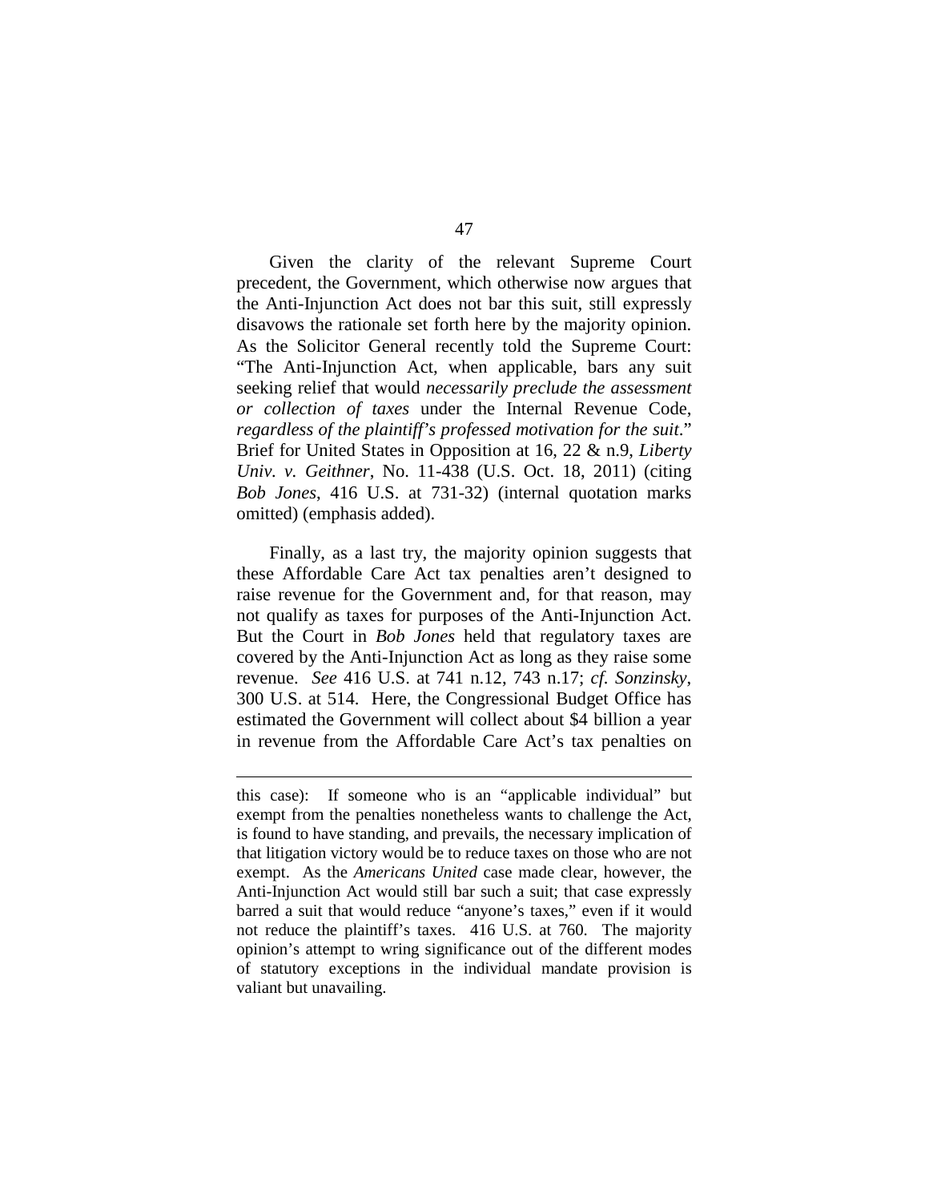Given the clarity of the relevant Supreme Court precedent, the Government, which otherwise now argues that the Anti-Injunction Act does not bar this suit, still expressly disavows the rationale set forth here by the majority opinion. As the Solicitor General recently told the Supreme Court: "The Anti-Injunction Act, when applicable, bars any suit seeking relief that would *necessarily preclude the assessment or collection of taxes* under the Internal Revenue Code, *regardless of the plaintiff's professed motivation for the suit*." Brief for United States in Opposition at 16, 22 & n.9, *Liberty Univ. v. Geithner*, No. 11-438 (U.S. Oct. 18, 2011) (citing *Bob Jones*, 416 U.S. at 731-32) (internal quotation marks omitted) (emphasis added).

Finally, as a last try, the majority opinion suggests that these Affordable Care Act tax penalties aren't designed to raise revenue for the Government and, for that reason, may not qualify as taxes for purposes of the Anti-Injunction Act. But the Court in *Bob Jones* held that regulatory taxes are covered by the Anti-Injunction Act as long as they raise some revenue. *See* 416 U.S. at 741 n.12, 743 n.17; *cf. Sonzinsky*, 300 U.S. at 514. Here, the Congressional Budget Office has estimated the Government will collect about $4 billion a year in revenue from the Affordable Care Act's tax penalties on

---

this case): If someone who is an "applicable individual" but exempt from the penalties nonetheless wants to challenge the Act, is found to have standing, and prevails, the necessary implication of that litigation victory would be to reduce taxes on those who are not exempt. As the *Americans United* case made clear, however, the Anti-Injunction Act would still bar such a suit; that case expressly barred a suit that would reduce "anyone's taxes," even if it would not reduce the plaintiff's taxes. 416 U.S. at 760. The majority opinion's attempt to wring significance out of the different modes of statutory exceptions in the individual mandate provision is valiant but unavailing.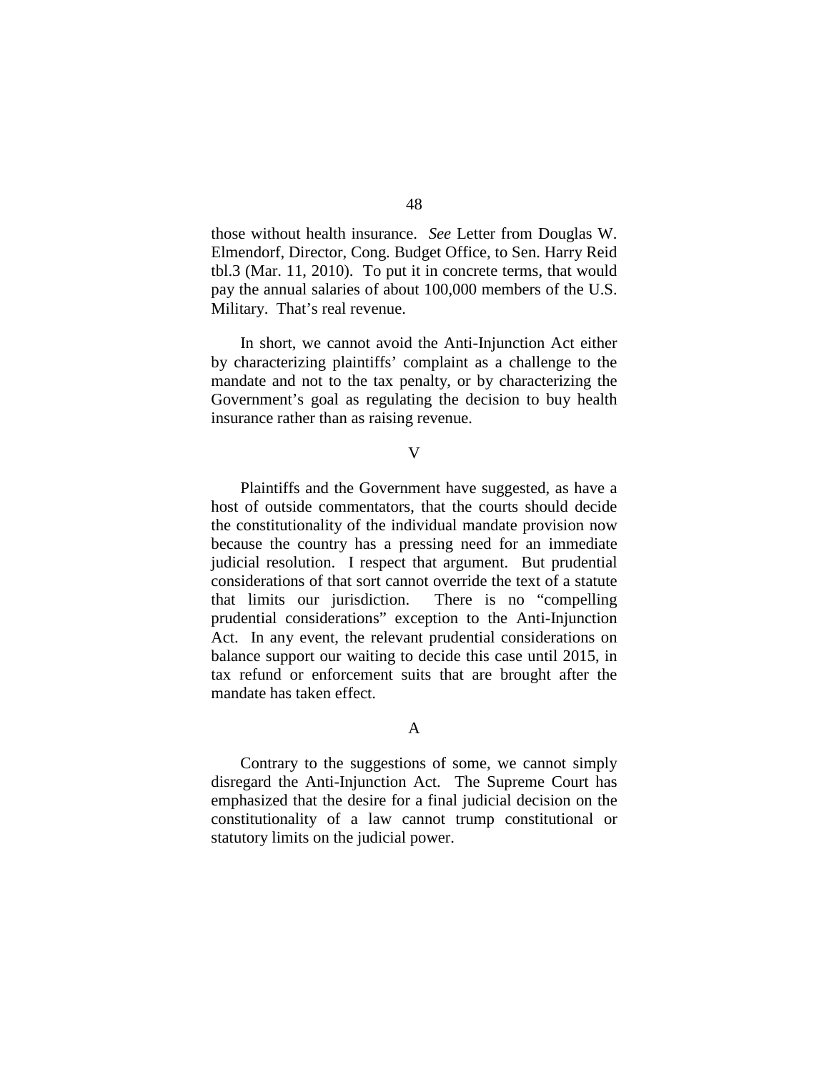those without health insurance. *See* Letter from Douglas W. Elmendorf, Director, Cong. Budget Office, to Sen. Harry Reid tbl.3 (Mar. 11, 2010). To put it in concrete terms, that would pay the annual salaries of about 100,000 members of the U.S. Military. That's real revenue.

In short, we cannot avoid the Anti-Injunction Act either by characterizing plaintiffs' complaint as a challenge to the mandate and not to the tax penalty, or by characterizing the Government's goal as regulating the decision to buy health insurance rather than as raising revenue.

## V

Plaintiffs and the Government have suggested, as have a host of outside commentators, that the courts should decide the constitutionality of the individual mandate provision now because the country has a pressing need for an immediate judicial resolution. I respect that argument. But prudential considerations of that sort cannot override the text of a statute that limits our jurisdiction. There is no "compelling prudential considerations" exception to the Anti-Injunction Act. In any event, the relevant prudential considerations on balance support our waiting to decide this case until 2015, in tax refund or enforcement suits that are brought after the mandate has taken effect.

### A

Contrary to the suggestions of some, we cannot simply disregard the Anti-Injunction Act. The Supreme Court has emphasized that the desire for a final judicial decision on the constitutionality of a law cannot trump constitutional or statutory limits on the judicial power.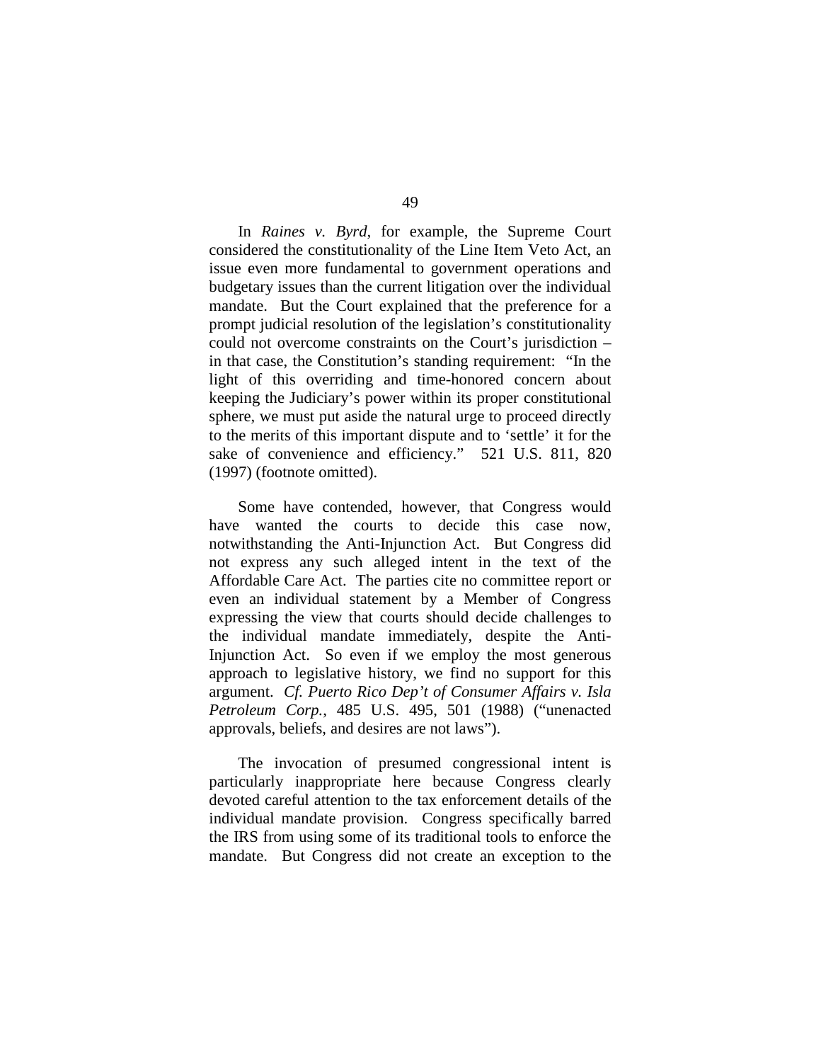In *Raines v. Byrd*, for example, the Supreme Court considered the constitutionality of the Line Item Veto Act, an issue even more fundamental to government operations and budgetary issues than the current litigation over the individual mandate. But the Court explained that the preference for a prompt judicial resolution of the legislation's constitutionality could not overcome constraints on the Court's jurisdiction – in that case, the Constitution's standing requirement: "In the light of this overriding and time-honored concern about keeping the Judiciary's power within its proper constitutional sphere, we must put aside the natural urge to proceed directly to the merits of this important dispute and to 'settle' it for the sake of convenience and efficiency." 521 U.S. 811, 820 (1997) (footnote omitted).

Some have contended, however, that Congress would have wanted the courts to decide this case now, notwithstanding the Anti-Injunction Act. But Congress did not express any such alleged intent in the text of the Affordable Care Act. The parties cite no committee report or even an individual statement by a Member of Congress expressing the view that courts should decide challenges to the individual mandate immediately, despite the Anti-Injunction Act. So even if we employ the most generous approach to legislative history, we find no support for this argument. *Cf. Puerto Rico Dep't of Consumer Affairs v. Isla Petroleum Corp.*, 485 U.S. 495, 501 (1988) ("unenacted approvals, beliefs, and desires are not laws").

The invocation of presumed congressional intent is particularly inappropriate here because Congress clearly devoted careful attention to the tax enforcement details of the individual mandate provision. Congress specifically barred the IRS from using some of its traditional tools to enforce the mandate. But Congress did not create an exception to the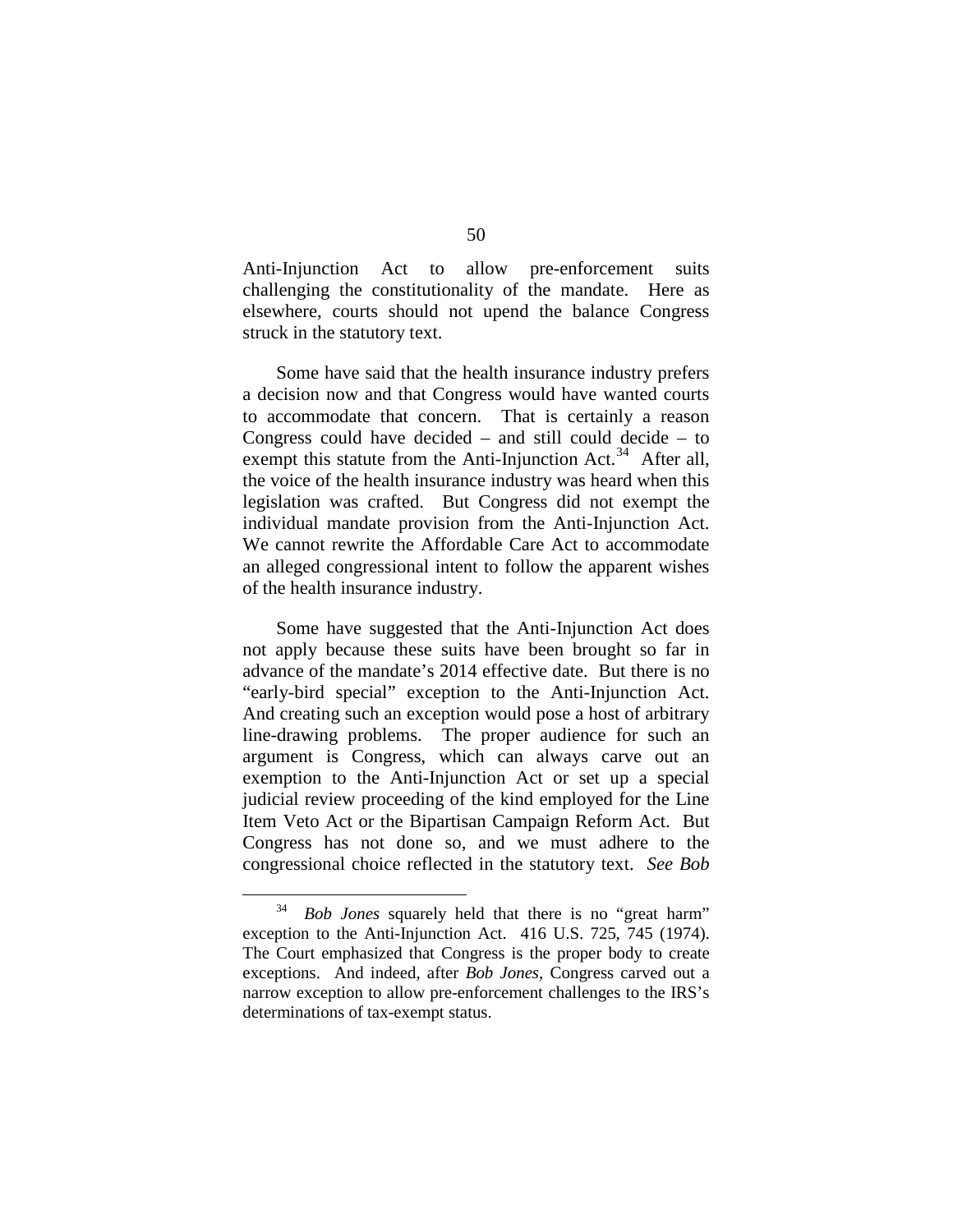Anti-Injunction Act to allow pre-enforcement suits challenging the constitutionality of the mandate. Here as elsewhere, courts should not upend the balance Congress struck in the statutory text.

Some have said that the health insurance industry prefers a decision now and that Congress would have wanted courts to accommodate that concern. That is certainly a reason Congress could have decided – and still could decide – to exempt this statute from the Anti-Injunction Act.[34] After all, the voice of the health insurance industry was heard when this legislation was crafted. But Congress did not exempt the individual mandate provision from the Anti-Injunction Act. We cannot rewrite the Affordable Care Act to accommodate an alleged congressional intent to follow the apparent wishes of the health insurance industry.

Some have suggested that the Anti-Injunction Act does not apply because these suits have been brought so far in advance of the mandate's 2014 effective date. But there is no "early-bird special" exception to the Anti-Injunction Act. And creating such an exception would pose a host of arbitrary line-drawing problems. The proper audience for such an argument is Congress, which can always carve out an exemption to the Anti-Injunction Act or set up a special judicial review proceeding of the kind employed for the Line Item Veto Act or the Bipartisan Campaign Reform Act. But Congress has not done so, and we must adhere to the congressional choice reflected in the statutory text. *See Bob*

---

[34] *Bob Jones* squarely held that there is no "great harm" exception to the Anti-Injunction Act. 416 U.S. 725, 745 (1974). The Court emphasized that Congress is the proper body to create exceptions. And indeed, after *Bob Jones*, Congress carved out a narrow exception to allow pre-enforcement challenges to the IRS's determinations of tax-exempt status.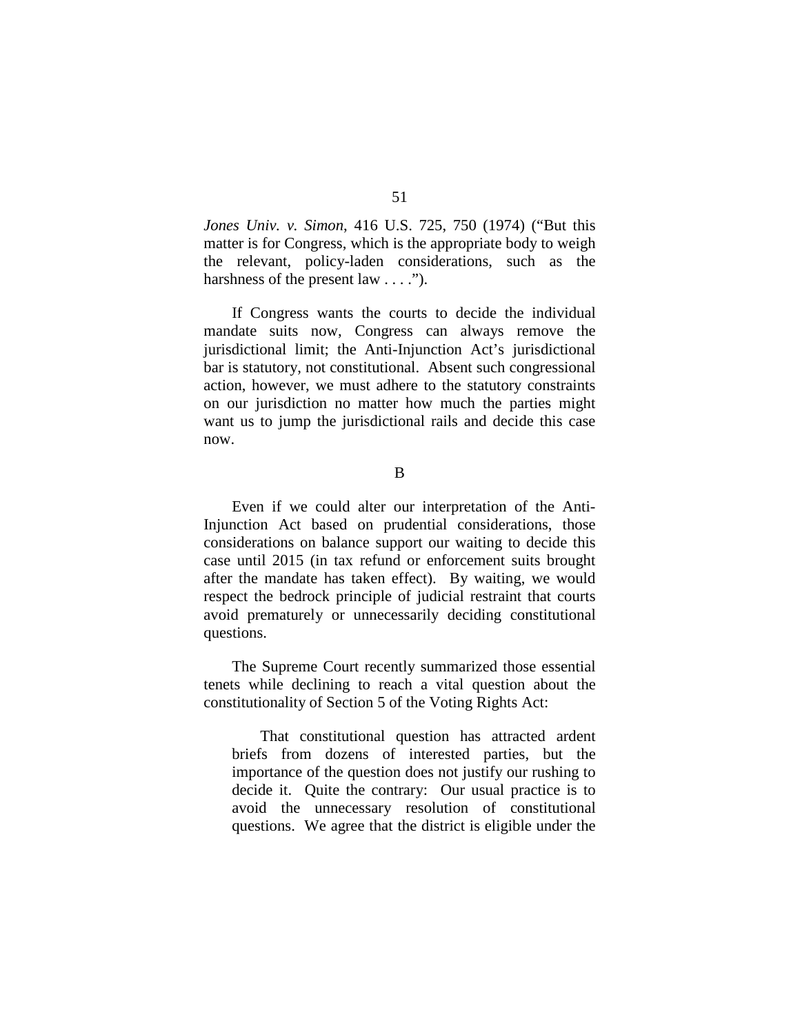*Jones Univ. v. Simon*, 416 U.S. 725, 750 (1974) ("But this matter is for Congress, which is the appropriate body to weigh the relevant, policy-laden considerations, such as the harshness of the present law . . . .").

If Congress wants the courts to decide the individual mandate suits now, Congress can always remove the jurisdictional limit; the Anti-Injunction Act's jurisdictional bar is statutory, not constitutional. Absent such congressional action, however, we must adhere to the statutory constraints on our jurisdiction no matter how much the parties might want us to jump the jurisdictional rails and decide this case now.

B

Even if we could alter our interpretation of the Anti-Injunction Act based on prudential considerations, those considerations on balance support our waiting to decide this case until 2015 (in tax refund or enforcement suits brought after the mandate has taken effect). By waiting, we would respect the bedrock principle of judicial restraint that courts avoid prematurely or unnecessarily deciding constitutional questions.

The Supreme Court recently summarized those essential tenets while declining to reach a vital question about the constitutionality of Section 5 of the Voting Rights Act:

> That constitutional question has attracted ardent briefs from dozens of interested parties, but the importance of the question does not justify our rushing to decide it. Quite the contrary: Our usual practice is to avoid the unnecessary resolution of constitutional questions. We agree that the district is eligible under the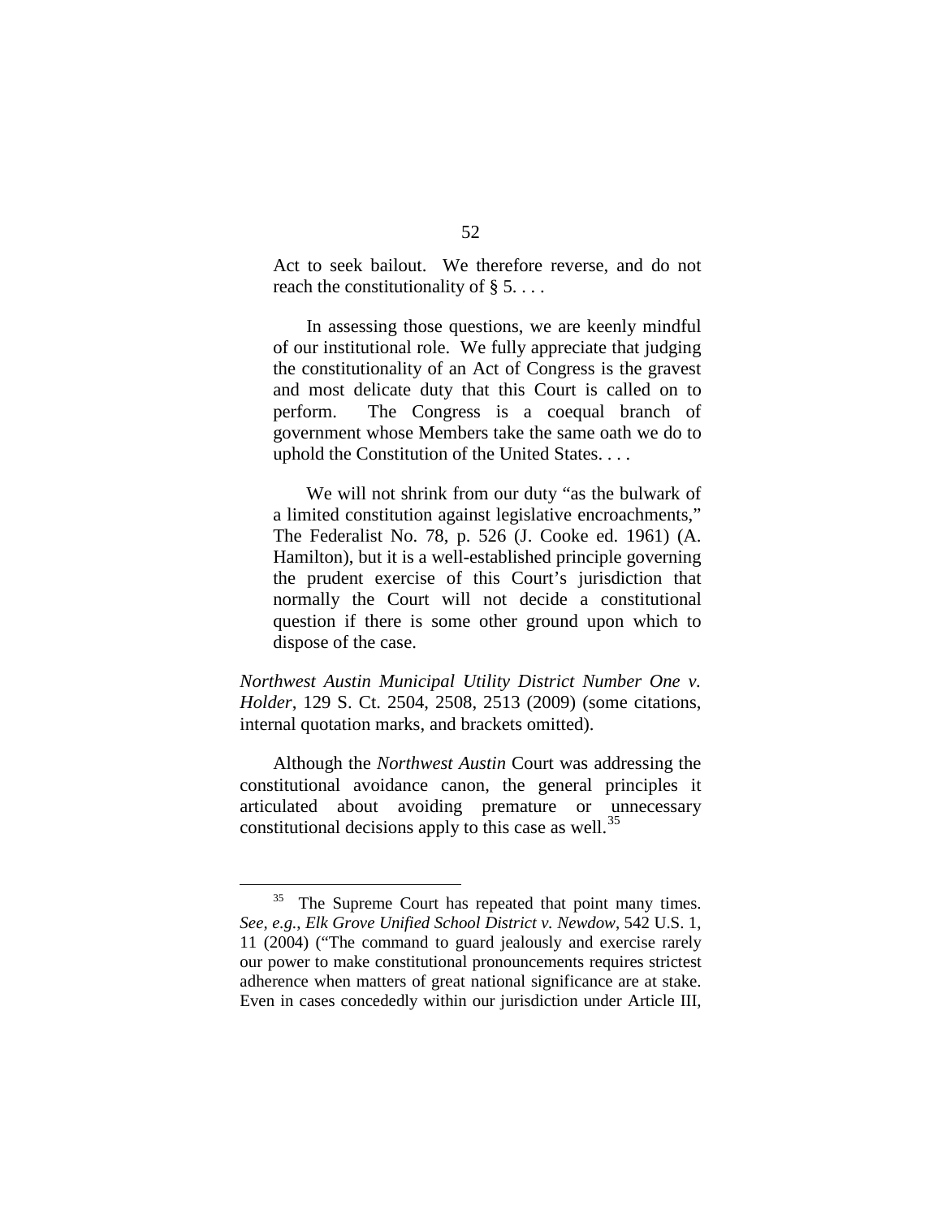> Act to seek bailout. We therefore reverse, and do not reach the constitutionality of § 5. . . .
>
> In assessing those questions, we are keenly mindful of our institutional role. We fully appreciate that judging the constitutionality of an Act of Congress is the gravest and most delicate duty that this Court is called on to perform. The Congress is a coequal branch of government whose Members take the same oath we do to uphold the Constitution of the United States. . . .
>
> We will not shrink from our duty "as the bulwark of a limited constitution against legislative encroachments," The Federalist No. 78, p. 526 (J. Cooke ed. 1961) (A. Hamilton), but it is a well-established principle governing the prudent exercise of this Court's jurisdiction that normally the Court will not decide a constitutional question if there is some other ground upon which to dispose of the case.

*Northwest Austin Municipal Utility District Number One v. Holder*, 129 S. Ct. 2504, 2508, 2513 (2009) (some citations, internal quotation marks, and brackets omitted).

Although the *Northwest Austin* Court was addressing the constitutional avoidance canon, the general principles it articulated about avoiding premature or unnecessary constitutional decisions apply to this case as well.[35]

---

[35] The Supreme Court has repeated that point many times. *See, e.g., Elk Grove Unified School District v. Newdow*, 542 U.S. 1, 11 (2004) ("The command to guard jealously and exercise rarely our power to make constitutional pronouncements requires strictest adherence when matters of great national significance are at stake. Even in cases concededly within our jurisdiction under Article III,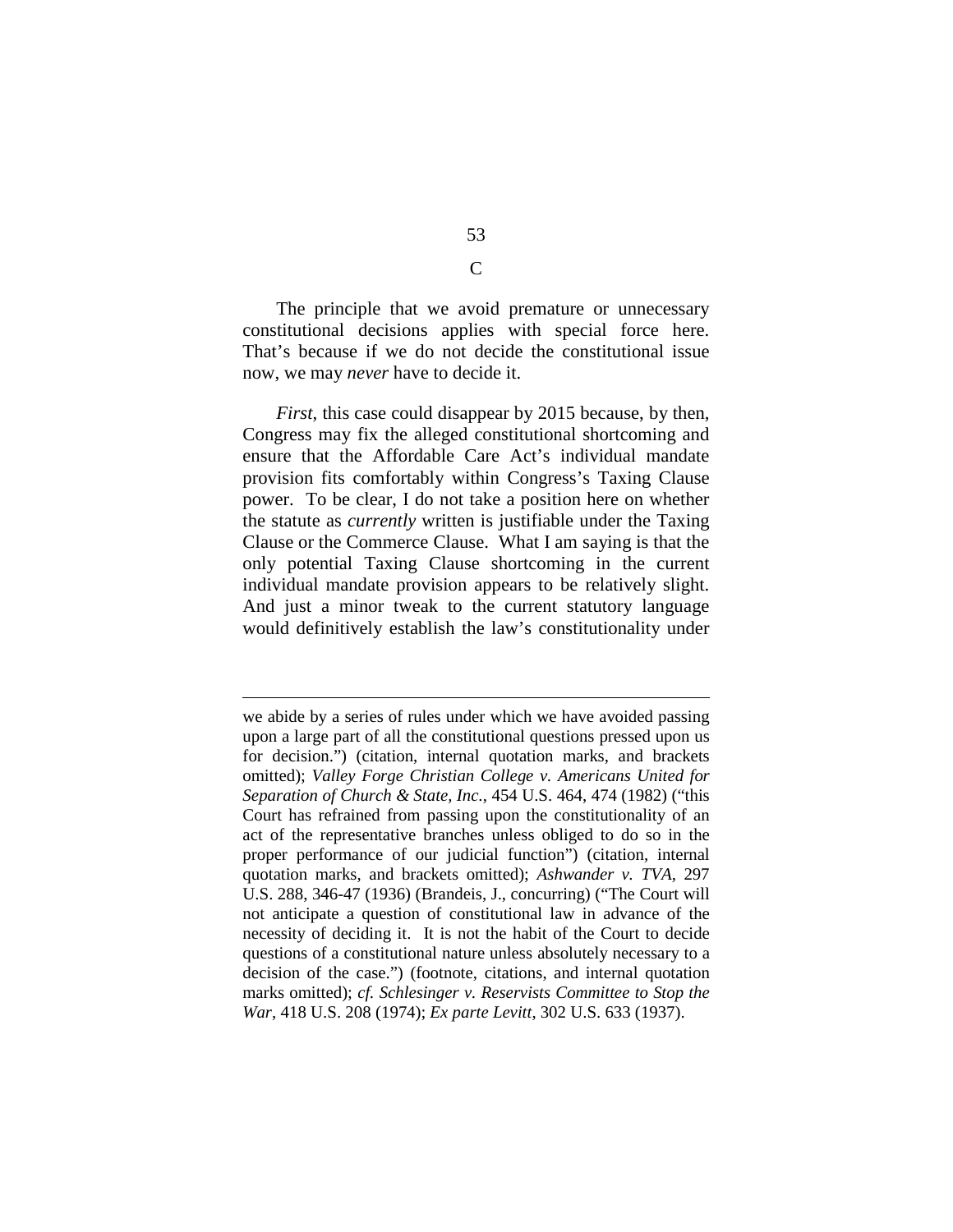C

The principle that we avoid premature or unnecessary constitutional decisions applies with special force here. That's because if we do not decide the constitutional issue now, we may *never* have to decide it.

*First*, this case could disappear by 2015 because, by then, Congress may fix the alleged constitutional shortcoming and ensure that the Affordable Care Act's individual mandate provision fits comfortably within Congress's Taxing Clause power. To be clear, I do not take a position here on whether the statute as *currently* written is justifiable under the Taxing Clause or the Commerce Clause. What I am saying is that the only potential Taxing Clause shortcoming in the current individual mandate provision appears to be relatively slight. And just a minor tweak to the current statutory language would definitively establish the law's constitutionality under

---

we abide by a series of rules under which we have avoided passing upon a large part of all the constitutional questions pressed upon us for decision.") (citation, internal quotation marks, and brackets omitted); *Valley Forge Christian College v. Americans United for Separation of Church & State, Inc.*, 454 U.S. 464, 474 (1982) ("this Court has refrained from passing upon the constitutionality of an act of the representative branches unless obliged to do so in the proper performance of our judicial function") (citation, internal quotation marks, and brackets omitted); *Ashwander v. TVA*, 297 U.S. 288, 346-47 (1936) (Brandeis, J., concurring) ("The Court will not anticipate a question of constitutional law in advance of the necessity of deciding it. It is not the habit of the Court to decide questions of a constitutional nature unless absolutely necessary to a decision of the case.") (footnote, citations, and internal quotation marks omitted); *cf. Schlesinger v. Reservists Committee to Stop the War*, 418 U.S. 208 (1974); *Ex parte Levitt*, 302 U.S. 633 (1937).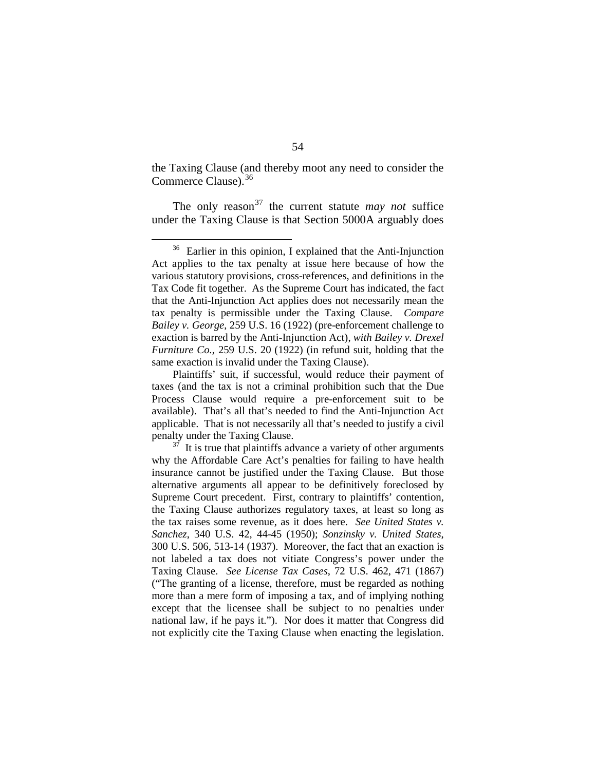the Taxing Clause (and thereby moot any need to consider the Commerce Clause).[36]

The only reason[37] the current statute *may not* suffice under the Taxing Clause is that Section 5000A arguably does

---

[36] Earlier in this opinion, I explained that the Anti-Injunction Act applies to the tax penalty at issue here because of how the various statutory provisions, cross-references, and definitions in the Tax Code fit together. As the Supreme Court has indicated, the fact that the Anti-Injunction Act applies does not necessarily mean the tax penalty is permissible under the Taxing Clause. *Compare Bailey v. George*, 259 U.S. 16 (1922) (pre-enforcement challenge to exaction is barred by the Anti-Injunction Act), *with Bailey v. Drexel Furniture Co.*, 259 U.S. 20 (1922) (in refund suit, holding that the same exaction is invalid under the Taxing Clause).

Plaintiffs' suit, if successful, would reduce their payment of taxes (and the tax is not a criminal prohibition such that the Due Process Clause would require a pre-enforcement suit to be available). That's all that's needed to find the Anti-Injunction Act applicable. That is not necessarily all that's needed to justify a civil penalty under the Taxing Clause.

[37] It is true that plaintiffs advance a variety of other arguments why the Affordable Care Act's penalties for failing to have health insurance cannot be justified under the Taxing Clause. But those alternative arguments all appear to be definitively foreclosed by Supreme Court precedent. First, contrary to plaintiffs' contention, the Taxing Clause authorizes regulatory taxes, at least so long as the tax raises some revenue, as it does here. *See United States v. Sanchez*, 340 U.S. 42, 44-45 (1950); *Sonzinsky v. United States*, 300 U.S. 506, 513-14 (1937). Moreover, the fact that an exaction is not labeled a tax does not vitiate Congress's power under the Taxing Clause. *See License Tax Cases*, 72 U.S. 462, 471 (1867) ("The granting of a license, therefore, must be regarded as nothing more than a mere form of imposing a tax, and of implying nothing except that the licensee shall be subject to no penalties under national law, if he pays it."). Nor does it matter that Congress did not explicitly cite the Taxing Clause when enacting the legislation.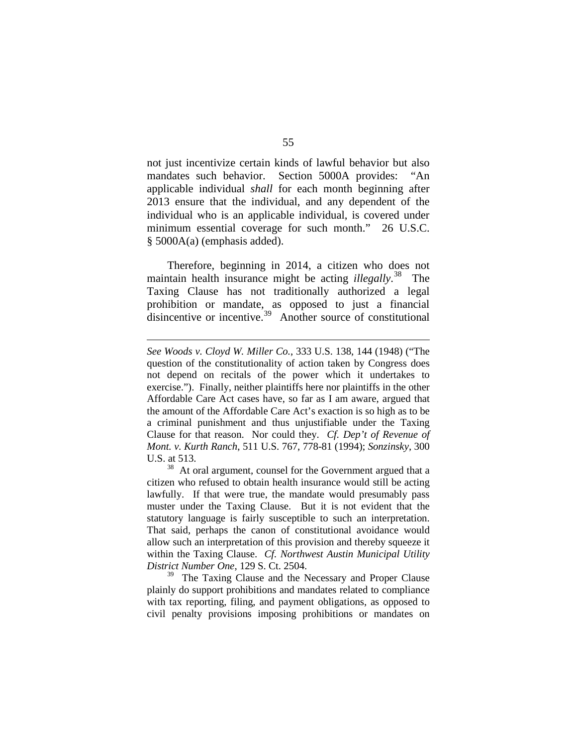not just incentivize certain kinds of lawful behavior but also mandates such behavior. Section 5000A provides: "An applicable individual *shall* for each month beginning after 2013 ensure that the individual, and any dependent of the individual who is an applicable individual, is covered under minimum essential coverage for such month." 26 U.S.C. § 5000A(a) (emphasis added).

Therefore, beginning in 2014, a citizen who does not maintain health insurance might be acting *illegally*.[38] The Taxing Clause has not traditionally authorized a legal prohibition or mandate, as opposed to just a financial disincentive or incentive.[39] Another source of constitutional

---

*See Woods v. Cloyd W. Miller Co.*, 333 U.S. 138, 144 (1948) ("The question of the constitutionality of action taken by Congress does not depend on recitals of the power which it undertakes to exercise."). Finally, neither plaintiffs here nor plaintiffs in the other Affordable Care Act cases have, so far as I am aware, argued that the amount of the Affordable Care Act's exaction is so high as to be a criminal punishment and thus unjustifiable under the Taxing Clause for that reason. Nor could they. *Cf. Dep't of Revenue of Mont. v. Kurth Ranch*, 511 U.S. 767, 778-81 (1994); *Sonzinsky*, 300 U.S. at 513.

[38] At oral argument, counsel for the Government argued that a citizen who refused to obtain health insurance would still be acting lawfully. If that were true, the mandate would presumably pass muster under the Taxing Clause. But it is not evident that the statutory language is fairly susceptible to such an interpretation. That said, perhaps the canon of constitutional avoidance would allow such an interpretation of this provision and thereby squeeze it within the Taxing Clause. *Cf. Northwest Austin Municipal Utility District Number One*, 129 S. Ct. 2504.

[39] The Taxing Clause and the Necessary and Proper Clause plainly do support prohibitions and mandates related to compliance with tax reporting, filing, and payment obligations, as opposed to civil penalty provisions imposing prohibitions or mandates on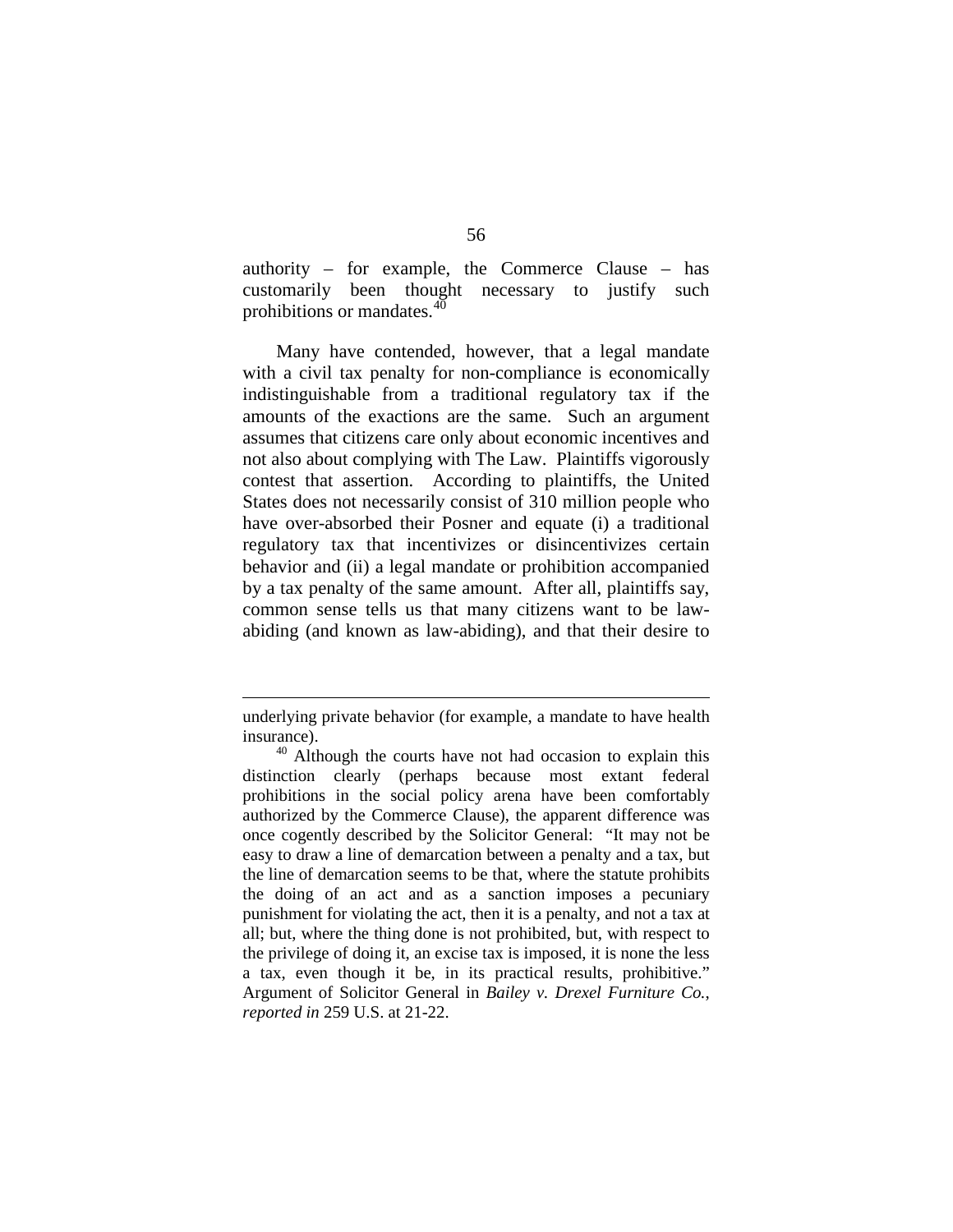authority – for example, the Commerce Clause – has customarily been thought necessary to justify such prohibitions or mandates.[40]

Many have contended, however, that a legal mandate with a civil tax penalty for non-compliance is economically indistinguishable from a traditional regulatory tax if the amounts of the exactions are the same. Such an argument assumes that citizens care only about economic incentives and not also about complying with The Law. Plaintiffs vigorously contest that assertion. According to plaintiffs, the United States does not necessarily consist of 310 million people who have over-absorbed their Posner and equate (i) a traditional regulatory tax that incentivizes or disincentivizes certain behavior and (ii) a legal mandate or prohibition accompanied by a tax penalty of the same amount. After all, plaintiffs say, common sense tells us that many citizens want to be law-abiding (and known as law-abiding), and that their desire to

---

underlying private behavior (for example, a mandate to have health insurance).

[40] Although the courts have not had occasion to explain this distinction clearly (perhaps because most extant federal prohibitions in the social policy arena have been comfortably authorized by the Commerce Clause), the apparent difference was once cogently described by the Solicitor General: "It may not be easy to draw a line of demarcation between a penalty and a tax, but the line of demarcation seems to be that, where the statute prohibits the doing of an act and as a sanction imposes a pecuniary punishment for violating the act, then it is a penalty, and not a tax at all; but, where the thing done is not prohibited, but, with respect to the privilege of doing it, an excise tax is imposed, it is none the less a tax, even though it be, in its practical results, prohibitive." Argument of Solicitor General in *Bailey v. Drexel Furniture Co.*, *reported in* 259 U.S. at 21-22.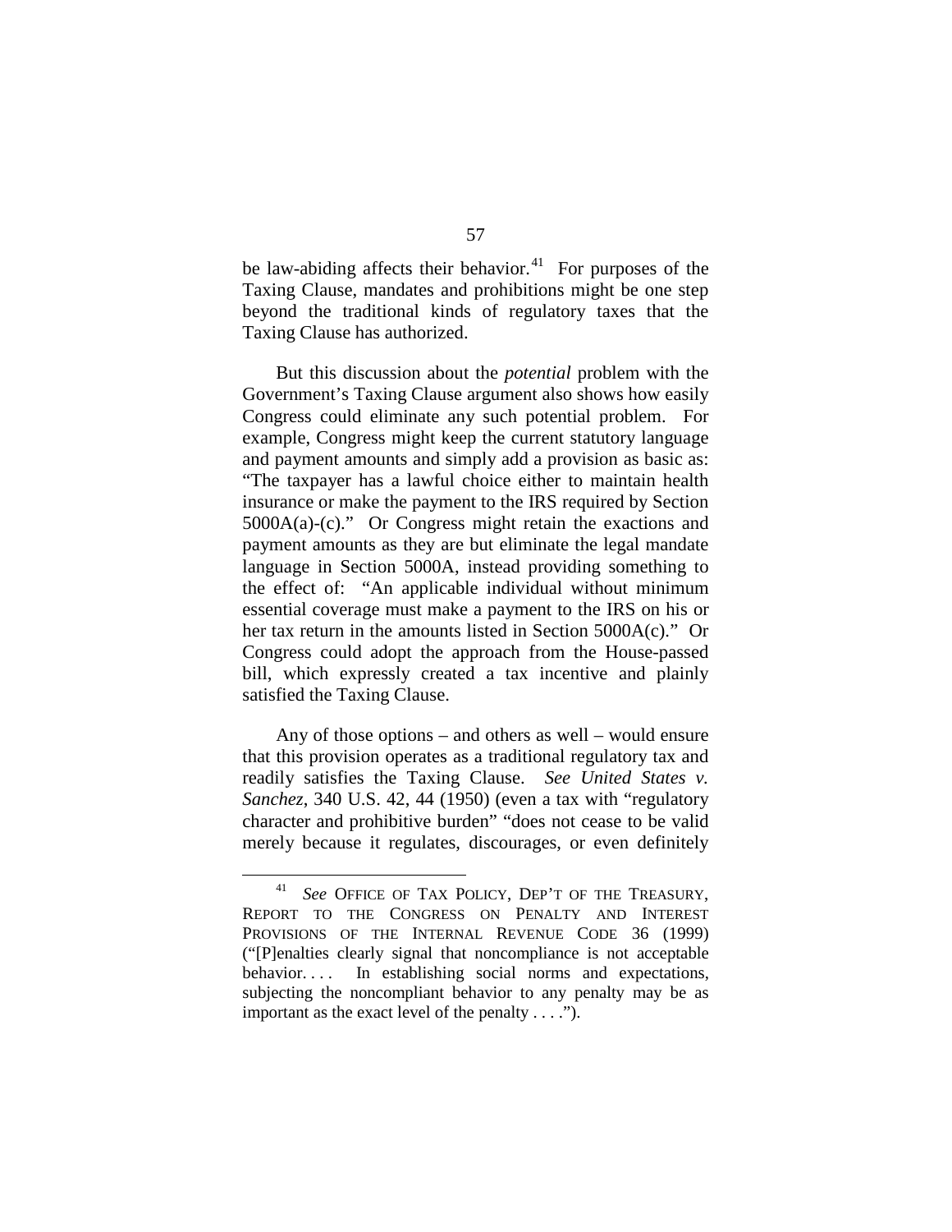be law-abiding affects their behavior.[41] For purposes of the Taxing Clause, mandates and prohibitions might be one step beyond the traditional kinds of regulatory taxes that the Taxing Clause has authorized.

But this discussion about the *potential* problem with the Government's Taxing Clause argument also shows how easily Congress could eliminate any such potential problem. For example, Congress might keep the current statutory language and payment amounts and simply add a provision as basic as: "The taxpayer has a lawful choice either to maintain health insurance or make the payment to the IRS required by Section 5000A(a)-(c)." Or Congress might retain the exactions and payment amounts as they are but eliminate the legal mandate language in Section 5000A, instead providing something to the effect of: "An applicable individual without minimum essential coverage must make a payment to the IRS on his or her tax return in the amounts listed in Section 5000A(c)." Or Congress could adopt the approach from the House-passed bill, which expressly created a tax incentive and plainly satisfied the Taxing Clause.

Any of those options – and others as well – would ensure that this provision operates as a traditional regulatory tax and readily satisfies the Taxing Clause. *See United States v. Sanchez*, 340 U.S. 42, 44 (1950) (even a tax with "regulatory character and prohibitive burden" "does not cease to be valid merely because it regulates, discourages, or even definitely

---

[41] *See* OFFICE OF TAX POLICY, DEP'T OF THE TREASURY, REPORT TO THE CONGRESS ON PENALTY AND INTEREST PROVISIONS OF THE INTERNAL REVENUE CODE 36 (1999) ("[P]enalties clearly signal that noncompliance is not acceptable behavior. . . . In establishing social norms and expectations, subjecting the noncompliant behavior to any penalty may be as important as the exact level of the penalty . . . .").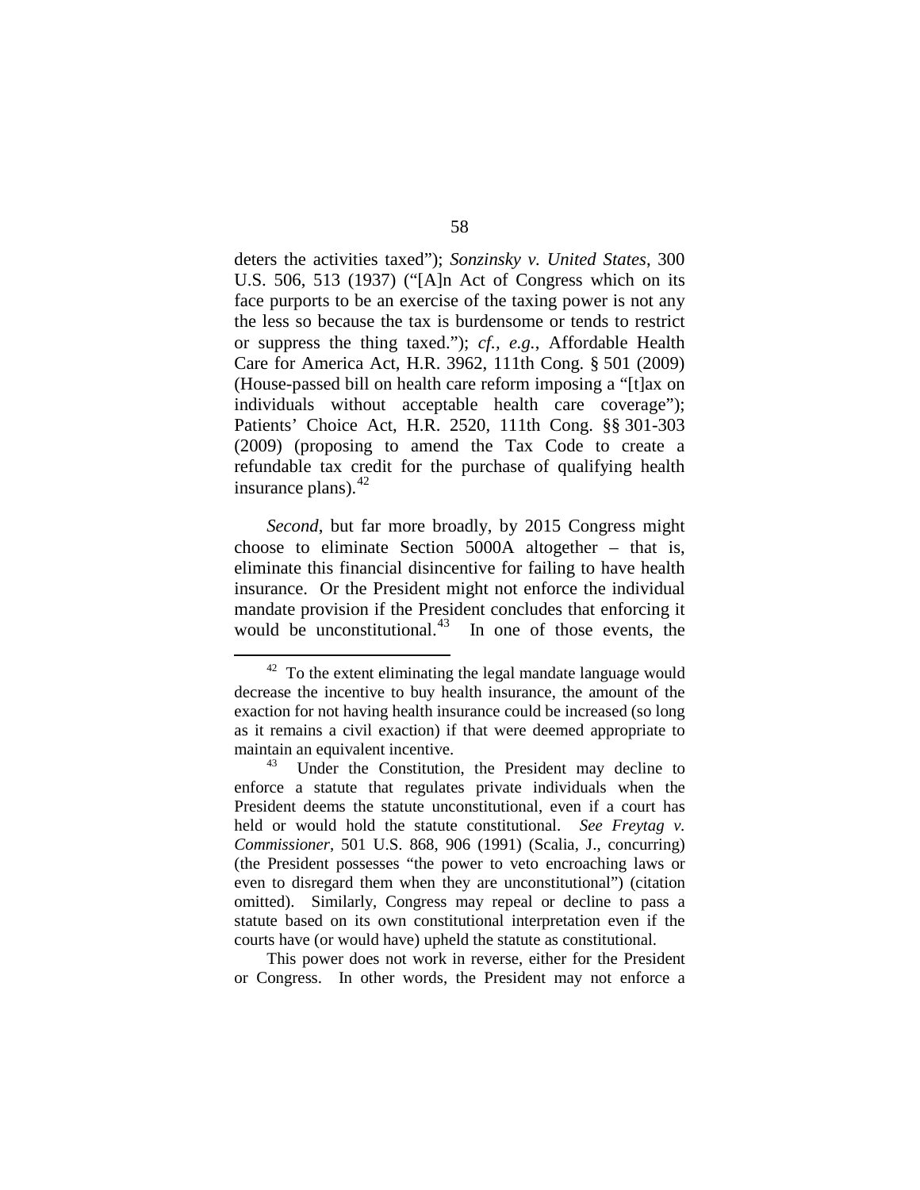deters the activities taxed"); *Sonzinsky v. United States*, 300 U.S. 506, 513 (1937) ("[A]n Act of Congress which on its face purports to be an exercise of the taxing power is not any the less so because the tax is burdensome or tends to restrict or suppress the thing taxed."); *cf.*, *e.g.*, Affordable Health Care for America Act, H.R. 3962, 111th Cong. § 501 (2009) (House-passed bill on health care reform imposing a "[t]ax on individuals without acceptable health care coverage"); Patients' Choice Act, H.R. 2520, 111th Cong. §§ 301-303 (2009) (proposing to amend the Tax Code to create a refundable tax credit for the purchase of qualifying health insurance plans).[42]

*Second*, but far more broadly, by 2015 Congress might choose to eliminate Section 5000A altogether – that is, eliminate this financial disincentive for failing to have health insurance. Or the President might not enforce the individual mandate provision if the President concludes that enforcing it would be unconstitutional.[43] In one of those events, the

---

[42] To the extent eliminating the legal mandate language would decrease the incentive to buy health insurance, the amount of the exaction for not having health insurance could be increased (so long as it remains a civil exaction) if that were deemed appropriate to maintain an equivalent incentive.

[43] Under the Constitution, the President may decline to enforce a statute that regulates private individuals when the President deems the statute unconstitutional, even if a court has held or would hold the statute constitutional. *See Freytag v. Commissioner*, 501 U.S. 868, 906 (1991) (Scalia, J., concurring) (the President possesses "the power to veto encroaching laws or even to disregard them when they are unconstitutional") (citation omitted). Similarly, Congress may repeal or decline to pass a statute based on its own constitutional interpretation even if the courts have (or would have) upheld the statute as constitutional.

This power does not work in reverse, either for the President or Congress. In other words, the President may not enforce a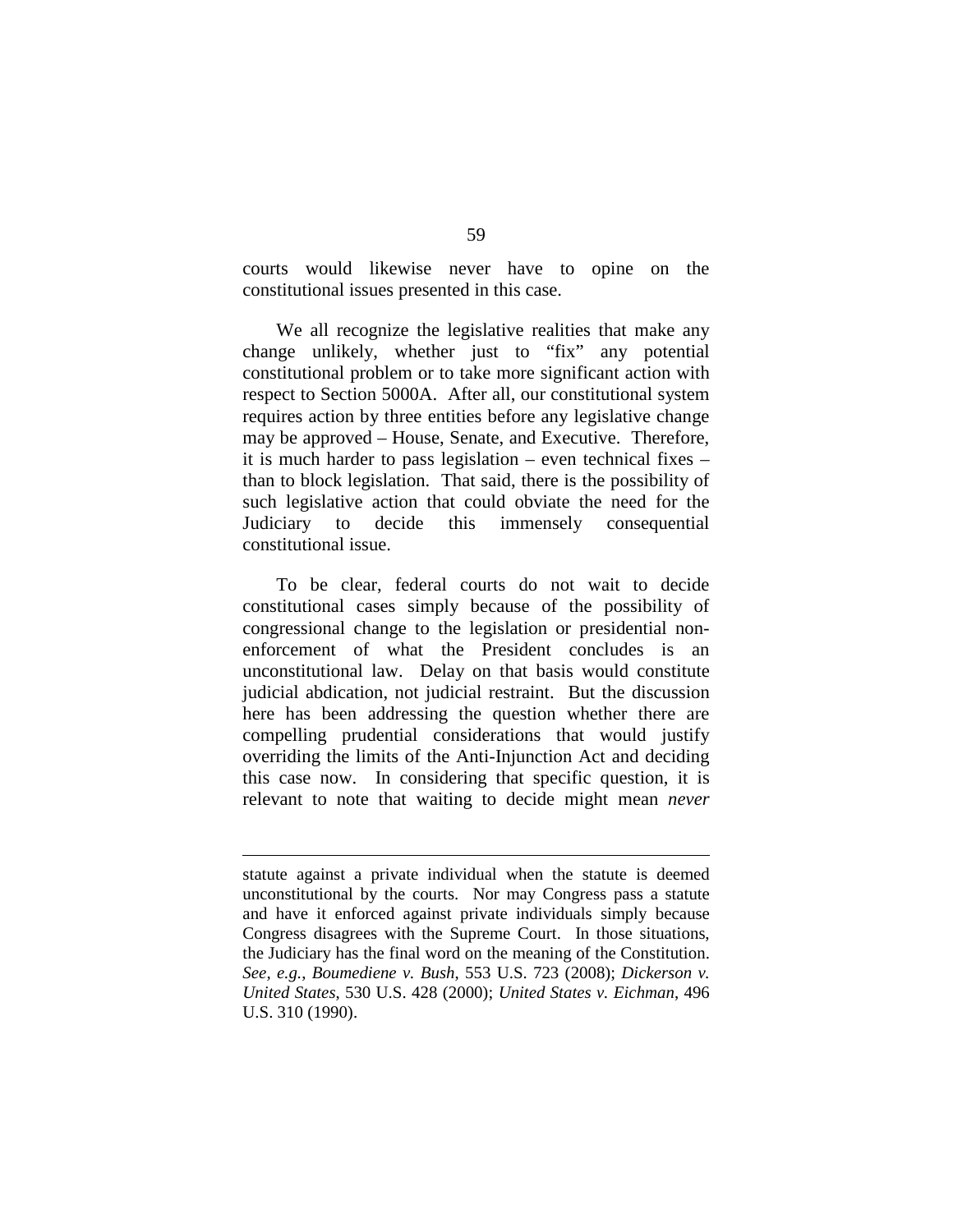courts would likewise never have to opine on the constitutional issues presented in this case.

We all recognize the legislative realities that make any change unlikely, whether just to "fix" any potential constitutional problem or to take more significant action with respect to Section 5000A. After all, our constitutional system requires action by three entities before any legislative change may be approved – House, Senate, and Executive. Therefore, it is much harder to pass legislation – even technical fixes – than to block legislation. That said, there is the possibility of such legislative action that could obviate the need for the Judiciary to decide this immensely consequential constitutional issue.

To be clear, federal courts do not wait to decide constitutional cases simply because of the possibility of congressional change to the legislation or presidential non-enforcement of what the President concludes is an unconstitutional law. Delay on that basis would constitute judicial abdication, not judicial restraint. But the discussion here has been addressing the question whether there are compelling prudential considerations that would justify overriding the limits of the Anti-Injunction Act and deciding this case now. In considering that specific question, it is relevant to note that waiting to decide might mean *never*

---

statute against a private individual when the statute is deemed unconstitutional by the courts. Nor may Congress pass a statute and have it enforced against private individuals simply because Congress disagrees with the Supreme Court. In those situations, the Judiciary has the final word on the meaning of the Constitution. *See, e.g.*, *Boumediene v. Bush*, 553 U.S. 723 (2008); *Dickerson v. United States*, 530 U.S. 428 (2000); *United States v. Eichman*, 496 U.S. 310 (1990).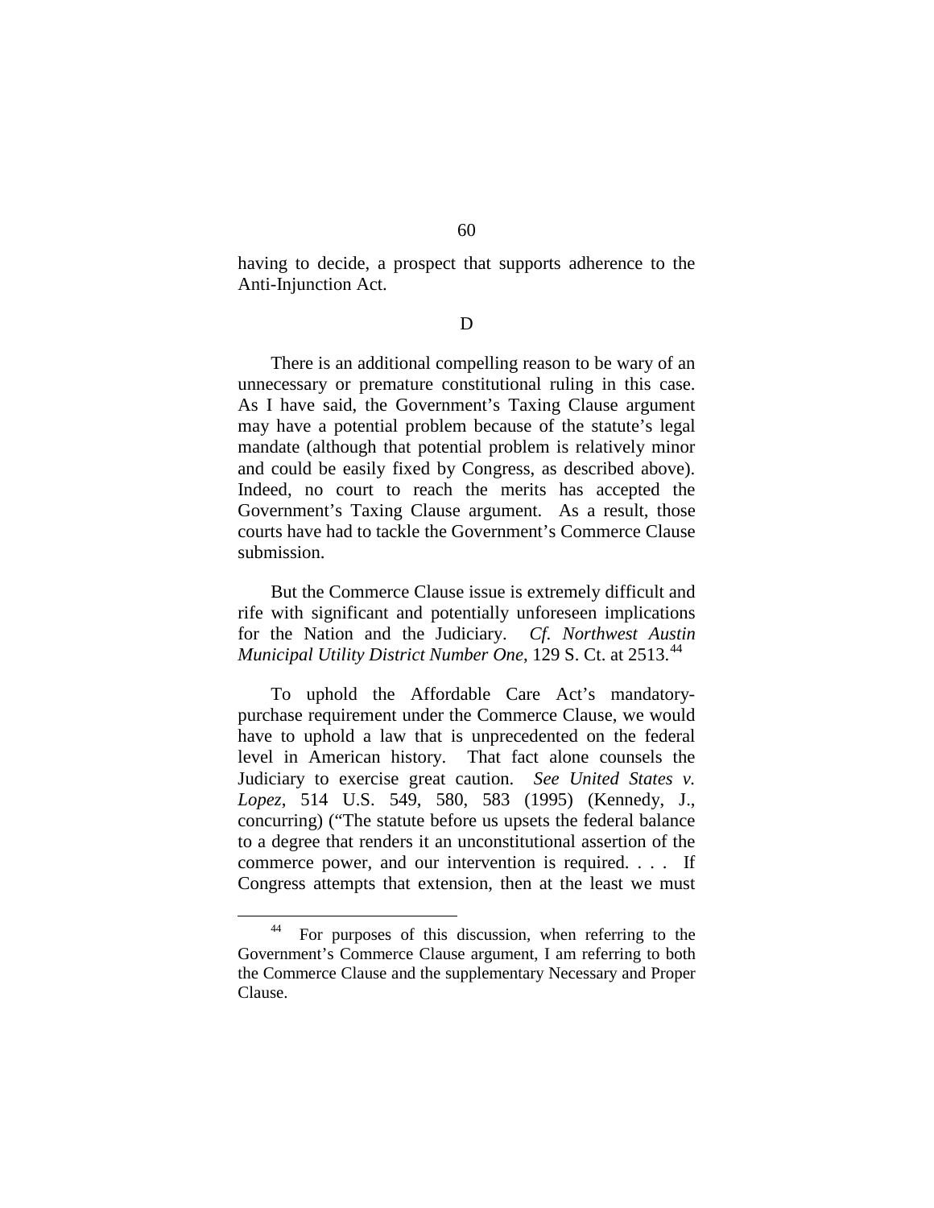having to decide, a prospect that supports adherence to the Anti-Injunction Act.

D

There is an additional compelling reason to be wary of an unnecessary or premature constitutional ruling in this case. As I have said, the Government's Taxing Clause argument may have a potential problem because of the statute's legal mandate (although that potential problem is relatively minor and could be easily fixed by Congress, as described above). Indeed, no court to reach the merits has accepted the Government's Taxing Clause argument. As a result, those courts have had to tackle the Government's Commerce Clause submission.

But the Commerce Clause issue is extremely difficult and rife with significant and potentially unforeseen implications for the Nation and the Judiciary. *Cf. Northwest Austin Municipal Utility District Number One*, 129 S. Ct. at 2513.[44]

To uphold the Affordable Care Act's mandatory-purchase requirement under the Commerce Clause, we would have to uphold a law that is unprecedented on the federal level in American history. That fact alone counsels the Judiciary to exercise great caution. *See United States v. Lopez*, 514 U.S. 549, 580, 583 (1995) (Kennedy, J., concurring) ("The statute before us upsets the federal balance to a degree that renders it an unconstitutional assertion of the commerce power, and our intervention is required. . . . If Congress attempts that extension, then at the least we must

---

[44] For purposes of this discussion, when referring to the Government's Commerce Clause argument, I am referring to both the Commerce Clause and the supplementary Necessary and Proper Clause.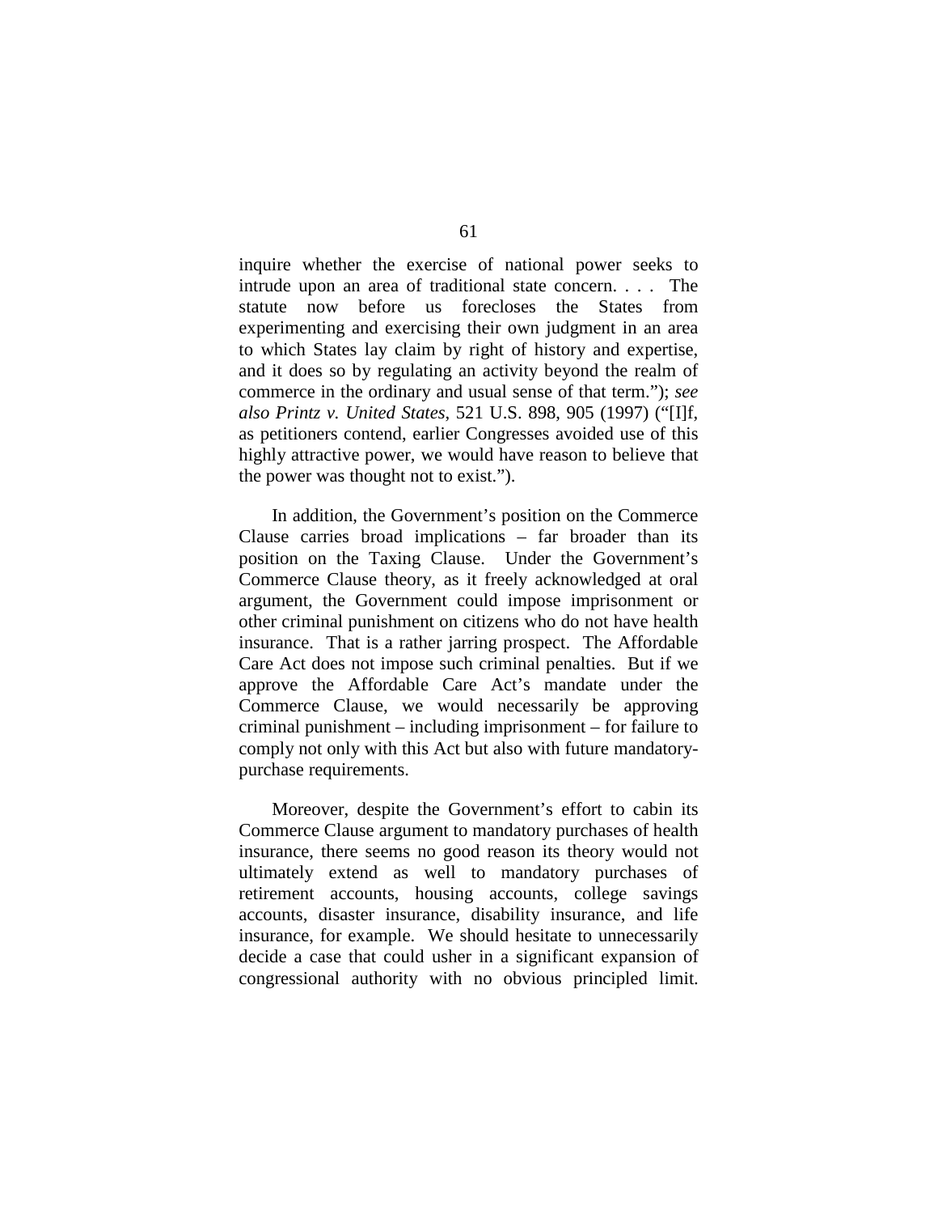inquire whether the exercise of national power seeks to intrude upon an area of traditional state concern. . . . The statute now before us forecloses the States from experimenting and exercising their own judgment in an area to which States lay claim by right of history and expertise, and it does so by regulating an activity beyond the realm of commerce in the ordinary and usual sense of that term."); *see also Printz v. United States*, 521 U.S. 898, 905 (1997) ("[I]f, as petitioners contend, earlier Congresses avoided use of this highly attractive power, we would have reason to believe that the power was thought not to exist.").

In addition, the Government's position on the Commerce Clause carries broad implications – far broader than its position on the Taxing Clause. Under the Government's Commerce Clause theory, as it freely acknowledged at oral argument, the Government could impose imprisonment or other criminal punishment on citizens who do not have health insurance. That is a rather jarring prospect. The Affordable Care Act does not impose such criminal penalties. But if we approve the Affordable Care Act's mandate under the Commerce Clause, we would necessarily be approving criminal punishment – including imprisonment – for failure to comply not only with this Act but also with future mandatory-purchase requirements.

Moreover, despite the Government's effort to cabin its Commerce Clause argument to mandatory purchases of health insurance, there seems no good reason its theory would not ultimately extend as well to mandatory purchases of retirement accounts, housing accounts, college savings accounts, disaster insurance, disability insurance, and life insurance, for example. We should hesitate to unnecessarily decide a case that could usher in a significant expansion of congressional authority with no obvious principled limit.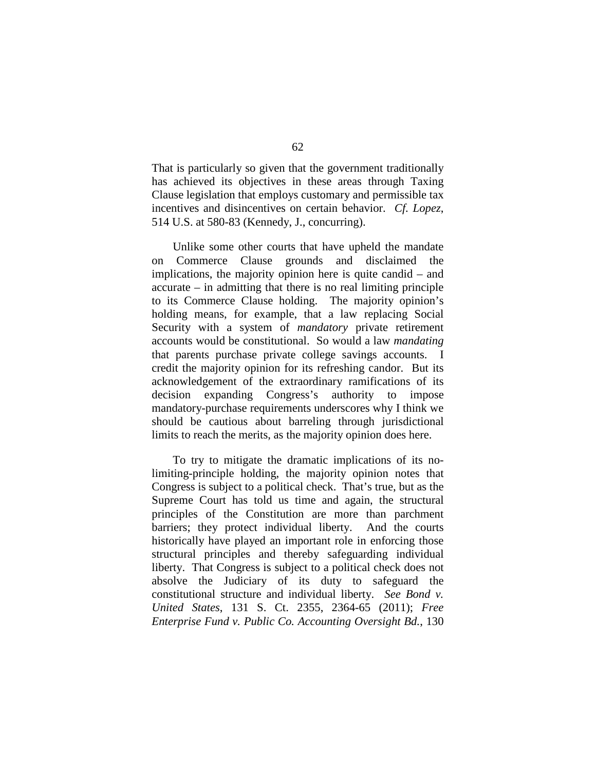That is particularly so given that the government traditionally has achieved its objectives in these areas through Taxing Clause legislation that employs customary and permissible tax incentives and disincentives on certain behavior. *Cf. Lopez*, 514 U.S. at 580-83 (Kennedy, J., concurring).

Unlike some other courts that have upheld the mandate on Commerce Clause grounds and disclaimed the implications, the majority opinion here is quite candid – and accurate – in admitting that there is no real limiting principle to its Commerce Clause holding. The majority opinion's holding means, for example, that a law replacing Social Security with a system of *mandatory* private retirement accounts would be constitutional. So would a law *mandating* that parents purchase private college savings accounts. I credit the majority opinion for its refreshing candor. But its acknowledgement of the extraordinary ramifications of its decision expanding Congress's authority to impose mandatory-purchase requirements underscores why I think we should be cautious about barreling through jurisdictional limits to reach the merits, as the majority opinion does here.

To try to mitigate the dramatic implications of its no-limiting-principle holding, the majority opinion notes that Congress is subject to a political check. That's true, but as the Supreme Court has told us time and again, the structural principles of the Constitution are more than parchment barriers; they protect individual liberty. And the courts historically have played an important role in enforcing those structural principles and thereby safeguarding individual liberty. That Congress is subject to a political check does not absolve the Judiciary of its duty to safeguard the constitutional structure and individual liberty. *See Bond v. United States*, 131 S. Ct. 2355, 2364-65 (2011); *Free Enterprise Fund v. Public Co. Accounting Oversight Bd.*, 130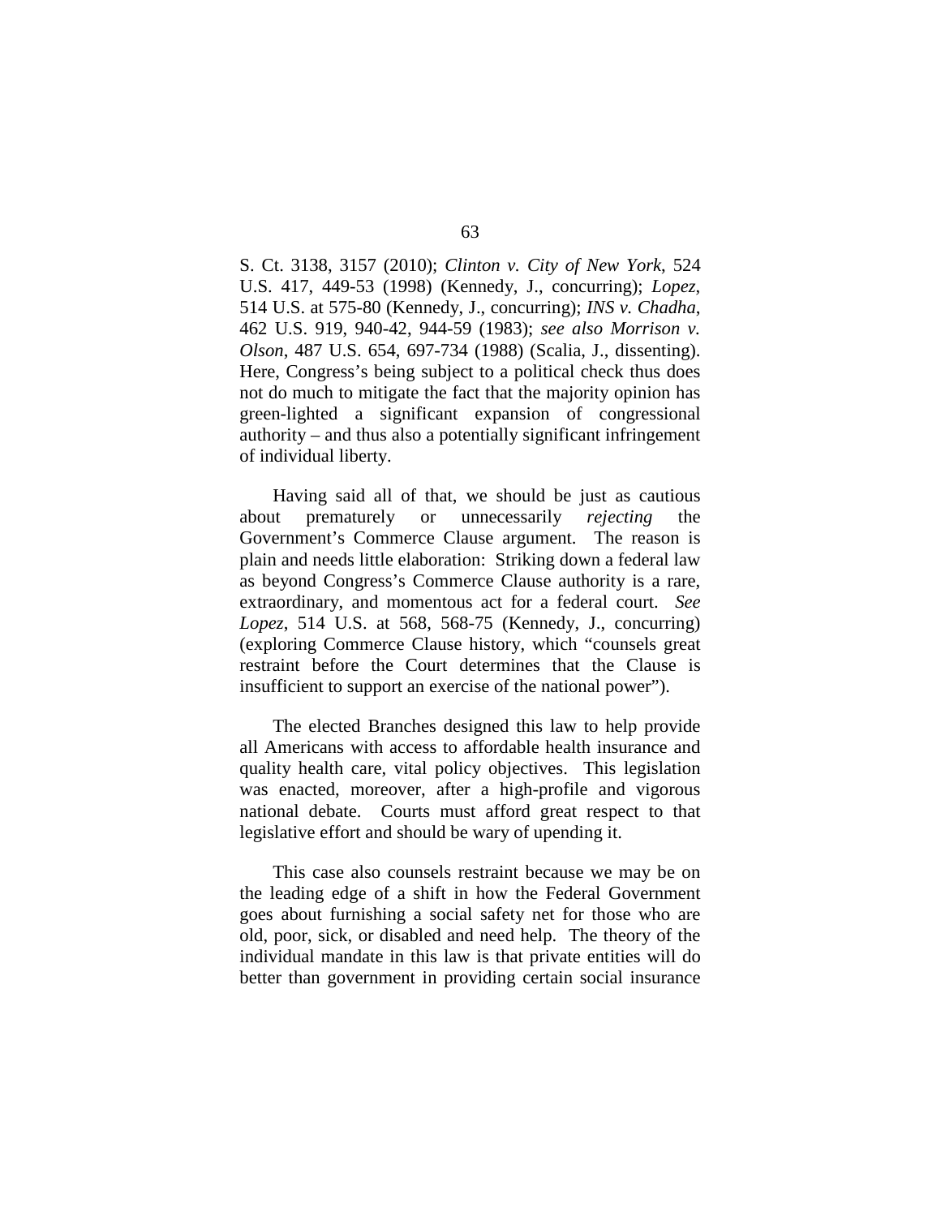S. Ct. 3138, 3157 (2010); *Clinton v. City of New York*, 524 U.S. 417, 449-53 (1998) (Kennedy, J., concurring); *Lopez*, 514 U.S. at 575-80 (Kennedy, J., concurring); *INS v. Chadha*, 462 U.S. 919, 940-42, 944-59 (1983); *see also Morrison v. Olson*, 487 U.S. 654, 697-734 (1988) (Scalia, J., dissenting). Here, Congress's being subject to a political check thus does not do much to mitigate the fact that the majority opinion has green-lighted a significant expansion of congressional authority – and thus also a potentially significant infringement of individual liberty.

Having said all of that, we should be just as cautious about prematurely or unnecessarily *rejecting* the Government's Commerce Clause argument. The reason is plain and needs little elaboration: Striking down a federal law as beyond Congress's Commerce Clause authority is a rare, extraordinary, and momentous act for a federal court. *See Lopez*, 514 U.S. at 568, 568-75 (Kennedy, J., concurring) (exploring Commerce Clause history, which "counsels great restraint before the Court determines that the Clause is insufficient to support an exercise of the national power").

The elected Branches designed this law to help provide all Americans with access to affordable health insurance and quality health care, vital policy objectives. This legislation was enacted, moreover, after a high-profile and vigorous national debate. Courts must afford great respect to that legislative effort and should be wary of upending it.

This case also counsels restraint because we may be on the leading edge of a shift in how the Federal Government goes about furnishing a social safety net for those who are old, poor, sick, or disabled and need help. The theory of the individual mandate in this law is that private entities will do better than government in providing certain social insurance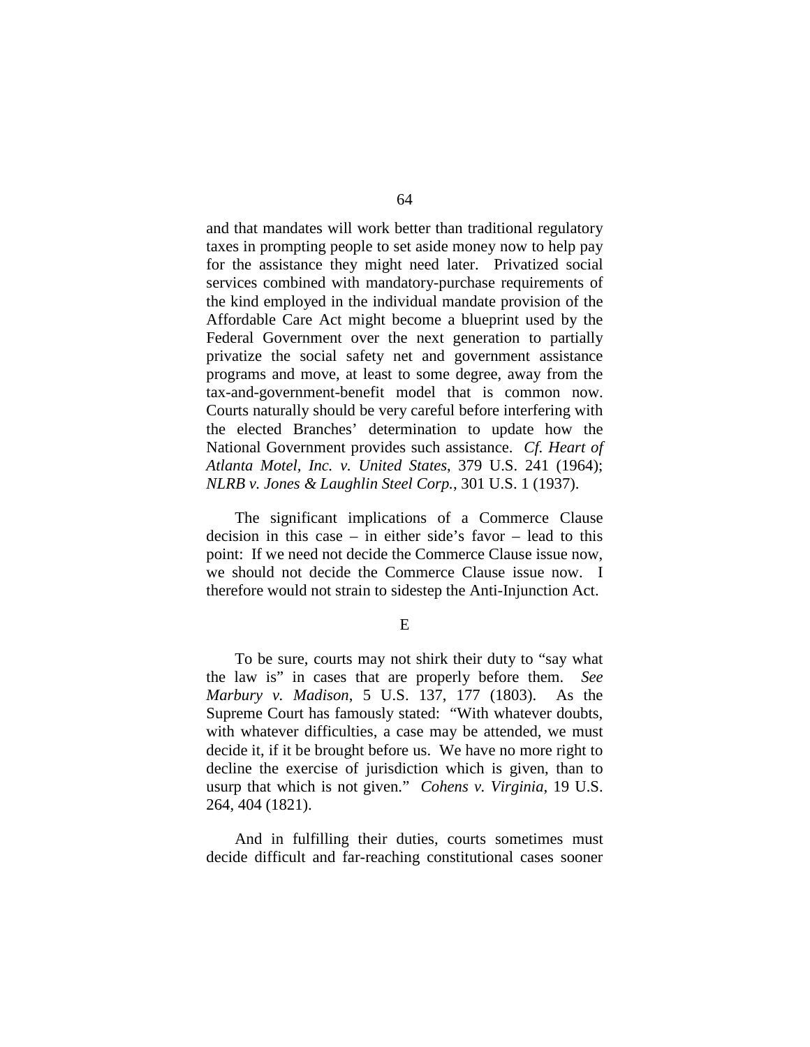and that mandates will work better than traditional regulatory taxes in prompting people to set aside money now to help pay for the assistance they might need later. Privatized social services combined with mandatory-purchase requirements of the kind employed in the individual mandate provision of the Affordable Care Act might become a blueprint used by the Federal Government over the next generation to partially privatize the social safety net and government assistance programs and move, at least to some degree, away from the tax-and-government-benefit model that is common now. Courts naturally should be very careful before interfering with the elected Branches' determination to update how the National Government provides such assistance. *Cf. Heart of Atlanta Motel, Inc. v. United States*, 379 U.S. 241 (1964); *NLRB v. Jones & Laughlin Steel Corp.*, 301 U.S. 1 (1937).

The significant implications of a Commerce Clause decision in this case – in either side's favor – lead to this point: If we need not decide the Commerce Clause issue now, we should not decide the Commerce Clause issue now. I therefore would not strain to sidestep the Anti-Injunction Act.

E

To be sure, courts may not shirk their duty to "say what the law is" in cases that are properly before them. *See Marbury v. Madison*, 5 U.S. 137, 177 (1803). As the Supreme Court has famously stated: "With whatever doubts, with whatever difficulties, a case may be attended, we must decide it, if it be brought before us. We have no more right to decline the exercise of jurisdiction which is given, than to usurp that which is not given." *Cohens v. Virginia*, 19 U.S. 264, 404 (1821).

And in fulfilling their duties, courts sometimes must decide difficult and far-reaching constitutional cases sooner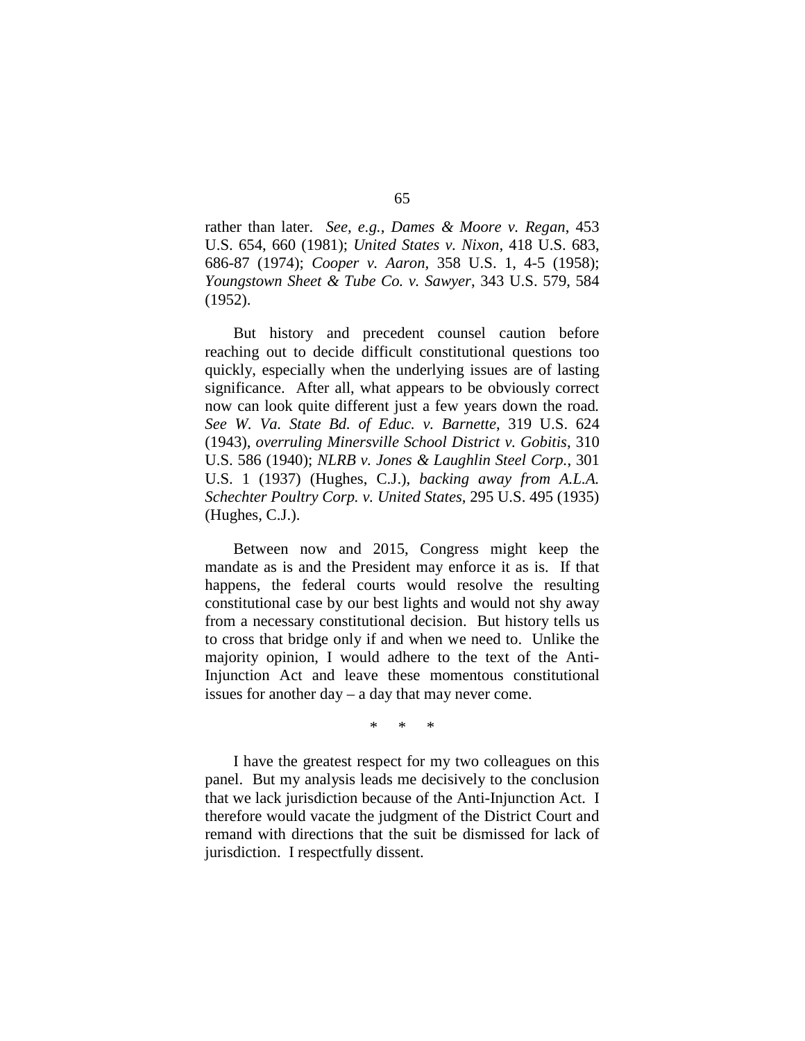rather than later. *See, e.g.*, *Dames & Moore v. Regan*, 453 U.S. 654, 660 (1981); *United States v. Nixon*, 418 U.S. 683, 686-87 (1974); *Cooper v. Aaron*, 358 U.S. 1, 4-5 (1958); *Youngstown Sheet & Tube Co. v. Sawyer*, 343 U.S. 579, 584 (1952).

But history and precedent counsel caution before reaching out to decide difficult constitutional questions too quickly, especially when the underlying issues are of lasting significance. After all, what appears to be obviously correct now can look quite different just a few years down the road. *See W. Va. State Bd. of Educ. v. Barnette*, 319 U.S. 624 (1943), *overruling Minersville School District v. Gobitis*, 310 U.S. 586 (1940); *NLRB v. Jones & Laughlin Steel Corp.*, 301 U.S. 1 (1937) (Hughes, C.J.), *backing away from A.L.A. Schechter Poultry Corp. v. United States*, 295 U.S. 495 (1935) (Hughes, C.J.).

Between now and 2015, Congress might keep the mandate as is and the President may enforce it as is. If that happens, the federal courts would resolve the resulting constitutional case by our best lights and would not shy away from a necessary constitutional decision. But history tells us to cross that bridge only if and when we need to. Unlike the majority opinion, I would adhere to the text of the Anti-Injunction Act and leave these momentous constitutional issues for another day – a day that may never come.

\* \* \*

I have the greatest respect for my two colleagues on this panel. But my analysis leads me decisively to the conclusion that we lack jurisdiction because of the Anti-Injunction Act. I therefore would vacate the judgment of the District Court and remand with directions that the suit be dismissed for lack of jurisdiction. I respectfully dissent.